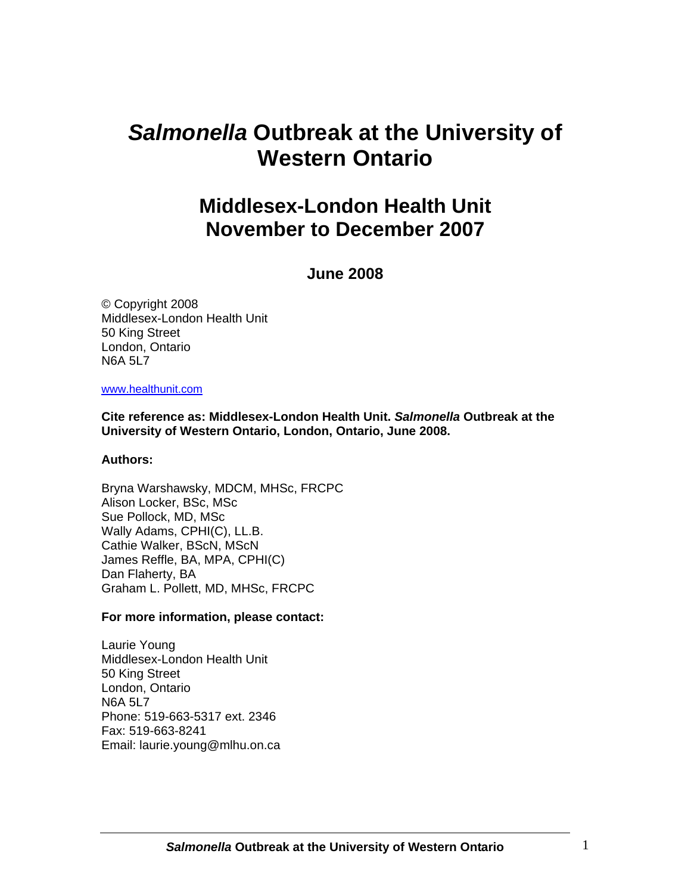# *Salmonella* Outbreak at the University of Western Ontario

## Middlesex-London Health Unit
## November to December 2007

### June 2008

© Copyright 2008
Middlesex-London Health Unit
50 King Street
London, Ontario
N6A 5L7

www.healthunit.com

**Cite reference as: Middlesex-London Health Unit. *Salmonella* Outbreak at the University of Western Ontario, London, Ontario, June 2008.**

**Authors:**

Bryna Warshawsky, MDCM, MHSc, FRCPC
Alison Locker, BSc, MSc
Sue Pollock, MD, MSc
Wally Adams, CPHI(C), LL.B.
Cathie Walker, BScN, MScN
James Reffle, BA, MPA, CPHI(C)
Dan Flaherty, BA
Graham L. Pollett, MD, MHSc, FRCPC

**For more information, please contact:**

Laurie Young
Middlesex-London Health Unit
50 King Street
London, Ontario
N6A 5L7
Phone: 519-663-5317 ext. 2346
Fax: 519-663-8241
Email: laurie.young@mlhu.on.ca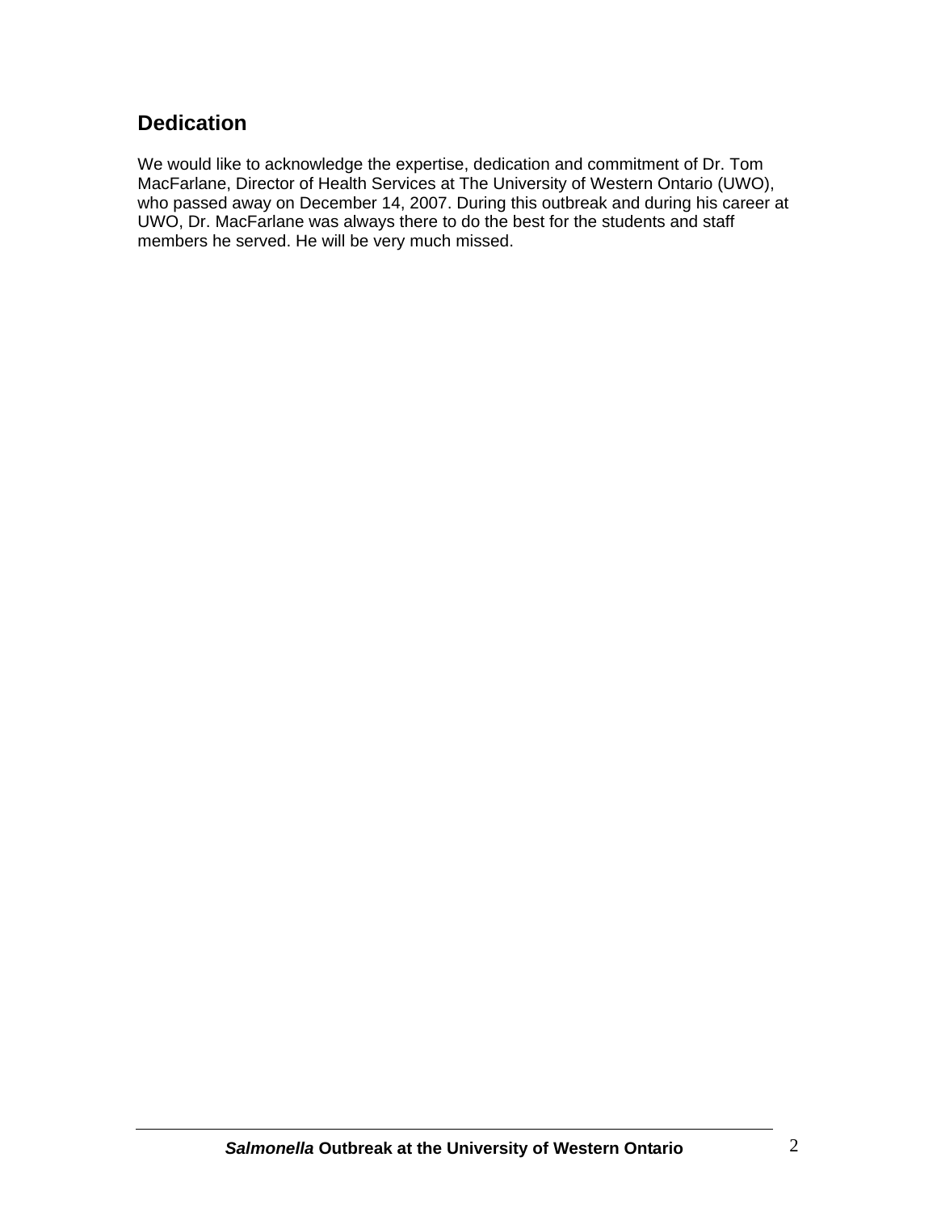## Dedication

We would like to acknowledge the expertise, dedication and commitment of Dr. Tom MacFarlane, Director of Health Services at The University of Western Ontario (UWO), who passed away on December 14, 2007. During this outbreak and during his career at UWO, Dr. MacFarlane was always there to do the best for the students and staff members he served. He will be very much missed.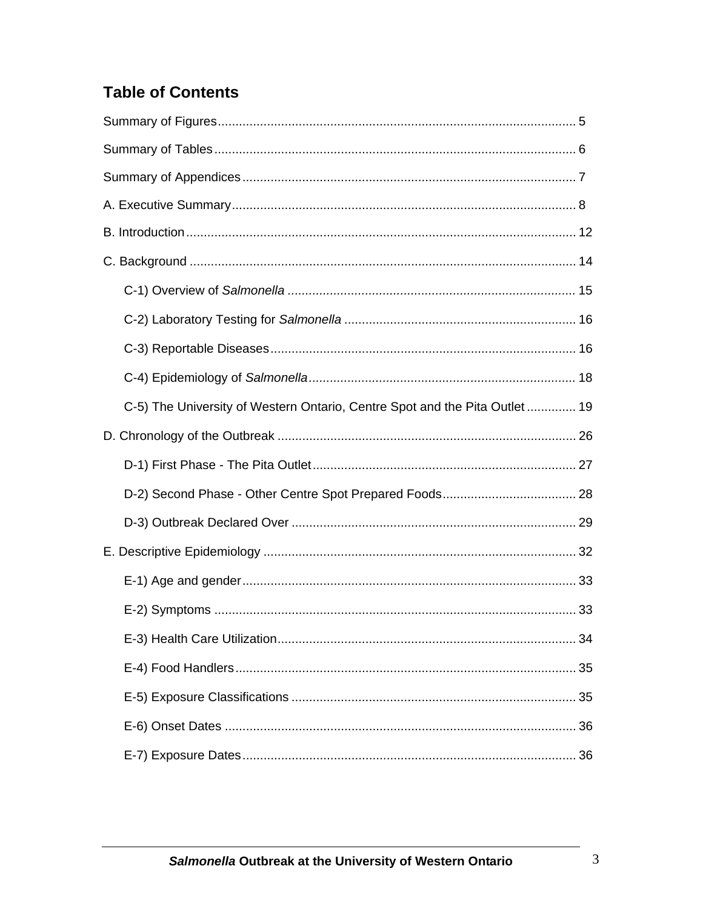## Table of Contents

Summary of Figures ........ 5

Summary of Tables ........ 6

Summary of Appendices ........ 7

A. Executive Summary ........ 8

B. Introduction ........ 12

C. Background ........ 14

- C-1) Overview of *Salmonella* ........ 15
- C-2) Laboratory Testing for *Salmonella* ........ 16
- C-3) Reportable Diseases ........ 16
- C-4) Epidemiology of *Salmonella* ........ 18
- C-5) The University of Western Ontario, Centre Spot and the Pita Outlet ........ 19

D. Chronology of the Outbreak ........ 26

- D-1) First Phase - The Pita Outlet ........ 27
- D-2) Second Phase - Other Centre Spot Prepared Foods ........ 28
- D-3) Outbreak Declared Over ........ 29

E. Descriptive Epidemiology ........ 32

- E-1) Age and gender ........ 33
- E-2) Symptoms ........ 33
- E-3) Health Care Utilization ........ 34
- E-4) Food Handlers ........ 35
- E-5) Exposure Classifications ........ 35
- E-6) Onset Dates ........ 36
- E-7) Exposure Dates ........ 36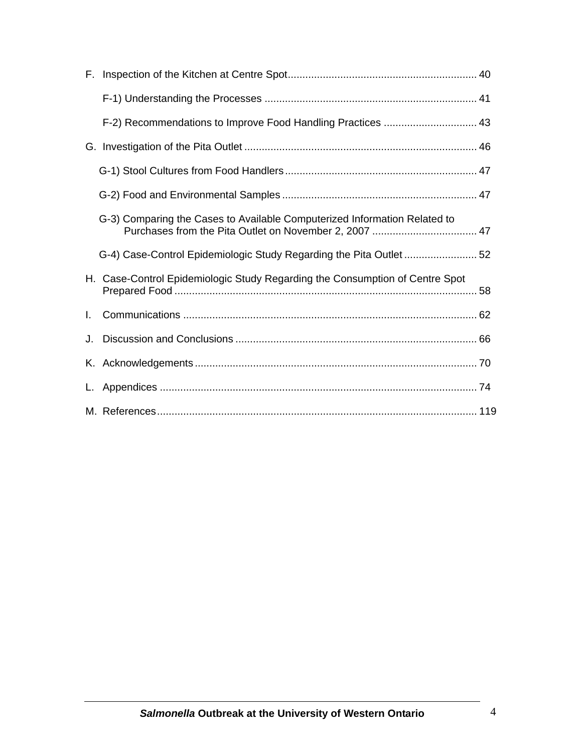F. Inspection of the Kitchen at Centre Spot................................................................. 40

F-1) Understanding the Processes ......................................................................... 41

F-2) Recommendations to Improve Food Handling Practices ................................ 43

G. Investigation of the Pita Outlet ............................................................................... 46

G-1) Stool Cultures from Food Handlers.................................................................. 47

G-2) Food and Environmental Samples ................................................................... 47

G-3) Comparing the Cases to Available Computerized Information Related to Purchases from the Pita Outlet on November 2, 2007 .................................... 47

G-4) Case-Control Epidemiologic Study Regarding the Pita Outlet ......................... 52

H. Case-Control Epidemiologic Study Regarding the Consumption of Centre Spot Prepared Food ........................................................................................................ 58

I. Communications .................................................................................................... 62

J. Discussion and Conclusions ................................................................................... 66

K. Acknowledgements ................................................................................................. 70

L. Appendices ............................................................................................................ 74

M. References............................................................................................................. 119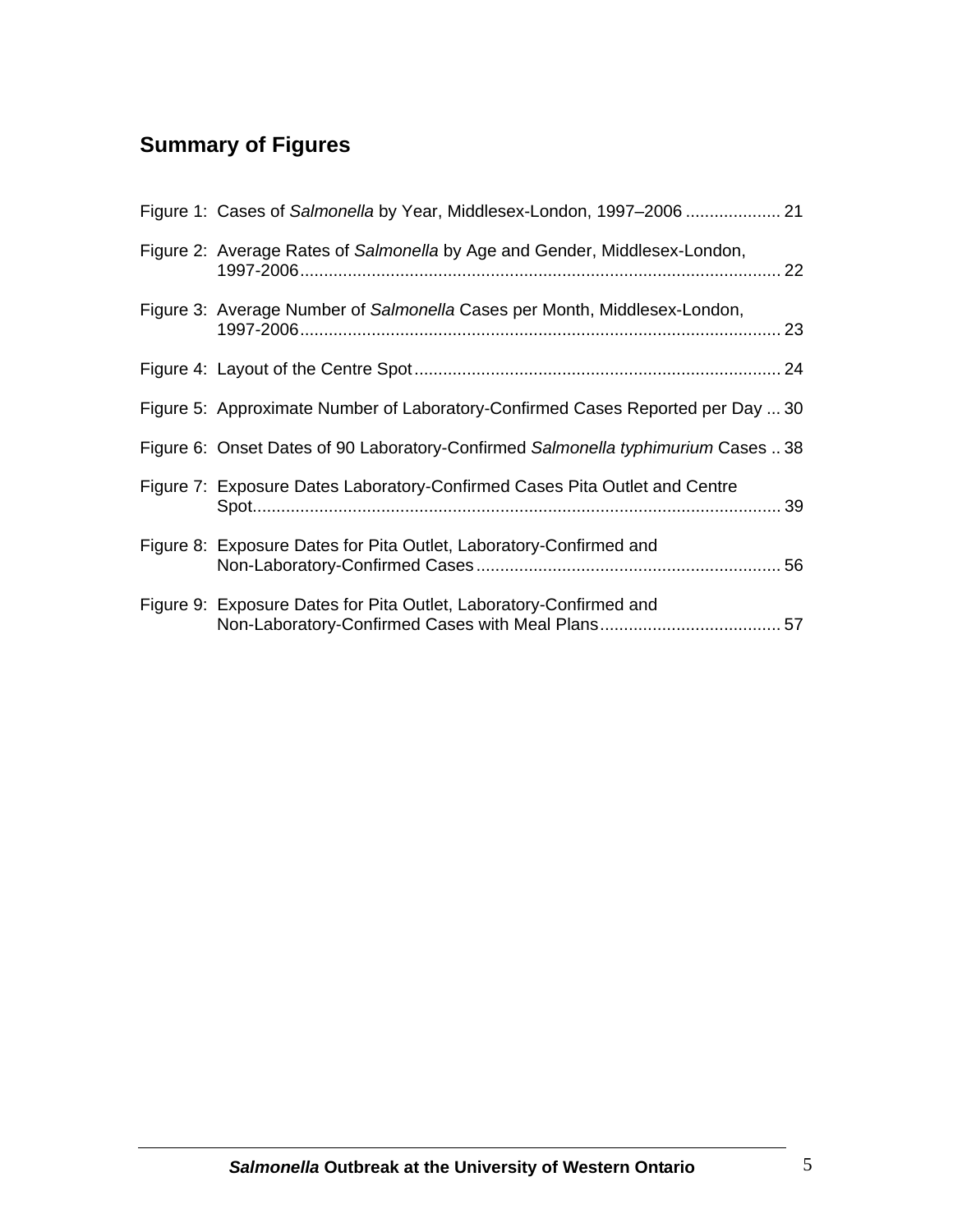## Summary of Figures

Figure 1: Cases of *Salmonella* by Year, Middlesex-London, 1997–2006 .................... 21

Figure 2: Average Rates of *Salmonella* by Age and Gender, Middlesex-London, 1997-2006..................................................................................................... 22

Figure 3: Average Number of *Salmonella* Cases per Month, Middlesex-London, 1997-2006..................................................................................................... 23

Figure 4: Layout of the Centre Spot.............................................................................. 24

Figure 5: Approximate Number of Laboratory-Confirmed Cases Reported per Day ... 30

Figure 6: Onset Dates of 90 Laboratory-Confirmed *Salmonella typhimurium* Cases .. 38

Figure 7: Exposure Dates Laboratory-Confirmed Cases Pita Outlet and Centre Spot............................................................................................................... 39

Figure 8: Exposure Dates for Pita Outlet, Laboratory-Confirmed and Non-Laboratory-Confirmed Cases................................................................ 56

Figure 9: Exposure Dates for Pita Outlet, Laboratory-Confirmed and Non-Laboratory-Confirmed Cases with Meal Plans...................................... 57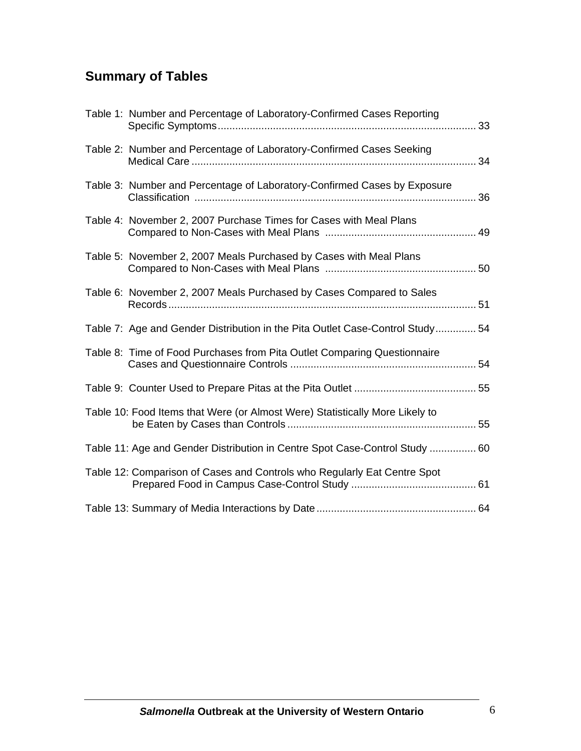## Summary of Tables

Table 1: Number and Percentage of Laboratory-Confirmed Cases Reporting Specific Symptoms ........................................................................................ 33

Table 2: Number and Percentage of Laboratory-Confirmed Cases Seeking Medical Care ................................................................................................. 34

Table 3: Number and Percentage of Laboratory-Confirmed Cases by Exposure Classification ................................................................................................ 36

Table 4: November 2, 2007 Purchase Times for Cases with Meal Plans Compared to Non-Cases with Meal Plans ................................................... 49

Table 5: November 2, 2007 Meals Purchased by Cases with Meal Plans Compared to Non-Cases with Meal Plans ................................................... 50

Table 6: November 2, 2007 Meals Purchased by Cases Compared to Sales Records ......................................................................................................... 51

Table 7: Age and Gender Distribution in the Pita Outlet Case-Control Study.............. 54

Table 8: Time of Food Purchases from Pita Outlet Comparing Questionnaire Cases and Questionnaire Controls ................................................................ 54

Table 9: Counter Used to Prepare Pitas at the Pita Outlet .......................................... 55

Table 10: Food Items that Were (or Almost Were) Statistically More Likely to be Eaten by Cases than Controls ................................................................. 55

Table 11: Age and Gender Distribution in Centre Spot Case-Control Study ................ 60

Table 12: Comparison of Cases and Controls who Regularly Eat Centre Spot Prepared Food in Campus Case-Control Study ........................................... 61

Table 13: Summary of Media Interactions by Date ...................................................... 64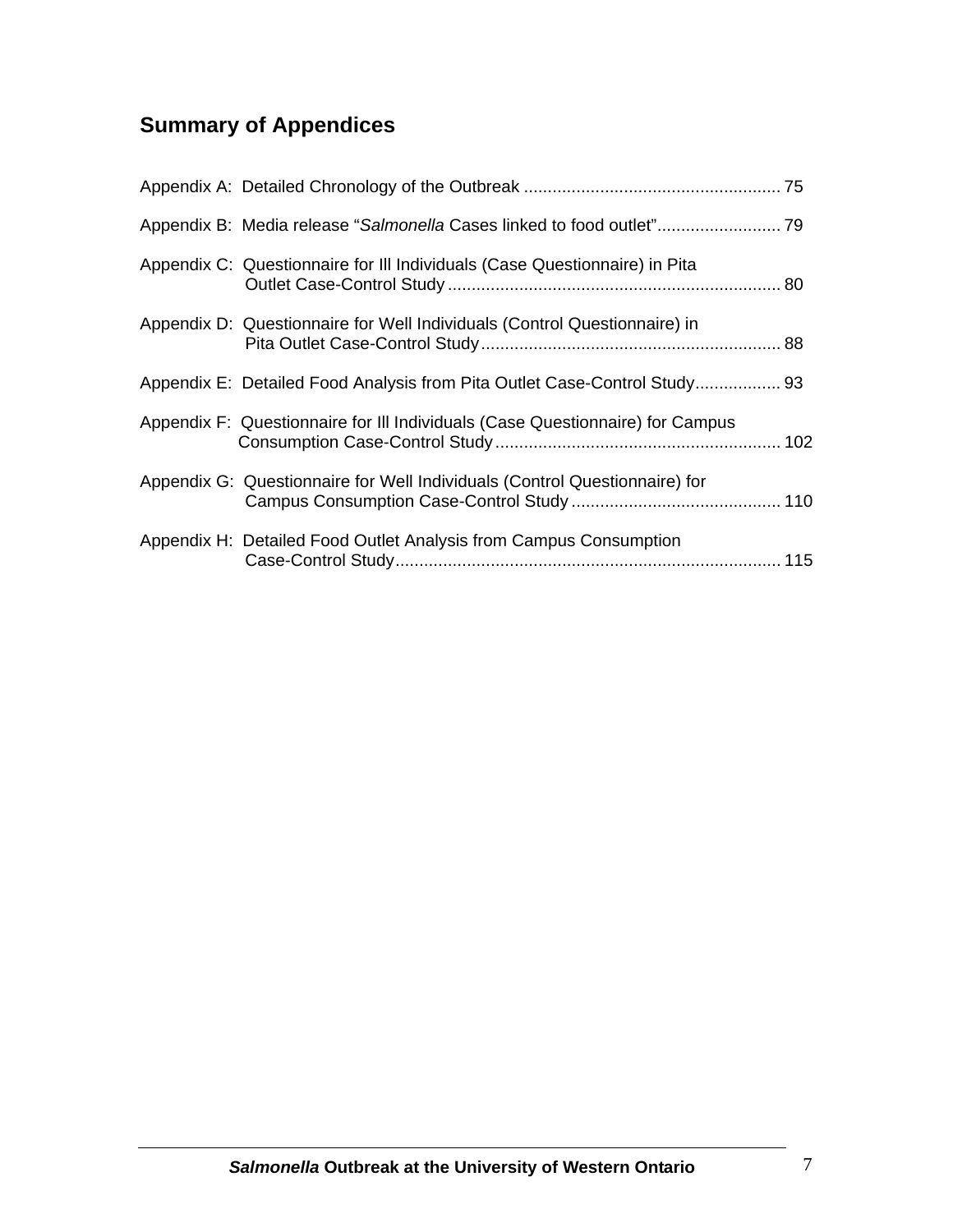## Summary of Appendices

Appendix A: Detailed Chronology of the Outbreak ...................................................... 75

Appendix B: Media release "*Salmonella* Cases linked to food outlet"......................... 79

Appendix C: Questionnaire for Ill Individuals (Case Questionnaire) in Pita Outlet Case-Control Study ..................................................................... 80

Appendix D: Questionnaire for Well Individuals (Control Questionnaire) in Pita Outlet Case-Control Study.............................................................. 88

Appendix E: Detailed Food Analysis from Pita Outlet Case-Control Study.................. 93

Appendix F: Questionnaire for Ill Individuals (Case Questionnaire) for Campus Consumption Case-Control Study........................................................... 102

Appendix G: Questionnaire for Well Individuals (Control Questionnaire) for Campus Consumption Case-Control Study ........................................... 110

Appendix H: Detailed Food Outlet Analysis from Campus Consumption Case-Control Study............................................................................... 115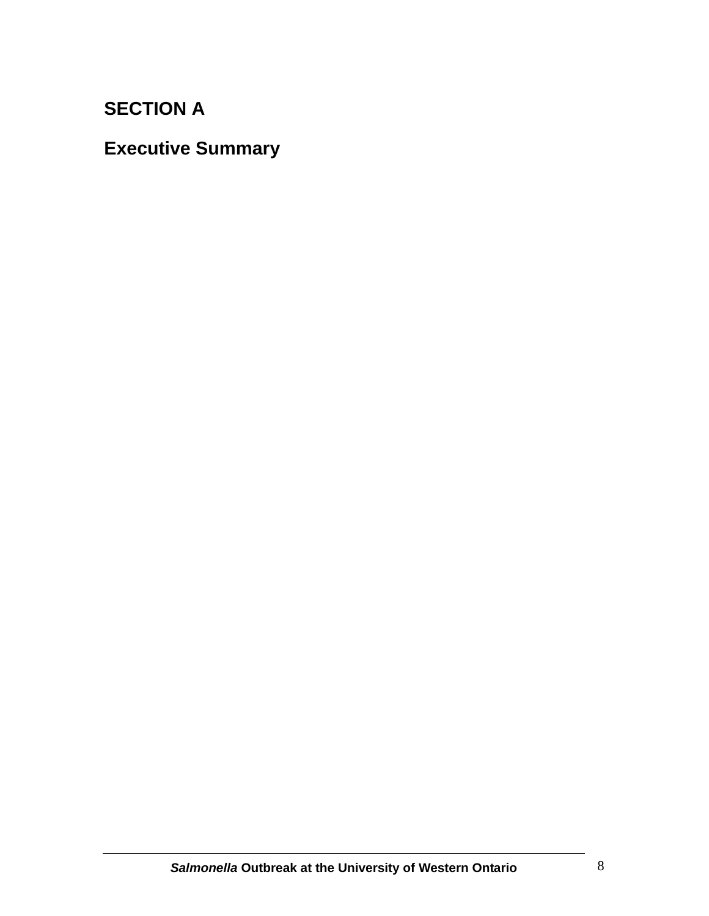# SECTION A

## Executive Summary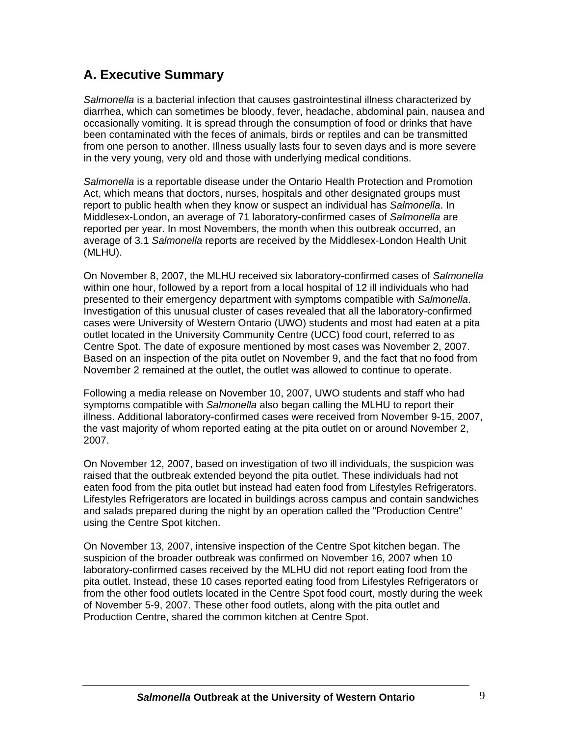## A. Executive Summary

*Salmonella* is a bacterial infection that causes gastrointestinal illness characterized by diarrhea, which can sometimes be bloody, fever, headache, abdominal pain, nausea and occasionally vomiting. It is spread through the consumption of food or drinks that have been contaminated with the feces of animals, birds or reptiles and can be transmitted from one person to another. Illness usually lasts four to seven days and is more severe in the very young, very old and those with underlying medical conditions.

*Salmonella* is a reportable disease under the Ontario Health Protection and Promotion Act, which means that doctors, nurses, hospitals and other designated groups must report to public health when they know or suspect an individual has *Salmonella*. In Middlesex-London, an average of 71 laboratory-confirmed cases of *Salmonella* are reported per year. In most Novembers, the month when this outbreak occurred, an average of 3.1 *Salmonella* reports are received by the Middlesex-London Health Unit (MLHU).

On November 8, 2007, the MLHU received six laboratory-confirmed cases of *Salmonella* within one hour, followed by a report from a local hospital of 12 ill individuals who had presented to their emergency department with symptoms compatible with *Salmonella*. Investigation of this unusual cluster of cases revealed that all the laboratory-confirmed cases were University of Western Ontario (UWO) students and most had eaten at a pita outlet located in the University Community Centre (UCC) food court, referred to as Centre Spot. The date of exposure mentioned by most cases was November 2, 2007. Based on an inspection of the pita outlet on November 9, and the fact that no food from November 2 remained at the outlet, the outlet was allowed to continue to operate.

Following a media release on November 10, 2007, UWO students and staff who had symptoms compatible with *Salmonella* also began calling the MLHU to report their illness. Additional laboratory-confirmed cases were received from November 9-15, 2007, the vast majority of whom reported eating at the pita outlet on or around November 2, 2007.

On November 12, 2007, based on investigation of two ill individuals, the suspicion was raised that the outbreak extended beyond the pita outlet. These individuals had not eaten food from the pita outlet but instead had eaten food from Lifestyles Refrigerators. Lifestyles Refrigerators are located in buildings across campus and contain sandwiches and salads prepared during the night by an operation called the "Production Centre" using the Centre Spot kitchen.

On November 13, 2007, intensive inspection of the Centre Spot kitchen began. The suspicion of the broader outbreak was confirmed on November 16, 2007 when 10 laboratory-confirmed cases received by the MLHU did not report eating food from the pita outlet. Instead, these 10 cases reported eating food from Lifestyles Refrigerators or from the other food outlets located in the Centre Spot food court, mostly during the week of November 5-9, 2007. These other food outlets, along with the pita outlet and Production Centre, shared the common kitchen at Centre Spot.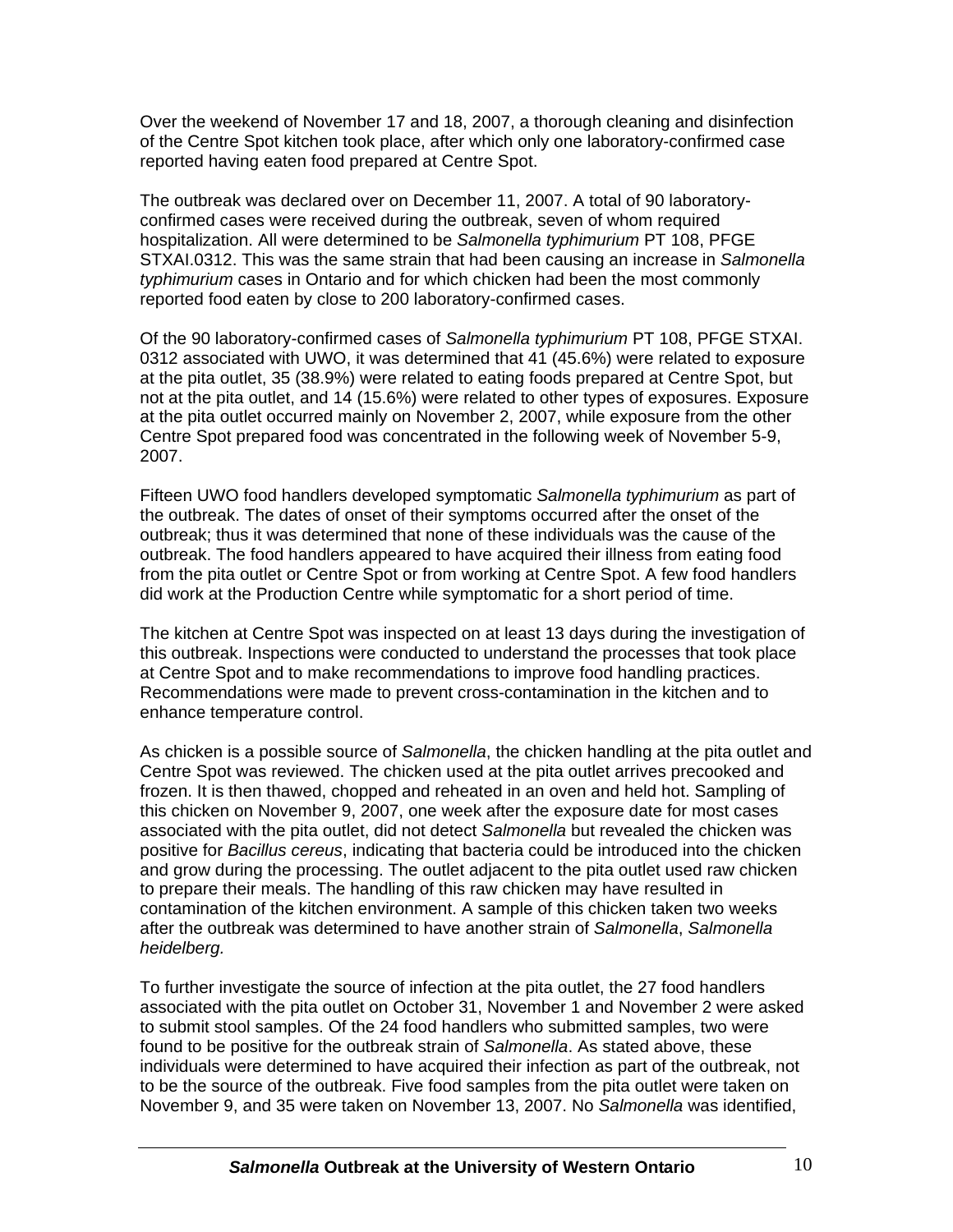Over the weekend of November 17 and 18, 2007, a thorough cleaning and disinfection of the Centre Spot kitchen took place, after which only one laboratory-confirmed case reported having eaten food prepared at Centre Spot.

The outbreak was declared over on December 11, 2007. A total of 90 laboratory-confirmed cases were received during the outbreak, seven of whom required hospitalization. All were determined to be *Salmonella typhimurium* PT 108, PFGE STXAI.0312. This was the same strain that had been causing an increase in *Salmonella typhimurium* cases in Ontario and for which chicken had been the most commonly reported food eaten by close to 200 laboratory-confirmed cases.

Of the 90 laboratory-confirmed cases of *Salmonella typhimurium* PT 108, PFGE STXAI. 0312 associated with UWO, it was determined that 41 (45.6%) were related to exposure at the pita outlet, 35 (38.9%) were related to eating foods prepared at Centre Spot, but not at the pita outlet, and 14 (15.6%) were related to other types of exposures. Exposure at the pita outlet occurred mainly on November 2, 2007, while exposure from the other Centre Spot prepared food was concentrated in the following week of November 5-9, 2007.

Fifteen UWO food handlers developed symptomatic *Salmonella typhimurium* as part of the outbreak. The dates of onset of their symptoms occurred after the onset of the outbreak; thus it was determined that none of these individuals was the cause of the outbreak. The food handlers appeared to have acquired their illness from eating food from the pita outlet or Centre Spot or from working at Centre Spot. A few food handlers did work at the Production Centre while symptomatic for a short period of time.

The kitchen at Centre Spot was inspected on at least 13 days during the investigation of this outbreak. Inspections were conducted to understand the processes that took place at Centre Spot and to make recommendations to improve food handling practices. Recommendations were made to prevent cross-contamination in the kitchen and to enhance temperature control.

As chicken is a possible source of *Salmonella*, the chicken handling at the pita outlet and Centre Spot was reviewed. The chicken used at the pita outlet arrives precooked and frozen. It is then thawed, chopped and reheated in an oven and held hot. Sampling of this chicken on November 9, 2007, one week after the exposure date for most cases associated with the pita outlet, did not detect *Salmonella* but revealed the chicken was positive for *Bacillus cereus*, indicating that bacteria could be introduced into the chicken and grow during the processing. The outlet adjacent to the pita outlet used raw chicken to prepare their meals. The handling of this raw chicken may have resulted in contamination of the kitchen environment. A sample of this chicken taken two weeks after the outbreak was determined to have another strain of *Salmonella*, *Salmonella heidelberg.*

To further investigate the source of infection at the pita outlet, the 27 food handlers associated with the pita outlet on October 31, November 1 and November 2 were asked to submit stool samples. Of the 24 food handlers who submitted samples, two were found to be positive for the outbreak strain of *Salmonella*. As stated above, these individuals were determined to have acquired their infection as part of the outbreak, not to be the source of the outbreak. Five food samples from the pita outlet were taken on November 9, and 35 were taken on November 13, 2007. No *Salmonella* was identified,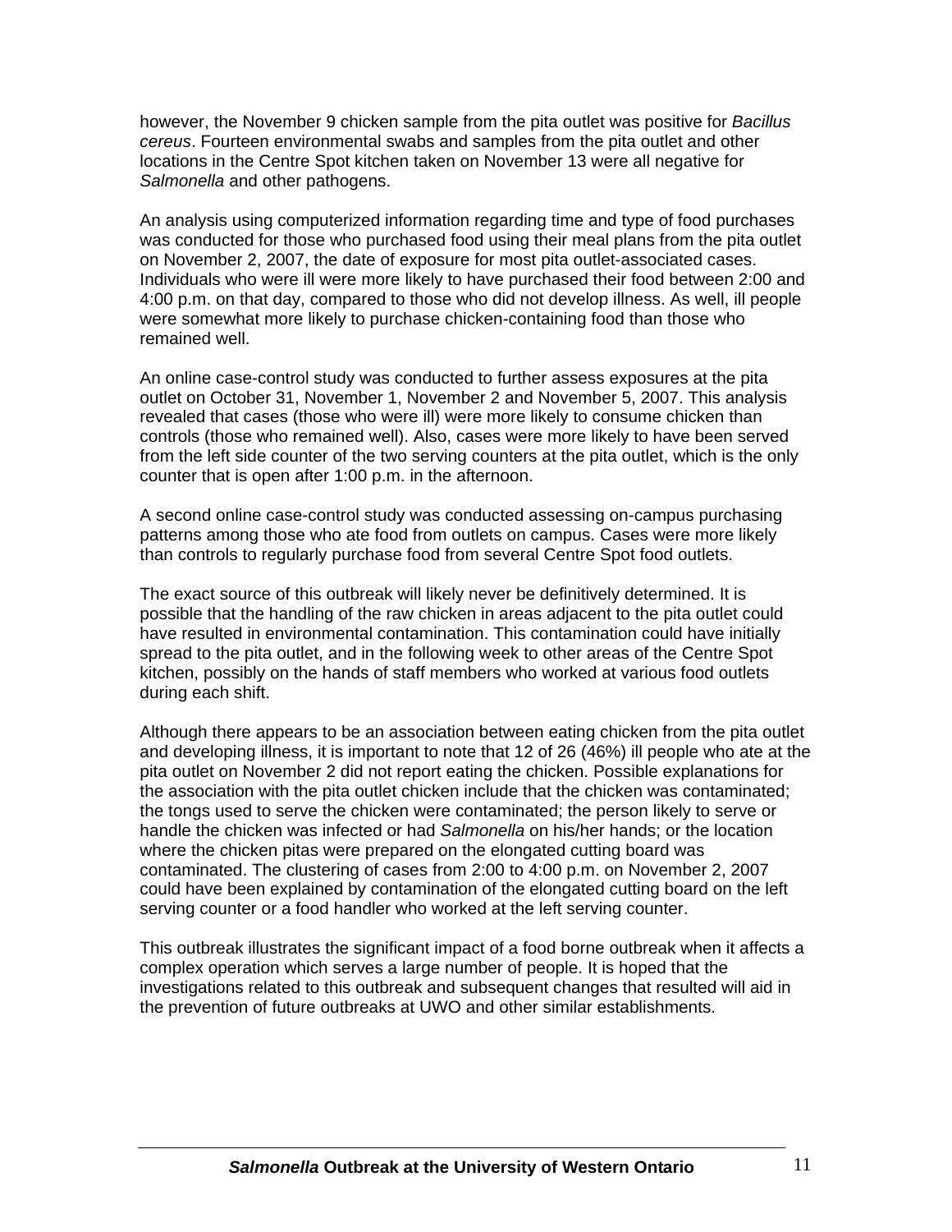however, the November 9 chicken sample from the pita outlet was positive for *Bacillus cereus*. Fourteen environmental swabs and samples from the pita outlet and other locations in the Centre Spot kitchen taken on November 13 were all negative for *Salmonella* and other pathogens.

An analysis using computerized information regarding time and type of food purchases was conducted for those who purchased food using their meal plans from the pita outlet on November 2, 2007, the date of exposure for most pita outlet-associated cases. Individuals who were ill were more likely to have purchased their food between 2:00 and 4:00 p.m. on that day, compared to those who did not develop illness. As well, ill people were somewhat more likely to purchase chicken-containing food than those who remained well.

An online case-control study was conducted to further assess exposures at the pita outlet on October 31, November 1, November 2 and November 5, 2007. This analysis revealed that cases (those who were ill) were more likely to consume chicken than controls (those who remained well). Also, cases were more likely to have been served from the left side counter of the two serving counters at the pita outlet, which is the only counter that is open after 1:00 p.m. in the afternoon.

A second online case-control study was conducted assessing on-campus purchasing patterns among those who ate food from outlets on campus. Cases were more likely than controls to regularly purchase food from several Centre Spot food outlets.

The exact source of this outbreak will likely never be definitively determined. It is possible that the handling of the raw chicken in areas adjacent to the pita outlet could have resulted in environmental contamination. This contamination could have initially spread to the pita outlet, and in the following week to other areas of the Centre Spot kitchen, possibly on the hands of staff members who worked at various food outlets during each shift.

Although there appears to be an association between eating chicken from the pita outlet and developing illness, it is important to note that 12 of 26 (46%) ill people who ate at the pita outlet on November 2 did not report eating the chicken. Possible explanations for the association with the pita outlet chicken include that the chicken was contaminated; the tongs used to serve the chicken were contaminated; the person likely to serve or handle the chicken was infected or had *Salmonella* on his/her hands; or the location where the chicken pitas were prepared on the elongated cutting board was contaminated. The clustering of cases from 2:00 to 4:00 p.m. on November 2, 2007 could have been explained by contamination of the elongated cutting board on the left serving counter or a food handler who worked at the left serving counter.

This outbreak illustrates the significant impact of a food borne outbreak when it affects a complex operation which serves a large number of people. It is hoped that the investigations related to this outbreak and subsequent changes that resulted will aid in the prevention of future outbreaks at UWO and other similar establishments.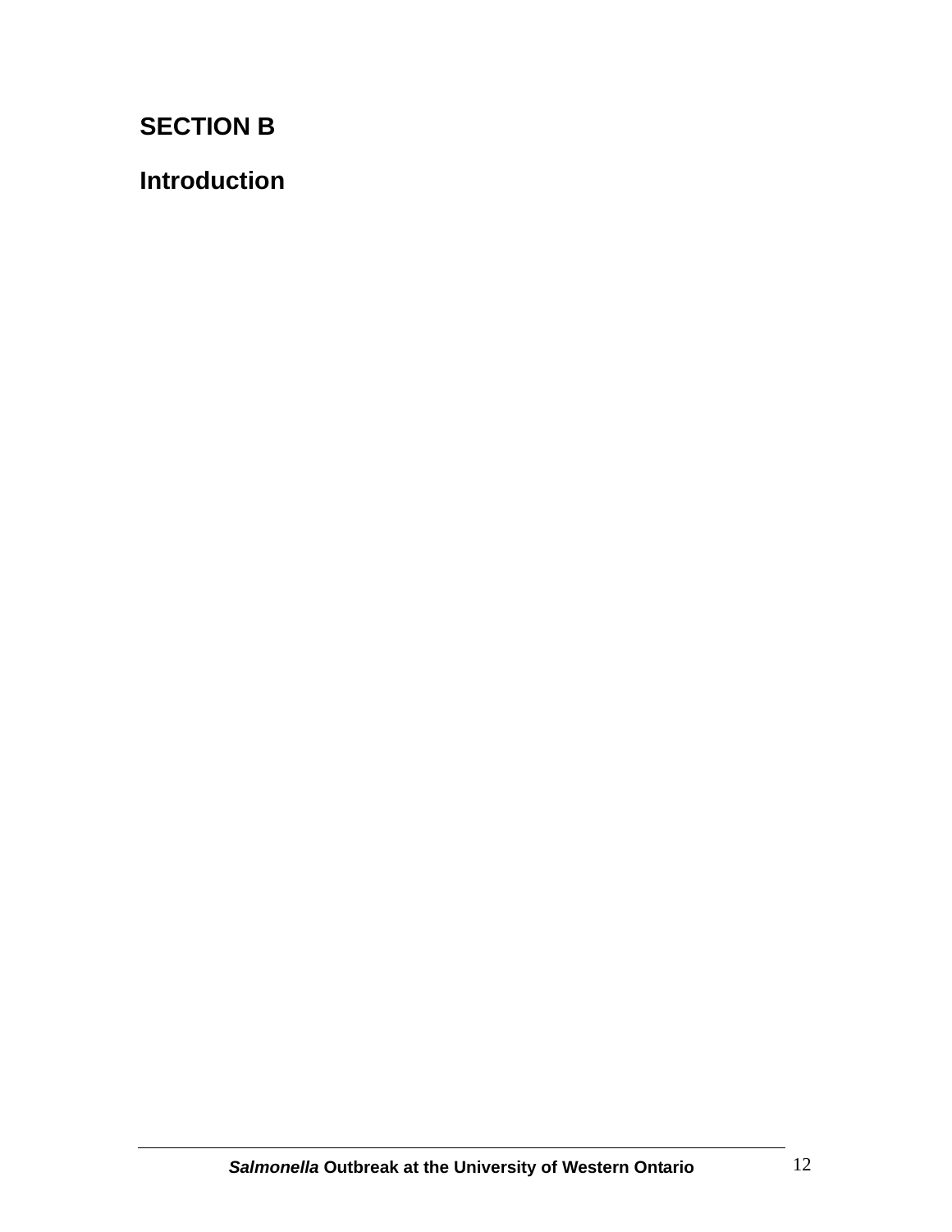## SECTION B

## Introduction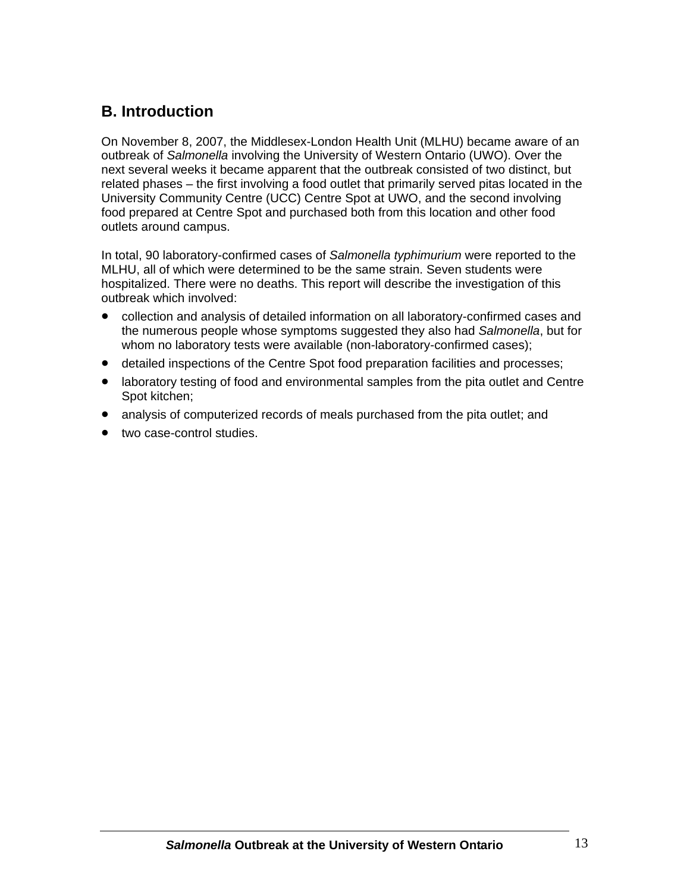## B. Introduction

On November 8, 2007, the Middlesex-London Health Unit (MLHU) became aware of an outbreak of *Salmonella* involving the University of Western Ontario (UWO). Over the next several weeks it became apparent that the outbreak consisted of two distinct, but related phases – the first involving a food outlet that primarily served pitas located in the University Community Centre (UCC) Centre Spot at UWO, and the second involving food prepared at Centre Spot and purchased both from this location and other food outlets around campus.

In total, 90 laboratory-confirmed cases of *Salmonella typhimurium* were reported to the MLHU, all of which were determined to be the same strain. Seven students were hospitalized. There were no deaths. This report will describe the investigation of this outbreak which involved:

- collection and analysis of detailed information on all laboratory-confirmed cases and the numerous people whose symptoms suggested they also had *Salmonella*, but for whom no laboratory tests were available (non-laboratory-confirmed cases);
- detailed inspections of the Centre Spot food preparation facilities and processes;
- laboratory testing of food and environmental samples from the pita outlet and Centre Spot kitchen;
- analysis of computerized records of meals purchased from the pita outlet; and
- two case-control studies.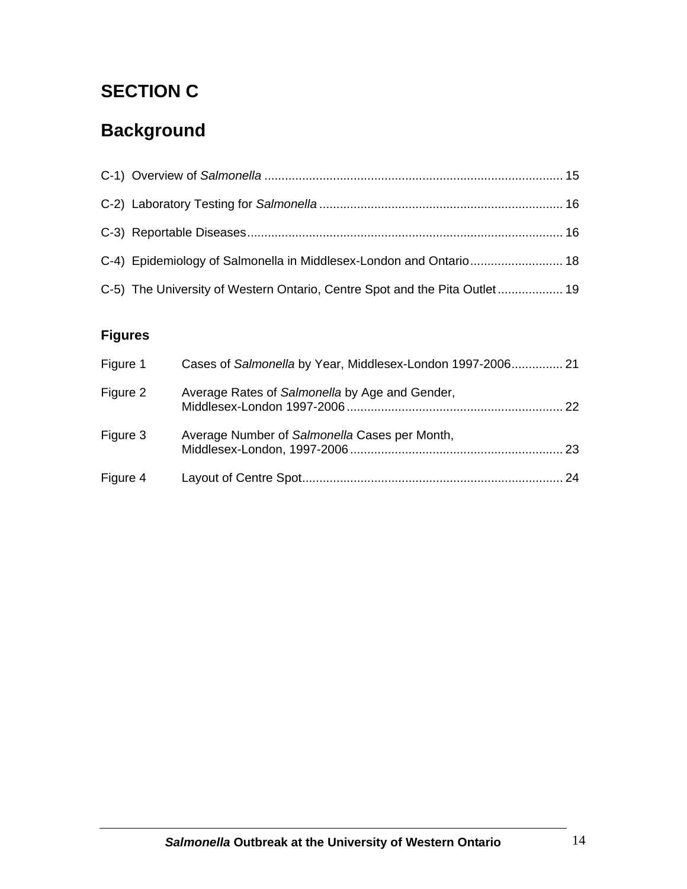# SECTION C

# Background

C-1) Overview of *Salmonella* ...................................................................................... 15

C-2) Laboratory Testing for *Salmonella* ....................................................................... 16

C-3) Reportable Diseases........................................................................................... 16

C-4) Epidemiology of Salmonella in Middlesex-London and Ontario........................... 18

C-5) The University of Western Ontario, Centre Spot and the Pita Outlet................... 19

### Figures

Figure 1 Cases of *Salmonella* by Year, Middlesex-London 1997-2006............... 21

Figure 2 Average Rates of *Salmonella* by Age and Gender, Middlesex-London 1997-2006............................................................... 22

Figure 3 Average Number of *Salmonella* Cases per Month, Middlesex-London, 1997-2006.............................................................. 23

Figure 4 Layout of Centre Spot............................................................................ 24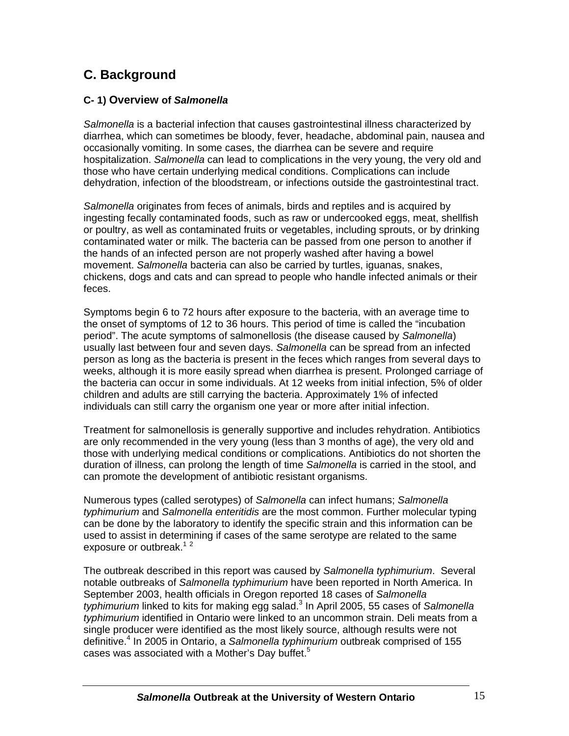## C. Background

### C- 1) Overview of *Salmonella*

*Salmonella* is a bacterial infection that causes gastrointestinal illness characterized by diarrhea, which can sometimes be bloody, fever, headache, abdominal pain, nausea and occasionally vomiting. In some cases, the diarrhea can be severe and require hospitalization. *Salmonella* can lead to complications in the very young, the very old and those who have certain underlying medical conditions. Complications can include dehydration, infection of the bloodstream, or infections outside the gastrointestinal tract.

*Salmonella* originates from feces of animals, birds and reptiles and is acquired by ingesting fecally contaminated foods, such as raw or undercooked eggs, meat, shellfish or poultry, as well as contaminated fruits or vegetables, including sprouts, or by drinking contaminated water or milk. The bacteria can be passed from one person to another if the hands of an infected person are not properly washed after having a bowel movement. *Salmonella* bacteria can also be carried by turtles, iguanas, snakes, chickens, dogs and cats and can spread to people who handle infected animals or their feces.

Symptoms begin 6 to 72 hours after exposure to the bacteria, with an average time to the onset of symptoms of 12 to 36 hours. This period of time is called the "incubation period". The acute symptoms of salmonellosis (the disease caused by *Salmonella*) usually last between four and seven days. *Salmonella* can be spread from an infected person as long as the bacteria is present in the feces which ranges from several days to weeks, although it is more easily spread when diarrhea is present. Prolonged carriage of the bacteria can occur in some individuals. At 12 weeks from initial infection, 5% of older children and adults are still carrying the bacteria. Approximately 1% of infected individuals can still carry the organism one year or more after initial infection.

Treatment for salmonellosis is generally supportive and includes rehydration. Antibiotics are only recommended in the very young (less than 3 months of age), the very old and those with underlying medical conditions or complications. Antibiotics do not shorten the duration of illness, can prolong the length of time *Salmonella* is carried in the stool, and can promote the development of antibiotic resistant organisms.

Numerous types (called serotypes) of *Salmonella* can infect humans; *Salmonella typhimurium* and *Salmonella enteritidis* are the most common. Further molecular typing can be done by the laboratory to identify the specific strain and this information can be used to assist in determining if cases of the same serotype are related to the same exposure or outbreak.[1 2]

The outbreak described in this report was caused by *Salmonella typhimurium*. Several notable outbreaks of *Salmonella typhimurium* have been reported in North America. In September 2003, health officials in Oregon reported 18 cases of *Salmonella typhimurium* linked to kits for making egg salad.[3] In April 2005, 55 cases of *Salmonella typhimurium* identified in Ontario were linked to an uncommon strain. Deli meats from a single producer were identified as the most likely source, although results were not definitive.[4] In 2005 in Ontario, a *Salmonella typhimurium* outbreak comprised of 155 cases was associated with a Mother's Day buffet.[5]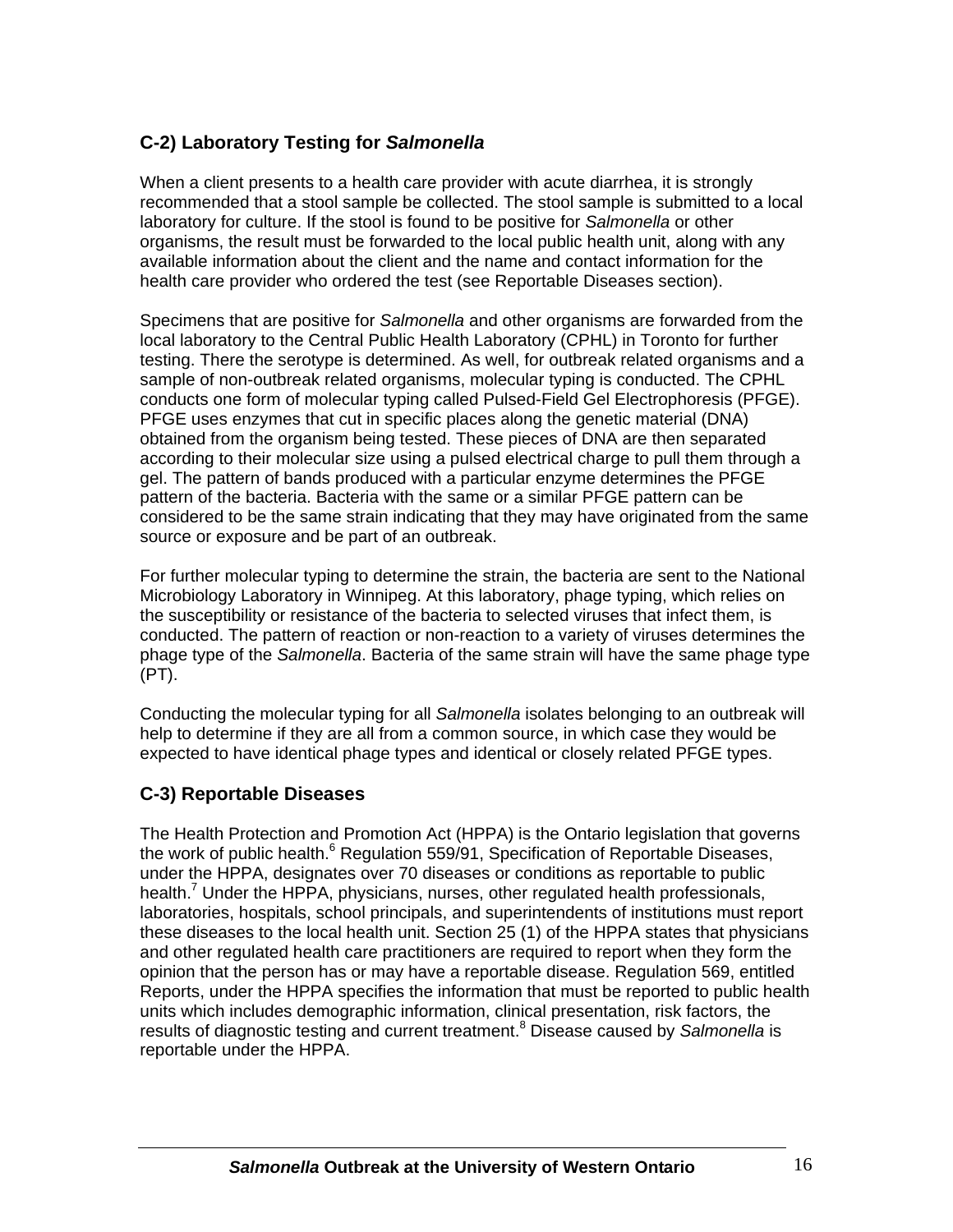## C-2) Laboratory Testing for *Salmonella*

When a client presents to a health care provider with acute diarrhea, it is strongly recommended that a stool sample be collected. The stool sample is submitted to a local laboratory for culture. If the stool is found to be positive for *Salmonella* or other organisms, the result must be forwarded to the local public health unit, along with any available information about the client and the name and contact information for the health care provider who ordered the test (see Reportable Diseases section).

Specimens that are positive for *Salmonella* and other organisms are forwarded from the local laboratory to the Central Public Health Laboratory (CPHL) in Toronto for further testing. There the serotype is determined. As well, for outbreak related organisms and a sample of non-outbreak related organisms, molecular typing is conducted. The CPHL conducts one form of molecular typing called Pulsed-Field Gel Electrophoresis (PFGE). PFGE uses enzymes that cut in specific places along the genetic material (DNA) obtained from the organism being tested. These pieces of DNA are then separated according to their molecular size using a pulsed electrical charge to pull them through a gel. The pattern of bands produced with a particular enzyme determines the PFGE pattern of the bacteria. Bacteria with the same or a similar PFGE pattern can be considered to be the same strain indicating that they may have originated from the same source or exposure and be part of an outbreak.

For further molecular typing to determine the strain, the bacteria are sent to the National Microbiology Laboratory in Winnipeg. At this laboratory, phage typing, which relies on the susceptibility or resistance of the bacteria to selected viruses that infect them, is conducted. The pattern of reaction or non-reaction to a variety of viruses determines the phage type of the *Salmonella*. Bacteria of the same strain will have the same phage type (PT).

Conducting the molecular typing for all *Salmonella* isolates belonging to an outbreak will help to determine if they are all from a common source, in which case they would be expected to have identical phage types and identical or closely related PFGE types.

## C-3) Reportable Diseases

The Health Protection and Promotion Act (HPPA) is the Ontario legislation that governs the work of public health.[6] Regulation 559/91, Specification of Reportable Diseases, under the HPPA, designates over 70 diseases or conditions as reportable to public health.[7] Under the HPPA, physicians, nurses, other regulated health professionals, laboratories, hospitals, school principals, and superintendents of institutions must report these diseases to the local health unit. Section 25 (1) of the HPPA states that physicians and other regulated health care practitioners are required to report when they form the opinion that the person has or may have a reportable disease. Regulation 569, entitled Reports, under the HPPA specifies the information that must be reported to public health units which includes demographic information, clinical presentation, risk factors, the results of diagnostic testing and current treatment.[8] Disease caused by *Salmonella* is reportable under the HPPA.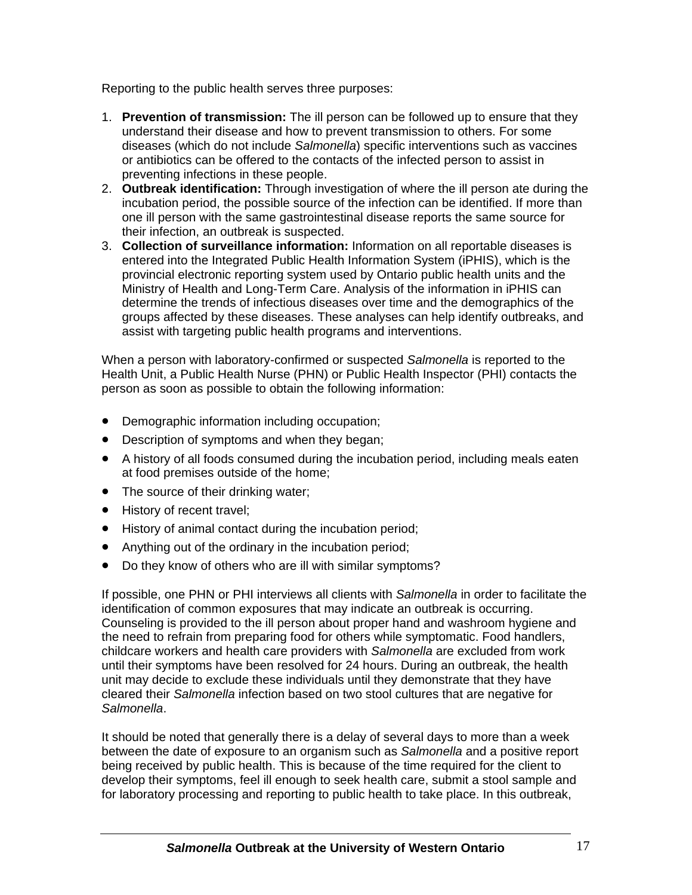Reporting to the public health serves three purposes:

1. **Prevention of transmission:** The ill person can be followed up to ensure that they understand their disease and how to prevent transmission to others. For some diseases (which do not include *Salmonella*) specific interventions such as vaccines or antibiotics can be offered to the contacts of the infected person to assist in preventing infections in these people.
2. **Outbreak identification:** Through investigation of where the ill person ate during the incubation period, the possible source of the infection can be identified. If more than one ill person with the same gastrointestinal disease reports the same source for their infection, an outbreak is suspected.
3. **Collection of surveillance information:** Information on all reportable diseases is entered into the Integrated Public Health Information System (iPHIS), which is the provincial electronic reporting system used by Ontario public health units and the Ministry of Health and Long-Term Care. Analysis of the information in iPHIS can determine the trends of infectious diseases over time and the demographics of the groups affected by these diseases. These analyses can help identify outbreaks, and assist with targeting public health programs and interventions.

When a person with laboratory-confirmed or suspected *Salmonella* is reported to the Health Unit, a Public Health Nurse (PHN) or Public Health Inspector (PHI) contacts the person as soon as possible to obtain the following information:

- Demographic information including occupation;
- Description of symptoms and when they began;
- A history of all foods consumed during the incubation period, including meals eaten at food premises outside of the home;
- The source of their drinking water;
- History of recent travel;
- History of animal contact during the incubation period;
- Anything out of the ordinary in the incubation period;
- Do they know of others who are ill with similar symptoms?

If possible, one PHN or PHI interviews all clients with *Salmonella* in order to facilitate the identification of common exposures that may indicate an outbreak is occurring. Counseling is provided to the ill person about proper hand and washroom hygiene and the need to refrain from preparing food for others while symptomatic. Food handlers, childcare workers and health care providers with *Salmonella* are excluded from work until their symptoms have been resolved for 24 hours. During an outbreak, the health unit may decide to exclude these individuals until they demonstrate that they have cleared their *Salmonella* infection based on two stool cultures that are negative for *Salmonella*.

It should be noted that generally there is a delay of several days to more than a week between the date of exposure to an organism such as *Salmonella* and a positive report being received by public health. This is because of the time required for the client to develop their symptoms, feel ill enough to seek health care, submit a stool sample and for laboratory processing and reporting to public health to take place. In this outbreak,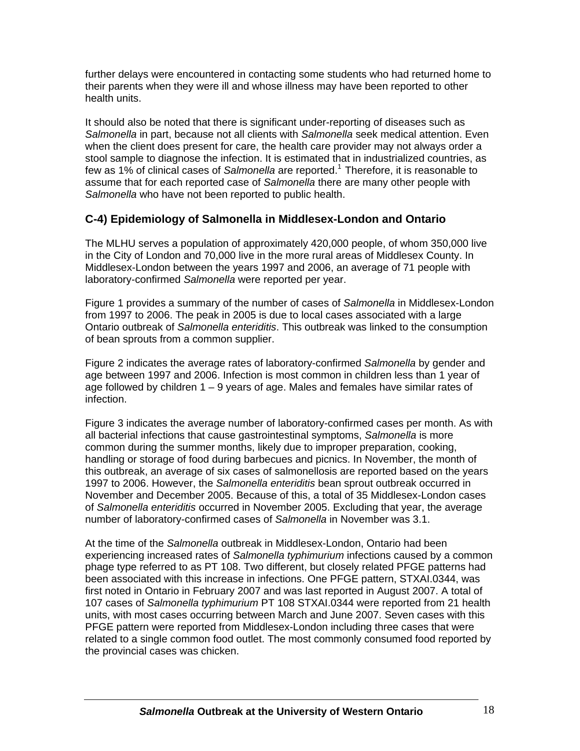further delays were encountered in contacting some students who had returned home to their parents when they were ill and whose illness may have been reported to other health units.

It should also be noted that there is significant under-reporting of diseases such as *Salmonella* in part, because not all clients with *Salmonella* seek medical attention. Even when the client does present for care, the health care provider may not always order a stool sample to diagnose the infection. It is estimated that in industrialized countries, as few as 1% of clinical cases of *Salmonella* are reported.[1] Therefore, it is reasonable to assume that for each reported case of *Salmonella* there are many other people with *Salmonella* who have not been reported to public health.

## C-4) Epidemiology of Salmonella in Middlesex-London and Ontario

The MLHU serves a population of approximately 420,000 people, of whom 350,000 live in the City of London and 70,000 live in the more rural areas of Middlesex County. In Middlesex-London between the years 1997 and 2006, an average of 71 people with laboratory-confirmed *Salmonella* were reported per year.

Figure 1 provides a summary of the number of cases of *Salmonella* in Middlesex-London from 1997 to 2006. The peak in 2005 is due to local cases associated with a large Ontario outbreak of *Salmonella enteriditis*. This outbreak was linked to the consumption of bean sprouts from a common supplier.

Figure 2 indicates the average rates of laboratory-confirmed *Salmonella* by gender and age between 1997 and 2006. Infection is most common in children less than 1 year of age followed by children 1 – 9 years of age. Males and females have similar rates of infection.

Figure 3 indicates the average number of laboratory-confirmed cases per month. As with all bacterial infections that cause gastrointestinal symptoms, *Salmonella* is more common during the summer months, likely due to improper preparation, cooking, handling or storage of food during barbecues and picnics. In November, the month of this outbreak, an average of six cases of salmonellosis are reported based on the years 1997 to 2006. However, the *Salmonella enteriditis* bean sprout outbreak occurred in November and December 2005. Because of this, a total of 35 Middlesex-London cases of *Salmonella enteriditis* occurred in November 2005. Excluding that year, the average number of laboratory-confirmed cases of *Salmonella* in November was 3.1.

At the time of the *Salmonella* outbreak in Middlesex-London, Ontario had been experiencing increased rates of *Salmonella typhimurium* infections caused by a common phage type referred to as PT 108. Two different, but closely related PFGE patterns had been associated with this increase in infections. One PFGE pattern, STXAI.0344, was first noted in Ontario in February 2007 and was last reported in August 2007. A total of 107 cases of *Salmonella typhimurium* PT 108 STXAI.0344 were reported from 21 health units, with most cases occurring between March and June 2007. Seven cases with this PFGE pattern were reported from Middlesex-London including three cases that were related to a single common food outlet. The most commonly consumed food reported by the provincial cases was chicken.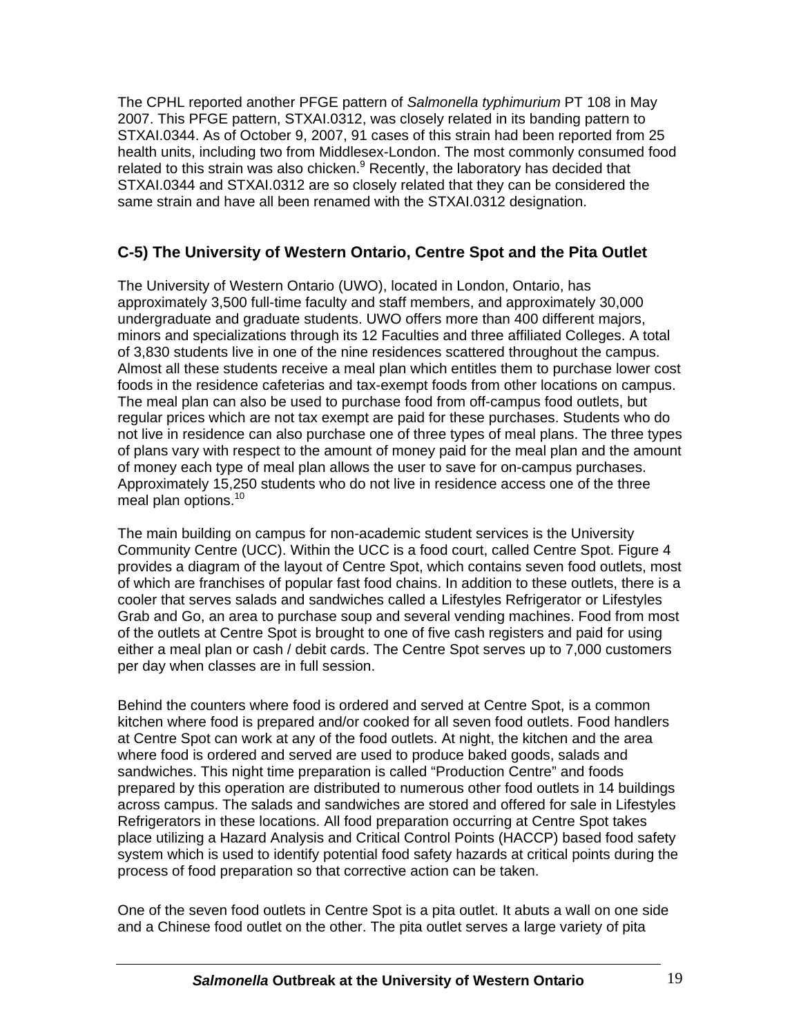The CPHL reported another PFGE pattern of *Salmonella typhimurium* PT 108 in May 2007. This PFGE pattern, STXAI.0312, was closely related in its banding pattern to STXAI.0344. As of October 9, 2007, 91 cases of this strain had been reported from 25 health units, including two from Middlesex-London. The most commonly consumed food related to this strain was also chicken.[9] Recently, the laboratory has decided that STXAI.0344 and STXAI.0312 are so closely related that they can be considered the same strain and have all been renamed with the STXAI.0312 designation.

## C-5) The University of Western Ontario, Centre Spot and the Pita Outlet

The University of Western Ontario (UWO), located in London, Ontario, has approximately 3,500 full-time faculty and staff members, and approximately 30,000 undergraduate and graduate students. UWO offers more than 400 different majors, minors and specializations through its 12 Faculties and three affiliated Colleges. A total of 3,830 students live in one of the nine residences scattered throughout the campus. Almost all these students receive a meal plan which entitles them to purchase lower cost foods in the residence cafeterias and tax-exempt foods from other locations on campus. The meal plan can also be used to purchase food from off-campus food outlets, but regular prices which are not tax exempt are paid for these purchases. Students who do not live in residence can also purchase one of three types of meal plans. The three types of plans vary with respect to the amount of money paid for the meal plan and the amount of money each type of meal plan allows the user to save for on-campus purchases. Approximately 15,250 students who do not live in residence access one of the three meal plan options.[10]

The main building on campus for non-academic student services is the University Community Centre (UCC). Within the UCC is a food court, called Centre Spot. Figure 4 provides a diagram of the layout of Centre Spot, which contains seven food outlets, most of which are franchises of popular fast food chains. In addition to these outlets, there is a cooler that serves salads and sandwiches called a Lifestyles Refrigerator or Lifestyles Grab and Go, an area to purchase soup and several vending machines. Food from most of the outlets at Centre Spot is brought to one of five cash registers and paid for using either a meal plan or cash / debit cards. The Centre Spot serves up to 7,000 customers per day when classes are in full session.

Behind the counters where food is ordered and served at Centre Spot, is a common kitchen where food is prepared and/or cooked for all seven food outlets. Food handlers at Centre Spot can work at any of the food outlets. At night, the kitchen and the area where food is ordered and served are used to produce baked goods, salads and sandwiches. This night time preparation is called "Production Centre" and foods prepared by this operation are distributed to numerous other food outlets in 14 buildings across campus. The salads and sandwiches are stored and offered for sale in Lifestyles Refrigerators in these locations. All food preparation occurring at Centre Spot takes place utilizing a Hazard Analysis and Critical Control Points (HACCP) based food safety system which is used to identify potential food safety hazards at critical points during the process of food preparation so that corrective action can be taken.

One of the seven food outlets in Centre Spot is a pita outlet. It abuts a wall on one side and a Chinese food outlet on the other. The pita outlet serves a large variety of pita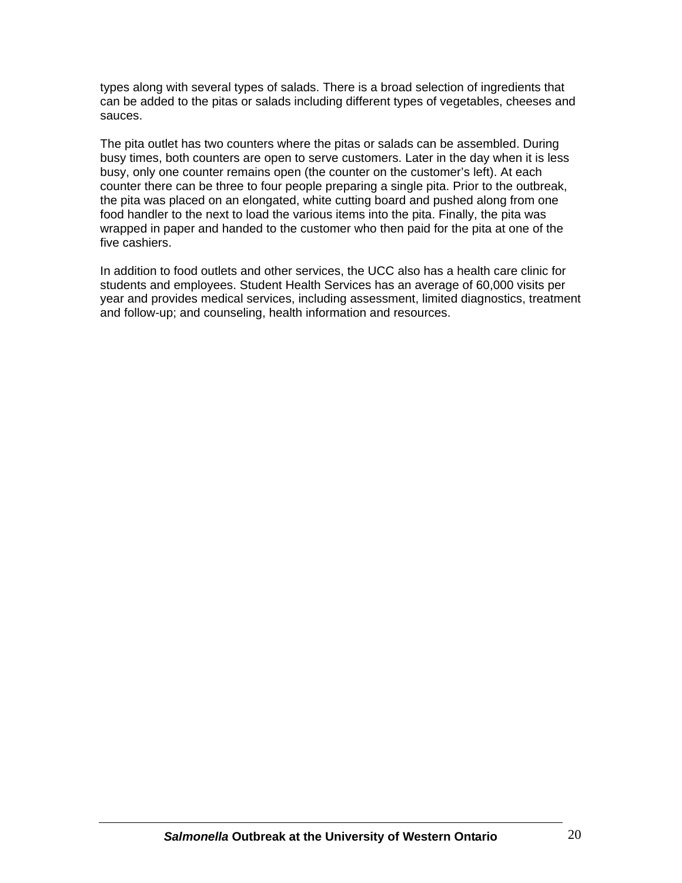types along with several types of salads. There is a broad selection of ingredients that can be added to the pitas or salads including different types of vegetables, cheeses and sauces.

The pita outlet has two counters where the pitas or salads can be assembled. During busy times, both counters are open to serve customers. Later in the day when it is less busy, only one counter remains open (the counter on the customer's left). At each counter there can be three to four people preparing a single pita. Prior to the outbreak, the pita was placed on an elongated, white cutting board and pushed along from one food handler to the next to load the various items into the pita. Finally, the pita was wrapped in paper and handed to the customer who then paid for the pita at one of the five cashiers.

In addition to food outlets and other services, the UCC also has a health care clinic for students and employees. Student Health Services has an average of 60,000 visits per year and provides medical services, including assessment, limited diagnostics, treatment and follow-up; and counseling, health information and resources.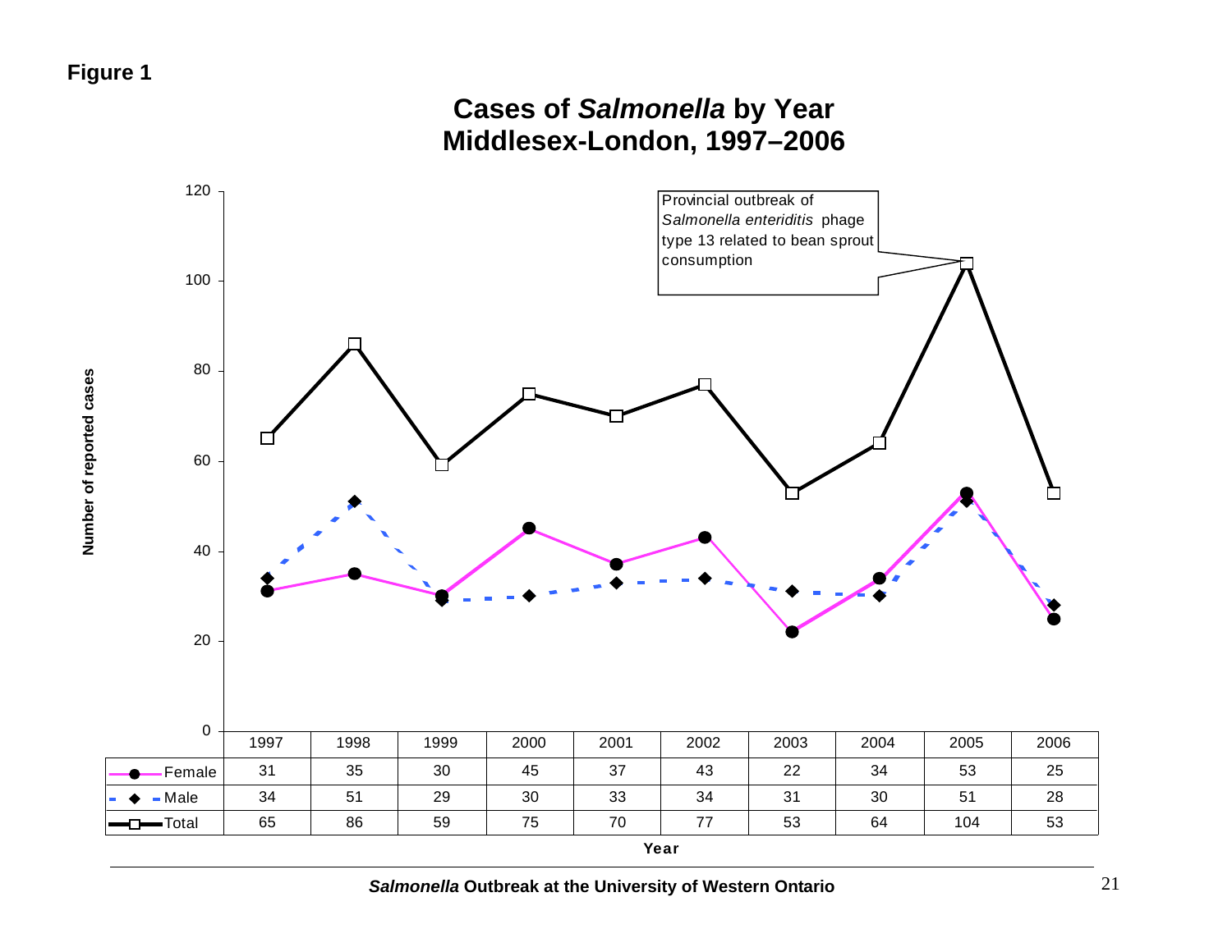**Figure 1**

## Cases of *Salmonella* by Year
## Middlesex-London, 1997–2006

Provincial outbreak of *Salmonella enteriditis* phage type 13 related to bean sprout consumption

Number of reported cases

| | 1997 | 1998 | 1999 | 2000 | 2001 | 2002 | 2003 | 2004 | 2005 | 2006 |
|---|---|---|---|---|---|---|---|---|---|---|
| Female | 31 | 35 | 30 | 45 | 37 | 43 | 22 | 34 | 53 | 25 |
| Male | 34 | 51 | 29 | 30 | 33 | 34 | 31 | 30 | 51 | 28 |
| Total | 65 | 86 | 59 | 75 | 70 | 77 | 53 | 64 | 104 | 53 |

Year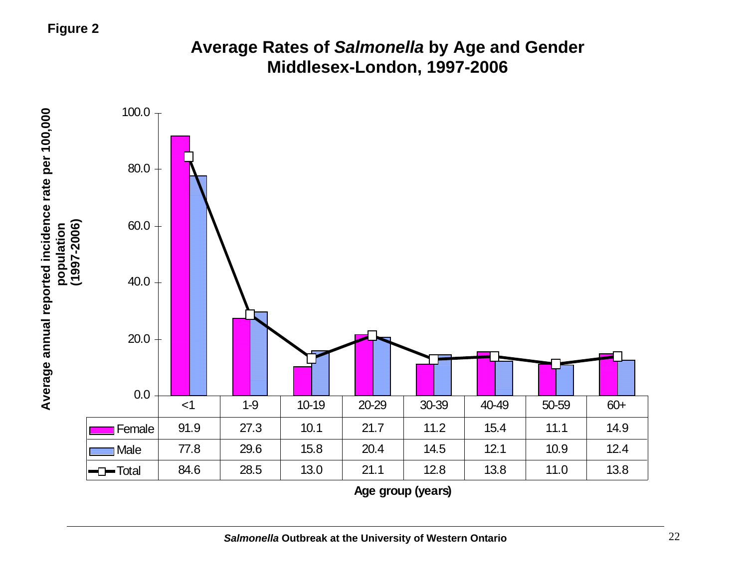**Figure 2**

## Average Rates of *Salmonella* by Age and Gender Middlesex-London, 1997-2006

Average annual reported incidence rate per 100,000 population (1997-2006)

| | <1 | 1-9 | 10-19 | 20-29 | 30-39 | 40-49 | 50-59 | 60+ |
|---|---|---|---|---|---|---|---|---|
| Female | 91.9 | 27.3 | 10.1 | 21.7 | 11.2 | 15.4 | 11.1 | 14.9 |
| Male | 77.8 | 29.6 | 15.8 | 20.4 | 14.5 | 12.1 | 10.9 | 12.4 |
| Total | 84.6 | 28.5 | 13.0 | 21.1 | 12.8 | 13.8 | 11.0 | 13.8 |

Age group (years)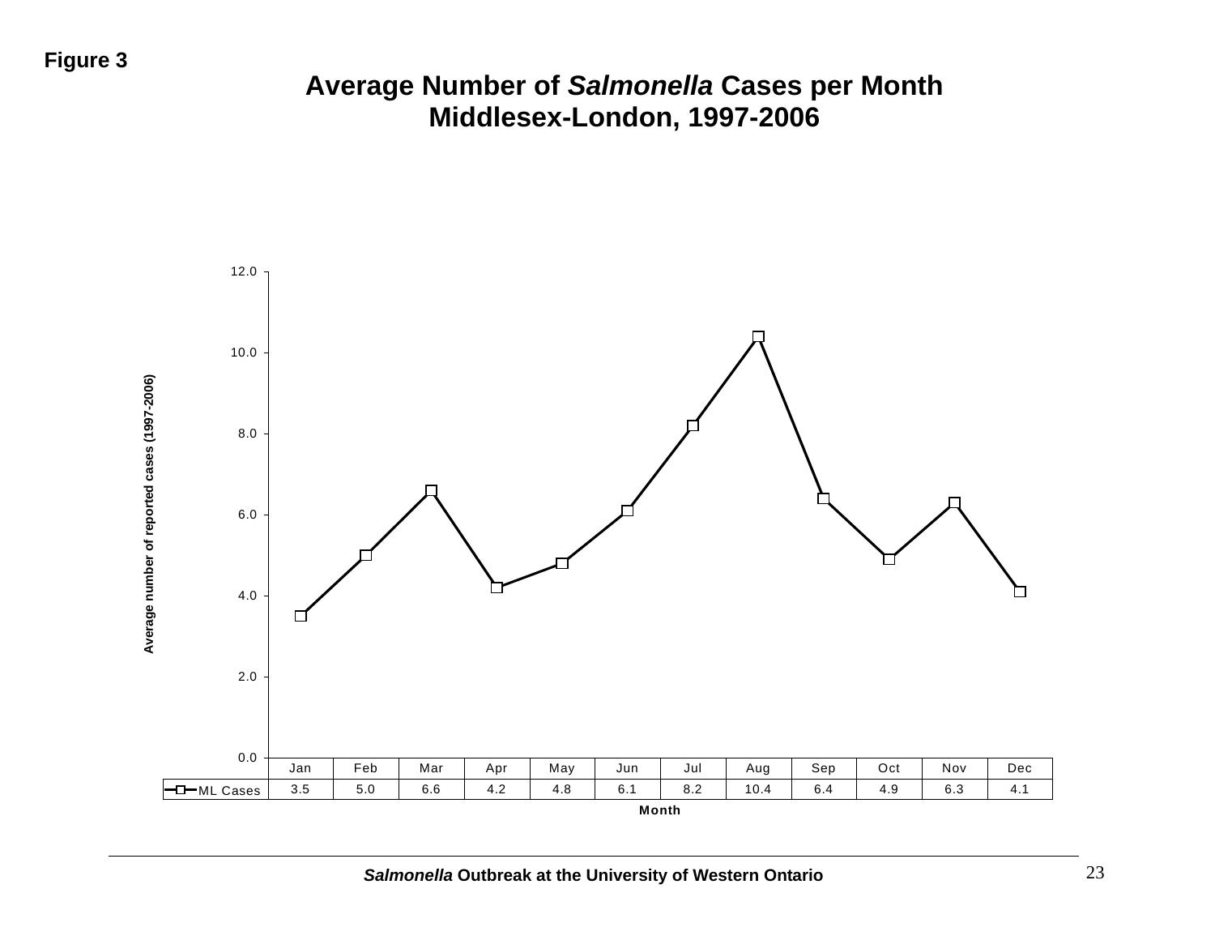**Figure 3**

## Average Number of *Salmonella* Cases per Month Middlesex-London, 1997-2006

| | Jan | Feb | Mar | Apr | May | Jun | Jul | Aug | Sep | Oct | Nov | Dec |
|---|---|---|---|---|---|---|---|---|---|---|---|---|
| ML Cases | 3.5 | 5.0 | 6.6 | 4.2 | 4.8 | 6.1 | 8.2 | 10.4 | 6.4 | 4.9 | 6.3 | 4.1 |

Month

Average number of reported cases (1997-2006)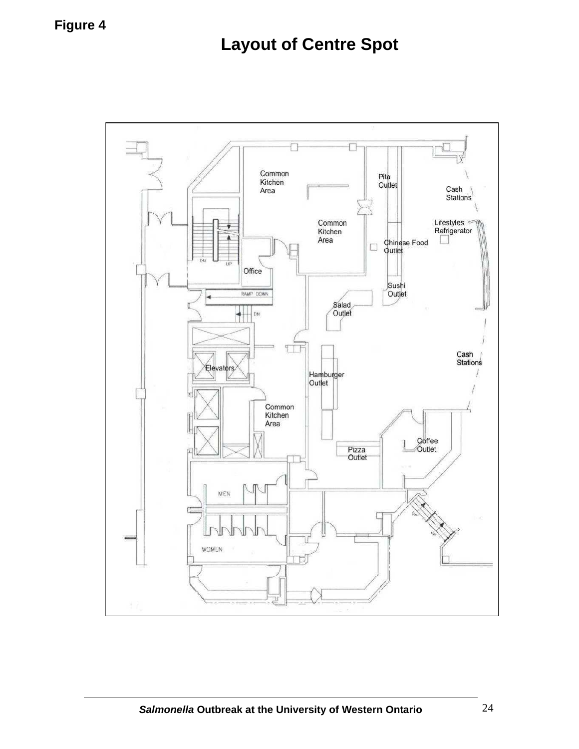**Figure 4**

# Layout of Centre Spot

Common Kitchen Area

Pita Outlet

Cash Stations

Common Kitchen Area

Lifestyles Refrigerator

Chinese Food Outlet

Office

Sushi Outlet

RAMP DOWN

Salad Outlet

DN

Cash Stations

Elevators

Hamburger Outlet

Common Kitchen Area

Coffee Outlet

Pizza Outlet

MEN

WOMEN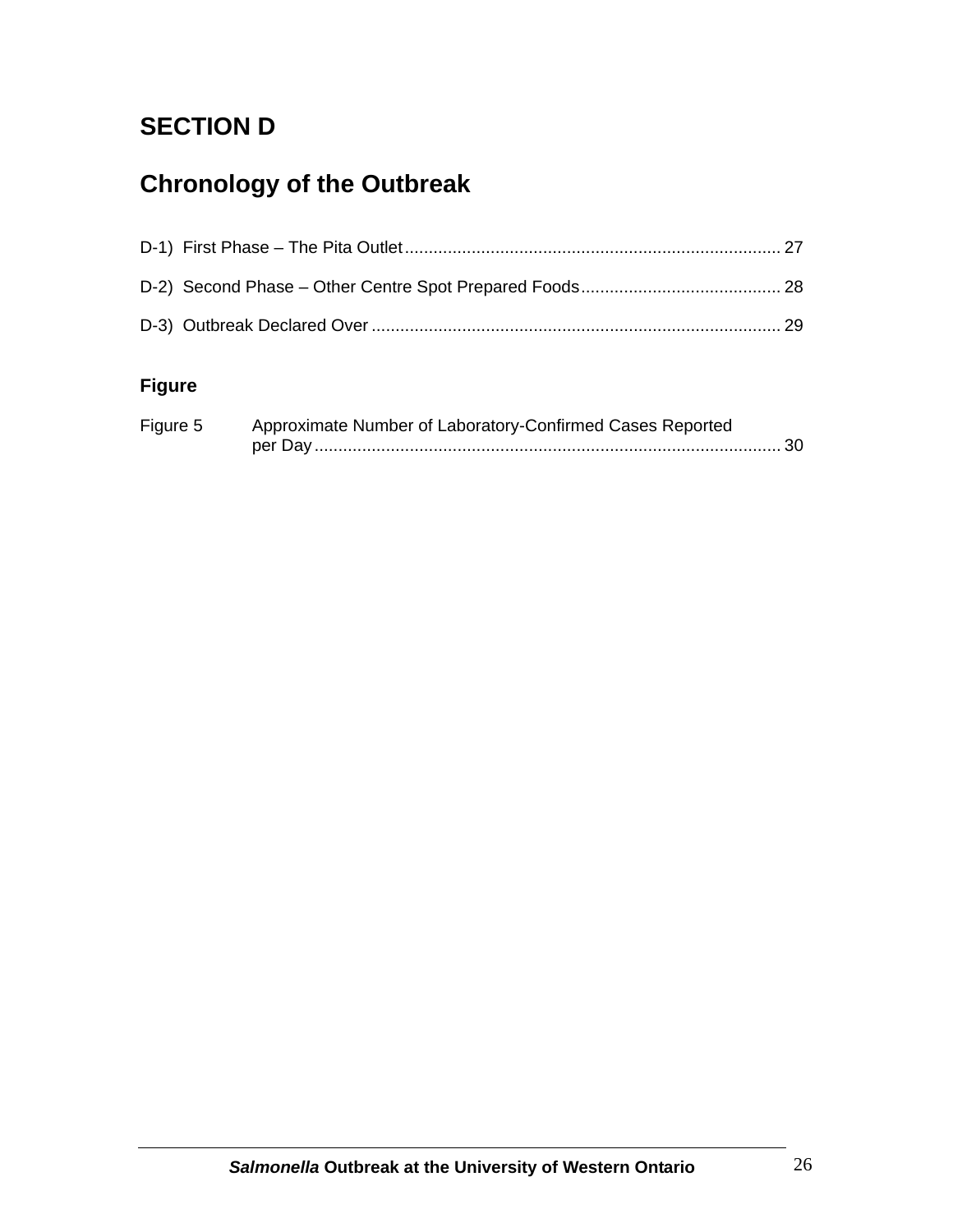# SECTION D

# Chronology of the Outbreak

D-1) First Phase – The Pita Outlet .............................................................................. 27

D-2) Second Phase – Other Centre Spot Prepared Foods .......................................... 28

D-3) Outbreak Declared Over ..................................................................................... 29

### Figure

Figure 5 Approximate Number of Laboratory-Confirmed Cases Reported per Day ................................................................................................ 30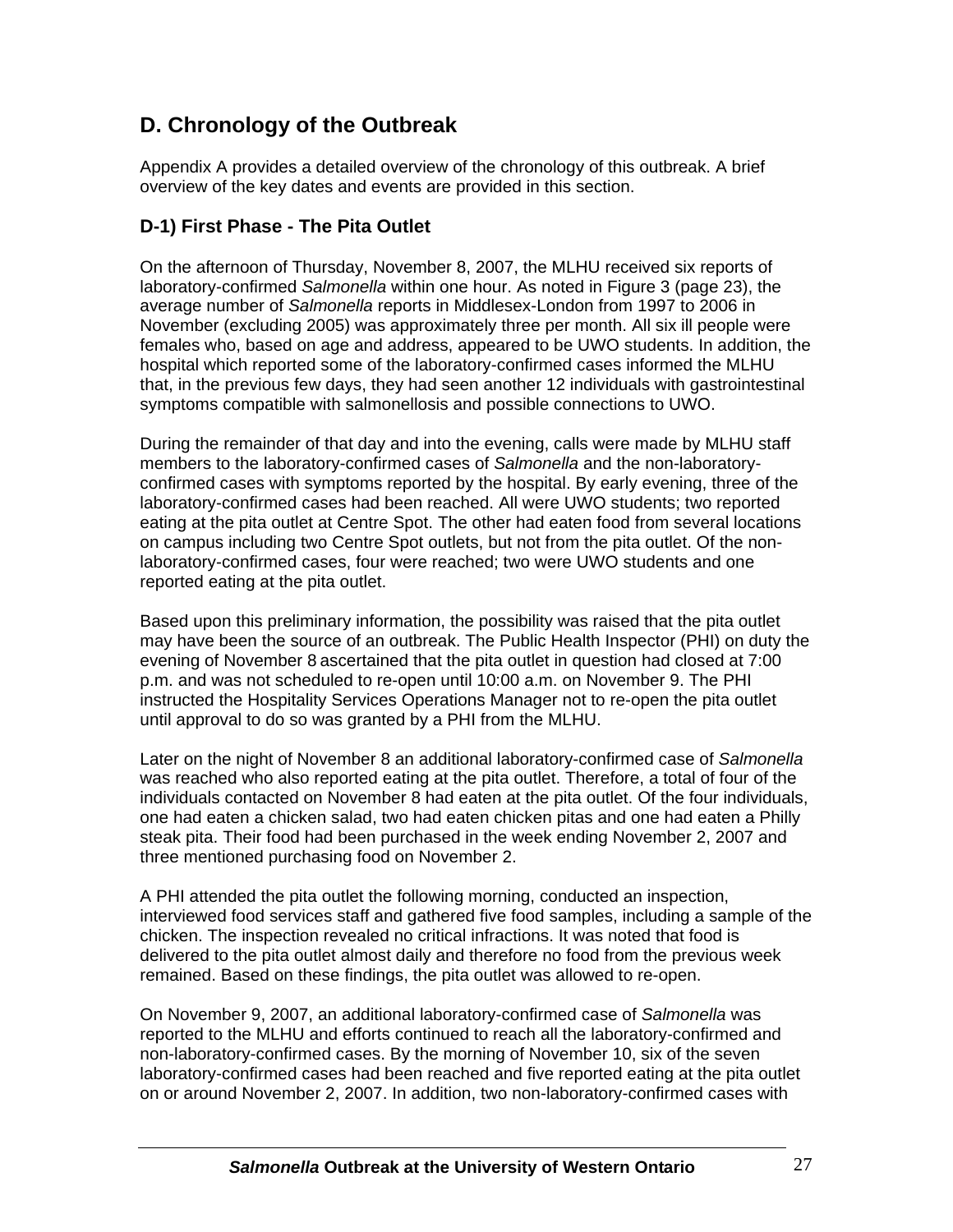## D. Chronology of the Outbreak

Appendix A provides a detailed overview of the chronology of this outbreak. A brief overview of the key dates and events are provided in this section.

### D-1) First Phase - The Pita Outlet

On the afternoon of Thursday, November 8, 2007, the MLHU received six reports of laboratory-confirmed *Salmonella* within one hour. As noted in Figure 3 (page 23), the average number of *Salmonella* reports in Middlesex-London from 1997 to 2006 in November (excluding 2005) was approximately three per month. All six ill people were females who, based on age and address, appeared to be UWO students. In addition, the hospital which reported some of the laboratory-confirmed cases informed the MLHU that, in the previous few days, they had seen another 12 individuals with gastrointestinal symptoms compatible with salmonellosis and possible connections to UWO.

During the remainder of that day and into the evening, calls were made by MLHU staff members to the laboratory-confirmed cases of *Salmonella* and the non-laboratory-confirmed cases with symptoms reported by the hospital. By early evening, three of the laboratory-confirmed cases had been reached. All were UWO students; two reported eating at the pita outlet at Centre Spot. The other had eaten food from several locations on campus including two Centre Spot outlets, but not from the pita outlet. Of the non-laboratory-confirmed cases, four were reached; two were UWO students and one reported eating at the pita outlet.

Based upon this preliminary information, the possibility was raised that the pita outlet may have been the source of an outbreak. The Public Health Inspector (PHI) on duty the evening of November 8 ascertained that the pita outlet in question had closed at 7:00 p.m. and was not scheduled to re-open until 10:00 a.m. on November 9. The PHI instructed the Hospitality Services Operations Manager not to re-open the pita outlet until approval to do so was granted by a PHI from the MLHU.

Later on the night of November 8 an additional laboratory-confirmed case of *Salmonella* was reached who also reported eating at the pita outlet. Therefore, a total of four of the individuals contacted on November 8 had eaten at the pita outlet. Of the four individuals, one had eaten a chicken salad, two had eaten chicken pitas and one had eaten a Philly steak pita. Their food had been purchased in the week ending November 2, 2007 and three mentioned purchasing food on November 2.

A PHI attended the pita outlet the following morning, conducted an inspection, interviewed food services staff and gathered five food samples, including a sample of the chicken. The inspection revealed no critical infractions. It was noted that food is delivered to the pita outlet almost daily and therefore no food from the previous week remained. Based on these findings, the pita outlet was allowed to re-open.

On November 9, 2007, an additional laboratory-confirmed case of *Salmonella* was reported to the MLHU and efforts continued to reach all the laboratory-confirmed and non-laboratory-confirmed cases. By the morning of November 10, six of the seven laboratory-confirmed cases had been reached and five reported eating at the pita outlet on or around November 2, 2007. In addition, two non-laboratory-confirmed cases with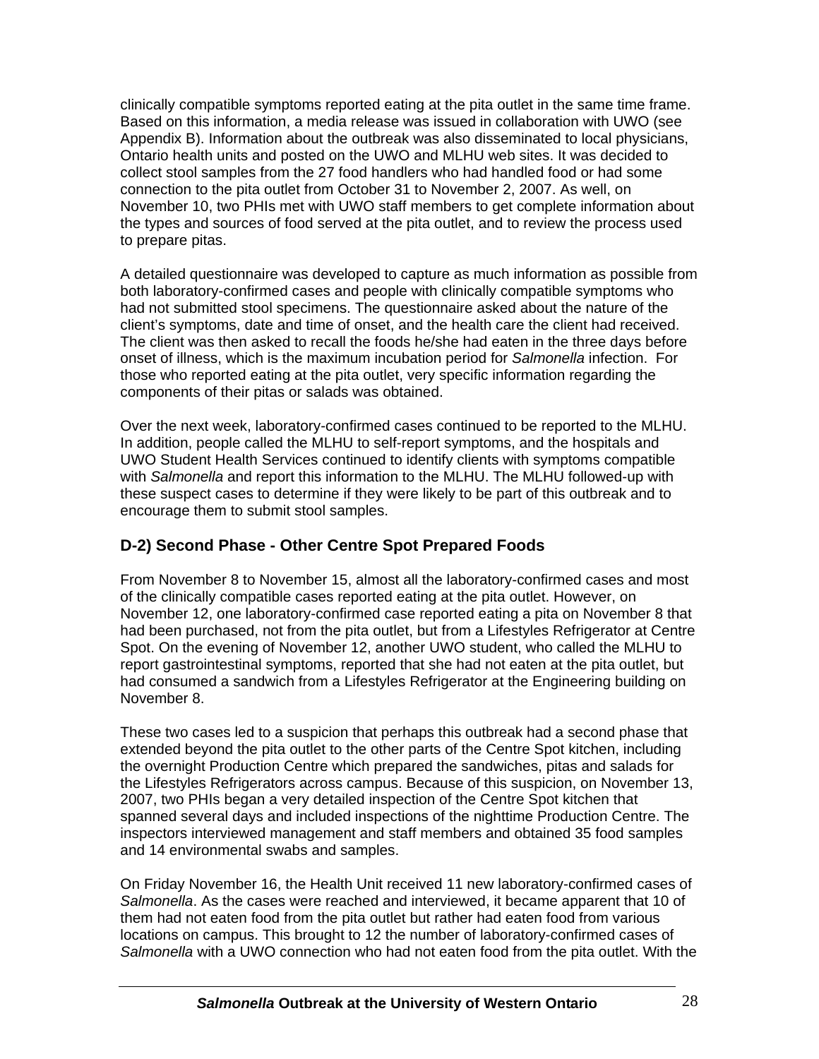clinically compatible symptoms reported eating at the pita outlet in the same time frame. Based on this information, a media release was issued in collaboration with UWO (see Appendix B). Information about the outbreak was also disseminated to local physicians, Ontario health units and posted on the UWO and MLHU web sites. It was decided to collect stool samples from the 27 food handlers who had handled food or had some connection to the pita outlet from October 31 to November 2, 2007. As well, on November 10, two PHIs met with UWO staff members to get complete information about the types and sources of food served at the pita outlet, and to review the process used to prepare pitas.

A detailed questionnaire was developed to capture as much information as possible from both laboratory-confirmed cases and people with clinically compatible symptoms who had not submitted stool specimens. The questionnaire asked about the nature of the client's symptoms, date and time of onset, and the health care the client had received. The client was then asked to recall the foods he/she had eaten in the three days before onset of illness, which is the maximum incubation period for *Salmonella* infection. For those who reported eating at the pita outlet, very specific information regarding the components of their pitas or salads was obtained.

Over the next week, laboratory-confirmed cases continued to be reported to the MLHU. In addition, people called the MLHU to self-report symptoms, and the hospitals and UWO Student Health Services continued to identify clients with symptoms compatible with *Salmonella* and report this information to the MLHU. The MLHU followed-up with these suspect cases to determine if they were likely to be part of this outbreak and to encourage them to submit stool samples.

### D-2) Second Phase - Other Centre Spot Prepared Foods

From November 8 to November 15, almost all the laboratory-confirmed cases and most of the clinically compatible cases reported eating at the pita outlet. However, on November 12, one laboratory-confirmed case reported eating a pita on November 8 that had been purchased, not from the pita outlet, but from a Lifestyles Refrigerator at Centre Spot. On the evening of November 12, another UWO student, who called the MLHU to report gastrointestinal symptoms, reported that she had not eaten at the pita outlet, but had consumed a sandwich from a Lifestyles Refrigerator at the Engineering building on November 8.

These two cases led to a suspicion that perhaps this outbreak had a second phase that extended beyond the pita outlet to the other parts of the Centre Spot kitchen, including the overnight Production Centre which prepared the sandwiches, pitas and salads for the Lifestyles Refrigerators across campus. Because of this suspicion, on November 13, 2007, two PHIs began a very detailed inspection of the Centre Spot kitchen that spanned several days and included inspections of the nighttime Production Centre. The inspectors interviewed management and staff members and obtained 35 food samples and 14 environmental swabs and samples.

On Friday November 16, the Health Unit received 11 new laboratory-confirmed cases of *Salmonella*. As the cases were reached and interviewed, it became apparent that 10 of them had not eaten food from the pita outlet but rather had eaten food from various locations on campus. This brought to 12 the number of laboratory-confirmed cases of *Salmonella* with a UWO connection who had not eaten food from the pita outlet. With the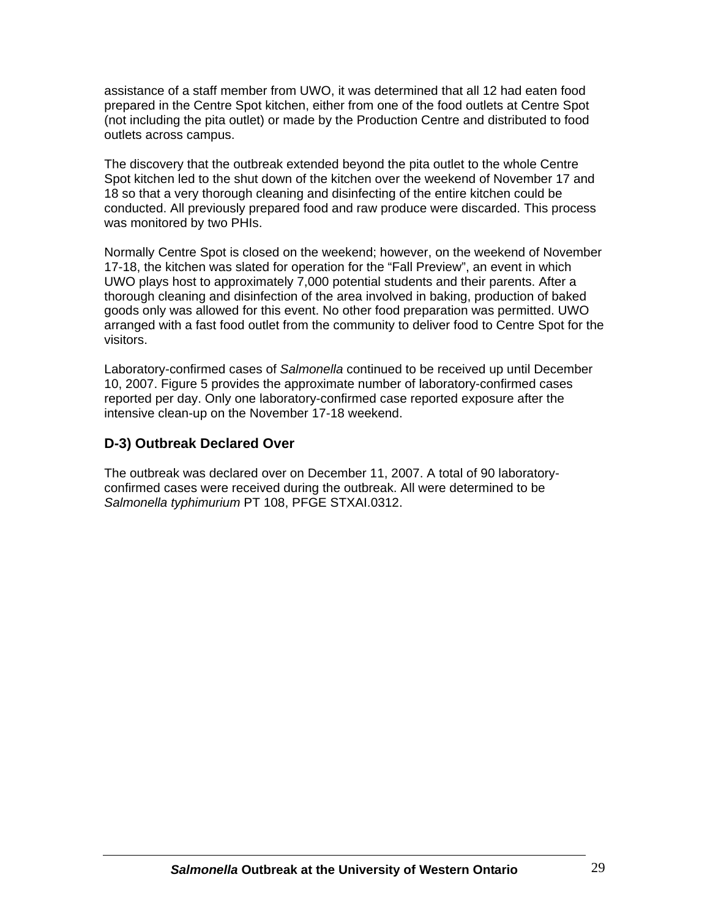assistance of a staff member from UWO, it was determined that all 12 had eaten food prepared in the Centre Spot kitchen, either from one of the food outlets at Centre Spot (not including the pita outlet) or made by the Production Centre and distributed to food outlets across campus.

The discovery that the outbreak extended beyond the pita outlet to the whole Centre Spot kitchen led to the shut down of the kitchen over the weekend of November 17 and 18 so that a very thorough cleaning and disinfecting of the entire kitchen could be conducted. All previously prepared food and raw produce were discarded. This process was monitored by two PHIs.

Normally Centre Spot is closed on the weekend; however, on the weekend of November 17-18, the kitchen was slated for operation for the "Fall Preview", an event in which UWO plays host to approximately 7,000 potential students and their parents. After a thorough cleaning and disinfection of the area involved in baking, production of baked goods only was allowed for this event. No other food preparation was permitted. UWO arranged with a fast food outlet from the community to deliver food to Centre Spot for the visitors.

Laboratory-confirmed cases of *Salmonella* continued to be received up until December 10, 2007. Figure 5 provides the approximate number of laboratory-confirmed cases reported per day. Only one laboratory-confirmed case reported exposure after the intensive clean-up on the November 17-18 weekend.

### D-3) Outbreak Declared Over

The outbreak was declared over on December 11, 2007. A total of 90 laboratory-confirmed cases were received during the outbreak. All were determined to be *Salmonella typhimurium* PT 108, PFGE STXAI.0312.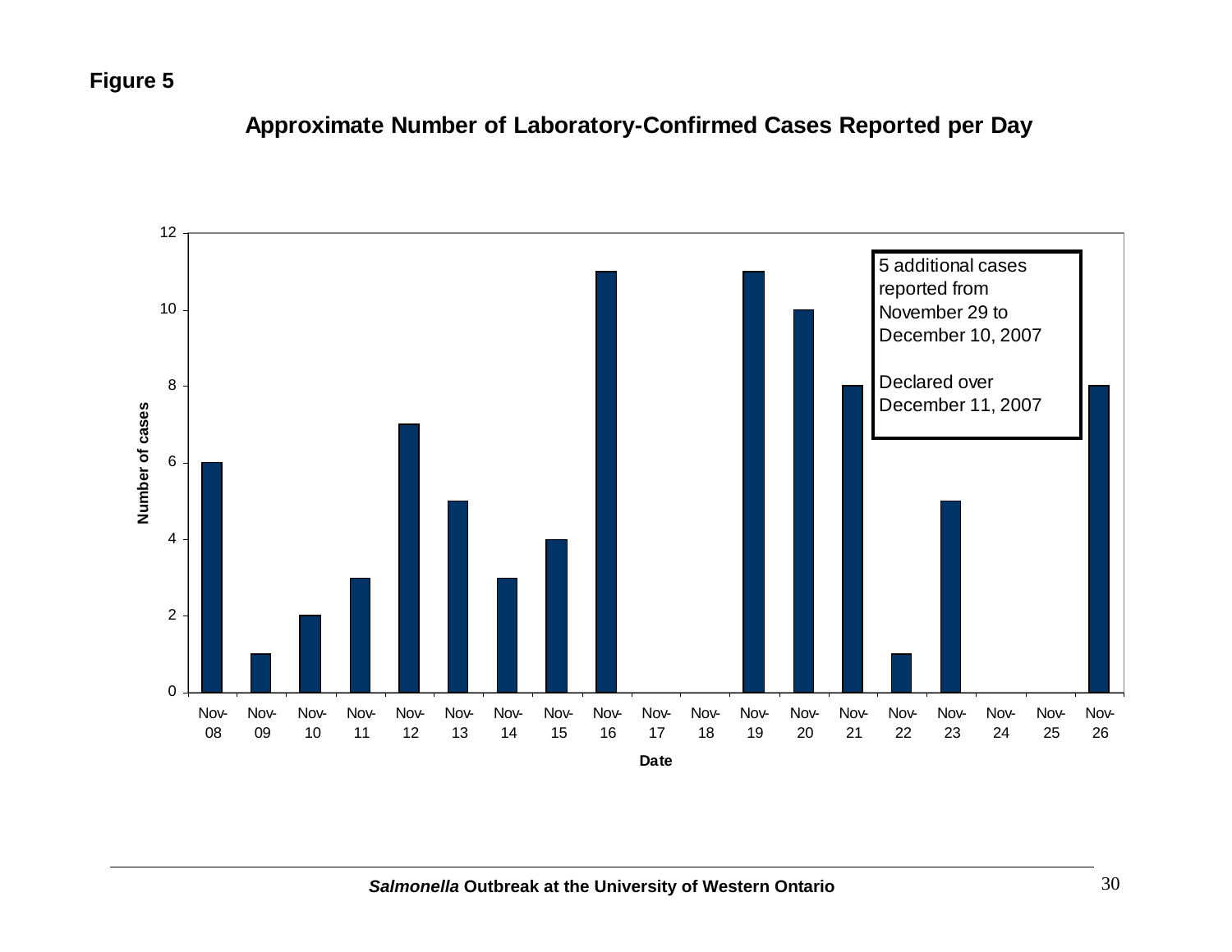**Figure 5**

## Approximate Number of Laboratory-Confirmed Cases Reported per Day

| Date | Number of cases |
|---|---|
| Nov-08 | 6 |
| Nov-09 | 1 |
| Nov-10 | 2 |
| Nov-11 | 3 |
| Nov-12 | 7 |
| Nov-13 | 5 |
| Nov-14 | 3 |
| Nov-15 | 4 |
| Nov-16 | 11 |
| Nov-17 | 0 |
| Nov-18 | 0 |
| Nov-19 | 11 |
| Nov-20 | 10 |
| Nov-21 | 8 |
| Nov-22 | 1 |
| Nov-23 | 5 |
| Nov-24 | 0 |
| Nov-25 | 0 |
| Nov-26 | 8 |

5 additional cases reported from November 29 to December 10, 2007

Declared over December 11, 2007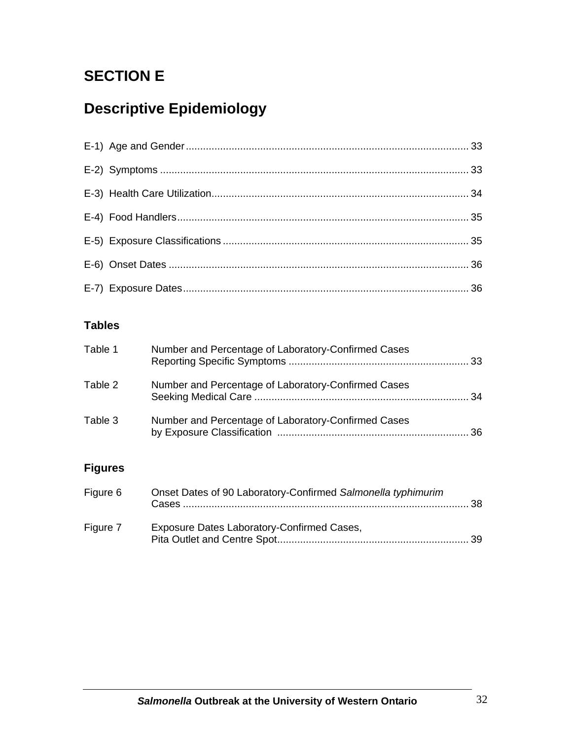# SECTION E

# Descriptive Epidemiology

E-1) Age and Gender .......... 33

E-2) Symptoms .......... 33

E-3) Health Care Utilization .......... 34

E-4) Food Handlers .......... 35

E-5) Exposure Classifications .......... 35

E-6) Onset Dates .......... 36

E-7) Exposure Dates .......... 36

### Tables

Table 1 Number and Percentage of Laboratory-Confirmed Cases Reporting Specific Symptoms .......... 33

Table 2 Number and Percentage of Laboratory-Confirmed Cases Seeking Medical Care .......... 34

Table 3 Number and Percentage of Laboratory-Confirmed Cases by Exposure Classification .......... 36

### Figures

Figure 6 Onset Dates of 90 Laboratory-Confirmed *Salmonella typhimurim* Cases .......... 38

Figure 7 Exposure Dates Laboratory-Confirmed Cases, Pita Outlet and Centre Spot .......... 39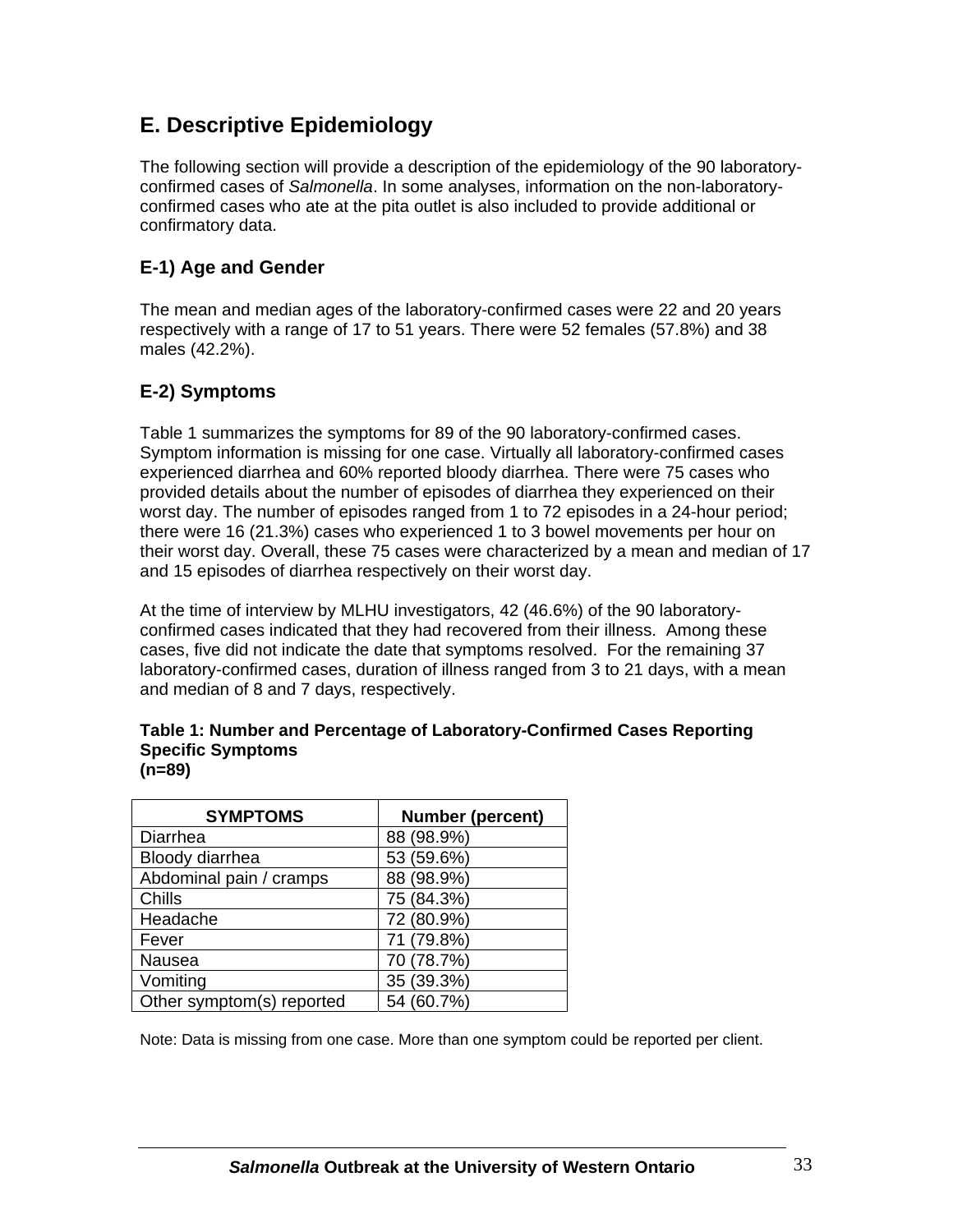## E. Descriptive Epidemiology

The following section will provide a description of the epidemiology of the 90 laboratory-confirmed cases of *Salmonella*. In some analyses, information on the non-laboratory-confirmed cases who ate at the pita outlet is also included to provide additional or confirmatory data.

### E-1) Age and Gender

The mean and median ages of the laboratory-confirmed cases were 22 and 20 years respectively with a range of 17 to 51 years. There were 52 females (57.8%) and 38 males (42.2%).

### E-2) Symptoms

Table 1 summarizes the symptoms for 89 of the 90 laboratory-confirmed cases. Symptom information is missing for one case. Virtually all laboratory-confirmed cases experienced diarrhea and 60% reported bloody diarrhea. There were 75 cases who provided details about the number of episodes of diarrhea they experienced on their worst day. The number of episodes ranged from 1 to 72 episodes in a 24-hour period; there were 16 (21.3%) cases who experienced 1 to 3 bowel movements per hour on their worst day. Overall, these 75 cases were characterized by a mean and median of 17 and 15 episodes of diarrhea respectively on their worst day.

At the time of interview by MLHU investigators, 42 (46.6%) of the 90 laboratory-confirmed cases indicated that they had recovered from their illness. Among these cases, five did not indicate the date that symptoms resolved. For the remaining 37 laboratory-confirmed cases, duration of illness ranged from 3 to 21 days, with a mean and median of 8 and 7 days, respectively.

**Table 1: Number and Percentage of Laboratory-Confirmed Cases Reporting Specific Symptoms (n=89)**

| SYMPTOMS | Number (percent) |
|---|---|
| Diarrhea | 88 (98.9%) |
| Bloody diarrhea | 53 (59.6%) |
| Abdominal pain / cramps | 88 (98.9%) |
| Chills | 75 (84.3%) |
| Headache | 72 (80.9%) |
| Fever | 71 (79.8%) |
| Nausea | 70 (78.7%) |
| Vomiting | 35 (39.3%) |
| Other symptom(s) reported | 54 (60.7%) |

Note: Data is missing from one case. More than one symptom could be reported per client.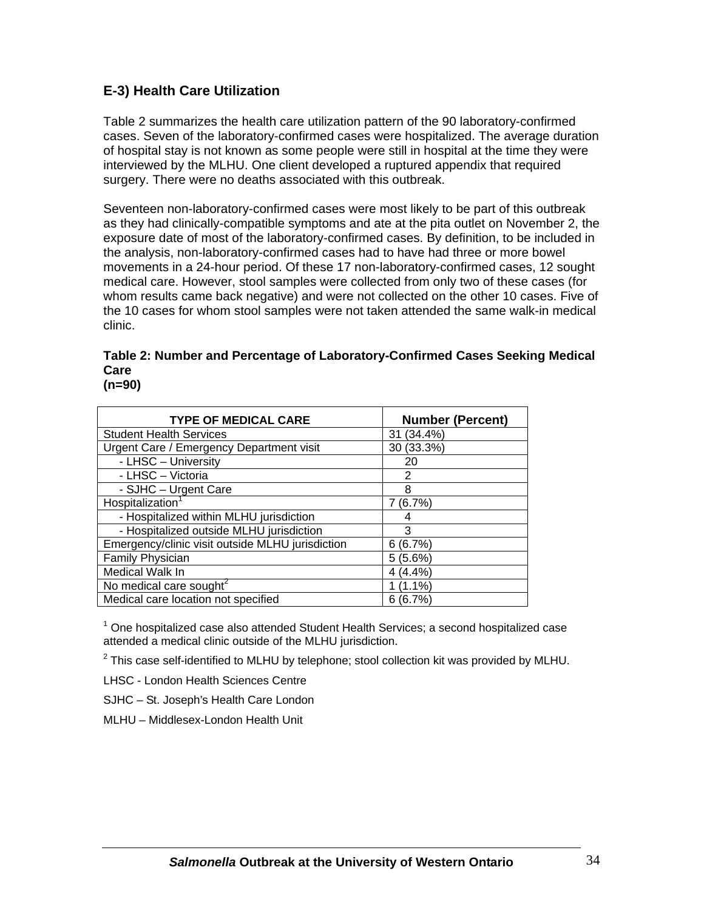## E-3) Health Care Utilization

Table 2 summarizes the health care utilization pattern of the 90 laboratory-confirmed cases. Seven of the laboratory-confirmed cases were hospitalized. The average duration of hospital stay is not known as some people were still in hospital at the time they were interviewed by the MLHU. One client developed a ruptured appendix that required surgery. There were no deaths associated with this outbreak.

Seventeen non-laboratory-confirmed cases were most likely to be part of this outbreak as they had clinically-compatible symptoms and ate at the pita outlet on November 2, the exposure date of most of the laboratory-confirmed cases. By definition, to be included in the analysis, non-laboratory-confirmed cases had to have had three or more bowel movements in a 24-hour period. Of these 17 non-laboratory-confirmed cases, 12 sought medical care. However, stool samples were collected from only two of these cases (for whom results came back negative) and were not collected on the other 10 cases. Five of the 10 cases for whom stool samples were not taken attended the same walk-in medical clinic.

**Table 2: Number and Percentage of Laboratory-Confirmed Cases Seeking Medical Care (n=90)**

| TYPE OF MEDICAL CARE | Number (Percent) |
|---|---|
| Student Health Services | 31 (34.4%) |
| Urgent Care / Emergency Department visit | 30 (33.3%) |
| - LHSC – University | 20 |
| - LHSC – Victoria | 2 |
| - SJHC – Urgent Care | 8 |
| Hospitalization[1] | 7 (6.7%) |
| - Hospitalized within MLHU jurisdiction | 4 |
| - Hospitalized outside MLHU jurisdiction | 3 |
| Emergency/clinic visit outside MLHU jurisdiction | 6 (6.7%) |
| Family Physician | 5 (5.6%) |
| Medical Walk In | 4 (4.4%) |
| No medical care sought[2] | 1 (1.1%) |
| Medical care location not specified | 6 (6.7%) |

[1] One hospitalized case also attended Student Health Services; a second hospitalized case attended a medical clinic outside of the MLHU jurisdiction.

[2] This case self-identified to MLHU by telephone; stool collection kit was provided by MLHU.

LHSC - London Health Sciences Centre

SJHC – St. Joseph's Health Care London

MLHU – Middlesex-London Health Unit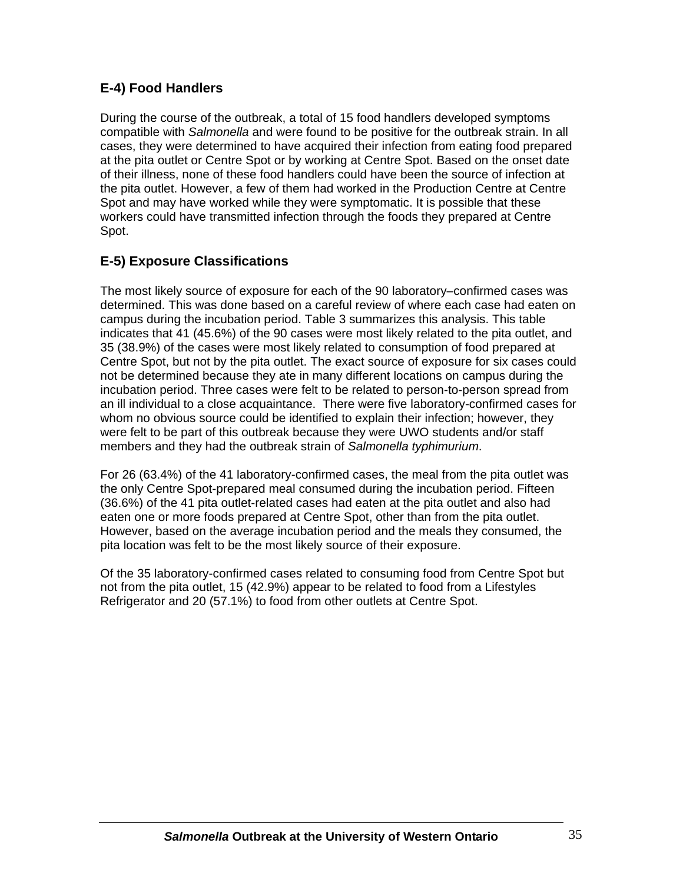## E-4) Food Handlers

During the course of the outbreak, a total of 15 food handlers developed symptoms compatible with *Salmonella* and were found to be positive for the outbreak strain. In all cases, they were determined to have acquired their infection from eating food prepared at the pita outlet or Centre Spot or by working at Centre Spot. Based on the onset date of their illness, none of these food handlers could have been the source of infection at the pita outlet. However, a few of them had worked in the Production Centre at Centre Spot and may have worked while they were symptomatic. It is possible that these workers could have transmitted infection through the foods they prepared at Centre Spot.

## E-5) Exposure Classifications

The most likely source of exposure for each of the 90 laboratory–confirmed cases was determined. This was done based on a careful review of where each case had eaten on campus during the incubation period. Table 3 summarizes this analysis. This table indicates that 41 (45.6%) of the 90 cases were most likely related to the pita outlet, and 35 (38.9%) of the cases were most likely related to consumption of food prepared at Centre Spot, but not by the pita outlet. The exact source of exposure for six cases could not be determined because they ate in many different locations on campus during the incubation period. Three cases were felt to be related to person-to-person spread from an ill individual to a close acquaintance. There were five laboratory-confirmed cases for whom no obvious source could be identified to explain their infection; however, they were felt to be part of this outbreak because they were UWO students and/or staff members and they had the outbreak strain of *Salmonella typhimurium*.

For 26 (63.4%) of the 41 laboratory-confirmed cases, the meal from the pita outlet was the only Centre Spot-prepared meal consumed during the incubation period. Fifteen (36.6%) of the 41 pita outlet-related cases had eaten at the pita outlet and also had eaten one or more foods prepared at Centre Spot, other than from the pita outlet. However, based on the average incubation period and the meals they consumed, the pita location was felt to be the most likely source of their exposure.

Of the 35 laboratory-confirmed cases related to consuming food from Centre Spot but not from the pita outlet, 15 (42.9%) appear to be related to food from a Lifestyles Refrigerator and 20 (57.1%) to food from other outlets at Centre Spot.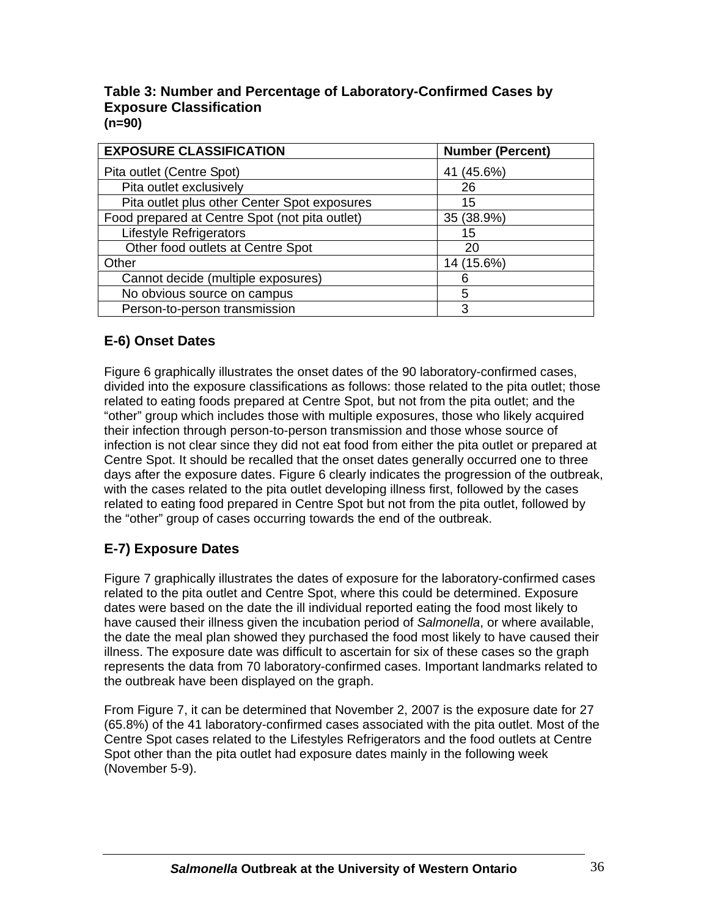**Table 3: Number and Percentage of Laboratory-Confirmed Cases by Exposure Classification**
**(n=90)**

| EXPOSURE CLASSIFICATION | Number (Percent) |
|---|---|
| Pita outlet (Centre Spot) | 41 (45.6%) |
| Pita outlet exclusively | 26 |
| Pita outlet plus other Center Spot exposures | 15 |
| Food prepared at Centre Spot (not pita outlet) | 35 (38.9%) |
| Lifestyle Refrigerators | 15 |
| Other food outlets at Centre Spot | 20 |
| Other | 14 (15.6%) |
| Cannot decide (multiple exposures) | 6 |
| No obvious source on campus | 5 |
| Person-to-person transmission | 3 |

## E-6) Onset Dates

Figure 6 graphically illustrates the onset dates of the 90 laboratory-confirmed cases, divided into the exposure classifications as follows: those related to the pita outlet; those related to eating foods prepared at Centre Spot, but not from the pita outlet; and the “other” group which includes those with multiple exposures, those who likely acquired their infection through person-to-person transmission and those whose source of infection is not clear since they did not eat food from either the pita outlet or prepared at Centre Spot. It should be recalled that the onset dates generally occurred one to three days after the exposure dates. Figure 6 clearly indicates the progression of the outbreak, with the cases related to the pita outlet developing illness first, followed by the cases related to eating food prepared in Centre Spot but not from the pita outlet, followed by the “other” group of cases occurring towards the end of the outbreak.

## E-7) Exposure Dates

Figure 7 graphically illustrates the dates of exposure for the laboratory-confirmed cases related to the pita outlet and Centre Spot, where this could be determined. Exposure dates were based on the date the ill individual reported eating the food most likely to have caused their illness given the incubation period of *Salmonella*, or where available, the date the meal plan showed they purchased the food most likely to have caused their illness. The exposure date was difficult to ascertain for six of these cases so the graph represents the data from 70 laboratory-confirmed cases. Important landmarks related to the outbreak have been displayed on the graph.

From Figure 7, it can be determined that November 2, 2007 is the exposure date for 27 (65.8%) of the 41 laboratory-confirmed cases associated with the pita outlet. Most of the Centre Spot cases related to the Lifestyles Refrigerators and the food outlets at Centre Spot other than the pita outlet had exposure dates mainly in the following week (November 5-9).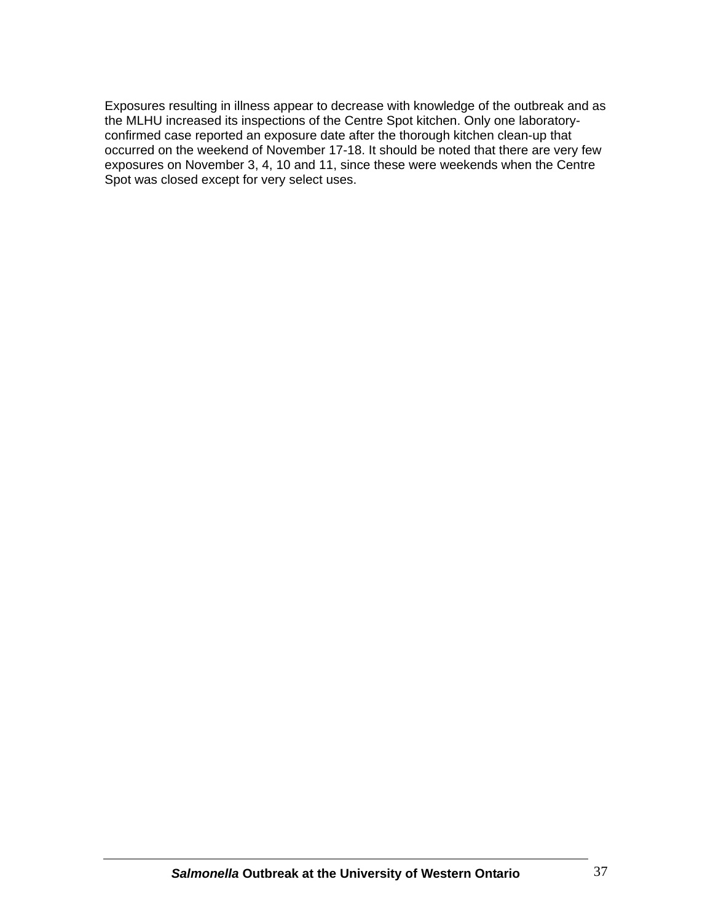Exposures resulting in illness appear to decrease with knowledge of the outbreak and as the MLHU increased its inspections of the Centre Spot kitchen. Only one laboratory-confirmed case reported an exposure date after the thorough kitchen clean-up that occurred on the weekend of November 17-18. It should be noted that there are very few exposures on November 3, 4, 10 and 11, since these were weekends when the Centre Spot was closed except for very select uses.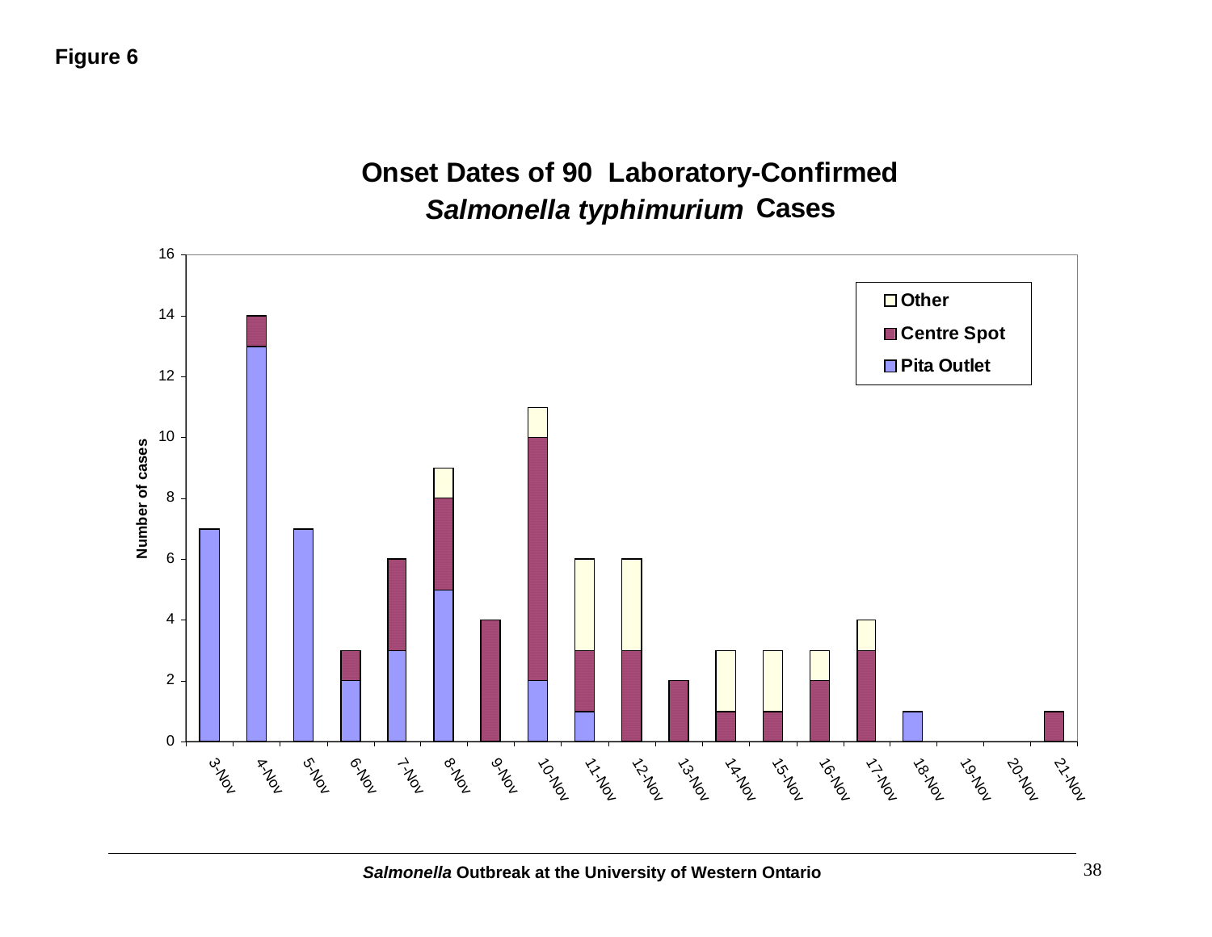**Figure 6**

## Onset Dates of 90 Laboratory-Confirmed *Salmonella typhimurium* Cases

| Onset date | Pita Outlet | Centre Spot | Other | Total |
|---|---|---|---|---|
| 3-Nov | 7 | 0 | 0 | 7 |
| 4-Nov | 13 | 1 | 0 | 14 |
| 5-Nov | 7 | 0 | 0 | 7 |
| 6-Nov | 2 | 1 | 0 | 3 |
| 7-Nov | 3 | 3 | 0 | 6 |
| 8-Nov | 5 | 3 | 1 | 9 |
| 9-Nov | 0 | 4 | 0 | 4 |
| 10-Nov | 2 | 8 | 1 | 11 |
| 11-Nov | 1 | 2 | 3 | 6 |
| 12-Nov | 0 | 3 | 3 | 6 |
| 13-Nov | 0 | 2 | 0 | 2 |
| 14-Nov | 0 | 1 | 2 | 3 |
| 15-Nov | 0 | 1 | 2 | 3 |
| 16-Nov | 0 | 2 | 1 | 3 |
| 17-Nov | 0 | 3 | 1 | 4 |
| 18-Nov | 1 | 0 | 0 | 1 |
| 19-Nov | 0 | 0 | 0 | 0 |
| 20-Nov | 0 | 0 | 0 | 0 |
| 21-Nov | 0 | 1 | 0 | 1 |

Y-axis: Number of cases (0–16)

Legend: Other; Centre Spot; Pita Outlet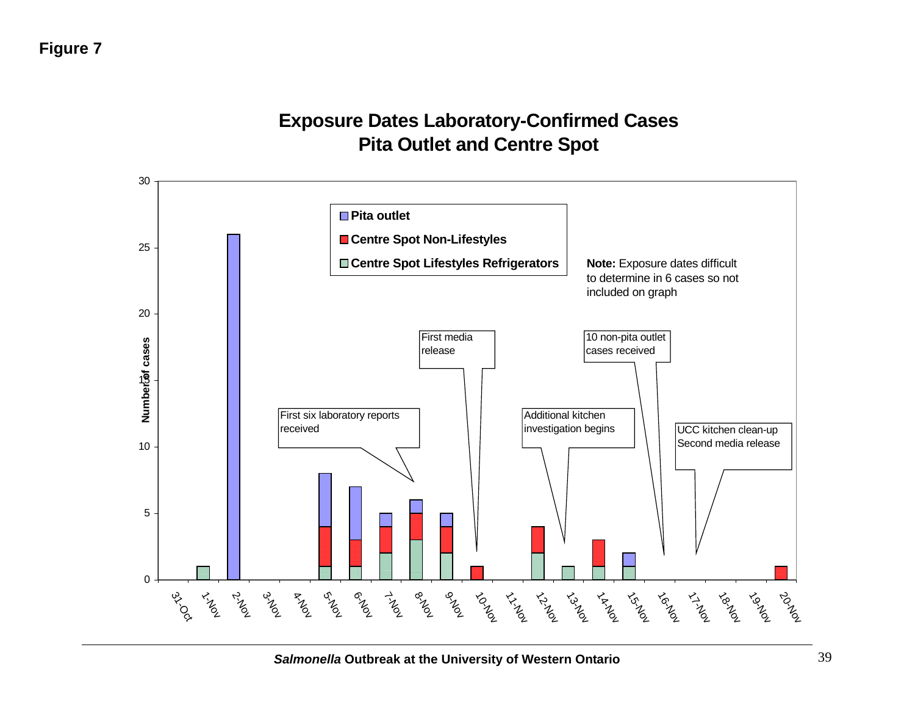**Figure 7**

## Exposure Dates Laboratory-Confirmed Cases
## Pita Outlet and Centre Spot

Legend: Pita outlet; Centre Spot Non-Lifestyles; Centre Spot Lifestyles Refrigerators

**Note:** Exposure dates difficult to determine in 6 cases so not included on graph

Annotations: First six laboratory reports received; First media release; Additional kitchen investigation begins; 10 non-pita outlet cases received; UCC kitchen clean-up Second media release

| Date | Pita outlet | Centre Spot Non-Lifestyles | Centre Spot Lifestyles Refrigerators |
|---|---|---|---|
| 31-Oct | 0 | 0 | 0 |
| 1-Nov | 0 | 0 | 1 |
| 2-Nov | 26 | 0 | 0 |
| 3-Nov | 0 | 0 | 0 |
| 4-Nov | 0 | 0 | 0 |
| 5-Nov | 4 | 3 | 1 |
| 6-Nov | 4 | 2 | 1 |
| 7-Nov | 1 | 2 | 2 |
| 8-Nov | 1 | 2 | 3 |
| 9-Nov | 1 | 2 | 2 |
| 10-Nov | 0 | 1 | 0 |
| 11-Nov | 0 | 0 | 0 |
| 12-Nov | 0 | 2 | 2 |
| 13-Nov | 0 | 0 | 1 |
| 14-Nov | 0 | 2 | 1 |
| 15-Nov | 1 | 0 | 1 |
| 16-Nov | 0 | 0 | 0 |
| 17-Nov | 0 | 0 | 0 |
| 18-Nov | 0 | 0 | 0 |
| 19-Nov | 0 | 0 | 0 |
| 20-Nov | 0 | 1 | 0 |

Y-axis: Number of cases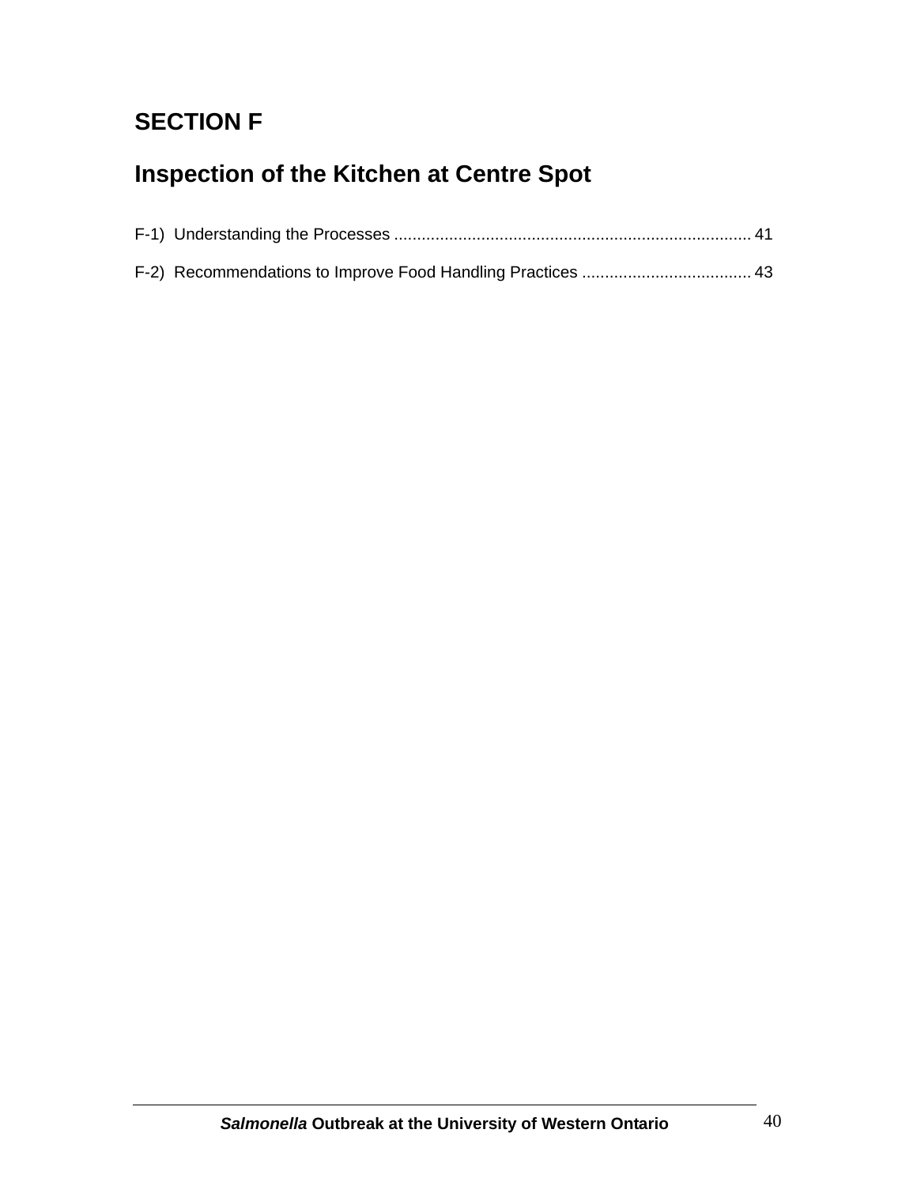# SECTION F

## Inspection of the Kitchen at Centre Spot

F-1) Understanding the Processes ............................................................................. 41

F-2) Recommendations to Improve Food Handling Practices ..................................... 43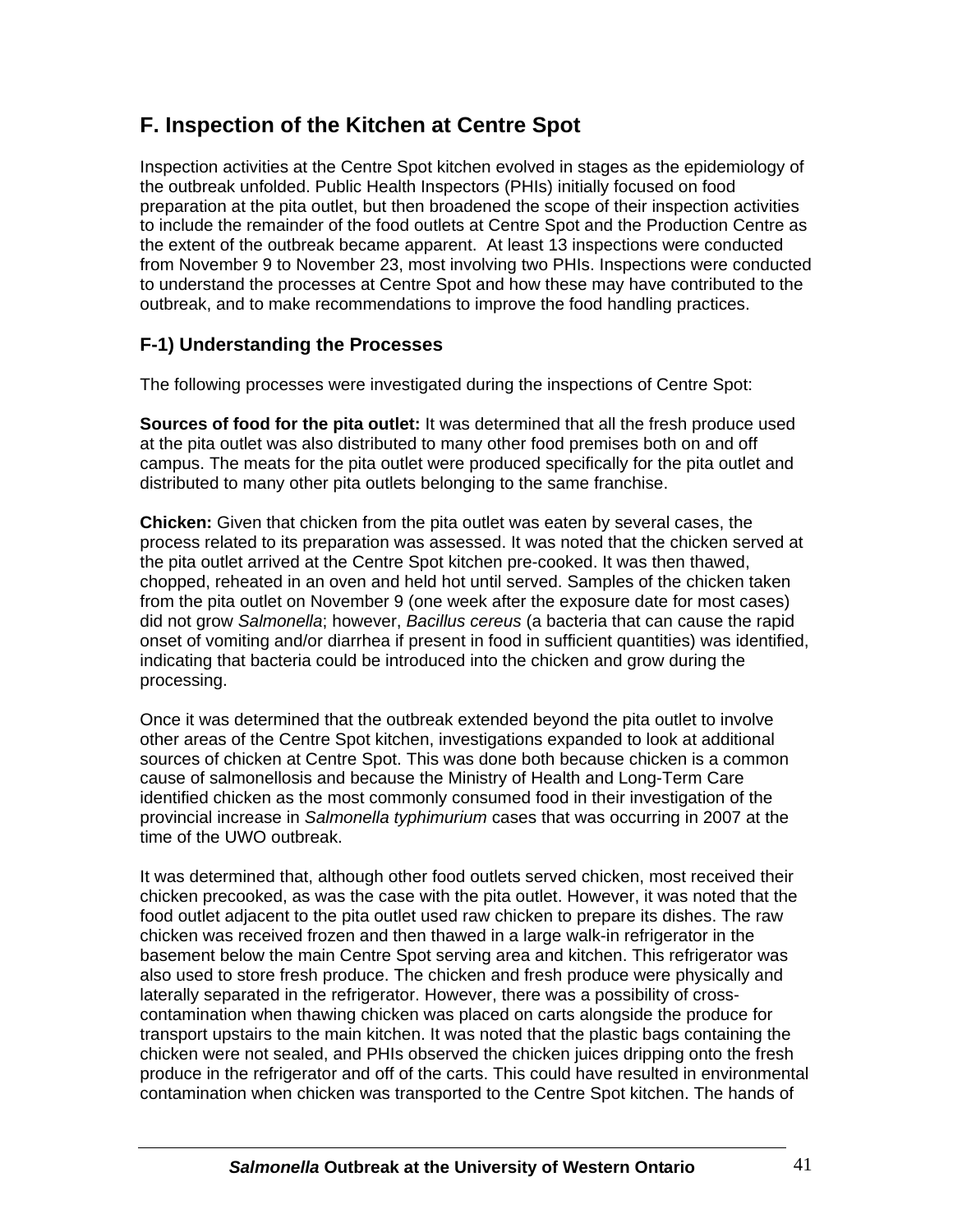## F. Inspection of the Kitchen at Centre Spot

Inspection activities at the Centre Spot kitchen evolved in stages as the epidemiology of the outbreak unfolded. Public Health Inspectors (PHIs) initially focused on food preparation at the pita outlet, but then broadened the scope of their inspection activities to include the remainder of the food outlets at Centre Spot and the Production Centre as the extent of the outbreak became apparent. At least 13 inspections were conducted from November 9 to November 23, most involving two PHIs. Inspections were conducted to understand the processes at Centre Spot and how these may have contributed to the outbreak, and to make recommendations to improve the food handling practices.

### F-1) Understanding the Processes

The following processes were investigated during the inspections of Centre Spot:

**Sources of food for the pita outlet:** It was determined that all the fresh produce used at the pita outlet was also distributed to many other food premises both on and off campus. The meats for the pita outlet were produced specifically for the pita outlet and distributed to many other pita outlets belonging to the same franchise.

**Chicken:** Given that chicken from the pita outlet was eaten by several cases, the process related to its preparation was assessed. It was noted that the chicken served at the pita outlet arrived at the Centre Spot kitchen pre-cooked. It was then thawed, chopped, reheated in an oven and held hot until served. Samples of the chicken taken from the pita outlet on November 9 (one week after the exposure date for most cases) did not grow *Salmonella*; however, *Bacillus cereus* (a bacteria that can cause the rapid onset of vomiting and/or diarrhea if present in food in sufficient quantities) was identified, indicating that bacteria could be introduced into the chicken and grow during the processing.

Once it was determined that the outbreak extended beyond the pita outlet to involve other areas of the Centre Spot kitchen, investigations expanded to look at additional sources of chicken at Centre Spot. This was done both because chicken is a common cause of salmonellosis and because the Ministry of Health and Long-Term Care identified chicken as the most commonly consumed food in their investigation of the provincial increase in *Salmonella typhimurium* cases that was occurring in 2007 at the time of the UWO outbreak.

It was determined that, although other food outlets served chicken, most received their chicken precooked, as was the case with the pita outlet. However, it was noted that the food outlet adjacent to the pita outlet used raw chicken to prepare its dishes. The raw chicken was received frozen and then thawed in a large walk-in refrigerator in the basement below the main Centre Spot serving area and kitchen. This refrigerator was also used to store fresh produce. The chicken and fresh produce were physically and laterally separated in the refrigerator. However, there was a possibility of cross-contamination when thawing chicken was placed on carts alongside the produce for transport upstairs to the main kitchen. It was noted that the plastic bags containing the chicken were not sealed, and PHIs observed the chicken juices dripping onto the fresh produce in the refrigerator and off of the carts. This could have resulted in environmental contamination when chicken was transported to the Centre Spot kitchen. The hands of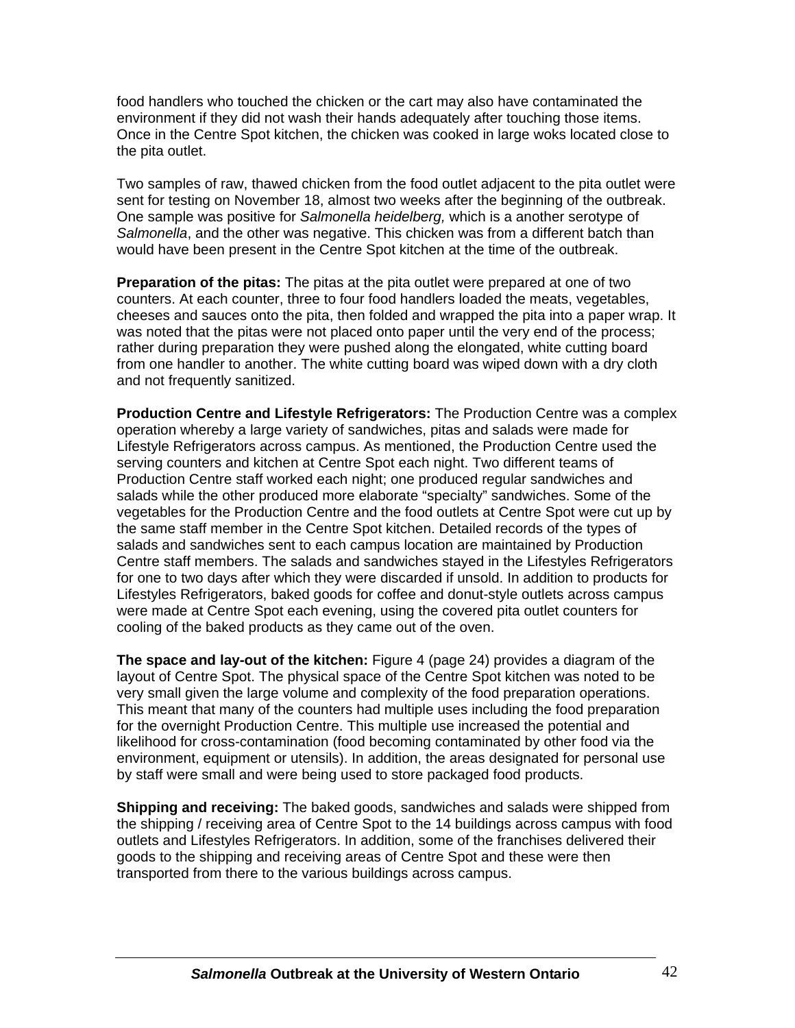food handlers who touched the chicken or the cart may also have contaminated the environment if they did not wash their hands adequately after touching those items. Once in the Centre Spot kitchen, the chicken was cooked in large woks located close to the pita outlet.

Two samples of raw, thawed chicken from the food outlet adjacent to the pita outlet were sent for testing on November 18, almost two weeks after the beginning of the outbreak. One sample was positive for *Salmonella heidelberg,* which is a another serotype of *Salmonella*, and the other was negative. This chicken was from a different batch than would have been present in the Centre Spot kitchen at the time of the outbreak.

**Preparation of the pitas:** The pitas at the pita outlet were prepared at one of two counters. At each counter, three to four food handlers loaded the meats, vegetables, cheeses and sauces onto the pita, then folded and wrapped the pita into a paper wrap. It was noted that the pitas were not placed onto paper until the very end of the process; rather during preparation they were pushed along the elongated, white cutting board from one handler to another. The white cutting board was wiped down with a dry cloth and not frequently sanitized.

**Production Centre and Lifestyle Refrigerators:** The Production Centre was a complex operation whereby a large variety of sandwiches, pitas and salads were made for Lifestyle Refrigerators across campus. As mentioned, the Production Centre used the serving counters and kitchen at Centre Spot each night. Two different teams of Production Centre staff worked each night; one produced regular sandwiches and salads while the other produced more elaborate "specialty" sandwiches. Some of the vegetables for the Production Centre and the food outlets at Centre Spot were cut up by the same staff member in the Centre Spot kitchen. Detailed records of the types of salads and sandwiches sent to each campus location are maintained by Production Centre staff members. The salads and sandwiches stayed in the Lifestyles Refrigerators for one to two days after which they were discarded if unsold. In addition to products for Lifestyles Refrigerators, baked goods for coffee and donut-style outlets across campus were made at Centre Spot each evening, using the covered pita outlet counters for cooling of the baked products as they came out of the oven.

**The space and lay-out of the kitchen:** Figure 4 (page 24) provides a diagram of the layout of Centre Spot. The physical space of the Centre Spot kitchen was noted to be very small given the large volume and complexity of the food preparation operations. This meant that many of the counters had multiple uses including the food preparation for the overnight Production Centre. This multiple use increased the potential and likelihood for cross-contamination (food becoming contaminated by other food via the environment, equipment or utensils). In addition, the areas designated for personal use by staff were small and were being used to store packaged food products.

**Shipping and receiving:** The baked goods, sandwiches and salads were shipped from the shipping / receiving area of Centre Spot to the 14 buildings across campus with food outlets and Lifestyles Refrigerators. In addition, some of the franchises delivered their goods to the shipping and receiving areas of Centre Spot and these were then transported from there to the various buildings across campus.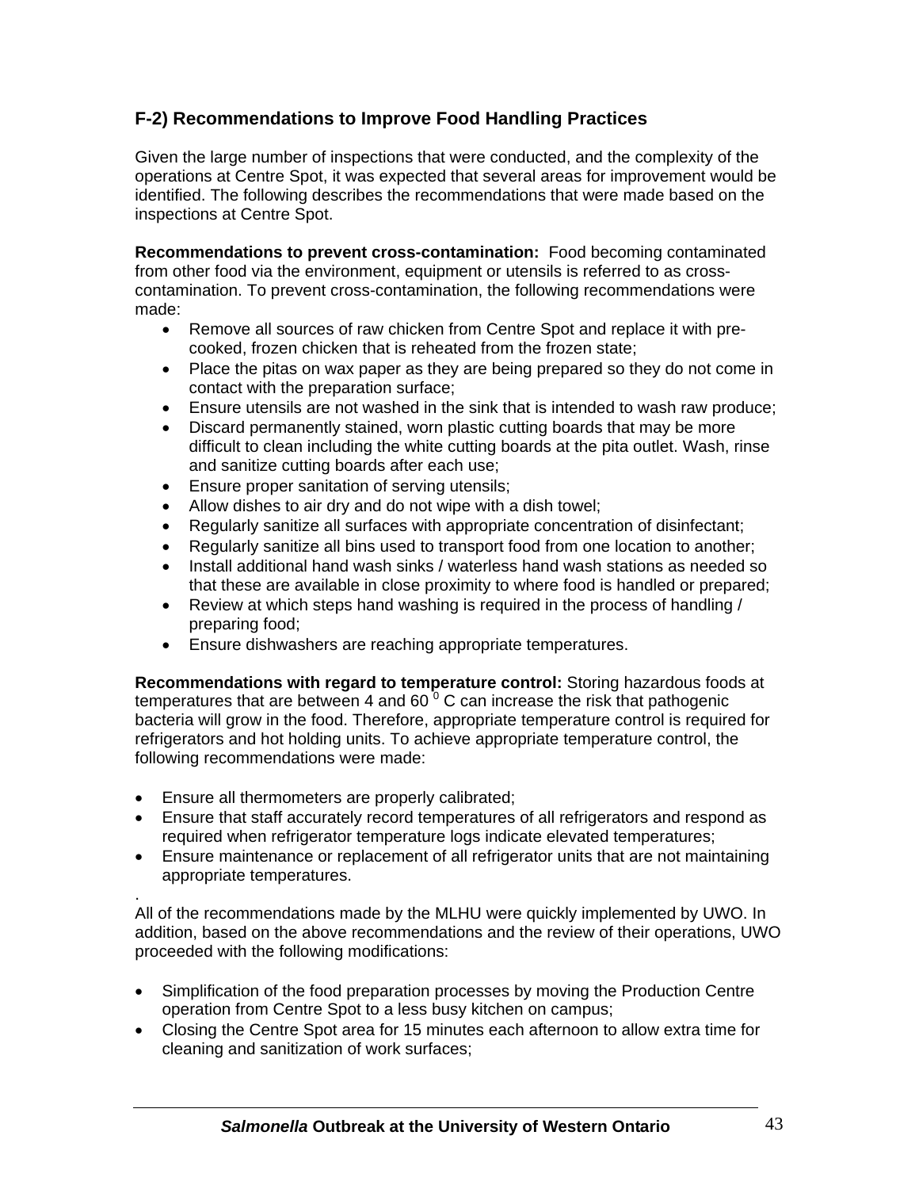### F-2) Recommendations to Improve Food Handling Practices

Given the large number of inspections that were conducted, and the complexity of the operations at Centre Spot, it was expected that several areas for improvement would be identified. The following describes the recommendations that were made based on the inspections at Centre Spot.

**Recommendations to prevent cross-contamination:** Food becoming contaminated from other food via the environment, equipment or utensils is referred to as cross-contamination. To prevent cross-contamination, the following recommendations were made:

- Remove all sources of raw chicken from Centre Spot and replace it with pre-cooked, frozen chicken that is reheated from the frozen state;
- Place the pitas on wax paper as they are being prepared so they do not come in contact with the preparation surface;
- Ensure utensils are not washed in the sink that is intended to wash raw produce;
- Discard permanently stained, worn plastic cutting boards that may be more difficult to clean including the white cutting boards at the pita outlet. Wash, rinse and sanitize cutting boards after each use;
- Ensure proper sanitation of serving utensils;
- Allow dishes to air dry and do not wipe with a dish towel;
- Regularly sanitize all surfaces with appropriate concentration of disinfectant;
- Regularly sanitize all bins used to transport food from one location to another;
- Install additional hand wash sinks / waterless hand wash stations as needed so that these are available in close proximity to where food is handled or prepared;
- Review at which steps hand washing is required in the process of handling / preparing food;
- Ensure dishwashers are reaching appropriate temperatures.

**Recommendations with regard to temperature control:** Storing hazardous foods at temperatures that are between 4 and 60 $^0$ C can increase the risk that pathogenic bacteria will grow in the food. Therefore, appropriate temperature control is required for refrigerators and hot holding units. To achieve appropriate temperature control, the following recommendations were made:

- Ensure all thermometers are properly calibrated;
- Ensure that staff accurately record temperatures of all refrigerators and respond as required when refrigerator temperature logs indicate elevated temperatures;
- Ensure maintenance or replacement of all refrigerator units that are not maintaining appropriate temperatures.

.

All of the recommendations made by the MLHU were quickly implemented by UWO. In addition, based on the above recommendations and the review of their operations, UWO proceeded with the following modifications:

- Simplification of the food preparation processes by moving the Production Centre operation from Centre Spot to a less busy kitchen on campus;
- Closing the Centre Spot area for 15 minutes each afternoon to allow extra time for cleaning and sanitization of work surfaces;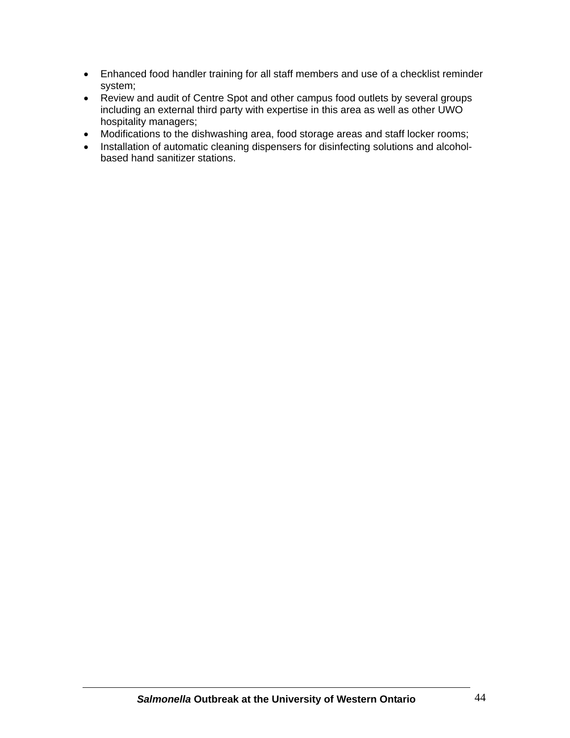- Enhanced food handler training for all staff members and use of a checklist reminder system;
- Review and audit of Centre Spot and other campus food outlets by several groups including an external third party with expertise in this area as well as other UWO hospitality managers;
- Modifications to the dishwashing area, food storage areas and staff locker rooms;
- Installation of automatic cleaning dispensers for disinfecting solutions and alcohol-based hand sanitizer stations.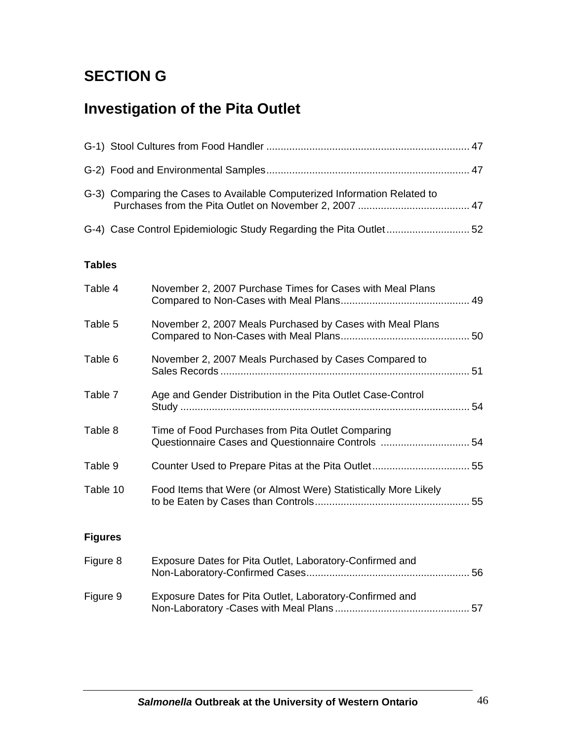# SECTION G

# Investigation of the Pita Outlet

G-1) Stool Cultures from Food Handler ...................................................................... 47

G-2) Food and Environmental Samples...................................................................... 47

G-3) Comparing the Cases to Available Computerized Information Related to Purchases from the Pita Outlet on November 2, 2007 ...................................... 47

G-4) Case Control Epidemiologic Study Regarding the Pita Outlet............................. 52

**Tables**

Table 4 November 2, 2007 Purchase Times for Cases with Meal Plans Compared to Non-Cases with Meal Plans............................................ 49

Table 5 November 2, 2007 Meals Purchased by Cases with Meal Plans Compared to Non-Cases with Meal Plans............................................ 50

Table 6 November 2, 2007 Meals Purchased by Cases Compared to Sales Records ...................................................................................... 51

Table 7 Age and Gender Distribution in the Pita Outlet Case-Control Study .................................................................................................... 54

Table 8 Time of Food Purchases from Pita Outlet Comparing Questionnaire Cases and Questionnaire Controls ............................... 54

Table 9 Counter Used to Prepare Pitas at the Pita Outlet.................................. 55

Table 10 Food Items that Were (or Almost Were) Statistically More Likely to be Eaten by Cases than Controls...................................................... 55

**Figures**

Figure 8 Exposure Dates for Pita Outlet, Laboratory-Confirmed and Non-Laboratory-Confirmed Cases........................................................ 56

Figure 9 Exposure Dates for Pita Outlet, Laboratory-Confirmed and Non-Laboratory -Cases with Meal Plans............................................... 57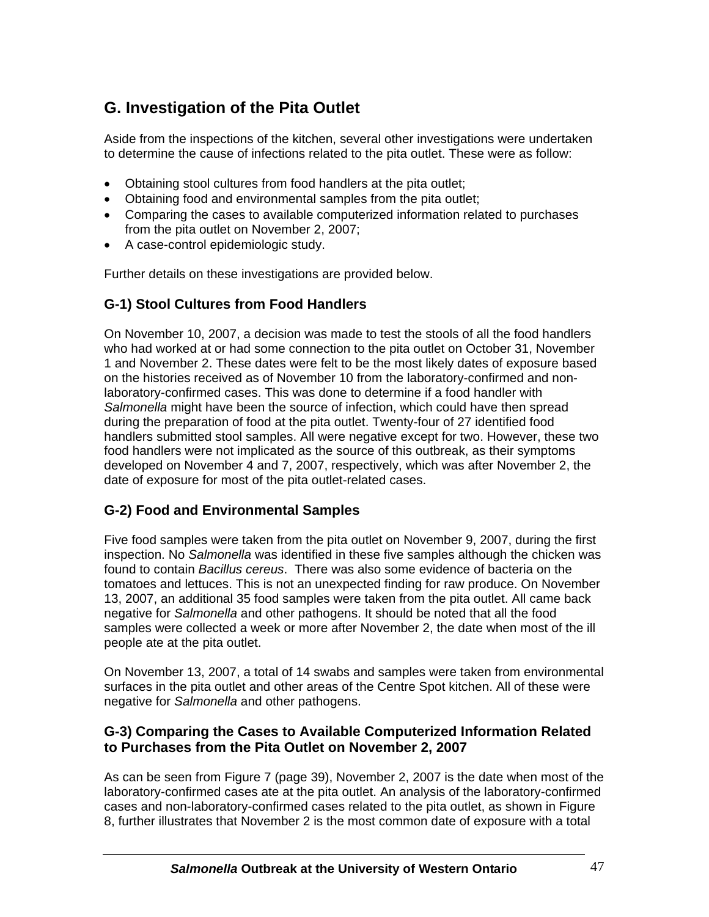## G. Investigation of the Pita Outlet

Aside from the inspections of the kitchen, several other investigations were undertaken to determine the cause of infections related to the pita outlet. These were as follow:

- Obtaining stool cultures from food handlers at the pita outlet;
- Obtaining food and environmental samples from the pita outlet;
- Comparing the cases to available computerized information related to purchases from the pita outlet on November 2, 2007;
- A case-control epidemiologic study.

Further details on these investigations are provided below.

### G-1) Stool Cultures from Food Handlers

On November 10, 2007, a decision was made to test the stools of all the food handlers who had worked at or had some connection to the pita outlet on October 31, November 1 and November 2. These dates were felt to be the most likely dates of exposure based on the histories received as of November 10 from the laboratory-confirmed and non-laboratory-confirmed cases. This was done to determine if a food handler with *Salmonella* might have been the source of infection, which could have then spread during the preparation of food at the pita outlet. Twenty-four of 27 identified food handlers submitted stool samples. All were negative except for two. However, these two food handlers were not implicated as the source of this outbreak, as their symptoms developed on November 4 and 7, 2007, respectively, which was after November 2, the date of exposure for most of the pita outlet-related cases.

### G-2) Food and Environmental Samples

Five food samples were taken from the pita outlet on November 9, 2007, during the first inspection. No *Salmonella* was identified in these five samples although the chicken was found to contain *Bacillus cereus*. There was also some evidence of bacteria on the tomatoes and lettuces. This is not an unexpected finding for raw produce. On November 13, 2007, an additional 35 food samples were taken from the pita outlet. All came back negative for *Salmonella* and other pathogens. It should be noted that all the food samples were collected a week or more after November 2, the date when most of the ill people ate at the pita outlet.

On November 13, 2007, a total of 14 swabs and samples were taken from environmental surfaces in the pita outlet and other areas of the Centre Spot kitchen. All of these were negative for *Salmonella* and other pathogens.

### G-3) Comparing the Cases to Available Computerized Information Related to Purchases from the Pita Outlet on November 2, 2007

As can be seen from Figure 7 (page 39), November 2, 2007 is the date when most of the laboratory-confirmed cases ate at the pita outlet. An analysis of the laboratory-confirmed cases and non-laboratory-confirmed cases related to the pita outlet, as shown in Figure 8, further illustrates that November 2 is the most common date of exposure with a total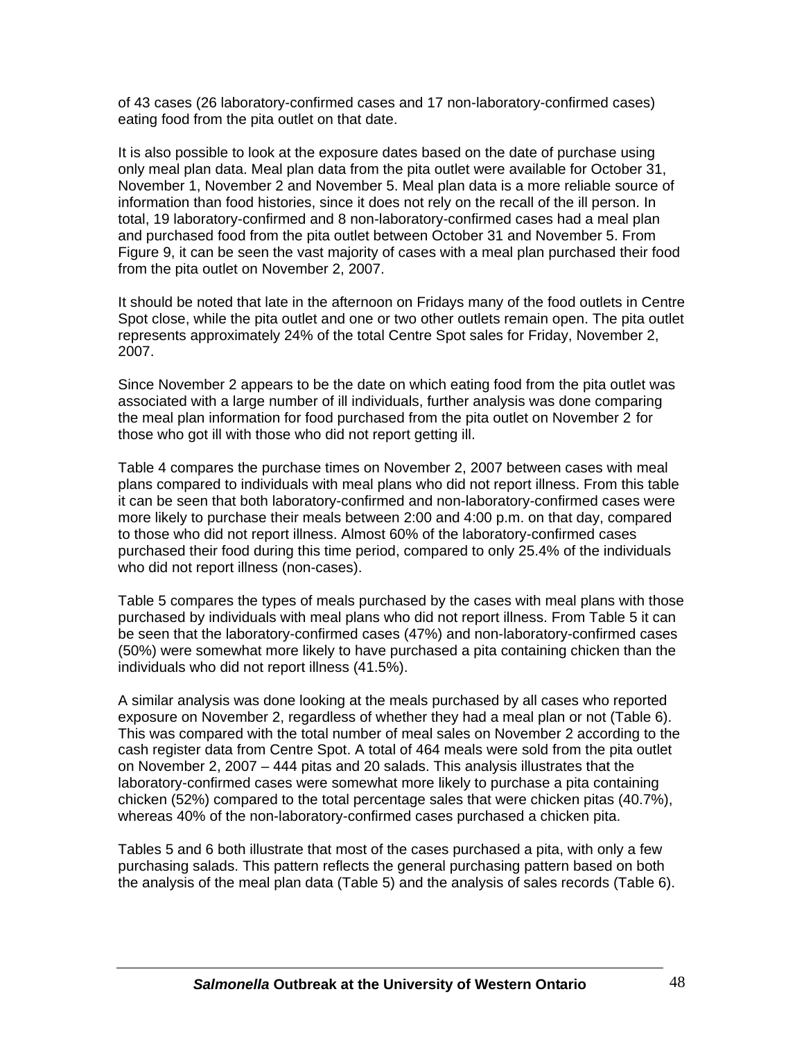of 43 cases (26 laboratory-confirmed cases and 17 non-laboratory-confirmed cases) eating food from the pita outlet on that date.

It is also possible to look at the exposure dates based on the date of purchase using only meal plan data. Meal plan data from the pita outlet were available for October 31, November 1, November 2 and November 5. Meal plan data is a more reliable source of information than food histories, since it does not rely on the recall of the ill person. In total, 19 laboratory-confirmed and 8 non-laboratory-confirmed cases had a meal plan and purchased food from the pita outlet between October 31 and November 5. From Figure 9, it can be seen the vast majority of cases with a meal plan purchased their food from the pita outlet on November 2, 2007.

It should be noted that late in the afternoon on Fridays many of the food outlets in Centre Spot close, while the pita outlet and one or two other outlets remain open. The pita outlet represents approximately 24% of the total Centre Spot sales for Friday, November 2, 2007.

Since November 2 appears to be the date on which eating food from the pita outlet was associated with a large number of ill individuals, further analysis was done comparing the meal plan information for food purchased from the pita outlet on November 2 for those who got ill with those who did not report getting ill.

Table 4 compares the purchase times on November 2, 2007 between cases with meal plans compared to individuals with meal plans who did not report illness. From this table it can be seen that both laboratory-confirmed and non-laboratory-confirmed cases were more likely to purchase their meals between 2:00 and 4:00 p.m. on that day, compared to those who did not report illness. Almost 60% of the laboratory-confirmed cases purchased their food during this time period, compared to only 25.4% of the individuals who did not report illness (non-cases).

Table 5 compares the types of meals purchased by the cases with meal plans with those purchased by individuals with meal plans who did not report illness. From Table 5 it can be seen that the laboratory-confirmed cases (47%) and non-laboratory-confirmed cases (50%) were somewhat more likely to have purchased a pita containing chicken than the individuals who did not report illness (41.5%).

A similar analysis was done looking at the meals purchased by all cases who reported exposure on November 2, regardless of whether they had a meal plan or not (Table 6). This was compared with the total number of meal sales on November 2 according to the cash register data from Centre Spot. A total of 464 meals were sold from the pita outlet on November 2, 2007 – 444 pitas and 20 salads. This analysis illustrates that the laboratory-confirmed cases were somewhat more likely to purchase a pita containing chicken (52%) compared to the total percentage sales that were chicken pitas (40.7%), whereas 40% of the non-laboratory-confirmed cases purchased a chicken pita.

Tables 5 and 6 both illustrate that most of the cases purchased a pita, with only a few purchasing salads. This pattern reflects the general purchasing pattern based on both the analysis of the meal plan data (Table 5) and the analysis of sales records (Table 6).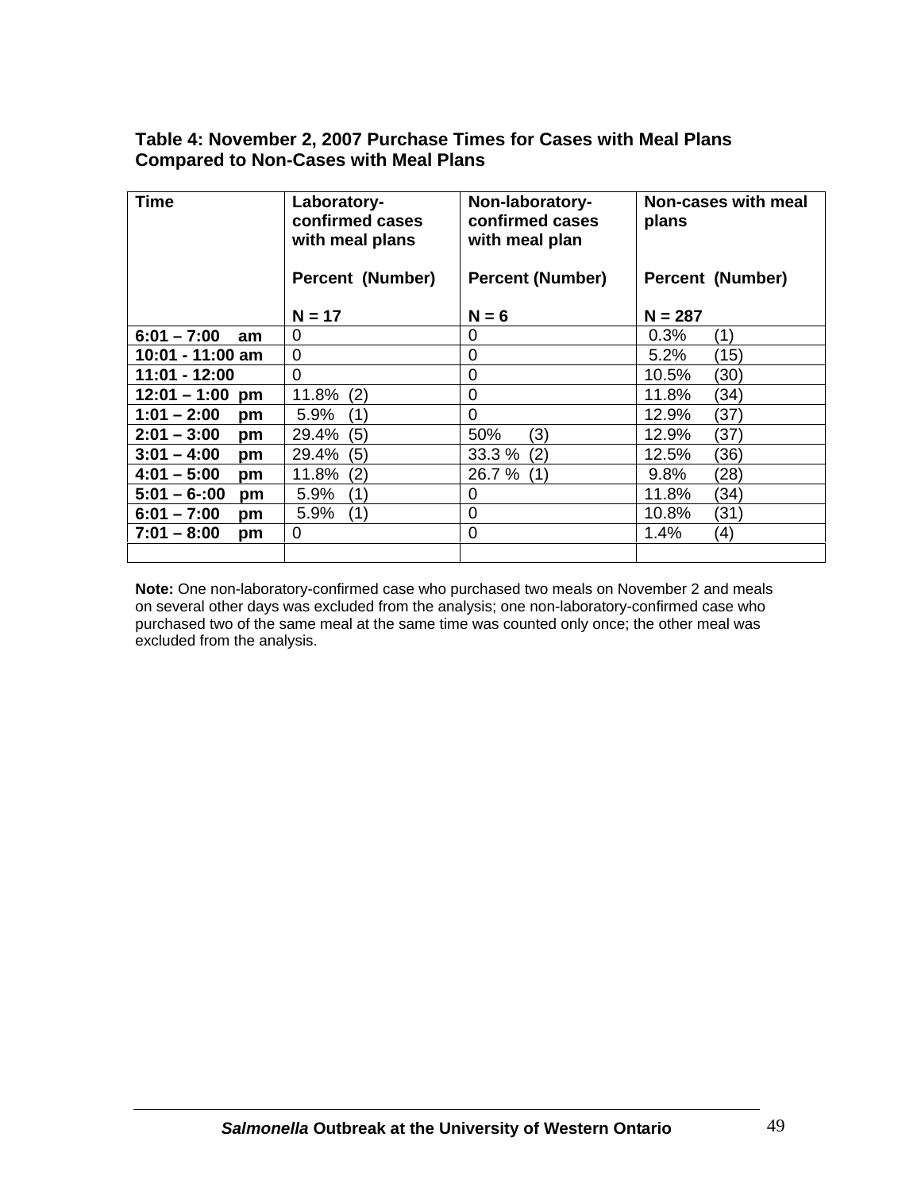**Table 4: November 2, 2007 Purchase Times for Cases with Meal Plans Compared to Non-Cases with Meal Plans**

| Time | Laboratory-confirmed cases with meal plans<br><br>Percent (Number)<br><br>N = 17 | Non-laboratory-confirmed cases with meal plan<br><br>Percent (Number)<br><br>N = 6 | Non-cases with meal plans<br><br>Percent (Number)<br><br>N = 287 |
|---|---|---|---|
| **6:01 – 7:00 am** | 0 | 0 | 0.3% (1) |
| **10:01 - 11:00 am** | 0 | 0 | 5.2% (15) |
| **11:01 - 12:00** | 0 | 0 | 10.5% (30) |
| **12:01 – 1:00 pm** | 11.8% (2) | 0 | 11.8% (34) |
| **1:01 – 2:00 pm** | 5.9% (1) | 0 | 12.9% (37) |
| **2:01 – 3:00 pm** | 29.4% (5) | 50% (3) | 12.9% (37) |
| **3:01 – 4:00 pm** | 29.4% (5) | 33.3 % (2) | 12.5% (36) |
| **4:01 – 5:00 pm** | 11.8% (2) | 26.7 % (1) | 9.8% (28) |
| **5:01 – 6-:00 pm** | 5.9% (1) | 0 | 11.8% (34) |
| **6:01 – 7:00 pm** | 5.9% (1) | 0 | 10.8% (31) |
| **7:01 – 8:00 pm** | 0 | 0 | 1.4% (4) |
| | | | |

**Note:** One non-laboratory-confirmed case who purchased two meals on November 2 and meals on several other days was excluded from the analysis; one non-laboratory-confirmed case who purchased two of the same meal at the same time was counted only once; the other meal was excluded from the analysis.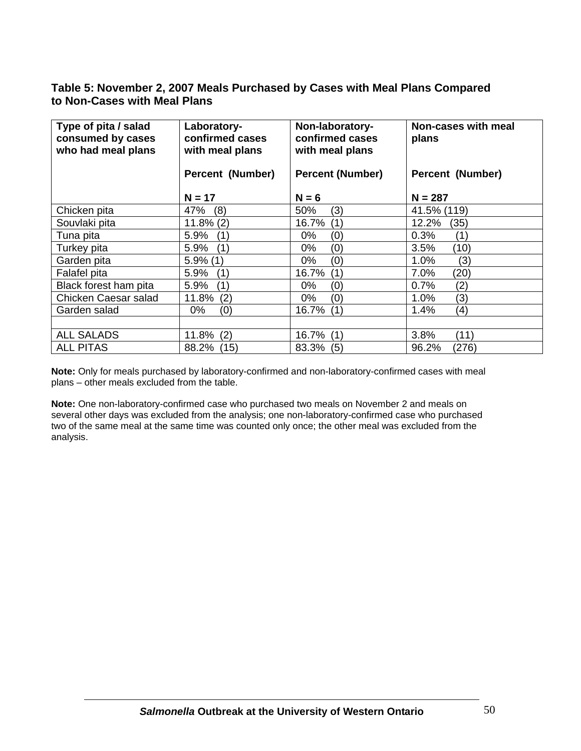**Table 5: November 2, 2007 Meals Purchased by Cases with Meal Plans Compared to Non-Cases with Meal Plans**

| Type of pita / salad consumed by cases who had meal plans | Laboratory-confirmed cases with meal plans<br><br>Percent (Number)<br><br>N = 17 | Non-laboratory-confirmed cases with meal plans<br><br>Percent (Number)<br><br>N = 6 | Non-cases with meal plans<br><br>Percent (Number)<br><br>N = 287 |
|---|---|---|---|
| Chicken pita | 47% (8) | 50% (3) | 41.5% (119) |
| Souvlaki pita | 11.8% (2) | 16.7% (1) | 12.2% (35) |
| Tuna pita | 5.9% (1) | 0% (0) | 0.3% (1) |
| Turkey pita | 5.9% (1) | 0% (0) | 3.5% (10) |
| Garden pita | 5.9% (1) | 0% (0) | 1.0% (3) |
| Falafel pita | 5.9% (1) | 16.7% (1) | 7.0% (20) |
| Black forest ham pita | 5.9% (1) | 0% (0) | 0.7% (2) |
| Chicken Caesar salad | 11.8% (2) | 0% (0) | 1.0% (3) |
| Garden salad | 0% (0) | 16.7% (1) | 1.4% (4) |
| | | | |
| ALL SALADS | 11.8% (2) | 16.7% (1) | 3.8% (11) |
| ALL PITAS | 88.2% (15) | 83.3% (5) | 96.2% (276) |

**Note:** Only for meals purchased by laboratory-confirmed and non-laboratory-confirmed cases with meal plans – other meals excluded from the table.

**Note:** One non-laboratory-confirmed case who purchased two meals on November 2 and meals on several other days was excluded from the analysis; one non-laboratory-confirmed case who purchased two of the same meal at the same time was counted only once; the other meal was excluded from the analysis.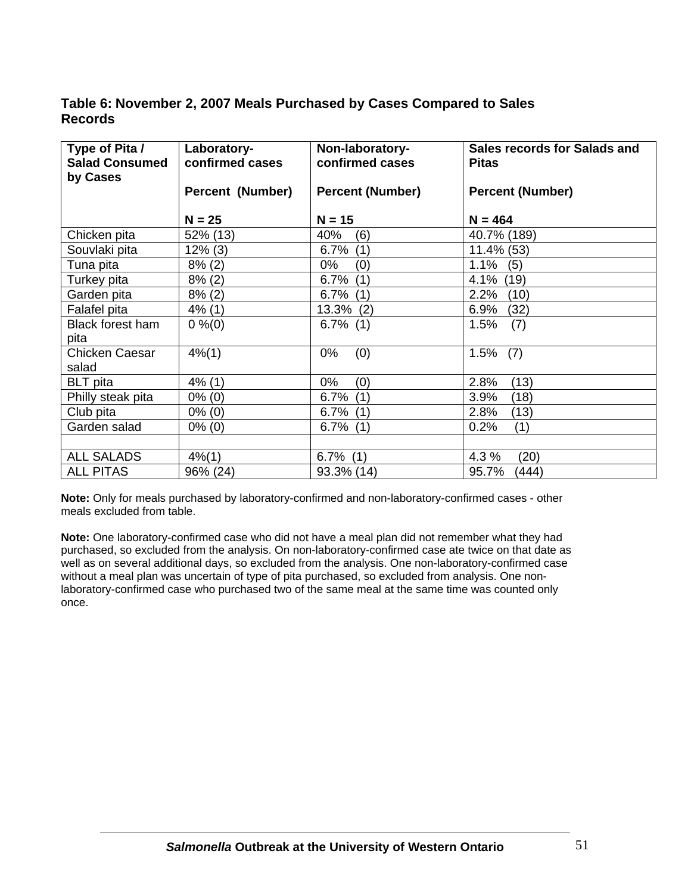**Table 6: November 2, 2007 Meals Purchased by Cases Compared to Sales Records**

| Type of Pita / Salad Consumed by Cases | Laboratory-confirmed cases<br><br>Percent (Number)<br><br>N = 25 | Non-laboratory-confirmed cases<br><br>Percent (Number)<br><br>N = 15 | Sales records for Salads and Pitas<br><br>Percent (Number)<br><br>N = 464 |
|---|---|---|---|
| Chicken pita | 52% (13) | 40% (6) | 40.7% (189) |
| Souvlaki pita | 12% (3) | 6.7% (1) | 11.4% (53) |
| Tuna pita | 8% (2) | 0% (0) | 1.1% (5) |
| Turkey pita | 8% (2) | 6.7% (1) | 4.1% (19) |
| Garden pita | 8% (2) | 6.7% (1) | 2.2% (10) |
| Falafel pita | 4% (1) | 13.3% (2) | 6.9% (32) |
| Black forest ham pita | 0 %(0) | 6.7% (1) | 1.5% (7) |
| Chicken Caesar salad | 4%(1) | 0% (0) | 1.5% (7) |
| BLT pita | 4% (1) | 0% (0) | 2.8% (13) |
| Philly steak pita | 0% (0) | 6.7% (1) | 3.9% (18) |
| Club pita | 0% (0) | 6.7% (1) | 2.8% (13) |
| Garden salad | 0% (0) | 6.7% (1) | 0.2% (1) |
| | | | |
| ALL SALADS | 4%(1) | 6.7% (1) | 4.3 % (20) |
| ALL PITAS | 96% (24) | 93.3% (14) | 95.7% (444) |

**Note:** Only for meals purchased by laboratory-confirmed and non-laboratory-confirmed cases - other meals excluded from table.

**Note:** One laboratory-confirmed case who did not have a meal plan did not remember what they had purchased, so excluded from the analysis. On non-laboratory-confirmed case ate twice on that date as well as on several additional days, so excluded from the analysis. One non-laboratory-confirmed case without a meal plan was uncertain of type of pita purchased, so excluded from analysis. One non-laboratory-confirmed case who purchased two of the same meal at the same time was counted only once.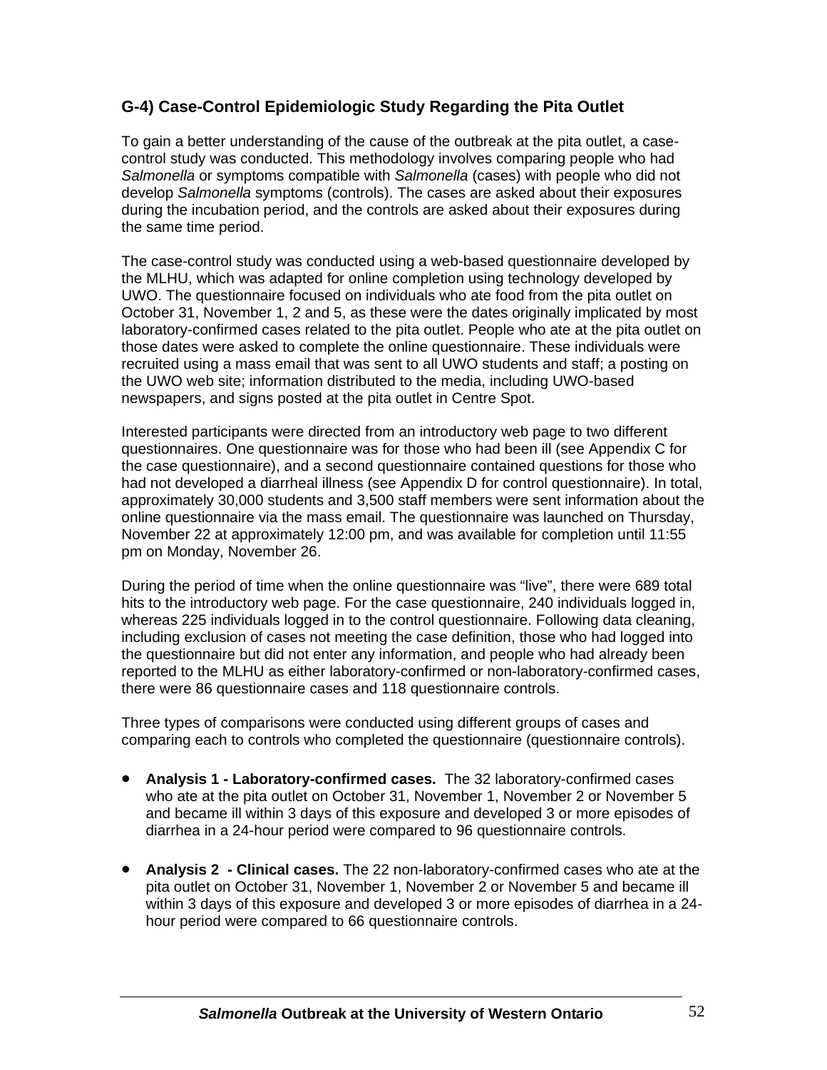## G-4) Case-Control Epidemiologic Study Regarding the Pita Outlet

To gain a better understanding of the cause of the outbreak at the pita outlet, a case-control study was conducted. This methodology involves comparing people who had *Salmonella* or symptoms compatible with *Salmonella* (cases) with people who did not develop *Salmonella* symptoms (controls). The cases are asked about their exposures during the incubation period, and the controls are asked about their exposures during the same time period.

The case-control study was conducted using a web-based questionnaire developed by the MLHU, which was adapted for online completion using technology developed by UWO. The questionnaire focused on individuals who ate food from the pita outlet on October 31, November 1, 2 and 5, as these were the dates originally implicated by most laboratory-confirmed cases related to the pita outlet. People who ate at the pita outlet on those dates were asked to complete the online questionnaire. These individuals were recruited using a mass email that was sent to all UWO students and staff; a posting on the UWO web site; information distributed to the media, including UWO-based newspapers, and signs posted at the pita outlet in Centre Spot.

Interested participants were directed from an introductory web page to two different questionnaires. One questionnaire was for those who had been ill (see Appendix C for the case questionnaire), and a second questionnaire contained questions for those who had not developed a diarrheal illness (see Appendix D for control questionnaire). In total, approximately 30,000 students and 3,500 staff members were sent information about the online questionnaire via the mass email. The questionnaire was launched on Thursday, November 22 at approximately 12:00 pm, and was available for completion until 11:55 pm on Monday, November 26.

During the period of time when the online questionnaire was "live", there were 689 total hits to the introductory web page. For the case questionnaire, 240 individuals logged in, whereas 225 individuals logged in to the control questionnaire. Following data cleaning, including exclusion of cases not meeting the case definition, those who had logged into the questionnaire but did not enter any information, and people who had already been reported to the MLHU as either laboratory-confirmed or non-laboratory-confirmed cases, there were 86 questionnaire cases and 118 questionnaire controls.

Three types of comparisons were conducted using different groups of cases and comparing each to controls who completed the questionnaire (questionnaire controls).

- **Analysis 1 - Laboratory-confirmed cases.** The 32 laboratory-confirmed cases who ate at the pita outlet on October 31, November 1, November 2 or November 5 and became ill within 3 days of this exposure and developed 3 or more episodes of diarrhea in a 24-hour period were compared to 96 questionnaire controls.

- **Analysis 2 - Clinical cases.** The 22 non-laboratory-confirmed cases who ate at the pita outlet on October 31, November 1, November 2 or November 5 and became ill within 3 days of this exposure and developed 3 or more episodes of diarrhea in a 24-hour period were compared to 66 questionnaire controls.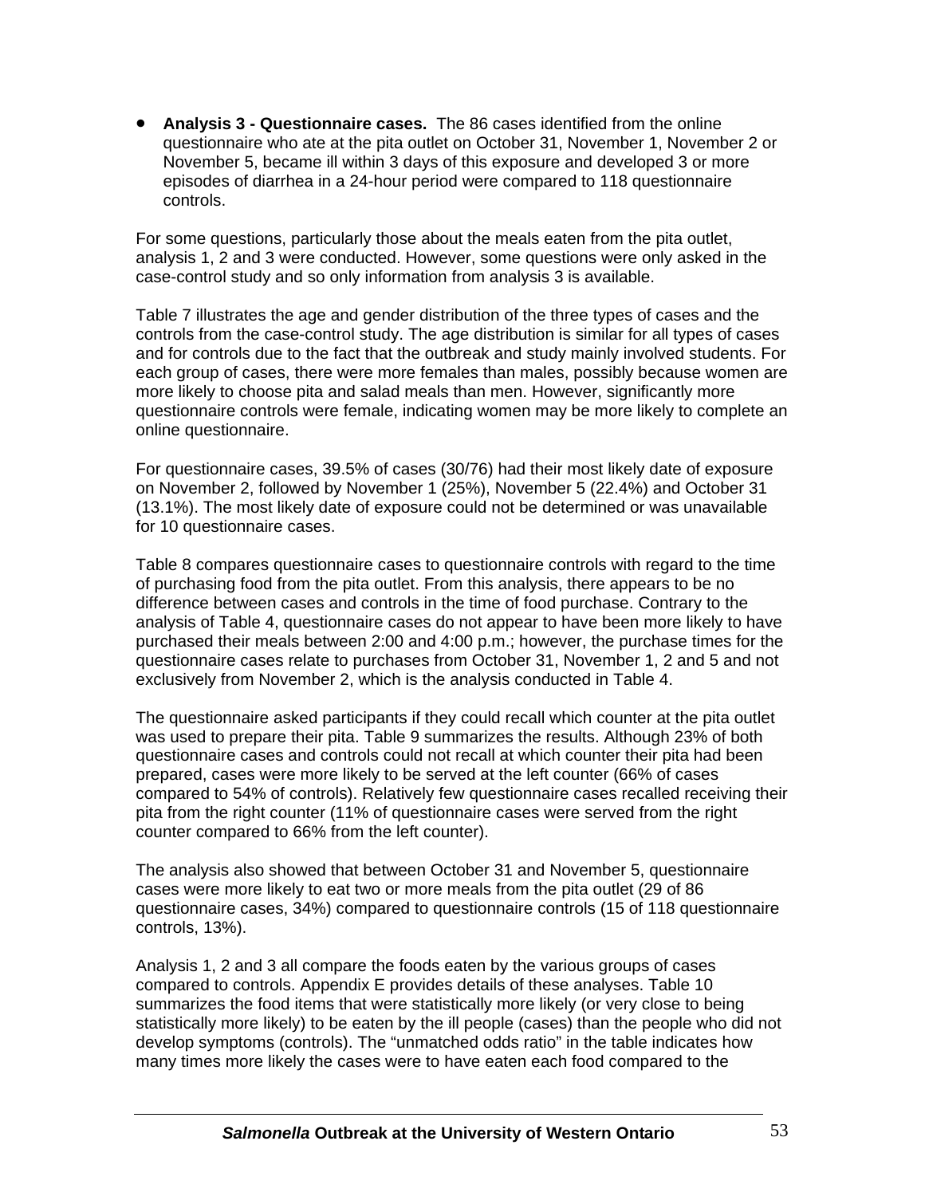- **Analysis 3 - Questionnaire cases.** The 86 cases identified from the online questionnaire who ate at the pita outlet on October 31, November 1, November 2 or November 5, became ill within 3 days of this exposure and developed 3 or more episodes of diarrhea in a 24-hour period were compared to 118 questionnaire controls.

For some questions, particularly those about the meals eaten from the pita outlet, analysis 1, 2 and 3 were conducted. However, some questions were only asked in the case-control study and so only information from analysis 3 is available.

Table 7 illustrates the age and gender distribution of the three types of cases and the controls from the case-control study. The age distribution is similar for all types of cases and for controls due to the fact that the outbreak and study mainly involved students. For each group of cases, there were more females than males, possibly because women are more likely to choose pita and salad meals than men. However, significantly more questionnaire controls were female, indicating women may be more likely to complete an online questionnaire.

For questionnaire cases, 39.5% of cases (30/76) had their most likely date of exposure on November 2, followed by November 1 (25%), November 5 (22.4%) and October 31 (13.1%). The most likely date of exposure could not be determined or was unavailable for 10 questionnaire cases.

Table 8 compares questionnaire cases to questionnaire controls with regard to the time of purchasing food from the pita outlet. From this analysis, there appears to be no difference between cases and controls in the time of food purchase. Contrary to the analysis of Table 4, questionnaire cases do not appear to have been more likely to have purchased their meals between 2:00 and 4:00 p.m.; however, the purchase times for the questionnaire cases relate to purchases from October 31, November 1, 2 and 5 and not exclusively from November 2, which is the analysis conducted in Table 4.

The questionnaire asked participants if they could recall which counter at the pita outlet was used to prepare their pita. Table 9 summarizes the results. Although 23% of both questionnaire cases and controls could not recall at which counter their pita had been prepared, cases were more likely to be served at the left counter (66% of cases compared to 54% of controls). Relatively few questionnaire cases recalled receiving their pita from the right counter (11% of questionnaire cases were served from the right counter compared to 66% from the left counter).

The analysis also showed that between October 31 and November 5, questionnaire cases were more likely to eat two or more meals from the pita outlet (29 of 86 questionnaire cases, 34%) compared to questionnaire controls (15 of 118 questionnaire controls, 13%).

Analysis 1, 2 and 3 all compare the foods eaten by the various groups of cases compared to controls. Appendix E provides details of these analyses. Table 10 summarizes the food items that were statistically more likely (or very close to being statistically more likely) to be eaten by the ill people (cases) than the people who did not develop symptoms (controls). The "unmatched odds ratio" in the table indicates how many times more likely the cases were to have eaten each food compared to the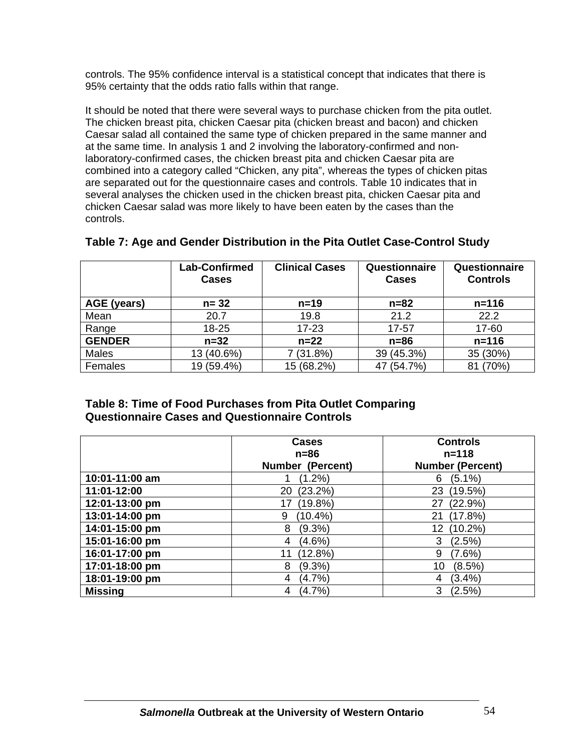controls. The 95% confidence interval is a statistical concept that indicates that there is 95% certainty that the odds ratio falls within that range.

It should be noted that there were several ways to purchase chicken from the pita outlet. The chicken breast pita, chicken Caesar pita (chicken breast and bacon) and chicken Caesar salad all contained the same type of chicken prepared in the same manner and at the same time. In analysis 1 and 2 involving the laboratory-confirmed and non-laboratory-confirmed cases, the chicken breast pita and chicken Caesar pita are combined into a category called "Chicken, any pita", whereas the types of chicken pitas are separated out for the questionnaire cases and controls. Table 10 indicates that in several analyses the chicken used in the chicken breast pita, chicken Caesar pita and chicken Caesar salad was more likely to have been eaten by the cases than the controls.

### Table 7: Age and Gender Distribution in the Pita Outlet Case-Control Study

| | Lab-Confirmed Cases | Clinical Cases | Questionnaire Cases | Questionnaire Controls |
|---|---|---|---|---|
| **AGE (years)** | **n= 32** | **n=19** | **n=82** | **n=116** |
| Mean | 20.7 | 19.8 | 21.2 | 22.2 |
| Range | 18-25 | 17-23 | 17-57 | 17-60 |
| **GENDER** | **n=32** | **n=22** | **n=86** | **n=116** |
| Males | 13 (40.6%) | 7 (31.8%) | 39 (45.3%) | 35 (30%) |
| Females | 19 (59.4%) | 15 (68.2%) | 47 (54.7%) | 81 (70%) |

### Table 8: Time of Food Purchases from Pita Outlet Comparing Questionnaire Cases and Questionnaire Controls

| | Cases n=86 Number (Percent) | Controls n=118 Number (Percent) |
|---|---|---|
| **10:01-11:00 am** | 1 (1.2%) | 6 (5.1%) |
| **11:01-12:00** | 20 (23.2%) | 23 (19.5%) |
| **12:01-13:00 pm** | 17 (19.8%) | 27 (22.9%) |
| **13:01-14:00 pm** | 9 (10.4%) | 21 (17.8%) |
| **14:01-15:00 pm** | 8 (9.3%) | 12 (10.2%) |
| **15:01-16:00 pm** | 4 (4.6%) | 3 (2.5%) |
| **16:01-17:00 pm** | 11 (12.8%) | 9 (7.6%) |
| **17:01-18:00 pm** | 8 (9.3%) | 10 (8.5%) |
| **18:01-19:00 pm** | 4 (4.7%) | 4 (3.4%) |
| **Missing** | 4 (4.7%) | 3 (2.5%) |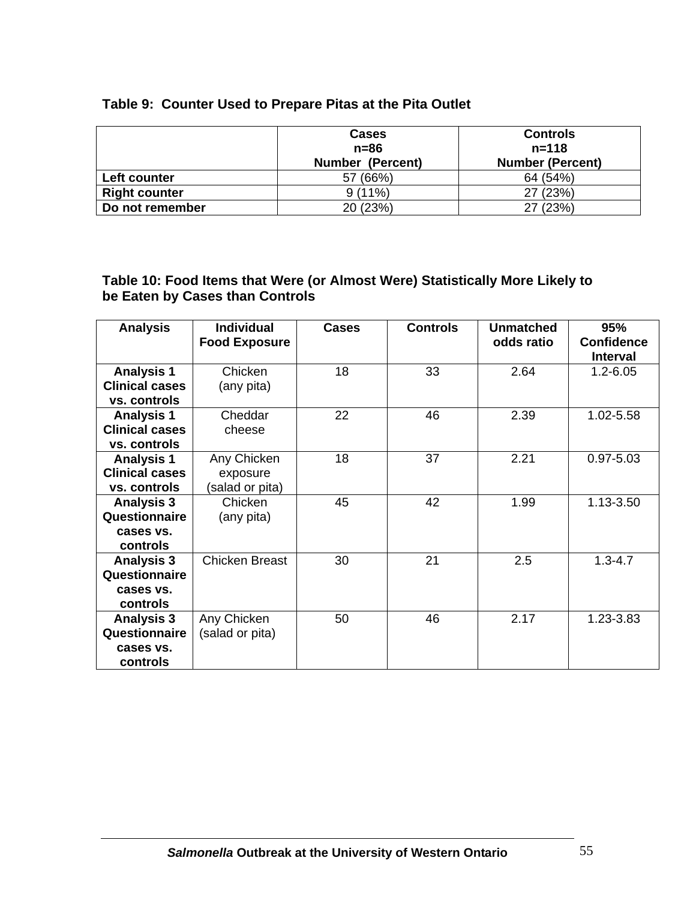**Table 9: Counter Used to Prepare Pitas at the Pita Outlet**

| | Cases n=86 Number (Percent) | Controls n=118 Number (Percent) |
|---|---|---|
| **Left counter** | 57 (66%) | 64 (54%) |
| **Right counter** | 9 (11%) | 27 (23%) |
| **Do not remember** | 20 (23%) | 27 (23%) |

**Table 10: Food Items that Were (or Almost Were) Statistically More Likely to be Eaten by Cases than Controls**

| Analysis | Individual Food Exposure | Cases | Controls | Unmatched odds ratio | 95% Confidence Interval |
|---|---|---|---|---|---|
| **Analysis 1 Clinical cases vs. controls** | Chicken (any pita) | 18 | 33 | 2.64 | 1.2-6.05 |
| **Analysis 1 Clinical cases vs. controls** | Cheddar cheese | 22 | 46 | 2.39 | 1.02-5.58 |
| **Analysis 1 Clinical cases vs. controls** | Any Chicken exposure (salad or pita) | 18 | 37 | 2.21 | 0.97-5.03 |
| **Analysis 3 Questionnaire cases vs. controls** | Chicken (any pita) | 45 | 42 | 1.99 | 1.13-3.50 |
| **Analysis 3 Questionnaire cases vs. controls** | Chicken Breast | 30 | 21 | 2.5 | 1.3-4.7 |
| **Analysis 3 Questionnaire cases vs. controls** | Any Chicken (salad or pita) | 50 | 46 | 2.17 | 1.23-3.83 |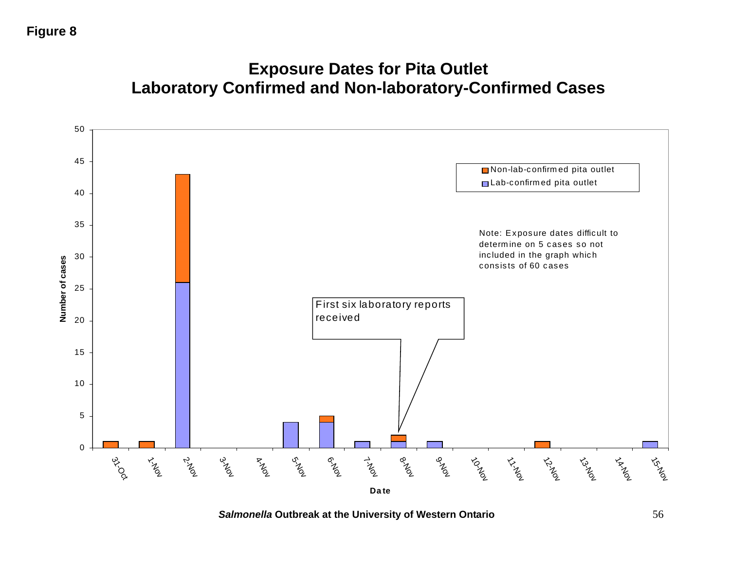**Figure 8**

## Exposure Dates for Pita Outlet
## Laboratory Confirmed and Non-laboratory-Confirmed Cases

| Date | Lab-confirmed pita outlet | Non-lab-confirmed pita outlet |
|---|---|---|
| 31-Oct | 0 | 1 |
| 1-Nov | 0 | 1 |
| 2-Nov | 26 | 17 |
| 3-Nov | 0 | 0 |
| 4-Nov | 0 | 0 |
| 5-Nov | 4 | 0 |
| 6-Nov | 4 | 1 |
| 7-Nov | 1 | 0 |
| 8-Nov | 1 | 1 |
| 9-Nov | 1 | 0 |
| 10-Nov | 0 | 0 |
| 11-Nov | 0 | 0 |
| 12-Nov | 0 | 1 |
| 13-Nov | 0 | 0 |
| 14-Nov | 0 | 0 |
| 15-Nov | 1 | 0 |

Y-axis: Number of cases. X-axis: Date.

Annotation at 8-Nov: First six laboratory reports received

Note: Exposure dates difficult to determine on 5 cases so not included in the graph which consists of 60 cases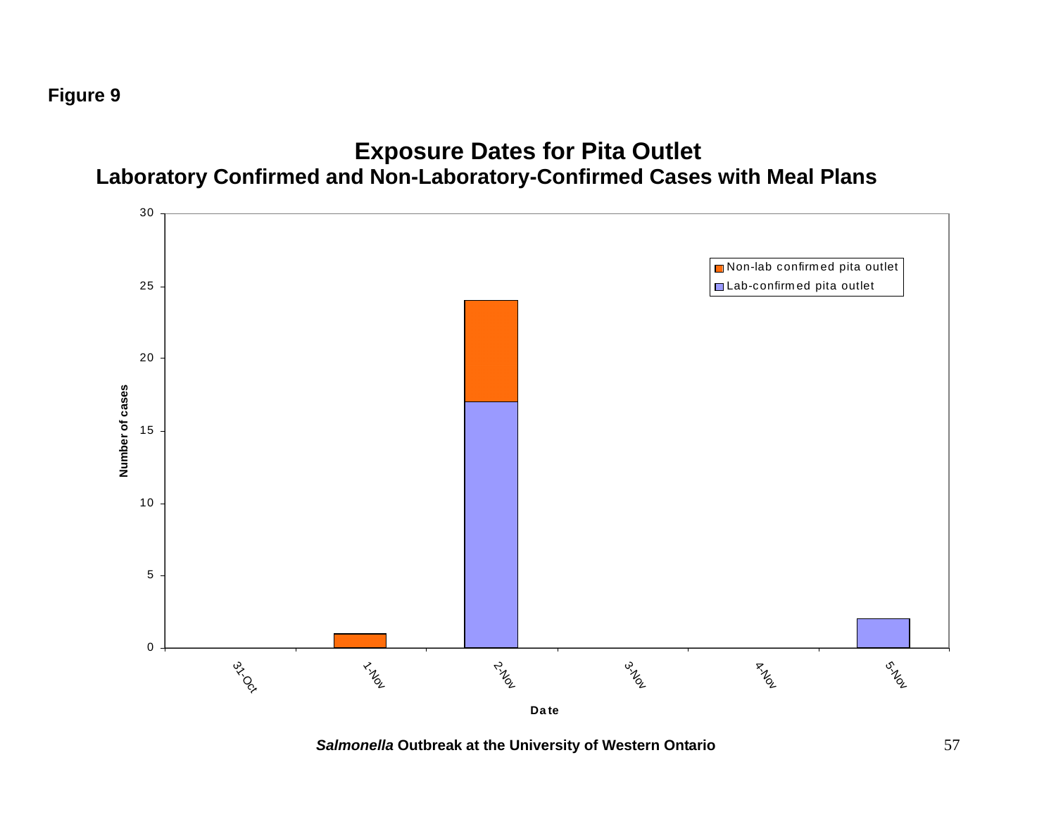**Figure 9**

## Exposure Dates for Pita Outlet
### Laboratory Confirmed and Non-Laboratory-Confirmed Cases with Meal Plans

| Date | Lab-confirmed pita outlet | Non-lab confirmed pita outlet |
|---|---|---|
| 31-Oct | 0 | 0 |
| 1-Nov | 0 | 1 |
| 2-Nov | 17 | 7 |
| 3-Nov | 0 | 0 |
| 4-Nov | 0 | 0 |
| 5-Nov | 2 | 0 |

Number of cases by Date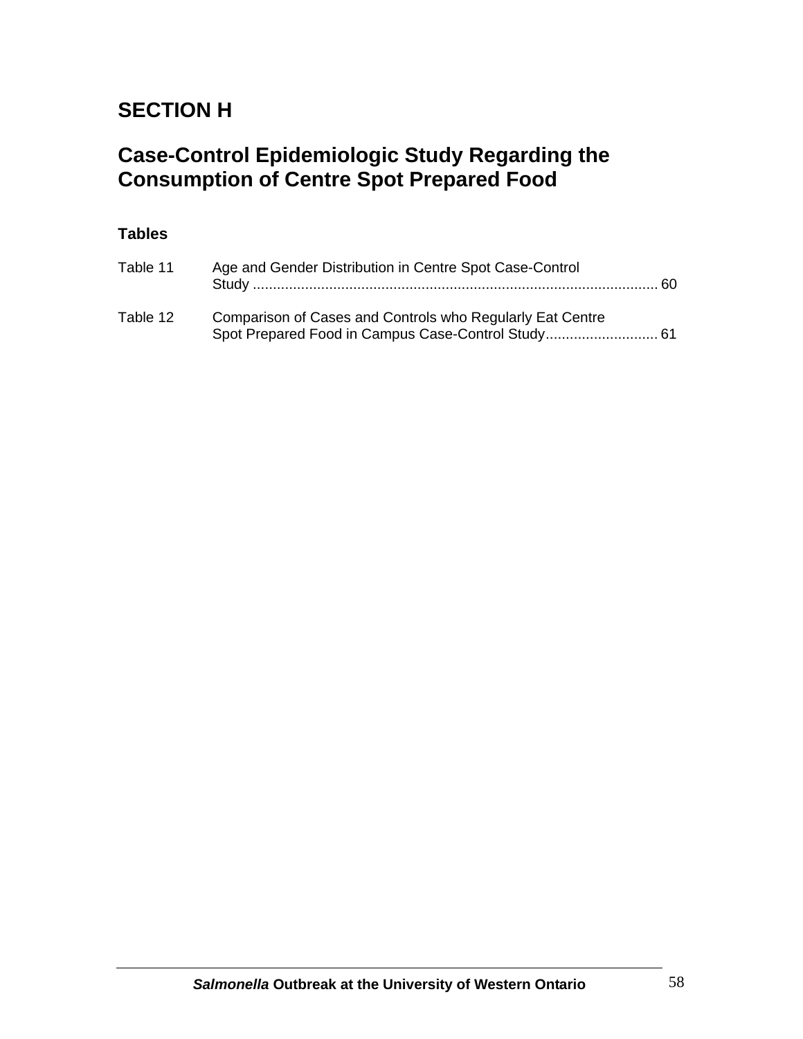# SECTION H

## Case-Control Epidemiologic Study Regarding the Consumption of Centre Spot Prepared Food

### Tables

| | | |
|---|---|---|
| Table 11 | Age and Gender Distribution in Centre Spot Case-Control Study | 60 |
| Table 12 | Comparison of Cases and Controls who Regularly Eat Centre Spot Prepared Food in Campus Case-Control Study | 61 |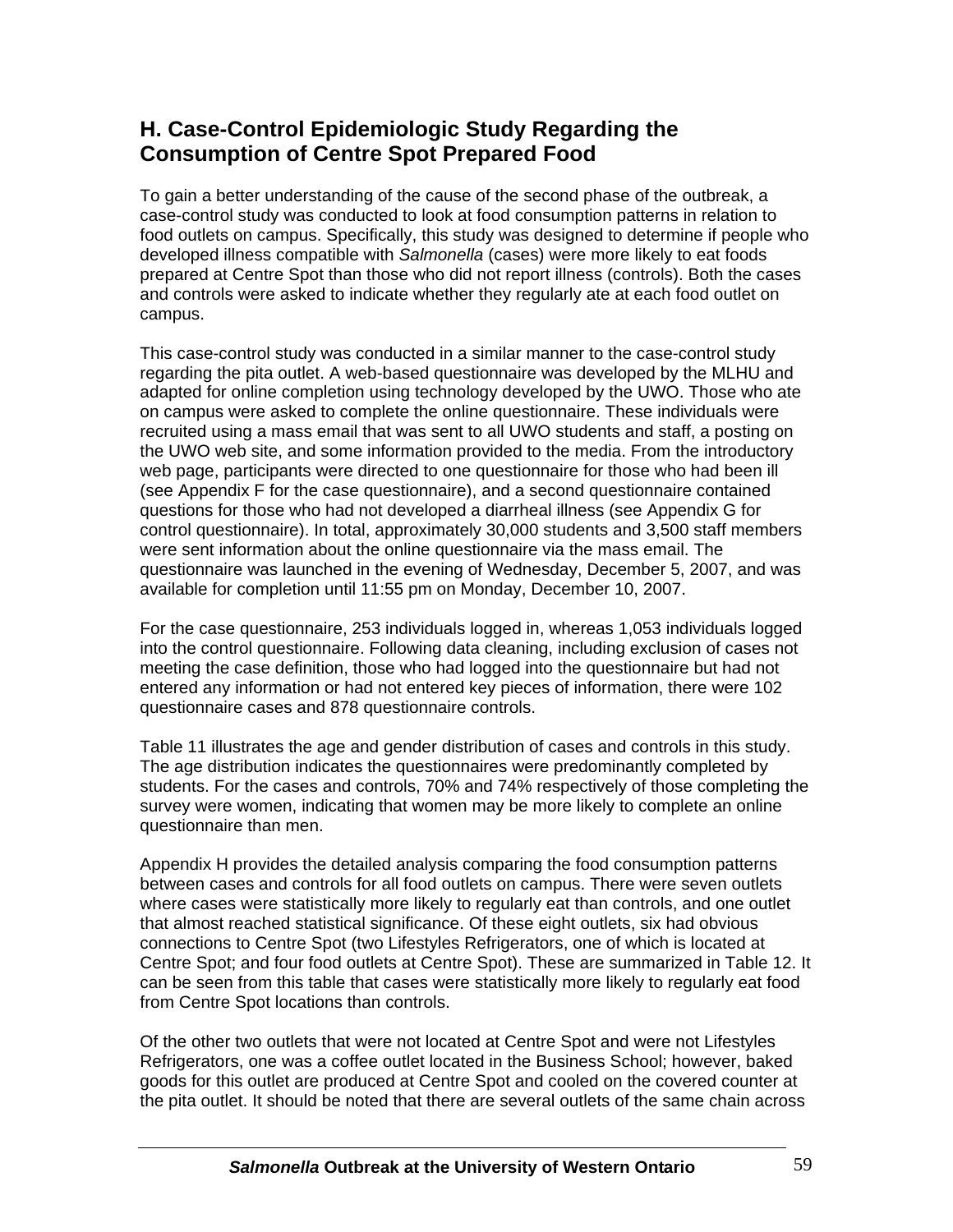## H. Case-Control Epidemiologic Study Regarding the Consumption of Centre Spot Prepared Food

To gain a better understanding of the cause of the second phase of the outbreak, a case-control study was conducted to look at food consumption patterns in relation to food outlets on campus. Specifically, this study was designed to determine if people who developed illness compatible with *Salmonella* (cases) were more likely to eat foods prepared at Centre Spot than those who did not report illness (controls). Both the cases and controls were asked to indicate whether they regularly ate at each food outlet on campus.

This case-control study was conducted in a similar manner to the case-control study regarding the pita outlet. A web-based questionnaire was developed by the MLHU and adapted for online completion using technology developed by the UWO. Those who ate on campus were asked to complete the online questionnaire. These individuals were recruited using a mass email that was sent to all UWO students and staff, a posting on the UWO web site, and some information provided to the media. From the introductory web page, participants were directed to one questionnaire for those who had been ill (see Appendix F for the case questionnaire), and a second questionnaire contained questions for those who had not developed a diarrheal illness (see Appendix G for control questionnaire). In total, approximately 30,000 students and 3,500 staff members were sent information about the online questionnaire via the mass email. The questionnaire was launched in the evening of Wednesday, December 5, 2007, and was available for completion until 11:55 pm on Monday, December 10, 2007.

For the case questionnaire, 253 individuals logged in, whereas 1,053 individuals logged into the control questionnaire. Following data cleaning, including exclusion of cases not meeting the case definition, those who had logged into the questionnaire but had not entered any information or had not entered key pieces of information, there were 102 questionnaire cases and 878 questionnaire controls.

Table 11 illustrates the age and gender distribution of cases and controls in this study. The age distribution indicates the questionnaires were predominantly completed by students. For the cases and controls, 70% and 74% respectively of those completing the survey were women, indicating that women may be more likely to complete an online questionnaire than men.

Appendix H provides the detailed analysis comparing the food consumption patterns between cases and controls for all food outlets on campus. There were seven outlets where cases were statistically more likely to regularly eat than controls, and one outlet that almost reached statistical significance. Of these eight outlets, six had obvious connections to Centre Spot (two Lifestyles Refrigerators, one of which is located at Centre Spot; and four food outlets at Centre Spot). These are summarized in Table 12. It can be seen from this table that cases were statistically more likely to regularly eat food from Centre Spot locations than controls.

Of the other two outlets that were not located at Centre Spot and were not Lifestyles Refrigerators, one was a coffee outlet located in the Business School; however, baked goods for this outlet are produced at Centre Spot and cooled on the covered counter at the pita outlet. It should be noted that there are several outlets of the same chain across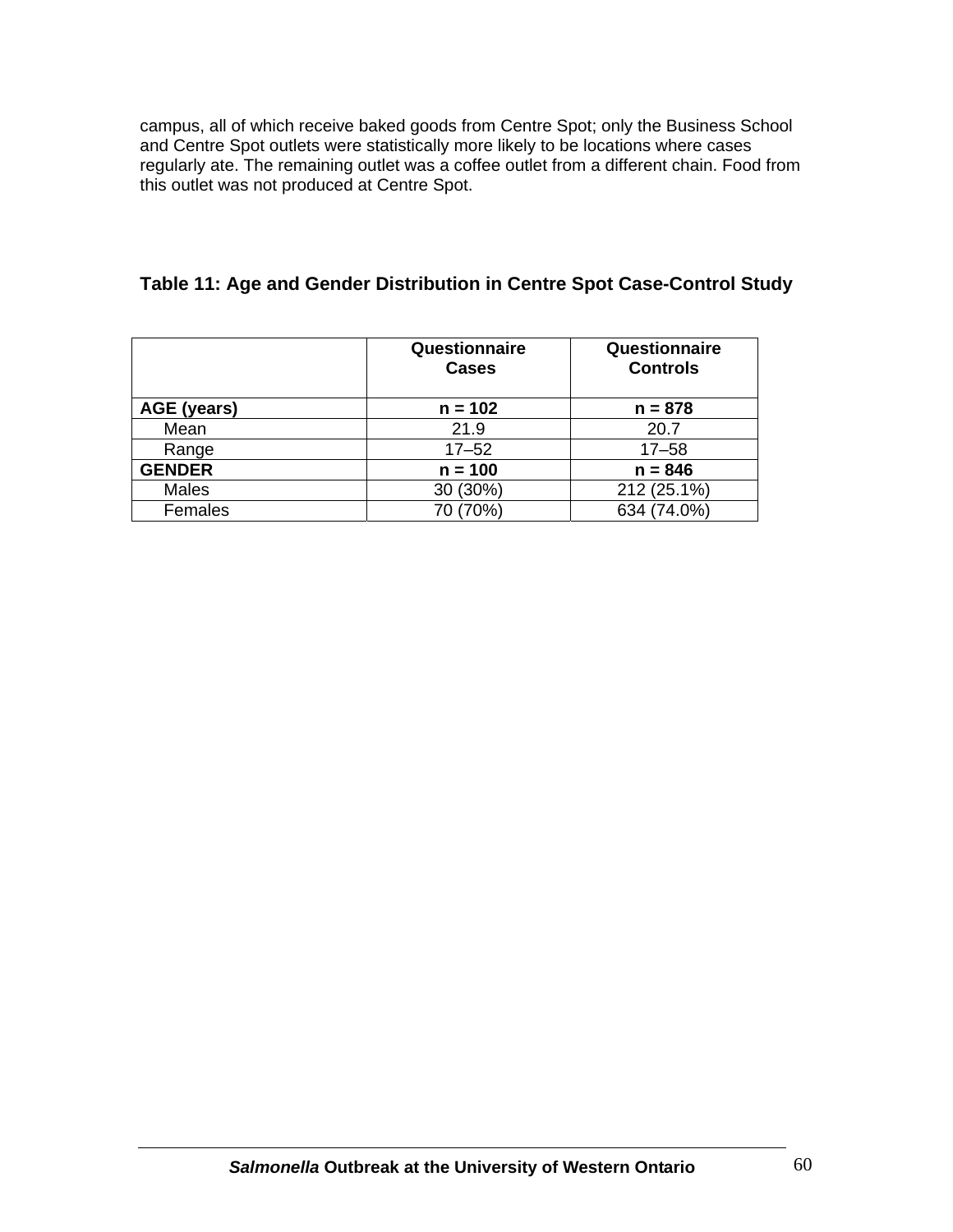campus, all of which receive baked goods from Centre Spot; only the Business School and Centre Spot outlets were statistically more likely to be locations where cases regularly ate. The remaining outlet was a coffee outlet from a different chain. Food from this outlet was not produced at Centre Spot.

### Table 11: Age and Gender Distribution in Centre Spot Case-Control Study

| | Questionnaire Cases | Questionnaire Controls |
|---|---|---|
| **AGE (years)** | **n = 102** | **n = 878** |
| Mean | 21.9 | 20.7 |
| Range | 17–52 | 17–58 |
| **GENDER** | **n = 100** | **n = 846** |
| Males | 30 (30%) | 212 (25.1%) |
| Females | 70 (70%) | 634 (74.0%) |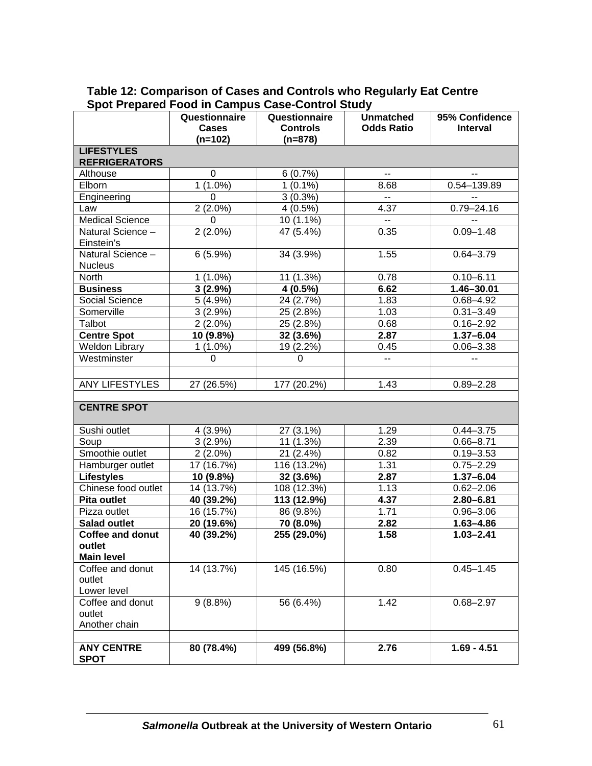**Table 12: Comparison of Cases and Controls who Regularly Eat Centre Spot Prepared Food in Campus Case-Control Study**

| | Questionnaire Cases (n=102) | Questionnaire Controls (n=878) | Unmatched Odds Ratio | 95% Confidence Interval |
|---|---|---|---|---|
| **LIFESTYLES REFRIGERATORS** | | | | |
| Althouse | 0 | 6 (0.7%) | -- | -- |
| Elborn | 1 (1.0%) | 1 (0.1%) | 8.68 | 0.54–139.89 |
| Engineering | 0 | 3 (0.3%) | -- | -- |
| Law | 2 (2.0%) | 4 (0.5%) | 4.37 | 0.79–24.16 |
| Medical Science | 0 | 10 (1.1%) | -- | -- |
| Natural Science – Einstein's | 2 (2.0%) | 47 (5.4%) | 0.35 | 0.09–1.48 |
| Natural Science – Nucleus | 6 (5.9%) | 34 (3.9%) | 1.55 | 0.64–3.79 |
| North | 1 (1.0%) | 11 (1.3%) | 0.78 | 0.10–6.11 |
| **Business** | **3 (2.9%)** | **4 (0.5%)** | **6.62** | **1.46–30.01** |
| Social Science | 5 (4.9%) | 24 (2.7%) | 1.83 | 0.68–4.92 |
| Somerville | 3 (2.9%) | 25 (2.8%) | 1.03 | 0.31–3.49 |
| Talbot | 2 (2.0%) | 25 (2.8%) | 0.68 | 0.16–2.92 |
| **Centre Spot** | **10 (9.8%)** | **32 (3.6%)** | **2.87** | **1.37–6.04** |
| Weldon Library | 1 (1.0%) | 19 (2.2%) | 0.45 | 0.06–3.38 |
| Westminster | 0 | 0 | -- | -- |
| | | | | |
| ANY LIFESTYLES | 27 (26.5%) | 177 (20.2%) | 1.43 | 0.89–2.28 |
| | | | | |
| **CENTRE SPOT** | | | | |
| Sushi outlet | 4 (3.9%) | 27 (3.1%) | 1.29 | 0.44–3.75 |
| Soup | 3 (2.9%) | 11 (1.3%) | 2.39 | 0.66–8.71 |
| Smoothie outlet | 2 (2.0%) | 21 (2.4%) | 0.82 | 0.19–3.53 |
| Hamburger outlet | 17 (16.7%) | 116 (13.2%) | 1.31 | 0.75–2.29 |
| **Lifestyles** | **10 (9.8%)** | **32 (3.6%)** | **2.87** | **1.37–6.04** |
| Chinese food outlet | 14 (13.7%) | 108 (12.3%) | 1.13 | 0.62–2.06 |
| **Pita outlet** | **40 (39.2%)** | **113 (12.9%)** | **4.37** | **2.80–6.81** |
| Pizza outlet | 16 (15.7%) | 86 (9.8%) | 1.71 | 0.96–3.06 |
| **Salad outlet** | **20 (19.6%)** | **70 (8.0%)** | **2.82** | **1.63–4.86** |
| **Coffee and donut outlet Main level** | **40 (39.2%)** | **255 (29.0%)** | **1.58** | **1.03–2.41** |
| Coffee and donut outlet Lower level | 14 (13.7%) | 145 (16.5%) | 0.80 | 0.45–1.45 |
| Coffee and donut outlet Another chain | 9 (8.8%) | 56 (6.4%) | 1.42 | 0.68–2.97 |
| | | | | |
| **ANY CENTRE SPOT** | **80 (78.4%)** | **499 (56.8%)** | **2.76** | **1.69 - 4.51** |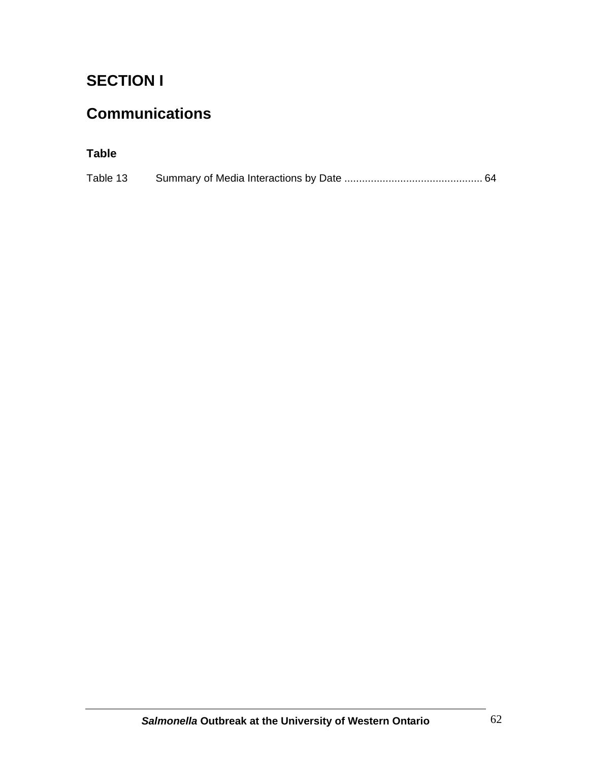# SECTION I

# Communications

### Table

Table 13 Summary of Media Interactions by Date .............................................. 64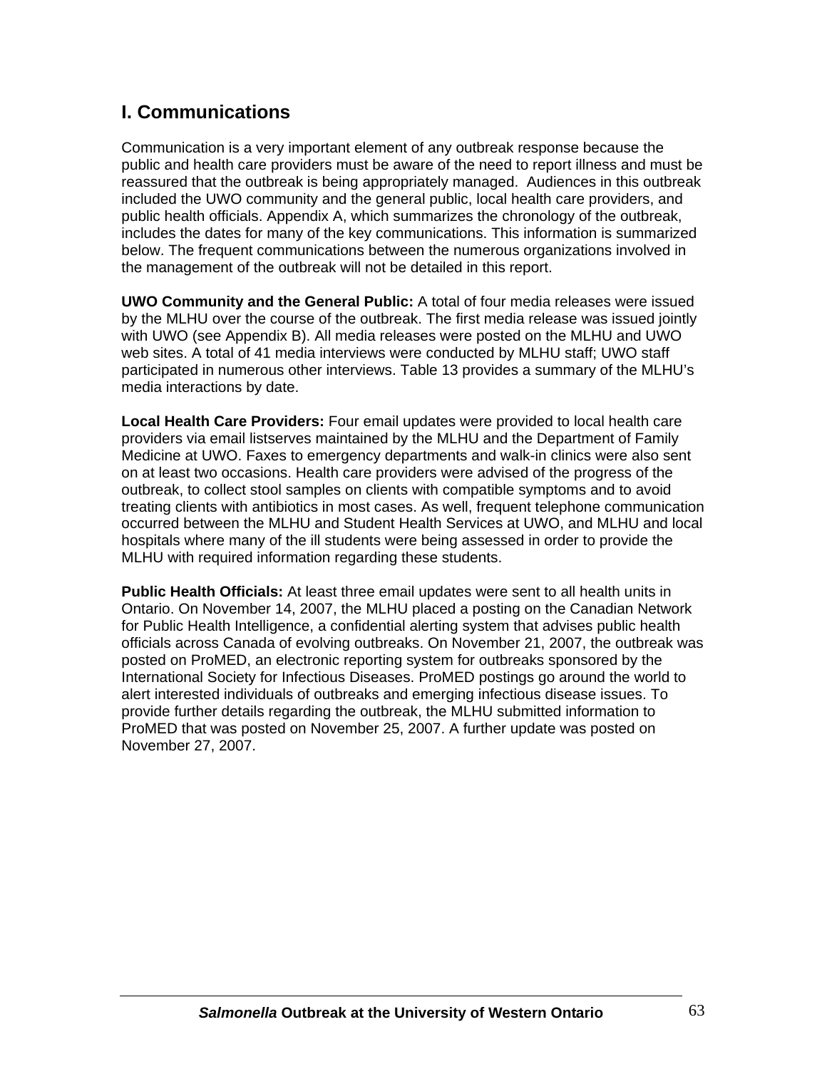## I. Communications

Communication is a very important element of any outbreak response because the public and health care providers must be aware of the need to report illness and must be reassured that the outbreak is being appropriately managed. Audiences in this outbreak included the UWO community and the general public, local health care providers, and public health officials. Appendix A, which summarizes the chronology of the outbreak, includes the dates for many of the key communications. This information is summarized below. The frequent communications between the numerous organizations involved in the management of the outbreak will not be detailed in this report.

**UWO Community and the General Public:** A total of four media releases were issued by the MLHU over the course of the outbreak. The first media release was issued jointly with UWO (see Appendix B). All media releases were posted on the MLHU and UWO web sites. A total of 41 media interviews were conducted by MLHU staff; UWO staff participated in numerous other interviews. Table 13 provides a summary of the MLHU's media interactions by date.

**Local Health Care Providers:** Four email updates were provided to local health care providers via email listserves maintained by the MLHU and the Department of Family Medicine at UWO. Faxes to emergency departments and walk-in clinics were also sent on at least two occasions. Health care providers were advised of the progress of the outbreak, to collect stool samples on clients with compatible symptoms and to avoid treating clients with antibiotics in most cases. As well, frequent telephone communication occurred between the MLHU and Student Health Services at UWO, and MLHU and local hospitals where many of the ill students were being assessed in order to provide the MLHU with required information regarding these students.

**Public Health Officials:** At least three email updates were sent to all health units in Ontario. On November 14, 2007, the MLHU placed a posting on the Canadian Network for Public Health Intelligence, a confidential alerting system that advises public health officials across Canada of evolving outbreaks. On November 21, 2007, the outbreak was posted on ProMED, an electronic reporting system for outbreaks sponsored by the International Society for Infectious Diseases. ProMED postings go around the world to alert interested individuals of outbreaks and emerging infectious disease issues. To provide further details regarding the outbreak, the MLHU submitted information to ProMED that was posted on November 25, 2007. A further update was posted on November 27, 2007.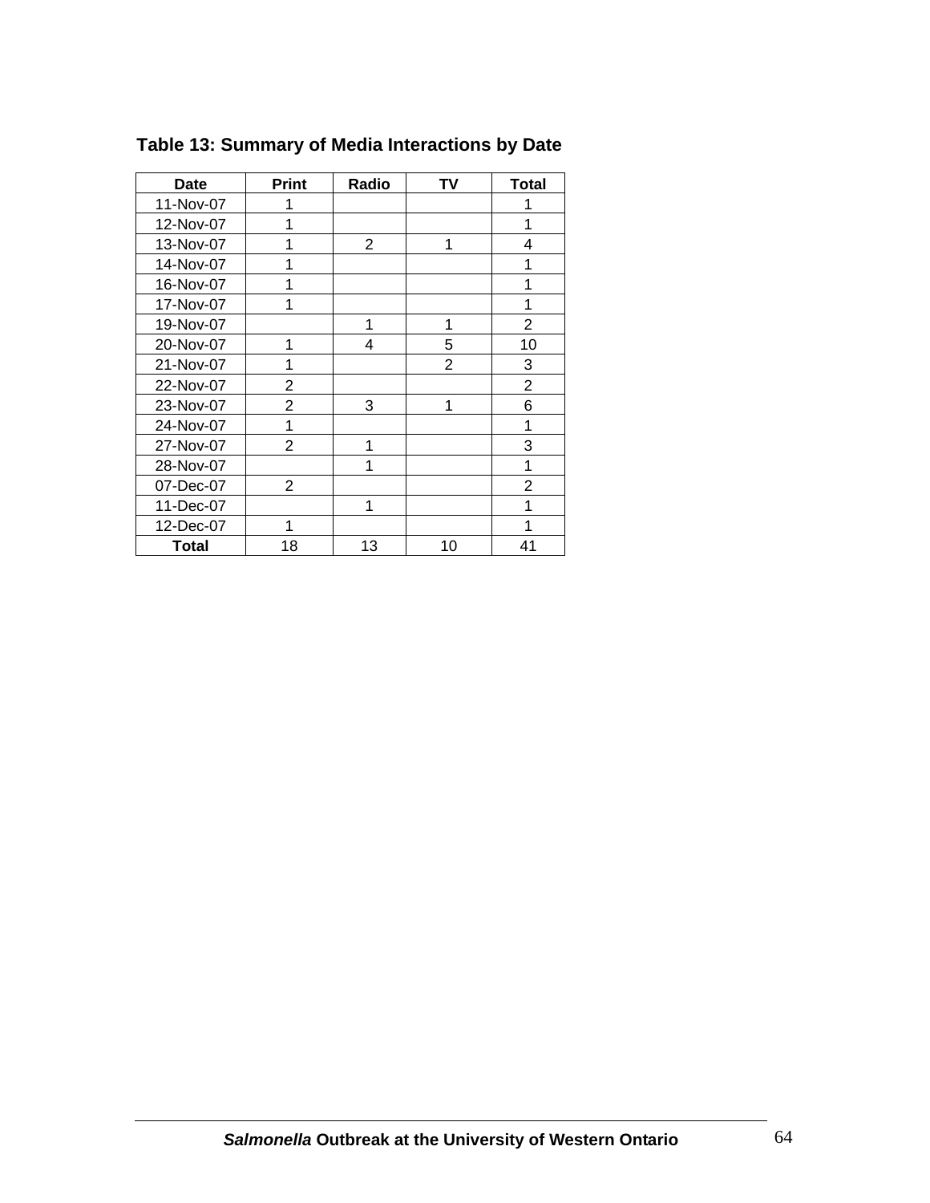**Table 13: Summary of Media Interactions by Date**

| Date | Print | Radio | TV | Total |
|---|---|---|---|---|
| 11-Nov-07 | 1 | | | 1 |
| 12-Nov-07 | 1 | | | 1 |
| 13-Nov-07 | 1 | 2 | 1 | 4 |
| 14-Nov-07 | 1 | | | 1 |
| 16-Nov-07 | 1 | | | 1 |
| 17-Nov-07 | 1 | | | 1 |
| 19-Nov-07 | | 1 | 1 | 2 |
| 20-Nov-07 | 1 | 4 | 5 | 10 |
| 21-Nov-07 | 1 | | 2 | 3 |
| 22-Nov-07 | 2 | | | 2 |
| 23-Nov-07 | 2 | 3 | 1 | 6 |
| 24-Nov-07 | 1 | | | 1 |
| 27-Nov-07 | 2 | 1 | | 3 |
| 28-Nov-07 | | 1 | | 1 |
| 07-Dec-07 | 2 | | | 2 |
| 11-Dec-07 | | 1 | | 1 |
| 12-Dec-07 | 1 | | | 1 |
| **Total** | 18 | 13 | 10 | 41 |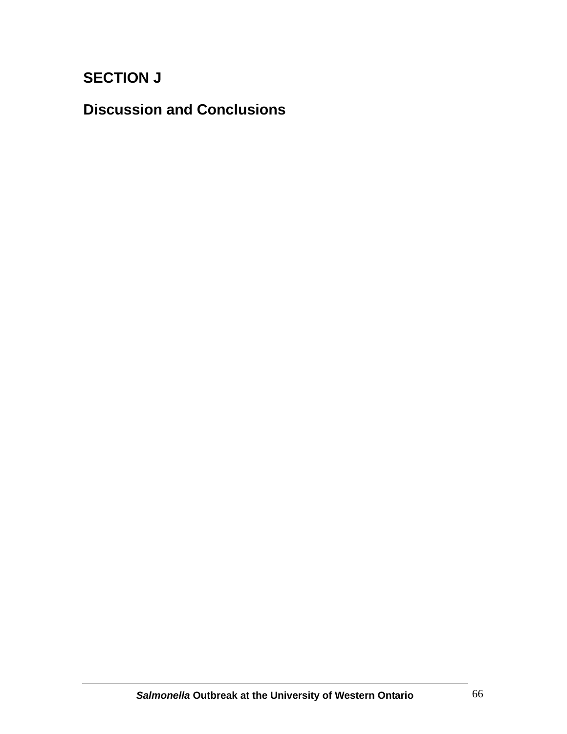# SECTION J

## Discussion and Conclusions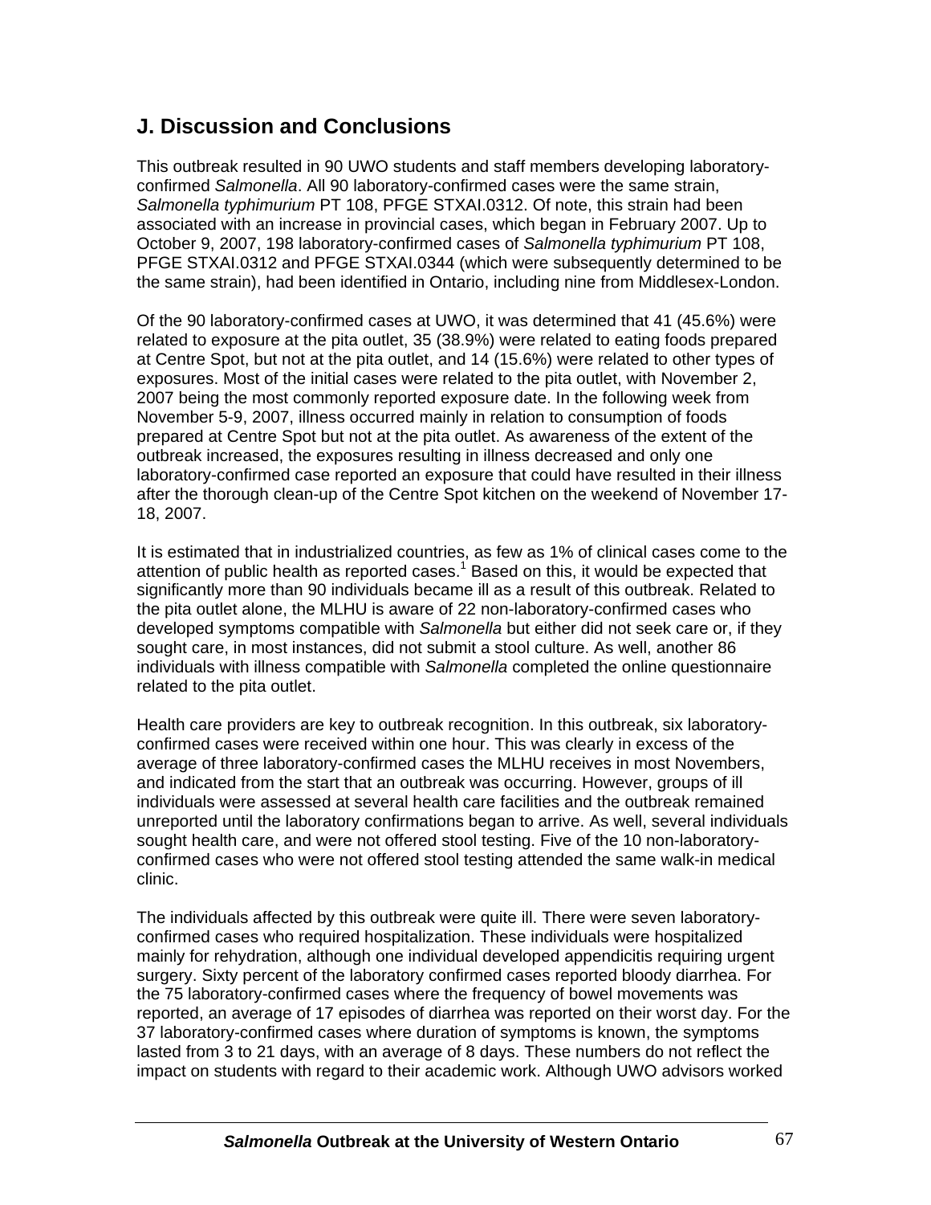## J. Discussion and Conclusions

This outbreak resulted in 90 UWO students and staff members developing laboratory-confirmed *Salmonella*. All 90 laboratory-confirmed cases were the same strain, *Salmonella typhimurium* PT 108, PFGE STXAI.0312. Of note, this strain had been associated with an increase in provincial cases, which began in February 2007. Up to October 9, 2007, 198 laboratory-confirmed cases of *Salmonella typhimurium* PT 108, PFGE STXAI.0312 and PFGE STXAI.0344 (which were subsequently determined to be the same strain), had been identified in Ontario, including nine from Middlesex-London.

Of the 90 laboratory-confirmed cases at UWO, it was determined that 41 (45.6%) were related to exposure at the pita outlet, 35 (38.9%) were related to eating foods prepared at Centre Spot, but not at the pita outlet, and 14 (15.6%) were related to other types of exposures. Most of the initial cases were related to the pita outlet, with November 2, 2007 being the most commonly reported exposure date. In the following week from November 5-9, 2007, illness occurred mainly in relation to consumption of foods prepared at Centre Spot but not at the pita outlet. As awareness of the extent of the outbreak increased, the exposures resulting in illness decreased and only one laboratory-confirmed case reported an exposure that could have resulted in their illness after the thorough clean-up of the Centre Spot kitchen on the weekend of November 17-18, 2007.

It is estimated that in industrialized countries, as few as 1% of clinical cases come to the attention of public health as reported cases.[1] Based on this, it would be expected that significantly more than 90 individuals became ill as a result of this outbreak. Related to the pita outlet alone, the MLHU is aware of 22 non-laboratory-confirmed cases who developed symptoms compatible with *Salmonella* but either did not seek care or, if they sought care, in most instances, did not submit a stool culture. As well, another 86 individuals with illness compatible with *Salmonella* completed the online questionnaire related to the pita outlet.

Health care providers are key to outbreak recognition. In this outbreak, six laboratory-confirmed cases were received within one hour. This was clearly in excess of the average of three laboratory-confirmed cases the MLHU receives in most Novembers, and indicated from the start that an outbreak was occurring. However, groups of ill individuals were assessed at several health care facilities and the outbreak remained unreported until the laboratory confirmations began to arrive. As well, several individuals sought health care, and were not offered stool testing. Five of the 10 non-laboratory-confirmed cases who were not offered stool testing attended the same walk-in medical clinic.

The individuals affected by this outbreak were quite ill. There were seven laboratory-confirmed cases who required hospitalization. These individuals were hospitalized mainly for rehydration, although one individual developed appendicitis requiring urgent surgery. Sixty percent of the laboratory confirmed cases reported bloody diarrhea. For the 75 laboratory-confirmed cases where the frequency of bowel movements was reported, an average of 17 episodes of diarrhea was reported on their worst day. For the 37 laboratory-confirmed cases where duration of symptoms is known, the symptoms lasted from 3 to 21 days, with an average of 8 days. These numbers do not reflect the impact on students with regard to their academic work. Although UWO advisors worked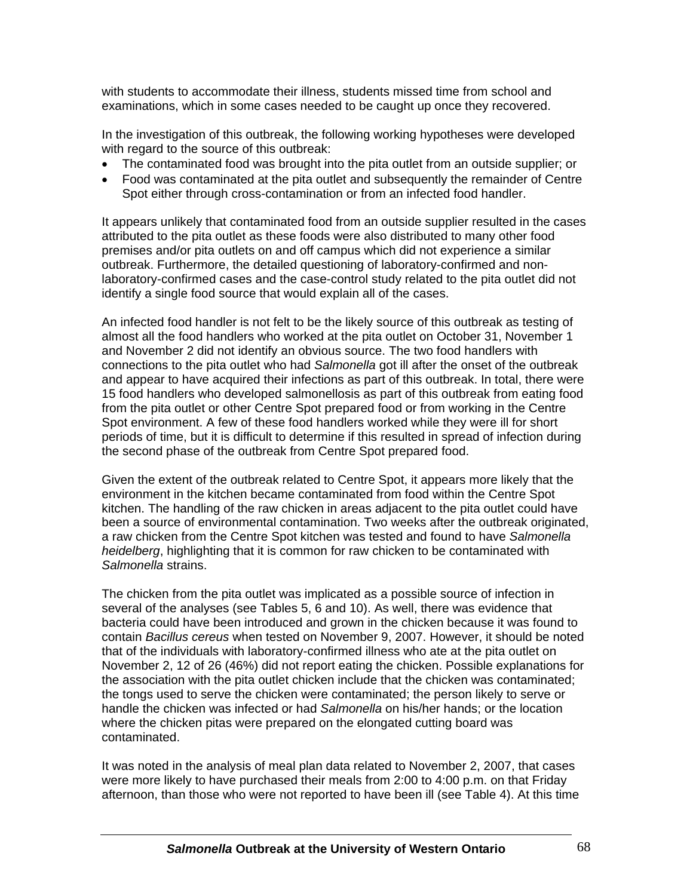with students to accommodate their illness, students missed time from school and examinations, which in some cases needed to be caught up once they recovered.

In the investigation of this outbreak, the following working hypotheses were developed with regard to the source of this outbreak:

- The contaminated food was brought into the pita outlet from an outside supplier; or
- Food was contaminated at the pita outlet and subsequently the remainder of Centre Spot either through cross-contamination or from an infected food handler.

It appears unlikely that contaminated food from an outside supplier resulted in the cases attributed to the pita outlet as these foods were also distributed to many other food premises and/or pita outlets on and off campus which did not experience a similar outbreak. Furthermore, the detailed questioning of laboratory-confirmed and non-laboratory-confirmed cases and the case-control study related to the pita outlet did not identify a single food source that would explain all of the cases.

An infected food handler is not felt to be the likely source of this outbreak as testing of almost all the food handlers who worked at the pita outlet on October 31, November 1 and November 2 did not identify an obvious source. The two food handlers with connections to the pita outlet who had *Salmonella* got ill after the onset of the outbreak and appear to have acquired their infections as part of this outbreak. In total, there were 15 food handlers who developed salmonellosis as part of this outbreak from eating food from the pita outlet or other Centre Spot prepared food or from working in the Centre Spot environment. A few of these food handlers worked while they were ill for short periods of time, but it is difficult to determine if this resulted in spread of infection during the second phase of the outbreak from Centre Spot prepared food.

Given the extent of the outbreak related to Centre Spot, it appears more likely that the environment in the kitchen became contaminated from food within the Centre Spot kitchen. The handling of the raw chicken in areas adjacent to the pita outlet could have been a source of environmental contamination. Two weeks after the outbreak originated, a raw chicken from the Centre Spot kitchen was tested and found to have *Salmonella heidelberg*, highlighting that it is common for raw chicken to be contaminated with *Salmonella* strains.

The chicken from the pita outlet was implicated as a possible source of infection in several of the analyses (see Tables 5, 6 and 10). As well, there was evidence that bacteria could have been introduced and grown in the chicken because it was found to contain *Bacillus cereus* when tested on November 9, 2007. However, it should be noted that of the individuals with laboratory-confirmed illness who ate at the pita outlet on November 2, 12 of 26 (46%) did not report eating the chicken. Possible explanations for the association with the pita outlet chicken include that the chicken was contaminated; the tongs used to serve the chicken were contaminated; the person likely to serve or handle the chicken was infected or had *Salmonella* on his/her hands; or the location where the chicken pitas were prepared on the elongated cutting board was contaminated.

It was noted in the analysis of meal plan data related to November 2, 2007, that cases were more likely to have purchased their meals from 2:00 to 4:00 p.m. on that Friday afternoon, than those who were not reported to have been ill (see Table 4). At this time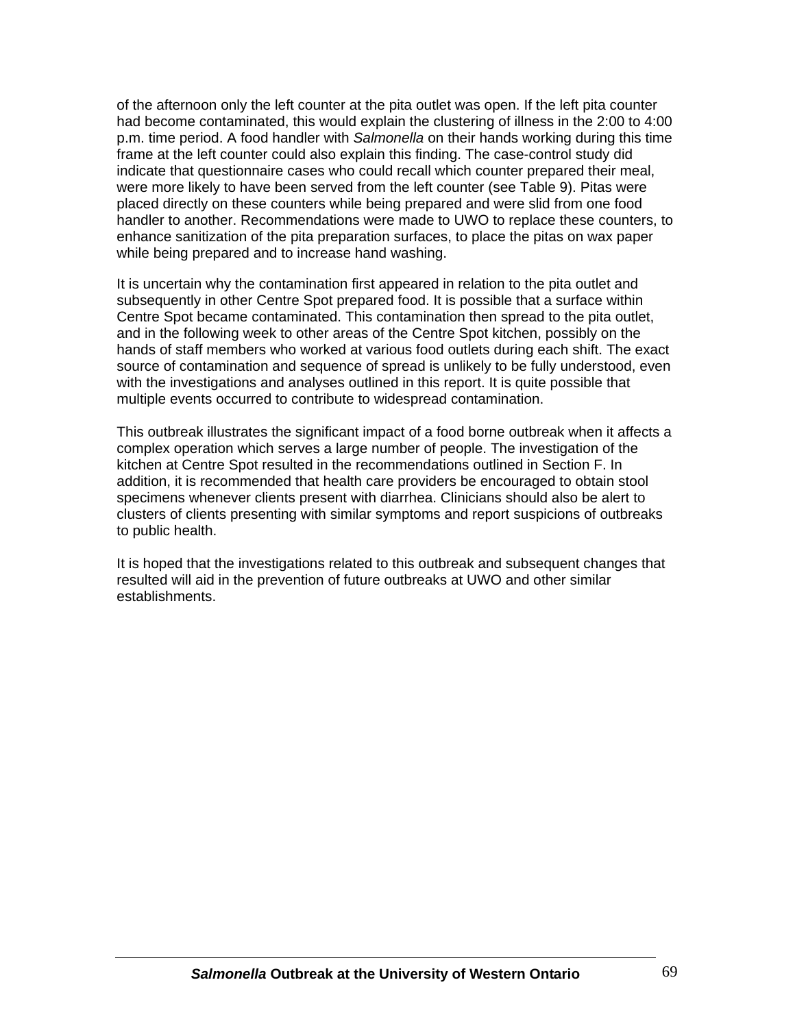of the afternoon only the left counter at the pita outlet was open. If the left pita counter had become contaminated, this would explain the clustering of illness in the 2:00 to 4:00 p.m. time period. A food handler with *Salmonella* on their hands working during this time frame at the left counter could also explain this finding. The case-control study did indicate that questionnaire cases who could recall which counter prepared their meal, were more likely to have been served from the left counter (see Table 9). Pitas were placed directly on these counters while being prepared and were slid from one food handler to another. Recommendations were made to UWO to replace these counters, to enhance sanitization of the pita preparation surfaces, to place the pitas on wax paper while being prepared and to increase hand washing.

It is uncertain why the contamination first appeared in relation to the pita outlet and subsequently in other Centre Spot prepared food. It is possible that a surface within Centre Spot became contaminated. This contamination then spread to the pita outlet, and in the following week to other areas of the Centre Spot kitchen, possibly on the hands of staff members who worked at various food outlets during each shift. The exact source of contamination and sequence of spread is unlikely to be fully understood, even with the investigations and analyses outlined in this report. It is quite possible that multiple events occurred to contribute to widespread contamination.

This outbreak illustrates the significant impact of a food borne outbreak when it affects a complex operation which serves a large number of people. The investigation of the kitchen at Centre Spot resulted in the recommendations outlined in Section F. In addition, it is recommended that health care providers be encouraged to obtain stool specimens whenever clients present with diarrhea. Clinicians should also be alert to clusters of clients presenting with similar symptoms and report suspicions of outbreaks to public health.

It is hoped that the investigations related to this outbreak and subsequent changes that resulted will aid in the prevention of future outbreaks at UWO and other similar establishments.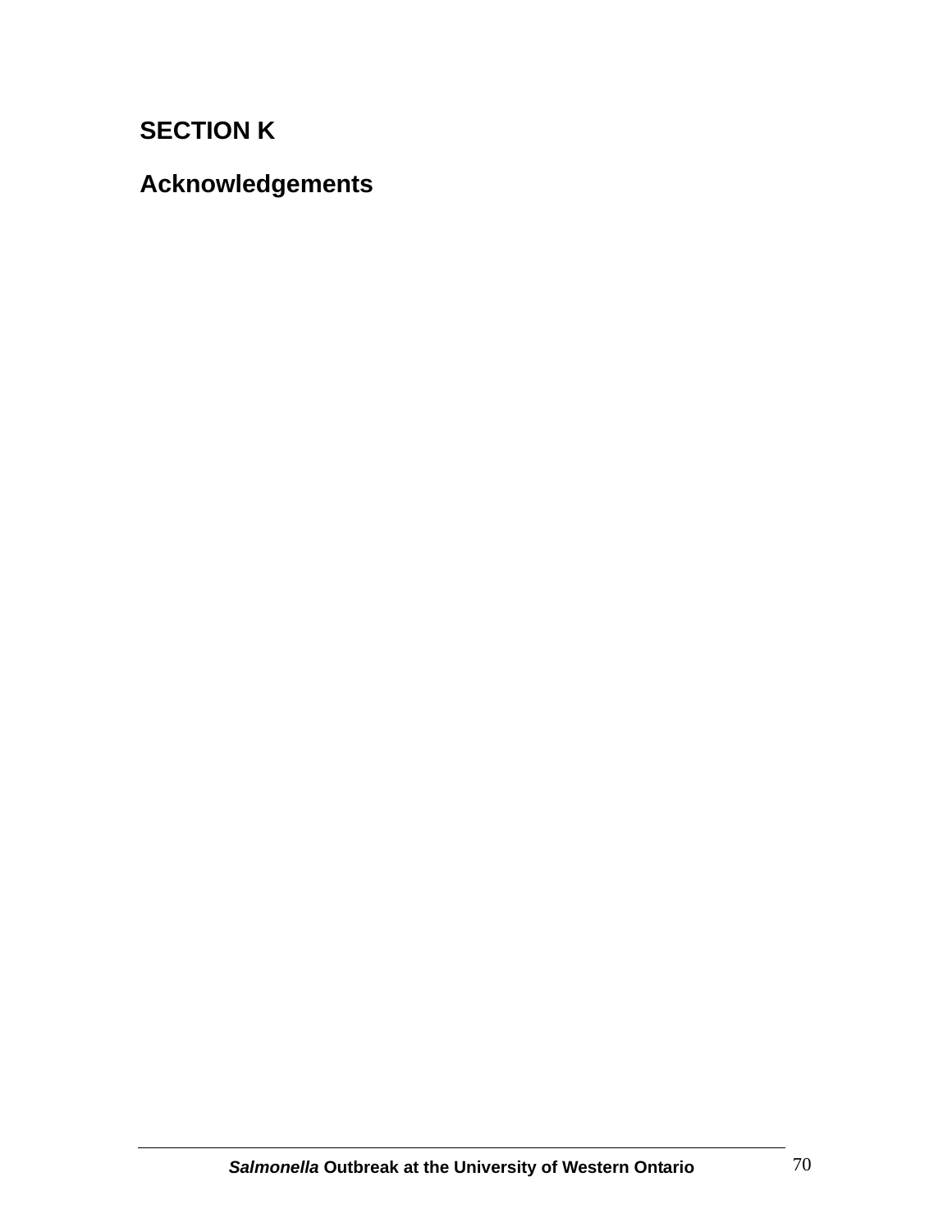# SECTION K

## Acknowledgements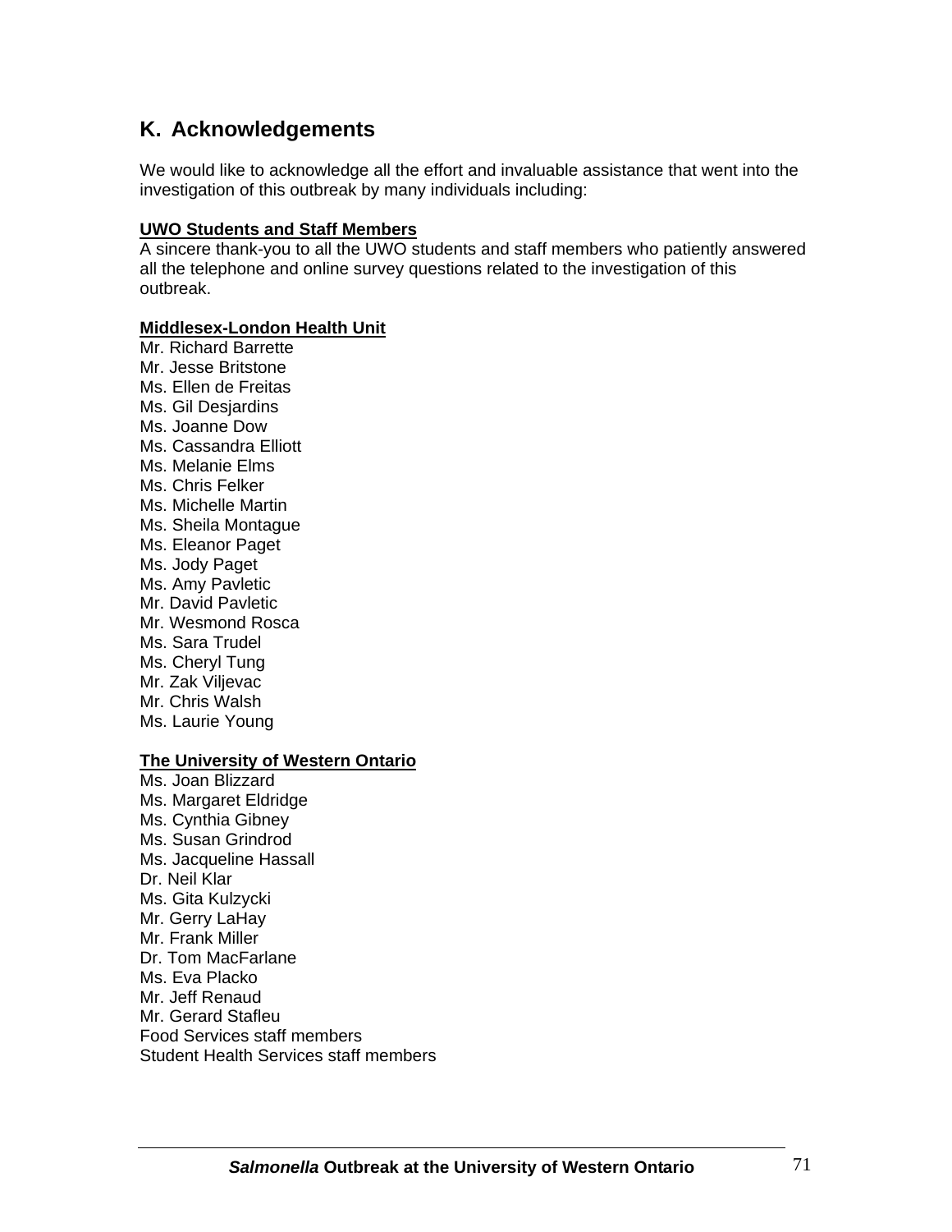## K. Acknowledgements

We would like to acknowledge all the effort and invaluable assistance that went into the investigation of this outbreak by many individuals including:

**UWO Students and Staff Members**

A sincere thank-you to all the UWO students and staff members who patiently answered all the telephone and online survey questions related to the investigation of this outbreak.

**Middlesex-London Health Unit**

Mr. Richard Barrette
Mr. Jesse Britstone
Ms. Ellen de Freitas
Ms. Gil Desjardins
Ms. Joanne Dow
Ms. Cassandra Elliott
Ms. Melanie Elms
Ms. Chris Felker
Ms. Michelle Martin
Ms. Sheila Montague
Ms. Eleanor Paget
Ms. Jody Paget
Ms. Amy Pavletic
Mr. David Pavletic
Mr. Wesmond Rosca
Ms. Sara Trudel
Ms. Cheryl Tung
Mr. Zak Viljevac
Mr. Chris Walsh
Ms. Laurie Young

**The University of Western Ontario**

Ms. Joan Blizzard
Ms. Margaret Eldridge
Ms. Cynthia Gibney
Ms. Susan Grindrod
Ms. Jacqueline Hassall
Dr. Neil Klar
Ms. Gita Kulzycki
Mr. Gerry LaHay
Mr. Frank Miller
Dr. Tom MacFarlane
Ms. Eva Placko
Mr. Jeff Renaud
Mr. Gerard Stafleu
Food Services staff members
Student Health Services staff members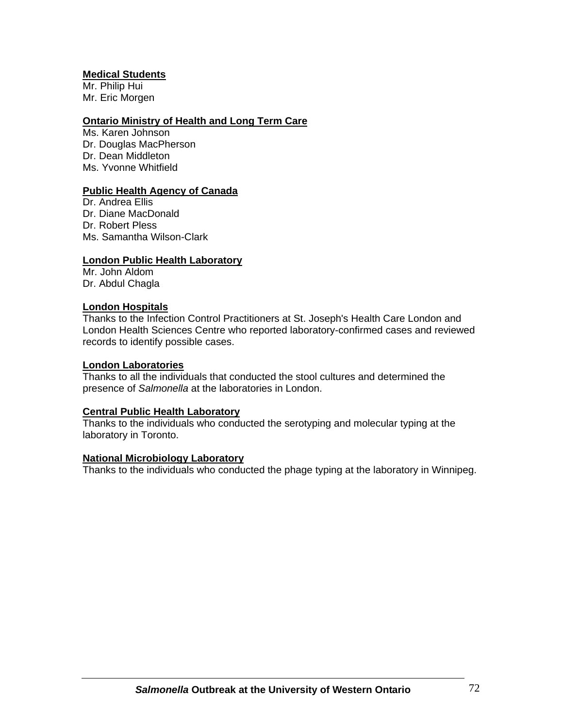**Medical Students**
Mr. Philip Hui
Mr. Eric Morgen

**Ontario Ministry of Health and Long Term Care**
Ms. Karen Johnson
Dr. Douglas MacPherson
Dr. Dean Middleton
Ms. Yvonne Whitfield

**Public Health Agency of Canada**
Dr. Andrea Ellis
Dr. Diane MacDonald
Dr. Robert Pless
Ms. Samantha Wilson-Clark

**London Public Health Laboratory**
Mr. John Aldom
Dr. Abdul Chagla

**London Hospitals**
Thanks to the Infection Control Practitioners at St. Joseph's Health Care London and London Health Sciences Centre who reported laboratory-confirmed cases and reviewed records to identify possible cases.

**London Laboratories**
Thanks to all the individuals that conducted the stool cultures and determined the presence of *Salmonella* at the laboratories in London.

**Central Public Health Laboratory**
Thanks to the individuals who conducted the serotyping and molecular typing at the laboratory in Toronto.

**National Microbiology Laboratory**
Thanks to the individuals who conducted the phage typing at the laboratory in Winnipeg.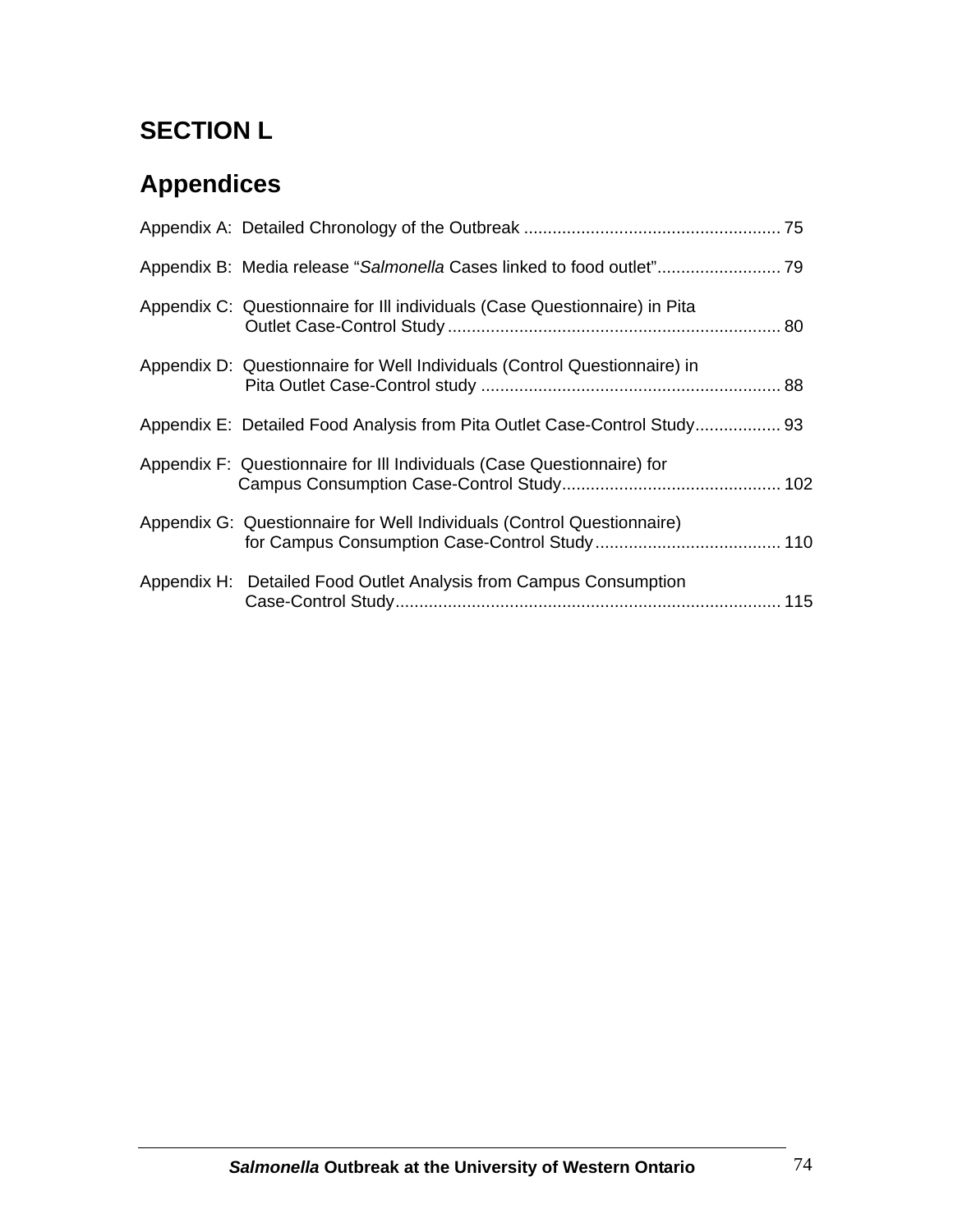# SECTION L

## Appendices

Appendix A: Detailed Chronology of the Outbreak ..................................................... 75

Appendix B: Media release "*Salmonella* Cases linked to food outlet"........................... 79

Appendix C: Questionnaire for Ill individuals (Case Questionnaire) in Pita Outlet Case-Control Study ..................................................................... 80

Appendix D: Questionnaire for Well Individuals (Control Questionnaire) in Pita Outlet Case-Control study .............................................................. 88

Appendix E: Detailed Food Analysis from Pita Outlet Case-Control Study.................. 93

Appendix F: Questionnaire for Ill Individuals (Case Questionnaire) for Campus Consumption Case-Control Study............................................. 102

Appendix G: Questionnaire for Well Individuals (Control Questionnaire) for Campus Consumption Case-Control Study...................................... 110

Appendix H: Detailed Food Outlet Analysis from Campus Consumption Case-Control Study................................................................................ 115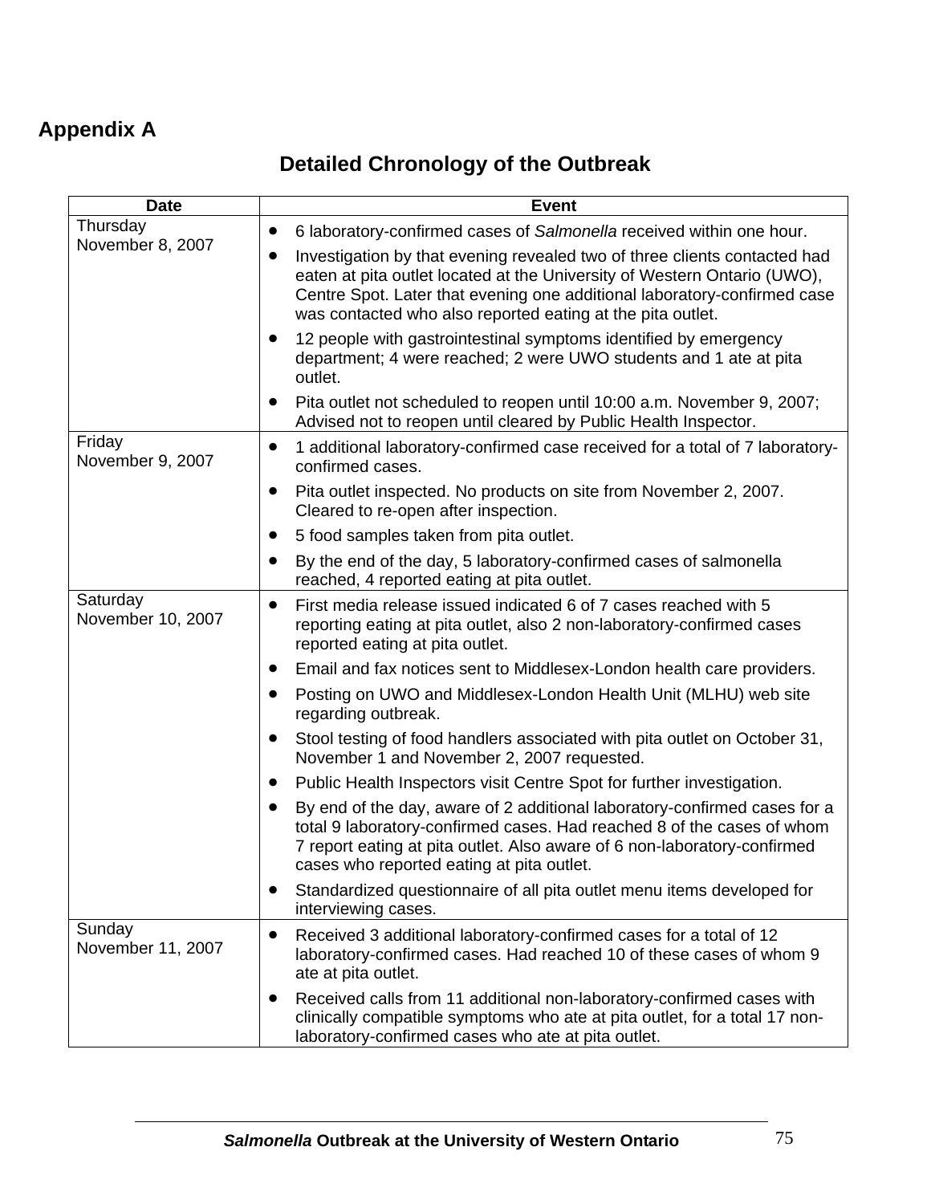## Appendix A

### Detailed Chronology of the Outbreak

| Date | Event |
|---|---|
| Thursday<br>November 8, 2007 | • 6 laboratory-confirmed cases of *Salmonella* received within one hour.<br>• Investigation by that evening revealed two of three clients contacted had eaten at pita outlet located at the University of Western Ontario (UWO), Centre Spot. Later that evening one additional laboratory-confirmed case was contacted who also reported eating at the pita outlet.<br>• 12 people with gastrointestinal symptoms identified by emergency department; 4 were reached; 2 were UWO students and 1 ate at pita outlet.<br>• Pita outlet not scheduled to reopen until 10:00 a.m. November 9, 2007; Advised not to reopen until cleared by Public Health Inspector. |
| Friday<br>November 9, 2007 | • 1 additional laboratory-confirmed case received for a total of 7 laboratory-confirmed cases.<br>• Pita outlet inspected. No products on site from November 2, 2007. Cleared to re-open after inspection.<br>• 5 food samples taken from pita outlet.<br>• By the end of the day, 5 laboratory-confirmed cases of salmonella reached, 4 reported eating at pita outlet. |
| Saturday<br>November 10, 2007 | • First media release issued indicated 6 of 7 cases reached with 5 reporting eating at pita outlet, also 2 non-laboratory-confirmed cases reported eating at pita outlet.<br>• Email and fax notices sent to Middlesex-London health care providers.<br>• Posting on UWO and Middlesex-London Health Unit (MLHU) web site regarding outbreak.<br>• Stool testing of food handlers associated with pita outlet on October 31, November 1 and November 2, 2007 requested.<br>• Public Health Inspectors visit Centre Spot for further investigation.<br>• By end of the day, aware of 2 additional laboratory-confirmed cases for a total 9 laboratory-confirmed cases. Had reached 8 of the cases of whom 7 report eating at pita outlet. Also aware of 6 non-laboratory-confirmed cases who reported eating at pita outlet.<br>• Standardized questionnaire of all pita outlet menu items developed for interviewing cases. |
| Sunday<br>November 11, 2007 | • Received 3 additional laboratory-confirmed cases for a total of 12 laboratory-confirmed cases. Had reached 10 of these cases of whom 9 ate at pita outlet.<br>• Received calls from 11 additional non-laboratory-confirmed cases with clinically compatible symptoms who ate at pita outlet, for a total 17 non-laboratory-confirmed cases who ate at pita outlet. |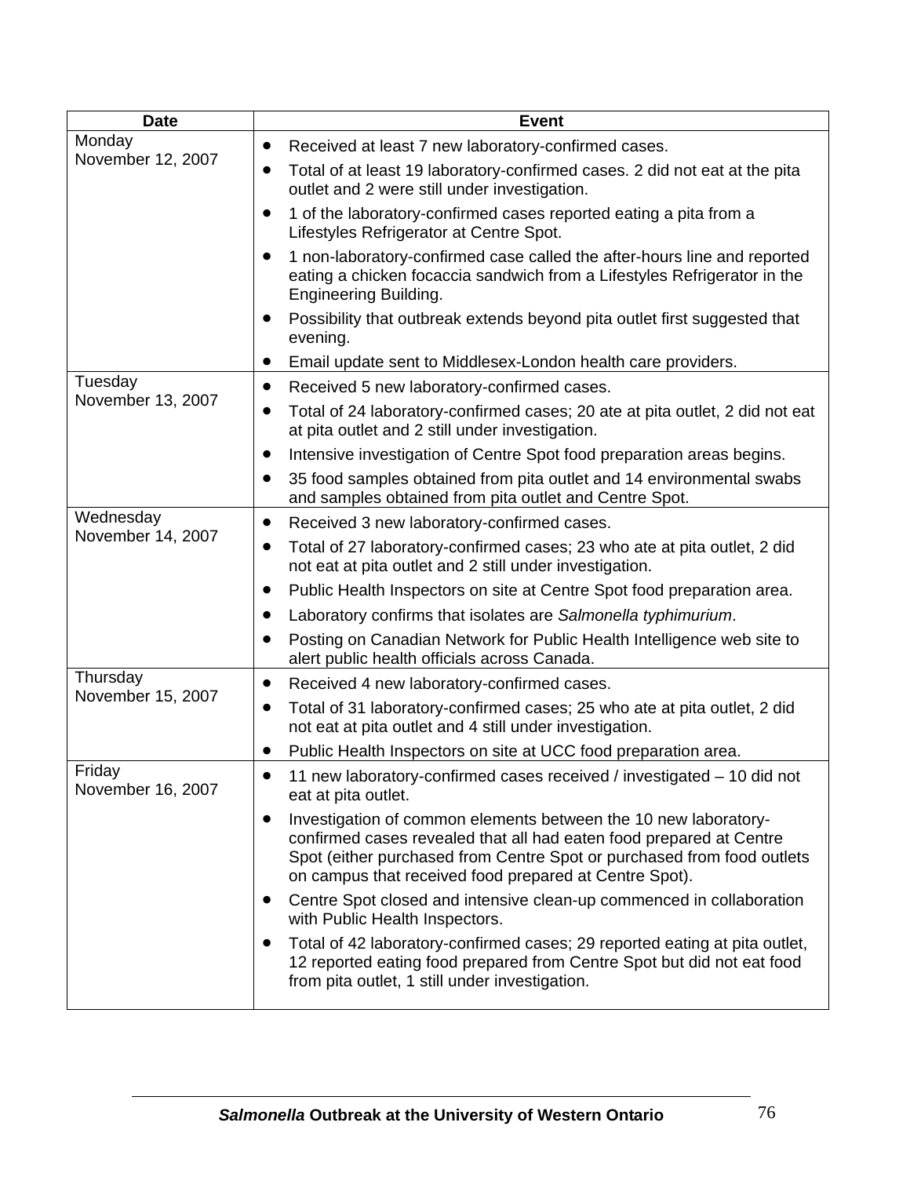| Date | Event |
|---|---|
| Monday<br>November 12, 2007 | • Received at least 7 new laboratory-confirmed cases.<br>• Total of at least 19 laboratory-confirmed cases. 2 did not eat at the pita outlet and 2 were still under investigation.<br>• 1 of the laboratory-confirmed cases reported eating a pita from a Lifestyles Refrigerator at Centre Spot.<br>• 1 non-laboratory-confirmed case called the after-hours line and reported eating a chicken focaccia sandwich from a Lifestyles Refrigerator in the Engineering Building.<br>• Possibility that outbreak extends beyond pita outlet first suggested that evening.<br>• Email update sent to Middlesex-London health care providers. |
| Tuesday<br>November 13, 2007 | • Received 5 new laboratory-confirmed cases.<br>• Total of 24 laboratory-confirmed cases; 20 ate at pita outlet, 2 did not eat at pita outlet and 2 still under investigation.<br>• Intensive investigation of Centre Spot food preparation areas begins.<br>• 35 food samples obtained from pita outlet and 14 environmental swabs and samples obtained from pita outlet and Centre Spot. |
| Wednesday<br>November 14, 2007 | • Received 3 new laboratory-confirmed cases.<br>• Total of 27 laboratory-confirmed cases; 23 who ate at pita outlet, 2 did not eat at pita outlet and 2 still under investigation.<br>• Public Health Inspectors on site at Centre Spot food preparation area.<br>• Laboratory confirms that isolates are *Salmonella typhimurium*.<br>• Posting on Canadian Network for Public Health Intelligence web site to alert public health officials across Canada. |
| Thursday<br>November 15, 2007 | • Received 4 new laboratory-confirmed cases.<br>• Total of 31 laboratory-confirmed cases; 25 who ate at pita outlet, 2 did not eat at pita outlet and 4 still under investigation.<br>• Public Health Inspectors on site at UCC food preparation area. |
| Friday<br>November 16, 2007 | • 11 new laboratory-confirmed cases received / investigated – 10 did not eat at pita outlet.<br>• Investigation of common elements between the 10 new laboratory-confirmed cases revealed that all had eaten food prepared at Centre Spot (either purchased from Centre Spot or purchased from food outlets on campus that received food prepared at Centre Spot).<br>• Centre Spot closed and intensive clean-up commenced in collaboration with Public Health Inspectors.<br>• Total of 42 laboratory-confirmed cases; 29 reported eating at pita outlet, 12 reported eating food prepared from Centre Spot but did not eat food from pita outlet, 1 still under investigation. |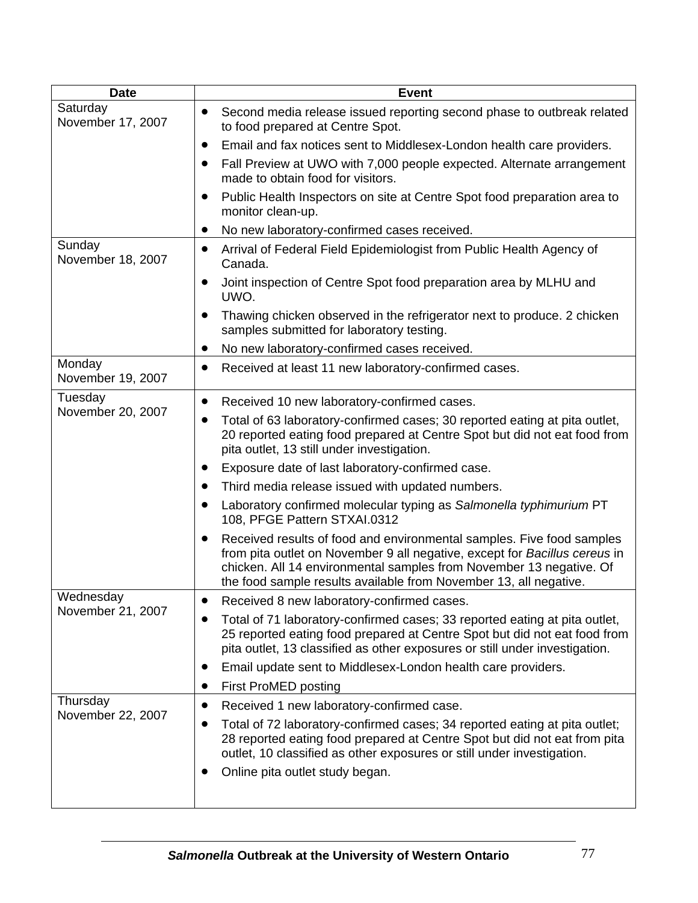| Date | Event |
|---|---|
| Saturday November 17, 2007 | • Second media release issued reporting second phase to outbreak related to food prepared at Centre Spot.<br>• Email and fax notices sent to Middlesex-London health care providers.<br>• Fall Preview at UWO with 7,000 people expected. Alternate arrangement made to obtain food for visitors.<br>• Public Health Inspectors on site at Centre Spot food preparation area to monitor clean-up.<br>• No new laboratory-confirmed cases received. |
| Sunday November 18, 2007 | • Arrival of Federal Field Epidemiologist from Public Health Agency of Canada.<br>• Joint inspection of Centre Spot food preparation area by MLHU and UWO.<br>• Thawing chicken observed in the refrigerator next to produce. 2 chicken samples submitted for laboratory testing.<br>• No new laboratory-confirmed cases received. |
| Monday November 19, 2007 | • Received at least 11 new laboratory-confirmed cases. |
| Tuesday November 20, 2007 | • Received 10 new laboratory-confirmed cases.<br>• Total of 63 laboratory-confirmed cases; 30 reported eating at pita outlet, 20 reported eating food prepared at Centre Spot but did not eat food from pita outlet, 13 still under investigation.<br>• Exposure date of last laboratory-confirmed case.<br>• Third media release issued with updated numbers.<br>• Laboratory confirmed molecular typing as *Salmonella typhimurium* PT 108, PFGE Pattern STXAI.0312<br>• Received results of food and environmental samples. Five food samples from pita outlet on November 9 all negative, except for *Bacillus cereus* in chicken. All 14 environmental samples from November 13 negative. Of the food sample results available from November 13, all negative. |
| Wednesday November 21, 2007 | • Received 8 new laboratory-confirmed cases.<br>• Total of 71 laboratory-confirmed cases; 33 reported eating at pita outlet, 25 reported eating food prepared at Centre Spot but did not eat food from pita outlet, 13 classified as other exposures or still under investigation.<br>• Email update sent to Middlesex-London health care providers.<br>• First ProMED posting |
| Thursday November 22, 2007 | • Received 1 new laboratory-confirmed case.<br>• Total of 72 laboratory-confirmed cases; 34 reported eating at pita outlet; 28 reported eating food prepared at Centre Spot but did not eat from pita outlet, 10 classified as other exposures or still under investigation.<br>• Online pita outlet study began. |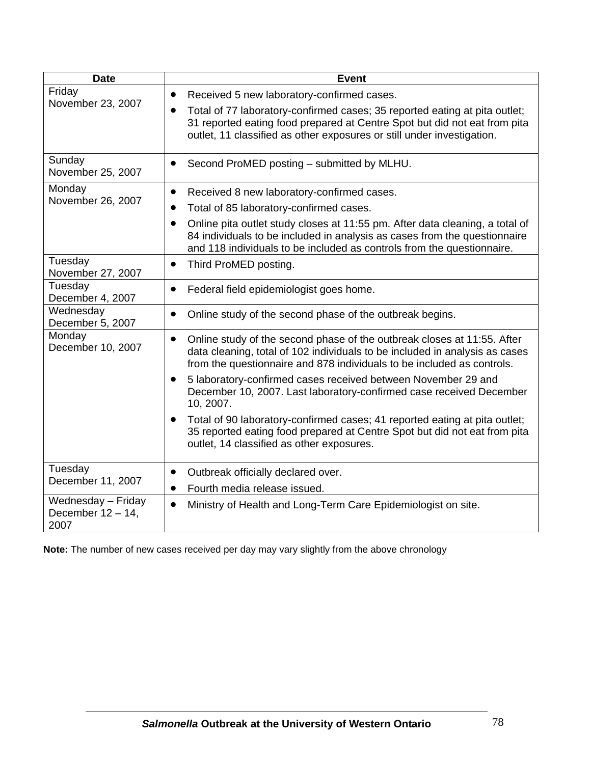| Date | Event |
|---|---|
| Friday November 23, 2007 | • Received 5 new laboratory-confirmed cases. • Total of 77 laboratory-confirmed cases; 35 reported eating at pita outlet; 31 reported eating food prepared at Centre Spot but did not eat from pita outlet, 11 classified as other exposures or still under investigation. |
| Sunday November 25, 2007 | • Second ProMED posting – submitted by MLHU. |
| Monday November 26, 2007 | • Received 8 new laboratory-confirmed cases. • Total of 85 laboratory-confirmed cases. • Online pita outlet study closes at 11:55 pm. After data cleaning, a total of 84 individuals to be included in analysis as cases from the questionnaire and 118 individuals to be included as controls from the questionnaire. |
| Tuesday November 27, 2007 | • Third ProMED posting. |
| Tuesday December 4, 2007 | • Federal field epidemiologist goes home. |
| Wednesday December 5, 2007 | • Online study of the second phase of the outbreak begins. |
| Monday December 10, 2007 | • Online study of the second phase of the outbreak closes at 11:55. After data cleaning, total of 102 individuals to be included in analysis as cases from the questionnaire and 878 individuals to be included as controls. • 5 laboratory-confirmed cases received between November 29 and December 10, 2007. Last laboratory-confirmed case received December 10, 2007. • Total of 90 laboratory-confirmed cases; 41 reported eating at pita outlet; 35 reported eating food prepared at Centre Spot but did not eat from pita outlet, 14 classified as other exposures. |
| Tuesday December 11, 2007 | • Outbreak officially declared over. • Fourth media release issued. |
| Wednesday – Friday December 12 – 14, 2007 | • Ministry of Health and Long-Term Care Epidemiologist on site. |

**Note:** The number of new cases received per day may vary slightly from the above chronology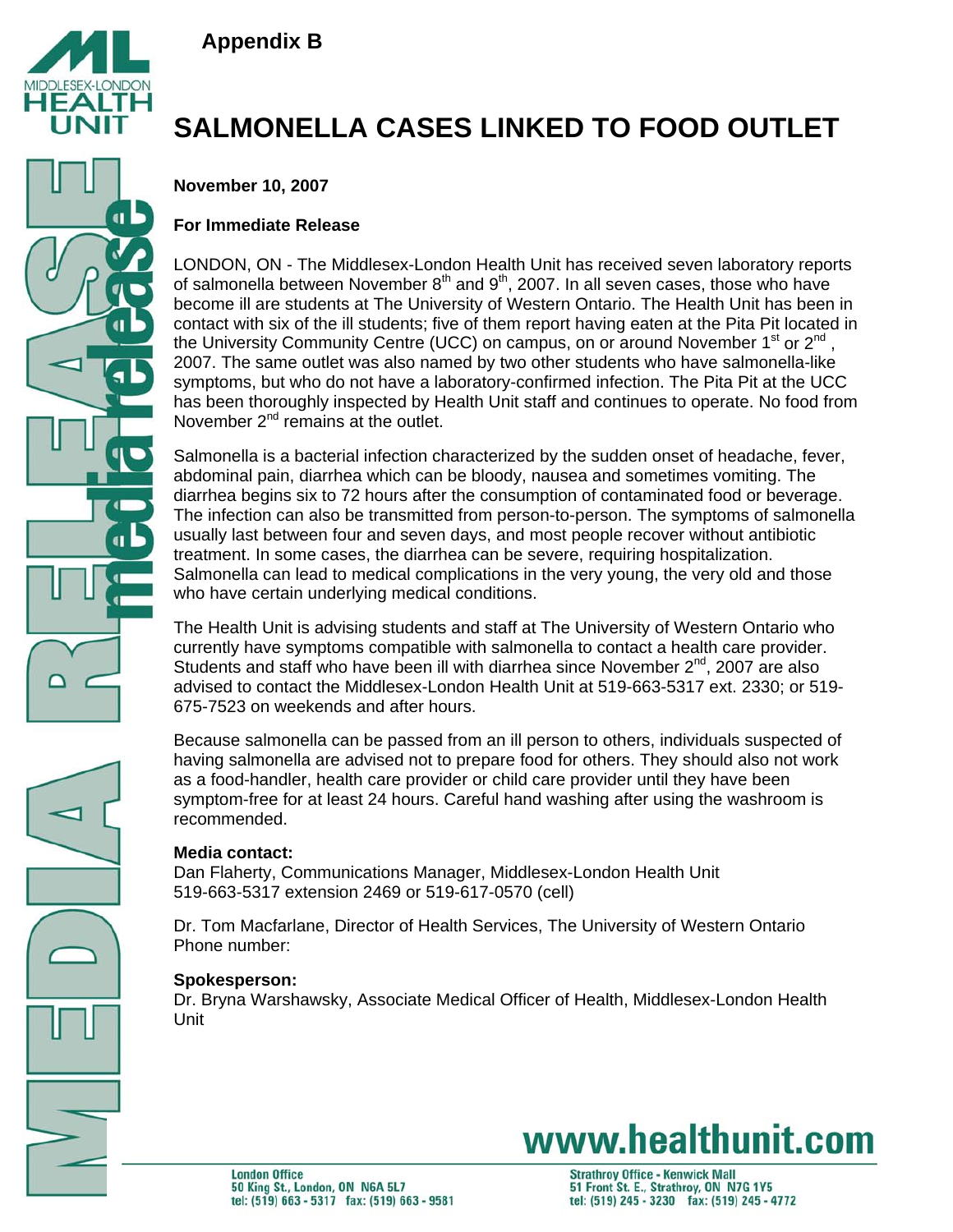**Appendix B**

# SALMONELLA CASES LINKED TO FOOD OUTLET

**November 10, 2007**

**For Immediate Release**

LONDON, ON - The Middlesex-London Health Unit has received seven laboratory reports of salmonella between November 8th and 9th, 2007. In all seven cases, those who have become ill are students at The University of Western Ontario. The Health Unit has been in contact with six of the ill students; five of them report having eaten at the Pita Pit located in the University Community Centre (UCC) on campus, on or around November 1st or 2nd, 2007. The same outlet was also named by two other students who have salmonella-like symptoms, but who do not have a laboratory-confirmed infection. The Pita Pit at the UCC has been thoroughly inspected by Health Unit staff and continues to operate. No food from November 2nd remains at the outlet.

Salmonella is a bacterial infection characterized by the sudden onset of headache, fever, abdominal pain, diarrhea which can be bloody, nausea and sometimes vomiting. The diarrhea begins six to 72 hours after the consumption of contaminated food or beverage. The infection can also be transmitted from person-to-person. The symptoms of salmonella usually last between four and seven days, and most people recover without antibiotic treatment. In some cases, the diarrhea can be severe, requiring hospitalization. Salmonella can lead to medical complications in the very young, the very old and those who have certain underlying medical conditions.

The Health Unit is advising students and staff at The University of Western Ontario who currently have symptoms compatible with salmonella to contact a health care provider. Students and staff who have been ill with diarrhea since November 2nd, 2007 are also advised to contact the Middlesex-London Health Unit at 519-663-5317 ext. 2330; or 519-675-7523 on weekends and after hours.

Because salmonella can be passed from an ill person to others, individuals suspected of having salmonella are advised not to prepare food for others. They should also not work as a food-handler, health care provider or child care provider until they have been symptom-free for at least 24 hours. Careful hand washing after using the washroom is recommended.

**Media contact:**
Dan Flaherty, Communications Manager, Middlesex-London Health Unit
519-663-5317 extension 2469 or 519-617-0570 (cell)

Dr. Tom Macfarlane, Director of Health Services, The University of Western Ontario
Phone number:

**Spokesperson:**
Dr. Bryna Warshawsky, Associate Medical Officer of Health, Middlesex-London Health Unit

www.healthunit.com

London Office
50 King St., London, ON N6A 5L7
tel: (519) 663 - 5317 fax: (519) 663 - 9581

Strathroy Office - Kenwick Mall
51 Front St. E., Strathroy, ON N7G 1Y5
tel: (519) 245 - 3230 fax: (519) 245 - 4772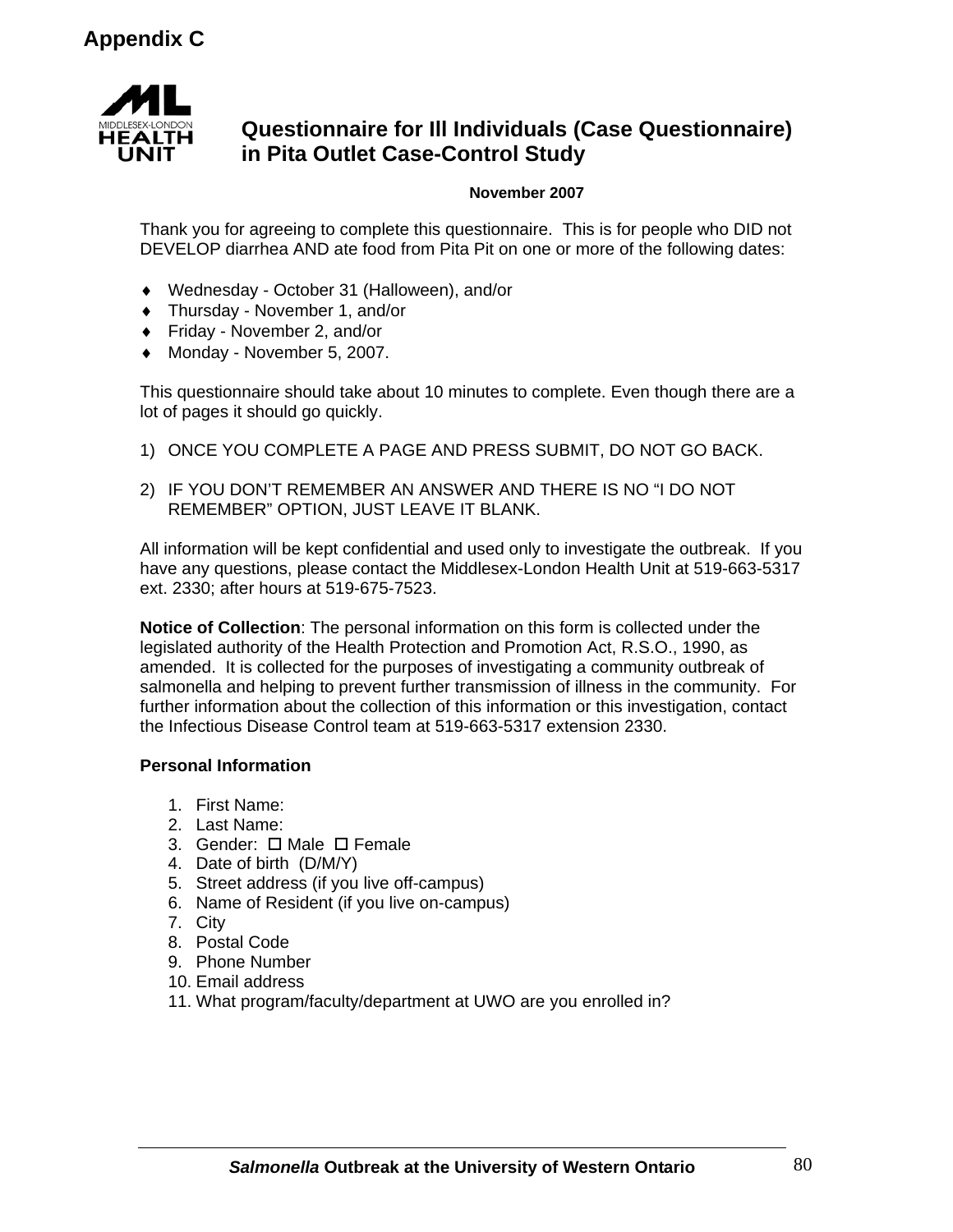# Appendix C

MIDDLESEX-LONDON HEALTH UNIT

## Questionnaire for Ill Individuals (Case Questionnaire) in Pita Outlet Case-Control Study

**November 2007**

Thank you for agreeing to complete this questionnaire. This is for people who DID not DEVELOP diarrhea AND ate food from Pita Pit on one or more of the following dates:

- Wednesday - October 31 (Halloween), and/or
- Thursday - November 1, and/or
- Friday - November 2, and/or
- Monday - November 5, 2007.

This questionnaire should take about 10 minutes to complete. Even though there are a lot of pages it should go quickly.

1) ONCE YOU COMPLETE A PAGE AND PRESS SUBMIT, DO NOT GO BACK.

2) IF YOU DON'T REMEMBER AN ANSWER AND THERE IS NO "I DO NOT REMEMBER" OPTION, JUST LEAVE IT BLANK.

All information will be kept confidential and used only to investigate the outbreak. If you have any questions, please contact the Middlesex-London Health Unit at 519-663-5317 ext. 2330; after hours at 519-675-7523.

**Notice of Collection**: The personal information on this form is collected under the legislated authority of the Health Protection and Promotion Act, R.S.O., 1990, as amended. It is collected for the purposes of investigating a community outbreak of salmonella and helping to prevent further transmission of illness in the community. For further information about the collection of this information or this investigation, contact the Infectious Disease Control team at 519-663-5317 extension 2330.

**Personal Information**

1. First Name:
2. Last Name:
3. Gender: ☐ Male ☐ Female
4. Date of birth (D/M/Y)
5. Street address (if you live off-campus)
6. Name of Resident (if you live on-campus)
7. City
8. Postal Code
9. Phone Number
10. Email address
11. What program/faculty/department at UWO are you enrolled in?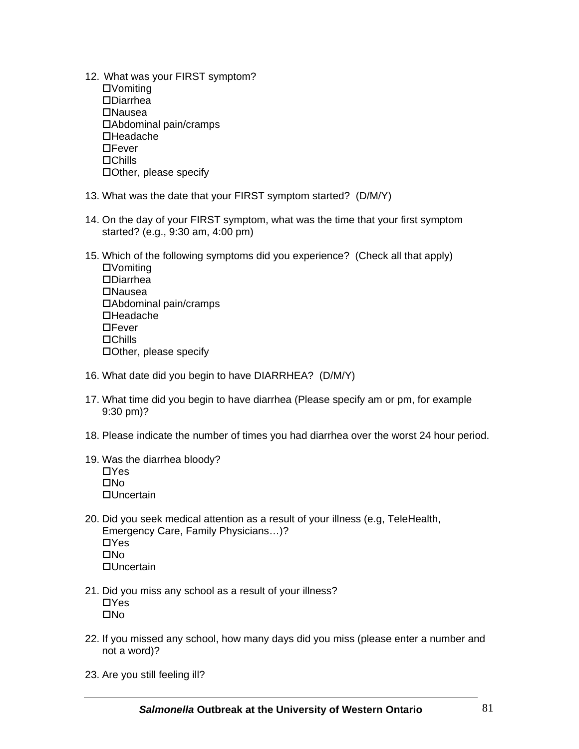12. What was your FIRST symptom?
    - ☐Vomiting
    - ☐Diarrhea
    - ☐Nausea
    - ☐Abdominal pain/cramps
    - ☐Headache
    - ☐Fever
    - ☐Chills
    - ☐Other, please specify

13. What was the date that your FIRST symptom started? (D/M/Y)

14. On the day of your FIRST symptom, what was the time that your first symptom started? (e.g., 9:30 am, 4:00 pm)

15. Which of the following symptoms did you experience? (Check all that apply)
    - ☐Vomiting
    - ☐Diarrhea
    - ☐Nausea
    - ☐Abdominal pain/cramps
    - ☐Headache
    - ☐Fever
    - ☐Chills
    - ☐Other, please specify

16. What date did you begin to have DIARRHEA? (D/M/Y)

17. What time did you begin to have diarrhea (Please specify am or pm, for example 9:30 pm)?

18. Please indicate the number of times you had diarrhea over the worst 24 hour period.

19. Was the diarrhea bloody?
    - ☐Yes
    - ☐No
    - ☐Uncertain

20. Did you seek medical attention as a result of your illness (e.g, TeleHealth, Emergency Care, Family Physicians…)?
    - ☐Yes
    - ☐No
    - ☐Uncertain

21. Did you miss any school as a result of your illness?
    - ☐Yes
    - ☐No

22. If you missed any school, how many days did you miss (please enter a number and not a word)?

23. Are you still feeling ill?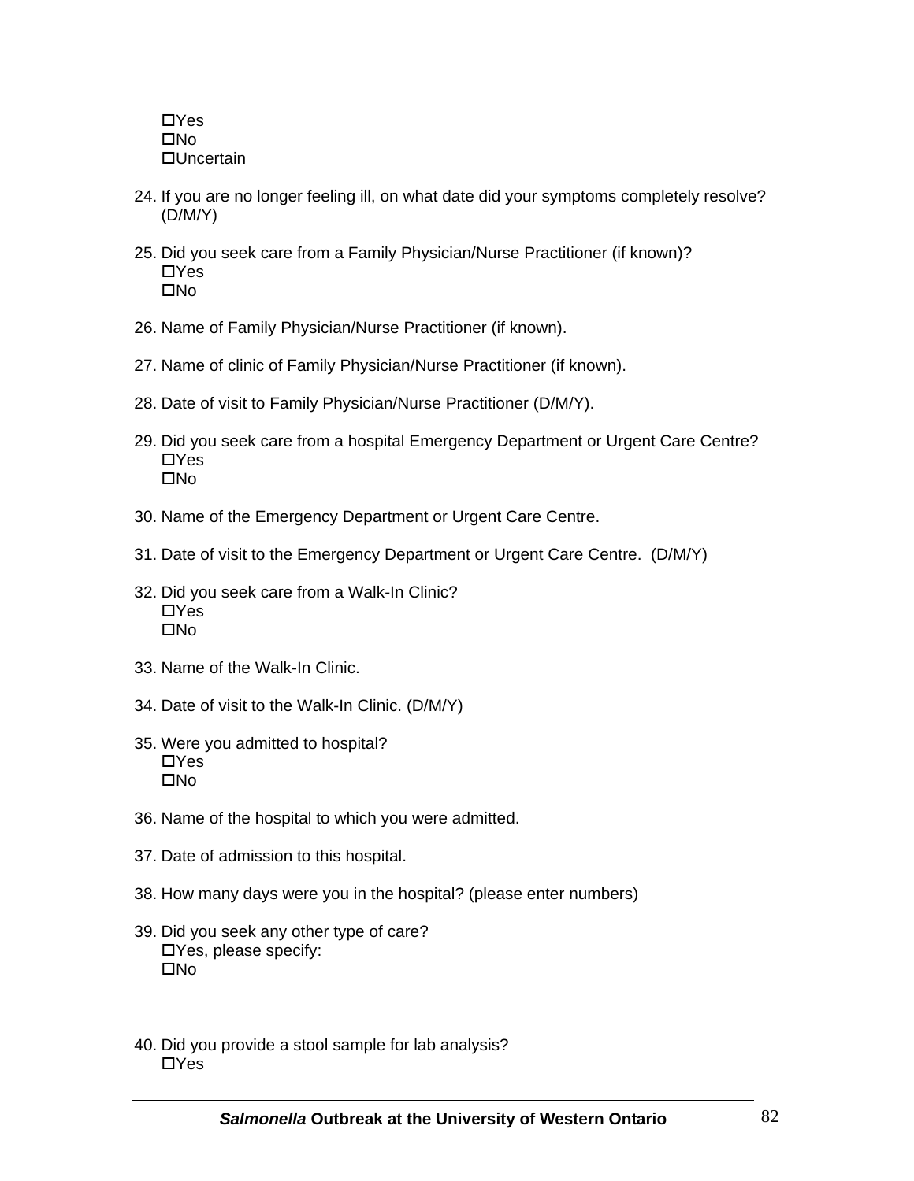- ☐Yes
- ☐No
- ☐Uncertain

24. If you are no longer feeling ill, on what date did your symptoms completely resolve? (D/M/Y)

25. Did you seek care from a Family Physician/Nurse Practitioner (if known)?
    - ☐Yes
    - ☐No

26. Name of Family Physician/Nurse Practitioner (if known).

27. Name of clinic of Family Physician/Nurse Practitioner (if known).

28. Date of visit to Family Physician/Nurse Practitioner (D/M/Y).

29. Did you seek care from a hospital Emergency Department or Urgent Care Centre?
    - ☐Yes
    - ☐No

30. Name of the Emergency Department or Urgent Care Centre.

31. Date of visit to the Emergency Department or Urgent Care Centre. (D/M/Y)

32. Did you seek care from a Walk-In Clinic?
    - ☐Yes
    - ☐No

33. Name of the Walk-In Clinic.

34. Date of visit to the Walk-In Clinic. (D/M/Y)

35. Were you admitted to hospital?
    - ☐Yes
    - ☐No

36. Name of the hospital to which you were admitted.

37. Date of admission to this hospital.

38. How many days were you in the hospital? (please enter numbers)

39. Did you seek any other type of care?
    - ☐Yes, please specify:
    - ☐No

40. Did you provide a stool sample for lab analysis?
    - ☐Yes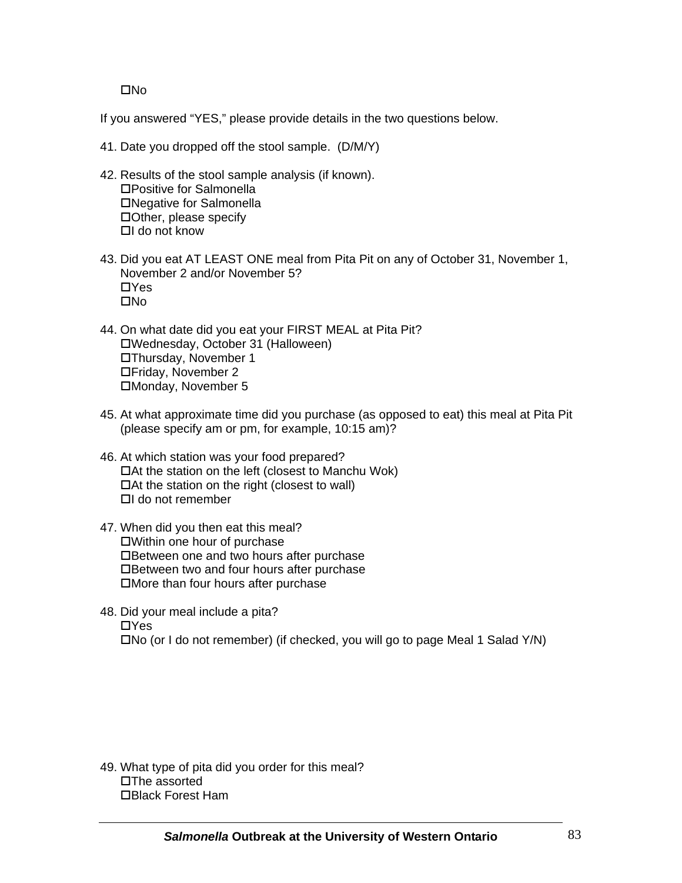☐No

If you answered “YES,” please provide details in the two questions below.

41. Date you dropped off the stool sample. (D/M/Y)

42. Results of the stool sample analysis (if known).
   ☐Positive for Salmonella
   ☐Negative for Salmonella
   ☐Other, please specify
   ☐I do not know

43. Did you eat AT LEAST ONE meal from Pita Pit on any of October 31, November 1, November 2 and/or November 5?
   ☐Yes
   ☐No

44. On what date did you eat your FIRST MEAL at Pita Pit?
   ☐Wednesday, October 31 (Halloween)
   ☐Thursday, November 1
   ☐Friday, November 2
   ☐Monday, November 5

45. At what approximate time did you purchase (as opposed to eat) this meal at Pita Pit (please specify am or pm, for example, 10:15 am)?

46. At which station was your food prepared?
   ☐At the station on the left (closest to Manchu Wok)
   ☐At the station on the right (closest to wall)
   ☐I do not remember

47. When did you then eat this meal?
   ☐Within one hour of purchase
   ☐Between one and two hours after purchase
   ☐Between two and four hours after purchase
   ☐More than four hours after purchase

48. Did your meal include a pita?
   ☐Yes
   ☐No (or I do not remember) (if checked, you will go to page Meal 1 Salad Y/N)

49. What type of pita did you order for this meal?
   ☐The assorted
   ☐Black Forest Ham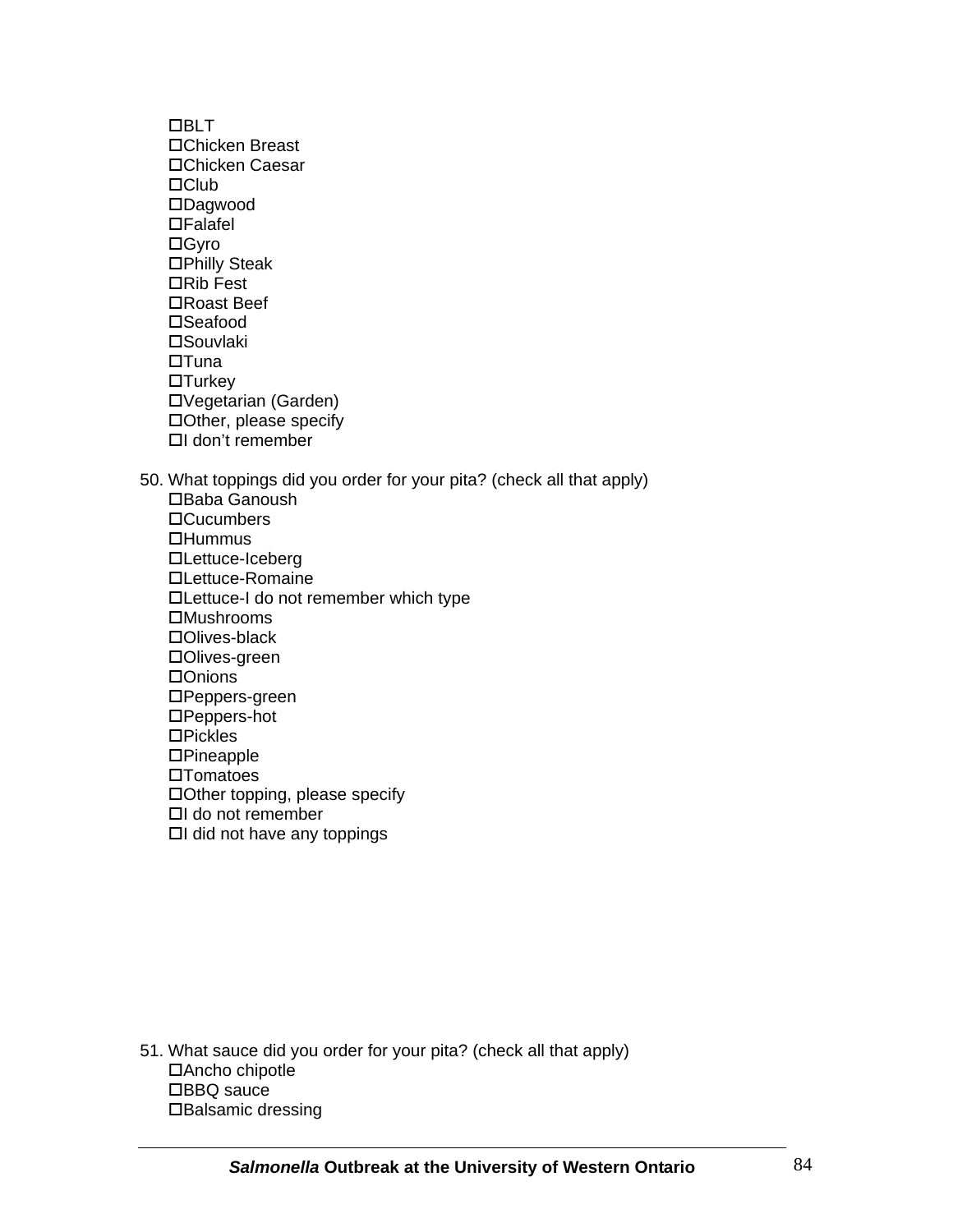- ☐BLT
- ☐Chicken Breast
- ☐Chicken Caesar
- ☐Club
- ☐Dagwood
- ☐Falafel
- ☐Gyro
- ☐Philly Steak
- ☐Rib Fest
- ☐Roast Beef
- ☐Seafood
- ☐Souvlaki
- ☐Tuna
- ☐Turkey
- ☐Vegetarian (Garden)
- ☐Other, please specify
- ☐I don't remember

50. What toppings did you order for your pita? (check all that apply)
    - ☐Baba Ganoush
    - ☐Cucumbers
    - ☐Hummus
    - ☐Lettuce-Iceberg
    - ☐Lettuce-Romaine
    - ☐Lettuce-I do not remember which type
    - ☐Mushrooms
    - ☐Olives-black
    - ☐Olives-green
    - ☐Onions
    - ☐Peppers-green
    - ☐Peppers-hot
    - ☐Pickles
    - ☐Pineapple
    - ☐Tomatoes
    - ☐Other topping, please specify
    - ☐I do not remember
    - ☐I did not have any toppings

51. What sauce did you order for your pita? (check all that apply)
    - ☐Ancho chipotle
    - ☐BBQ sauce
    - ☐Balsamic dressing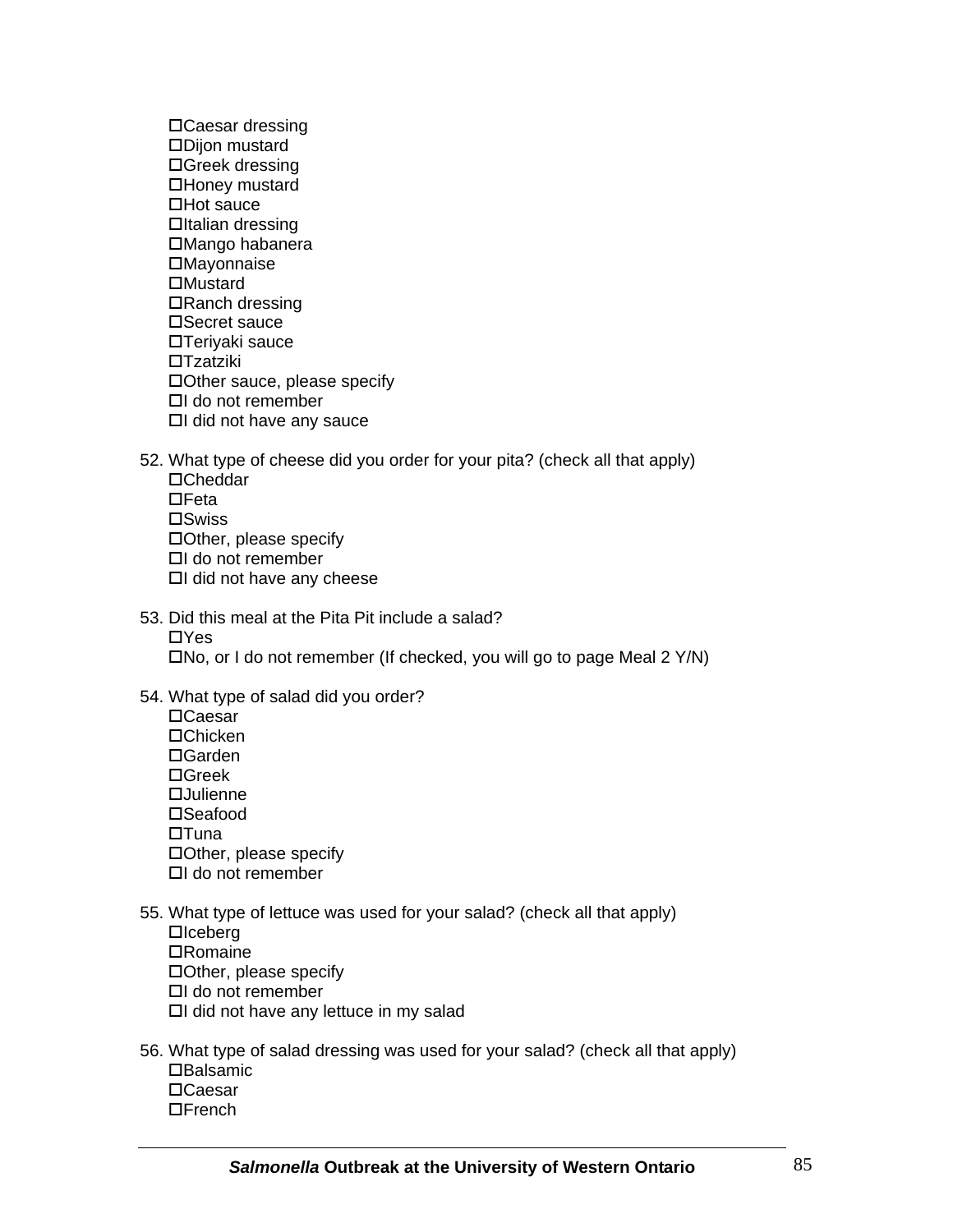- ☐Caesar dressing
- ☐Dijon mustard
- ☐Greek dressing
- ☐Honey mustard
- ☐Hot sauce
- ☐Italian dressing
- ☐Mango habanera
- ☐Mayonnaise
- ☐Mustard
- ☐Ranch dressing
- ☐Secret sauce
- ☐Teriyaki sauce
- ☐Tzatziki
- ☐Other sauce, please specify
- ☐I do not remember
- ☐I did not have any sauce

52. What type of cheese did you order for your pita? (check all that apply)
    - ☐Cheddar
    - ☐Feta
    - ☐Swiss
    - ☐Other, please specify
    - ☐I do not remember
    - ☐I did not have any cheese

53. Did this meal at the Pita Pit include a salad?
    - ☐Yes
    - ☐No, or I do not remember (If checked, you will go to page Meal 2 Y/N)

54. What type of salad did you order?
    - ☐Caesar
    - ☐Chicken
    - ☐Garden
    - ☐Greek
    - ☐Julienne
    - ☐Seafood
    - ☐Tuna
    - ☐Other, please specify
    - ☐I do not remember

55. What type of lettuce was used for your salad? (check all that apply)
    - ☐Iceberg
    - ☐Romaine
    - ☐Other, please specify
    - ☐I do not remember
    - ☐I did not have any lettuce in my salad

56. What type of salad dressing was used for your salad? (check all that apply)
    - ☐Balsamic
    - ☐Caesar
    - ☐French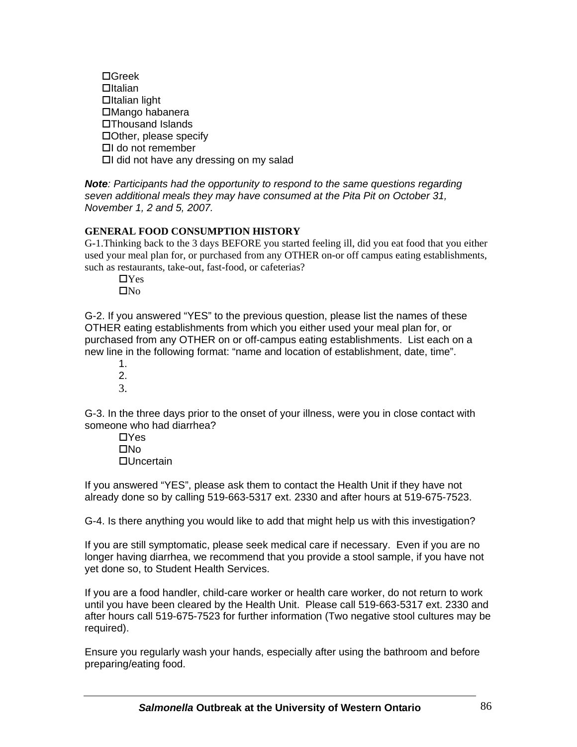- ☐Greek
- ☐Italian
- ☐Italian light
- ☐Mango habanera
- ☐Thousand Islands
- ☐Other, please specify
- ☐I do not remember
- ☐I did not have any dressing on my salad

***Note**: Participants had the opportunity to respond to the same questions regarding seven additional meals they may have consumed at the Pita Pit on October 31, November 1, 2 and 5, 2007.*

**GENERAL FOOD CONSUMPTION HISTORY**

G-1.Thinking back to the 3 days BEFORE you started feeling ill, did you eat food that you either used your meal plan for, or purchased from any OTHER on-or off campus eating establishments, such as restaurants, take-out, fast-food, or cafeterias?

- ☐Yes
- ☐No

G-2. If you answered "YES" to the previous question, please list the names of these OTHER eating establishments from which you either used your meal plan for, or purchased from any OTHER on or off-campus eating establishments. List each on a new line in the following format: "name and location of establishment, date, time".

1.
2.
3.

G-3. In the three days prior to the onset of your illness, were you in close contact with someone who had diarrhea?

- ☐Yes
- ☐No
- ☐Uncertain

If you answered "YES", please ask them to contact the Health Unit if they have not already done so by calling 519-663-5317 ext. 2330 and after hours at 519-675-7523.

G-4. Is there anything you would like to add that might help us with this investigation?

If you are still symptomatic, please seek medical care if necessary. Even if you are no longer having diarrhea, we recommend that you provide a stool sample, if you have not yet done so, to Student Health Services.

If you are a food handler, child-care worker or health care worker, do not return to work until you have been cleared by the Health Unit. Please call 519-663-5317 ext. 2330 and after hours call 519-675-7523 for further information (Two negative stool cultures may be required).

Ensure you regularly wash your hands, especially after using the bathroom and before preparing/eating food.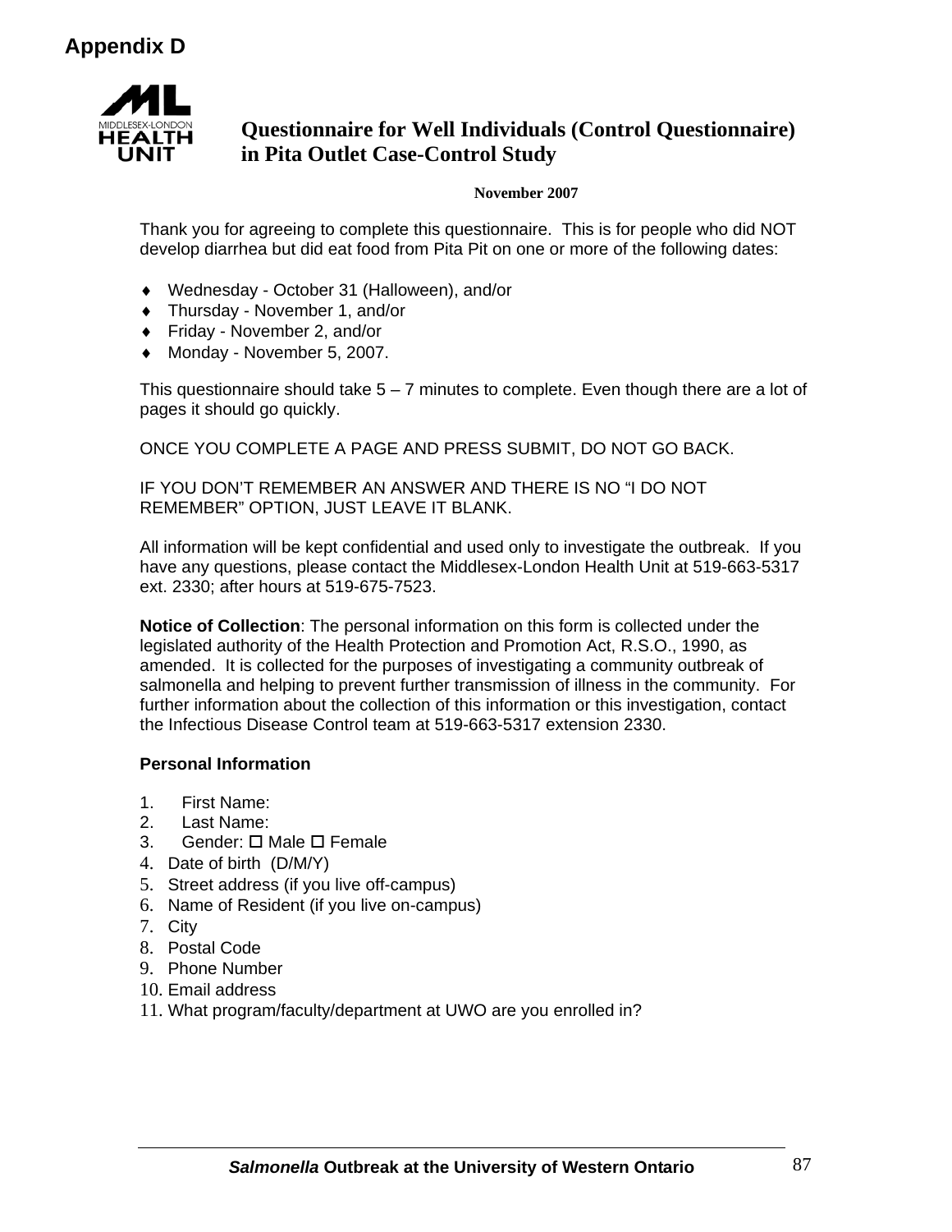## Appendix D

# Questionnaire for Well Individuals (Control Questionnaire) in Pita Outlet Case-Control Study

**November 2007**

Thank you for agreeing to complete this questionnaire. This is for people who did NOT develop diarrhea but did eat food from Pita Pit on one or more of the following dates:

- Wednesday - October 31 (Halloween), and/or
- Thursday - November 1, and/or
- Friday - November 2, and/or
- Monday - November 5, 2007.

This questionnaire should take 5 – 7 minutes to complete. Even though there are a lot of pages it should go quickly.

ONCE YOU COMPLETE A PAGE AND PRESS SUBMIT, DO NOT GO BACK.

IF YOU DON'T REMEMBER AN ANSWER AND THERE IS NO "I DO NOT REMEMBER" OPTION, JUST LEAVE IT BLANK.

All information will be kept confidential and used only to investigate the outbreak. If you have any questions, please contact the Middlesex-London Health Unit at 519-663-5317 ext. 2330; after hours at 519-675-7523.

**Notice of Collection**: The personal information on this form is collected under the legislated authority of the Health Protection and Promotion Act, R.S.O., 1990, as amended. It is collected for the purposes of investigating a community outbreak of salmonella and helping to prevent further transmission of illness in the community. For further information about the collection of this information or this investigation, contact the Infectious Disease Control team at 519-663-5317 extension 2330.

**Personal Information**

1. First Name:
2. Last Name:
3. Gender: ☐ Male ☐ Female
4. Date of birth (D/M/Y)
5. Street address (if you live off-campus)
6. Name of Resident (if you live on-campus)
7. City
8. Postal Code
9. Phone Number
10. Email address
11. What program/faculty/department at UWO are you enrolled in?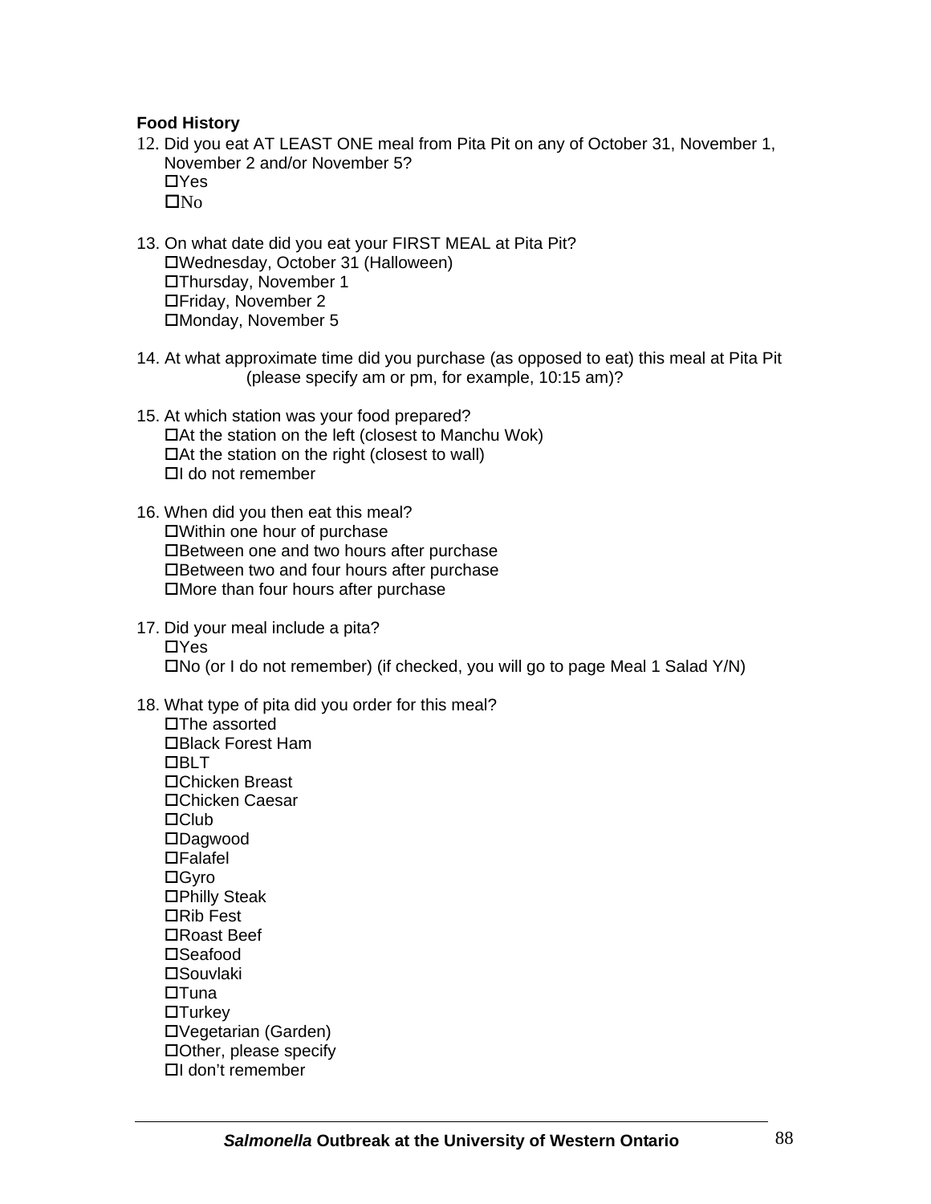**Food History**

12. Did you eat AT LEAST ONE meal from Pita Pit on any of October 31, November 1, November 2 and/or November 5?
    - ☐Yes
    - ☐No

13. On what date did you eat your FIRST MEAL at Pita Pit?
    - ☐Wednesday, October 31 (Halloween)
    - ☐Thursday, November 1
    - ☐Friday, November 2
    - ☐Monday, November 5

14. At what approximate time did you purchase (as opposed to eat) this meal at Pita Pit (please specify am or pm, for example, 10:15 am)?

15. At which station was your food prepared?
    - ☐At the station on the left (closest to Manchu Wok)
    - ☐At the station on the right (closest to wall)
    - ☐I do not remember

16. When did you then eat this meal?
    - ☐Within one hour of purchase
    - ☐Between one and two hours after purchase
    - ☐Between two and four hours after purchase
    - ☐More than four hours after purchase

17. Did your meal include a pita?
    - ☐Yes
    - ☐No (or I do not remember) (if checked, you will go to page Meal 1 Salad Y/N)

18. What type of pita did you order for this meal?
    - ☐The assorted
    - ☐Black Forest Ham
    - ☐BLT
    - ☐Chicken Breast
    - ☐Chicken Caesar
    - ☐Club
    - ☐Dagwood
    - ☐Falafel
    - ☐Gyro
    - ☐Philly Steak
    - ☐Rib Fest
    - ☐Roast Beef
    - ☐Seafood
    - ☐Souvlaki
    - ☐Tuna
    - ☐Turkey
    - ☐Vegetarian (Garden)
    - ☐Other, please specify
    - ☐I don't remember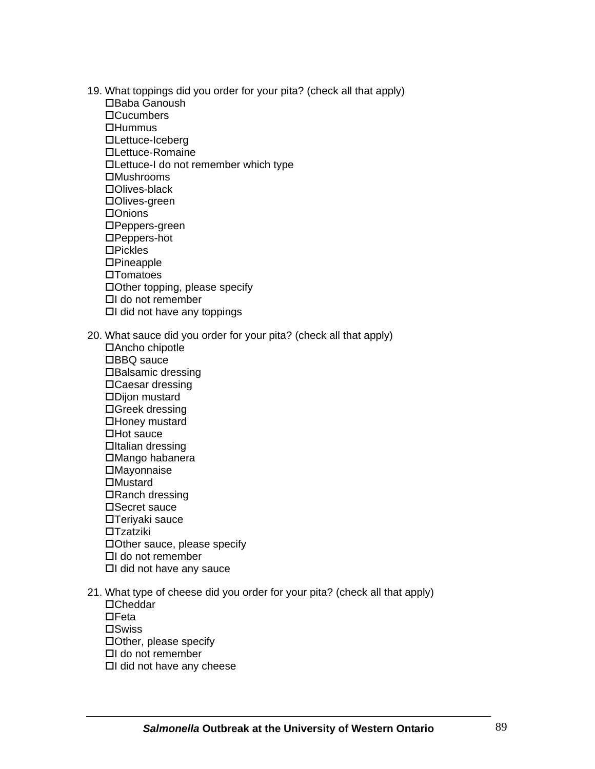19. What toppings did you order for your pita? (check all that apply)
    - ☐Baba Ganoush
    - ☐Cucumbers
    - ☐Hummus
    - ☐Lettuce-Iceberg
    - ☐Lettuce-Romaine
    - ☐Lettuce-I do not remember which type
    - ☐Mushrooms
    - ☐Olives-black
    - ☐Olives-green
    - ☐Onions
    - ☐Peppers-green
    - ☐Peppers-hot
    - ☐Pickles
    - ☐Pineapple
    - ☐Tomatoes
    - ☐Other topping, please specify
    - ☐I do not remember
    - ☐I did not have any toppings

20. What sauce did you order for your pita? (check all that apply)
    - ☐Ancho chipotle
    - ☐BBQ sauce
    - ☐Balsamic dressing
    - ☐Caesar dressing
    - ☐Dijon mustard
    - ☐Greek dressing
    - ☐Honey mustard
    - ☐Hot sauce
    - ☐Italian dressing
    - ☐Mango habanera
    - ☐Mayonnaise
    - ☐Mustard
    - ☐Ranch dressing
    - ☐Secret sauce
    - ☐Teriyaki sauce
    - ☐Tzatziki
    - ☐Other sauce, please specify
    - ☐I do not remember
    - ☐I did not have any sauce

21. What type of cheese did you order for your pita? (check all that apply)
    - ☐Cheddar
    - ☐Feta
    - ☐Swiss
    - ☐Other, please specify
    - ☐I do not remember
    - ☐I did not have any cheese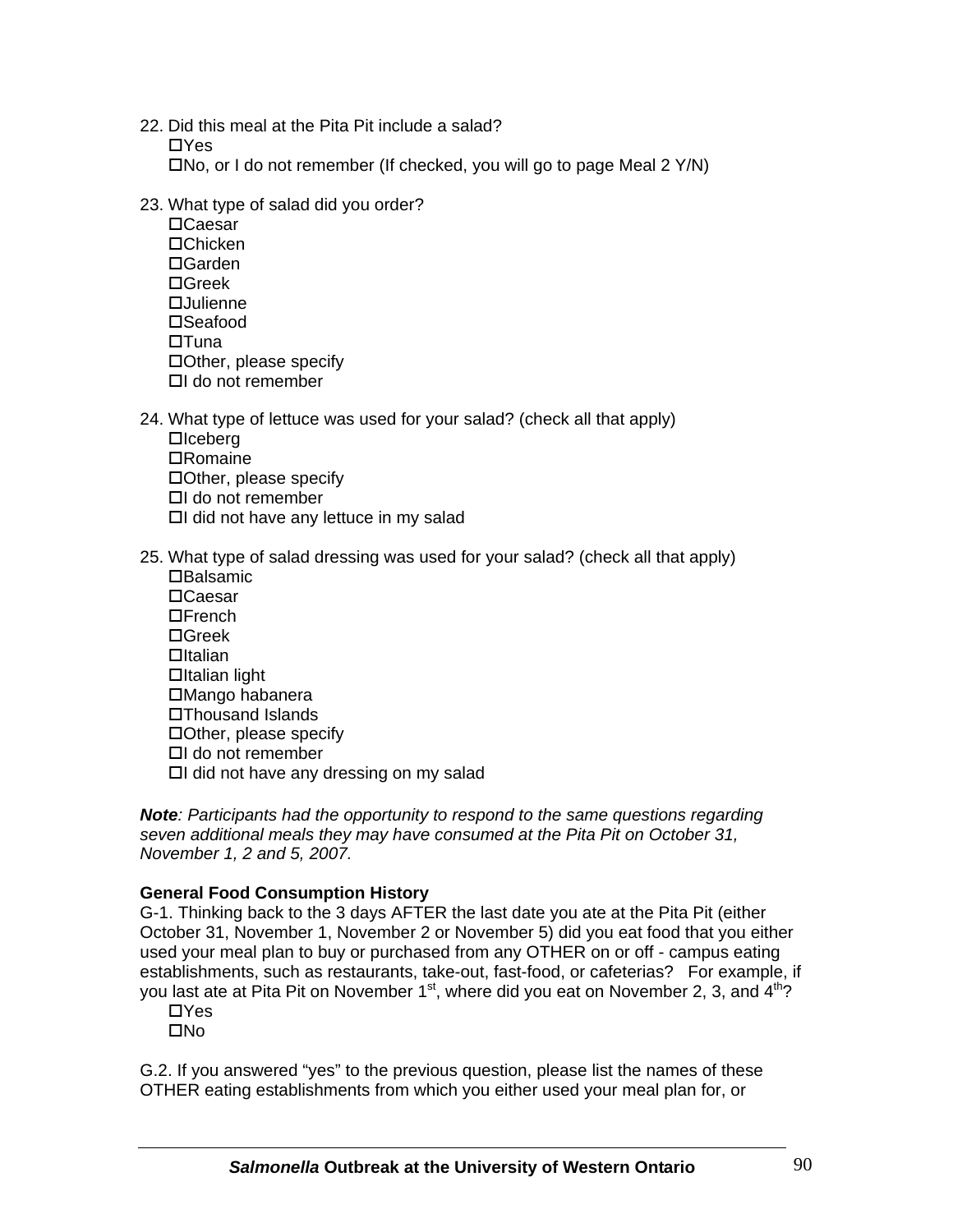22. Did this meal at the Pita Pit include a salad?
    - ☐Yes
    - ☐No, or I do not remember (If checked, you will go to page Meal 2 Y/N)

23. What type of salad did you order?
    - ☐Caesar
    - ☐Chicken
    - ☐Garden
    - ☐Greek
    - ☐Julienne
    - ☐Seafood
    - ☐Tuna
    - ☐Other, please specify
    - ☐I do not remember

24. What type of lettuce was used for your salad? (check all that apply)
    - ☐Iceberg
    - ☐Romaine
    - ☐Other, please specify
    - ☐I do not remember
    - ☐I did not have any lettuce in my salad

25. What type of salad dressing was used for your salad? (check all that apply)
    - ☐Balsamic
    - ☐Caesar
    - ☐French
    - ☐Greek
    - ☐Italian
    - ☐Italian light
    - ☐Mango habanera
    - ☐Thousand Islands
    - ☐Other, please specify
    - ☐I do not remember
    - ☐I did not have any dressing on my salad

***Note****: Participants had the opportunity to respond to the same questions regarding seven additional meals they may have consumed at the Pita Pit on October 31, November 1, 2 and 5, 2007.*

**General Food Consumption History**

G-1. Thinking back to the 3 days AFTER the last date you ate at the Pita Pit (either October 31, November 1, November 2 or November 5) did you eat food that you either used your meal plan to buy or purchased from any OTHER on or off - campus eating establishments, such as restaurants, take-out, fast-food, or cafeterias? For example, if you last ate at Pita Pit on November 1st, where did you eat on November 2, 3, and 4th?
- ☐Yes
- ☐No

G.2. If you answered "yes" to the previous question, please list the names of these OTHER eating establishments from which you either used your meal plan for, or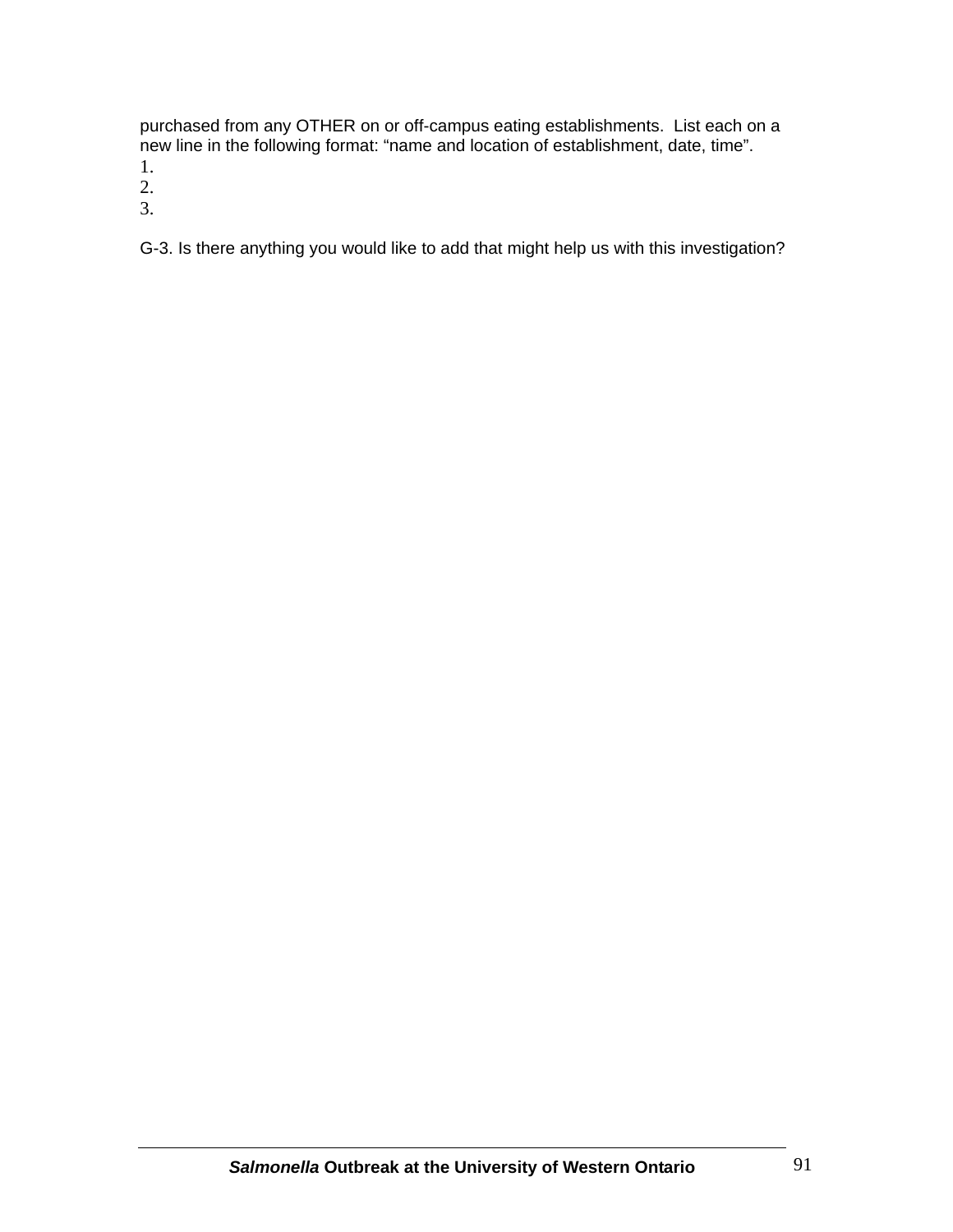purchased from any OTHER on or off-campus eating establishments. List each on a new line in the following format: “name and location of establishment, date, time”.

1.
2.
3.

G-3. Is there anything you would like to add that might help us with this investigation?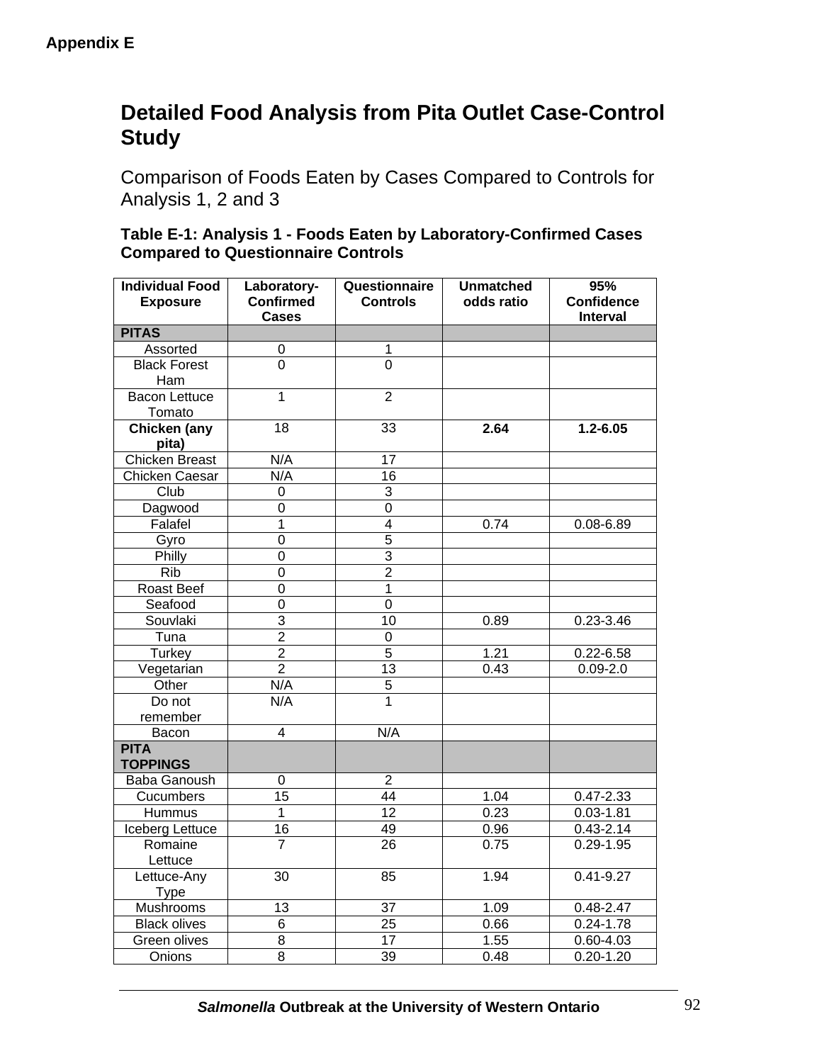**Appendix E**

# Detailed Food Analysis from Pita Outlet Case-Control Study

## Comparison of Foods Eaten by Cases Compared to Controls for Analysis 1, 2 and 3

**Table E-1: Analysis 1 - Foods Eaten by Laboratory-Confirmed Cases Compared to Questionnaire Controls**

| Individual Food Exposure | Laboratory-Confirmed Cases | Questionnaire Controls | Unmatched odds ratio | 95% Confidence Interval |
|---|---|---|---|---|
| **PITAS** | | | | |
| Assorted | 0 | 1 | | |
| Black Forest Ham | 0 | 0 | | |
| Bacon Lettuce Tomato | 1 | 2 | | |
| **Chicken (any pita)** | 18 | 33 | **2.64** | **1.2-6.05** |
| Chicken Breast | N/A | 17 | | |
| Chicken Caesar | N/A | 16 | | |
| Club | 0 | 3 | | |
| Dagwood | 0 | 0 | | |
| Falafel | 1 | 4 | 0.74 | 0.08-6.89 |
| Gyro | 0 | 5 | | |
| Philly | 0 | 3 | | |
| Rib | 0 | 2 | | |
| Roast Beef | 0 | 1 | | |
| Seafood | 0 | 0 | | |
| Souvlaki | 3 | 10 | 0.89 | 0.23-3.46 |
| Tuna | 2 | 0 | | |
| Turkey | 2 | 5 | 1.21 | 0.22-6.58 |
| Vegetarian | 2 | 13 | 0.43 | 0.09-2.0 |
| Other | N/A | 5 | | |
| Do not remember | N/A | 1 | | |
| Bacon | 4 | N/A | | |
| **PITA TOPPINGS** | | | | |
| Baba Ganoush | 0 | 2 | | |
| Cucumbers | 15 | 44 | 1.04 | 0.47-2.33 |
| Hummus | 1 | 12 | 0.23 | 0.03-1.81 |
| Iceberg Lettuce | 16 | 49 | 0.96 | 0.43-2.14 |
| Romaine Lettuce | 7 | 26 | 0.75 | 0.29-1.95 |
| Lettuce-Any Type | 30 | 85 | 1.94 | 0.41-9.27 |
| Mushrooms | 13 | 37 | 1.09 | 0.48-2.47 |
| Black olives | 6 | 25 | 0.66 | 0.24-1.78 |
| Green olives | 8 | 17 | 1.55 | 0.60-4.03 |
| Onions | 8 | 39 | 0.48 | 0.20-1.20 |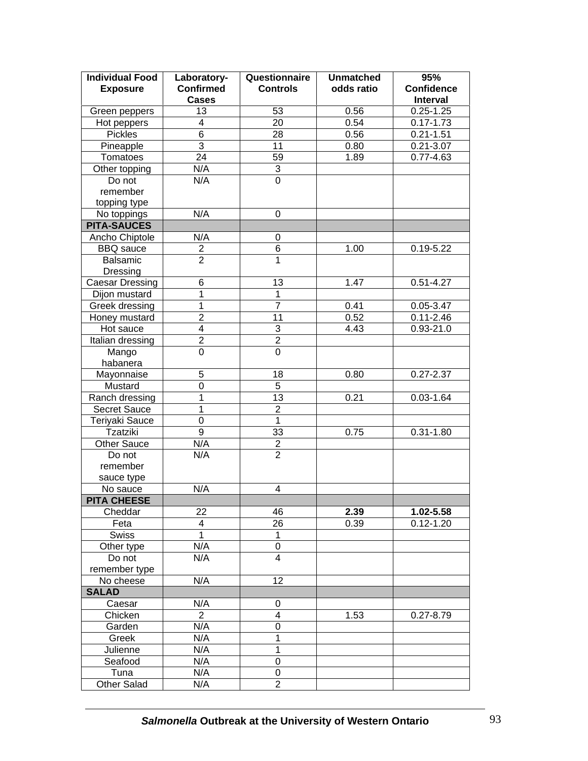| Individual Food Exposure | Laboratory-Confirmed Cases | Questionnaire Controls | Unmatched odds ratio | 95% Confidence Interval |
|---|---|---|---|---|
| Green peppers | 13 | 53 | 0.56 | 0.25-1.25 |
| Hot peppers | 4 | 20 | 0.54 | 0.17-1.73 |
| Pickles | 6 | 28 | 0.56 | 0.21-1.51 |
| Pineapple | 3 | 11 | 0.80 | 0.21-3.07 |
| Tomatoes | 24 | 59 | 1.89 | 0.77-4.63 |
| Other topping | N/A | 3 | | |
| Do not remember topping type | N/A | 0 | | |
| No toppings | N/A | 0 | | |
| **PITA-SAUCES** | | | | |
| Ancho Chiptole | N/A | 0 | | |
| BBQ sauce | 2 | 6 | 1.00 | 0.19-5.22 |
| Balsamic Dressing | 2 | 1 | | |
| Caesar Dressing | 6 | 13 | 1.47 | 0.51-4.27 |
| Dijon mustard | 1 | 1 | | |
| Greek dressing | 1 | 7 | 0.41 | 0.05-3.47 |
| Honey mustard | 2 | 11 | 0.52 | 0.11-2.46 |
| Hot sauce | 4 | 3 | 4.43 | 0.93-21.0 |
| Italian dressing | 2 | 2 | | |
| Mango habanera | 0 | 0 | | |
| Mayonnaise | 5 | 18 | 0.80 | 0.27-2.37 |
| Mustard | 0 | 5 | | |
| Ranch dressing | 1 | 13 | 0.21 | 0.03-1.64 |
| Secret Sauce | 1 | 2 | | |
| Teriyaki Sauce | 0 | 1 | | |
| Tzatziki | 9 | 33 | 0.75 | 0.31-1.80 |
| Other Sauce | N/A | 2 | | |
| Do not remember sauce type | N/A | 2 | | |
| No sauce | N/A | 4 | | |
| **PITA CHEESE** | | | | |
| Cheddar | 22 | 46 | **2.39** | **1.02-5.58** |
| Feta | 4 | 26 | 0.39 | 0.12-1.20 |
| Swiss | 1 | 1 | | |
| Other type | N/A | 0 | | |
| Do not remember type | N/A | 4 | | |
| No cheese | N/A | 12 | | |
| **SALAD** | | | | |
| Caesar | N/A | 0 | | |
| Chicken | 2 | 4 | 1.53 | 0.27-8.79 |
| Garden | N/A | 0 | | |
| Greek | N/A | 1 | | |
| Julienne | N/A | 1 | | |
| Seafood | N/A | 0 | | |
| Tuna | N/A | 0 | | |
| Other Salad | N/A | 2 | | |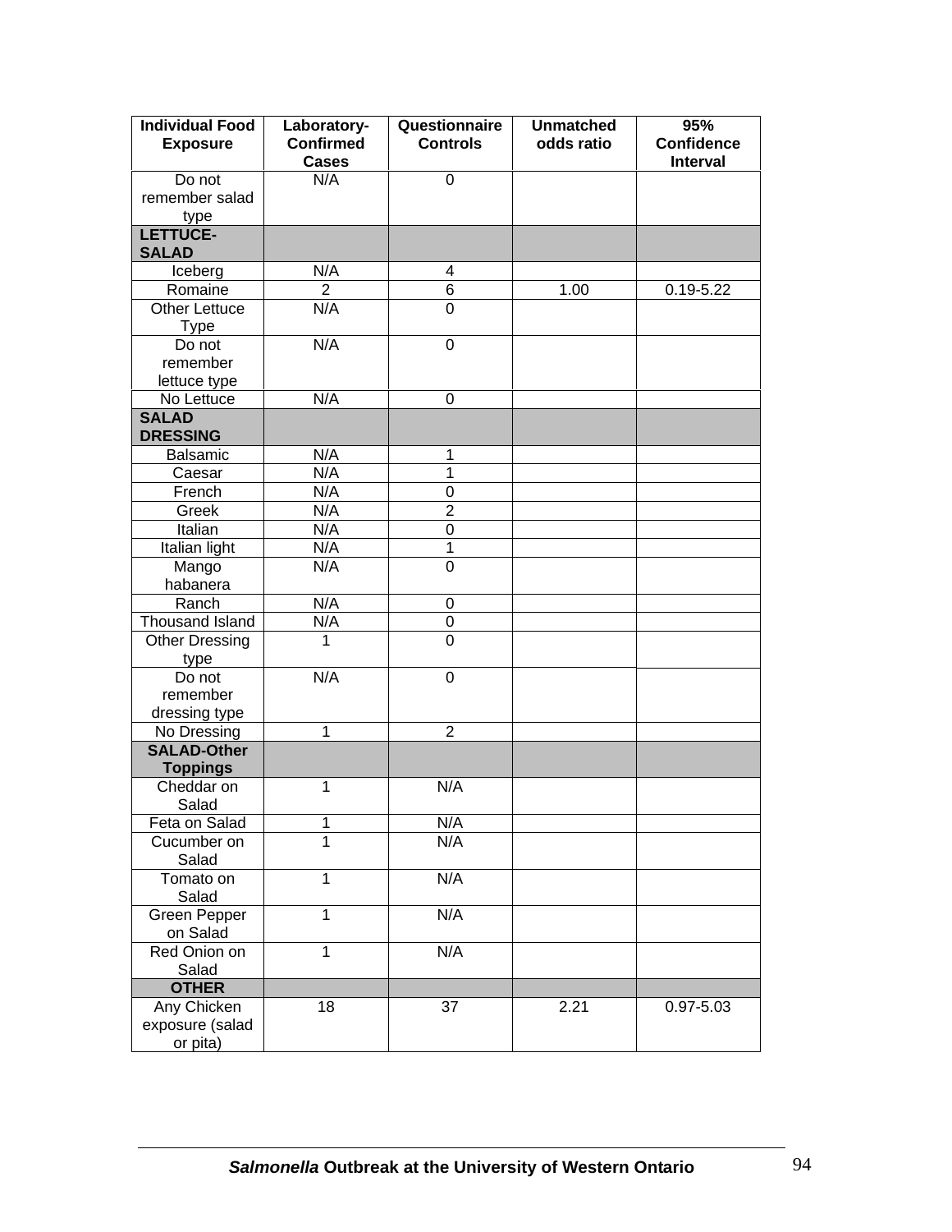| Individual Food Exposure | Laboratory-Confirmed Cases | Questionnaire Controls | Unmatched odds ratio | 95% Confidence Interval |
|---|---|---|---|---|
| Do not remember salad type | N/A | 0 | | |
| **LETTUCE-SALAD** | | | | |
| Iceberg | N/A | 4 | | |
| Romaine | 2 | 6 | 1.00 | 0.19-5.22 |
| Other Lettuce Type | N/A | 0 | | |
| Do not remember lettuce type | N/A | 0 | | |
| No Lettuce | N/A | 0 | | |
| **SALAD DRESSING** | | | | |
| Balsamic | N/A | 1 | | |
| Caesar | N/A | 1 | | |
| French | N/A | 0 | | |
| Greek | N/A | 2 | | |
| Italian | N/A | 0 | | |
| Italian light | N/A | 1 | | |
| Mango habanera | N/A | 0 | | |
| Ranch | N/A | 0 | | |
| Thousand Island | N/A | 0 | | |
| Other Dressing type | 1 | 0 | | |
| Do not remember dressing type | N/A | 0 | | |
| No Dressing | 1 | 2 | | |
| **SALAD-Other Toppings** | | | | |
| Cheddar on Salad | 1 | N/A | | |
| Feta on Salad | 1 | N/A | | |
| Cucumber on Salad | 1 | N/A | | |
| Tomato on Salad | 1 | N/A | | |
| Green Pepper on Salad | 1 | N/A | | |
| Red Onion on Salad | 1 | N/A | | |
| **OTHER** | | | | |
| Any Chicken exposure (salad or pita) | 18 | 37 | 2.21 | 0.97-5.03 |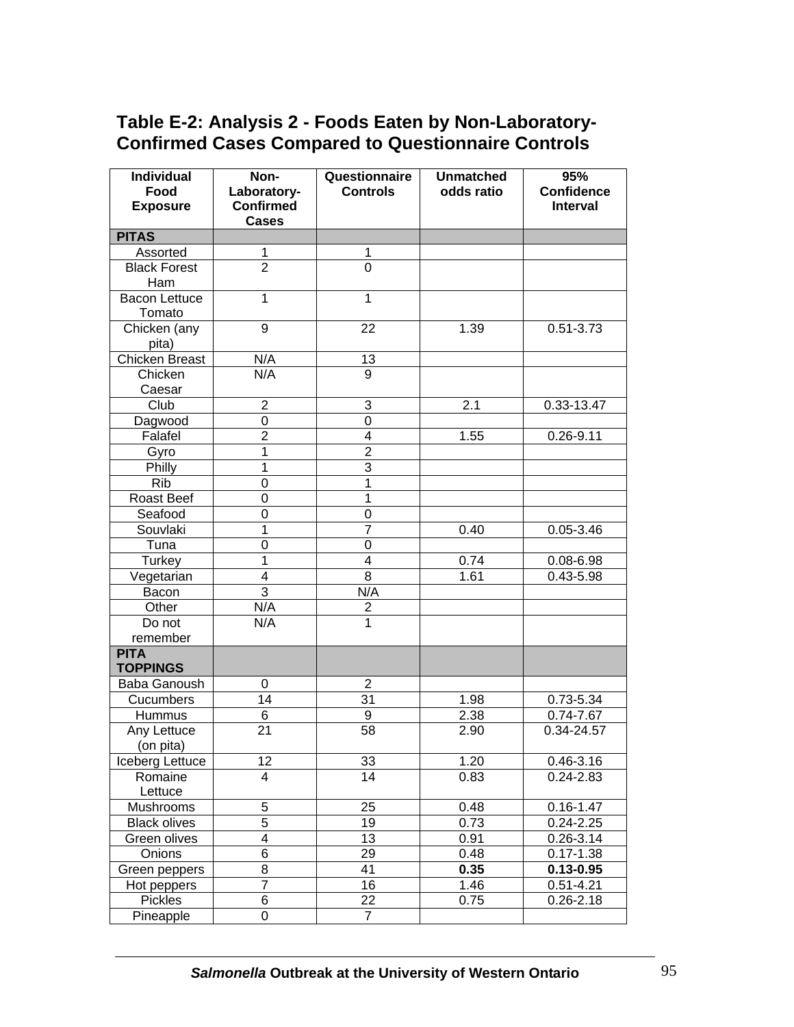## Table E-2: Analysis 2 - Foods Eaten by Non-Laboratory-Confirmed Cases Compared to Questionnaire Controls

| Individual Food Exposure | Non-Laboratory-Confirmed Cases | Questionnaire Controls | Unmatched odds ratio | 95% Confidence Interval |
|---|---|---|---|---|
| **PITAS** | | | | |
| Assorted | 1 | 1 | | |
| Black Forest Ham | 2 | 0 | | |
| Bacon Lettuce Tomato | 1 | 1 | | |
| Chicken (any pita) | 9 | 22 | 1.39 | 0.51-3.73 |
| Chicken Breast | N/A | 13 | | |
| Chicken Caesar | N/A | 9 | | |
| Club | 2 | 3 | 2.1 | 0.33-13.47 |
| Dagwood | 0 | 0 | | |
| Falafel | 2 | 4 | 1.55 | 0.26-9.11 |
| Gyro | 1 | 2 | | |
| Philly | 1 | 3 | | |
| Rib | 0 | 1 | | |
| Roast Beef | 0 | 1 | | |
| Seafood | 0 | 0 | | |
| Souvlaki | 1 | 7 | 0.40 | 0.05-3.46 |
| Tuna | 0 | 0 | | |
| Turkey | 1 | 4 | 0.74 | 0.08-6.98 |
| Vegetarian | 4 | 8 | 1.61 | 0.43-5.98 |
| Bacon | 3 | N/A | | |
| Other | N/A | 2 | | |
| Do not remember | N/A | 1 | | |
| **PITA TOPPINGS** | | | | |
| Baba Ganoush | 0 | 2 | | |
| Cucumbers | 14 | 31 | 1.98 | 0.73-5.34 |
| Hummus | 6 | 9 | 2.38 | 0.74-7.67 |
| Any Lettuce (on pita) | 21 | 58 | 2.90 | 0.34-24.57 |
| Iceberg Lettuce | 12 | 33 | 1.20 | 0.46-3.16 |
| Romaine Lettuce | 4 | 14 | 0.83 | 0.24-2.83 |
| Mushrooms | 5 | 25 | 0.48 | 0.16-1.47 |
| Black olives | 5 | 19 | 0.73 | 0.24-2.25 |
| Green olives | 4 | 13 | 0.91 | 0.26-3.14 |
| Onions | 6 | 29 | 0.48 | 0.17-1.38 |
| Green peppers | 8 | 41 | **0.35** | **0.13-0.95** |
| Hot peppers | 7 | 16 | 1.46 | 0.51-4.21 |
| Pickles | 6 | 22 | 0.75 | 0.26-2.18 |
| Pineapple | 0 | 7 | | |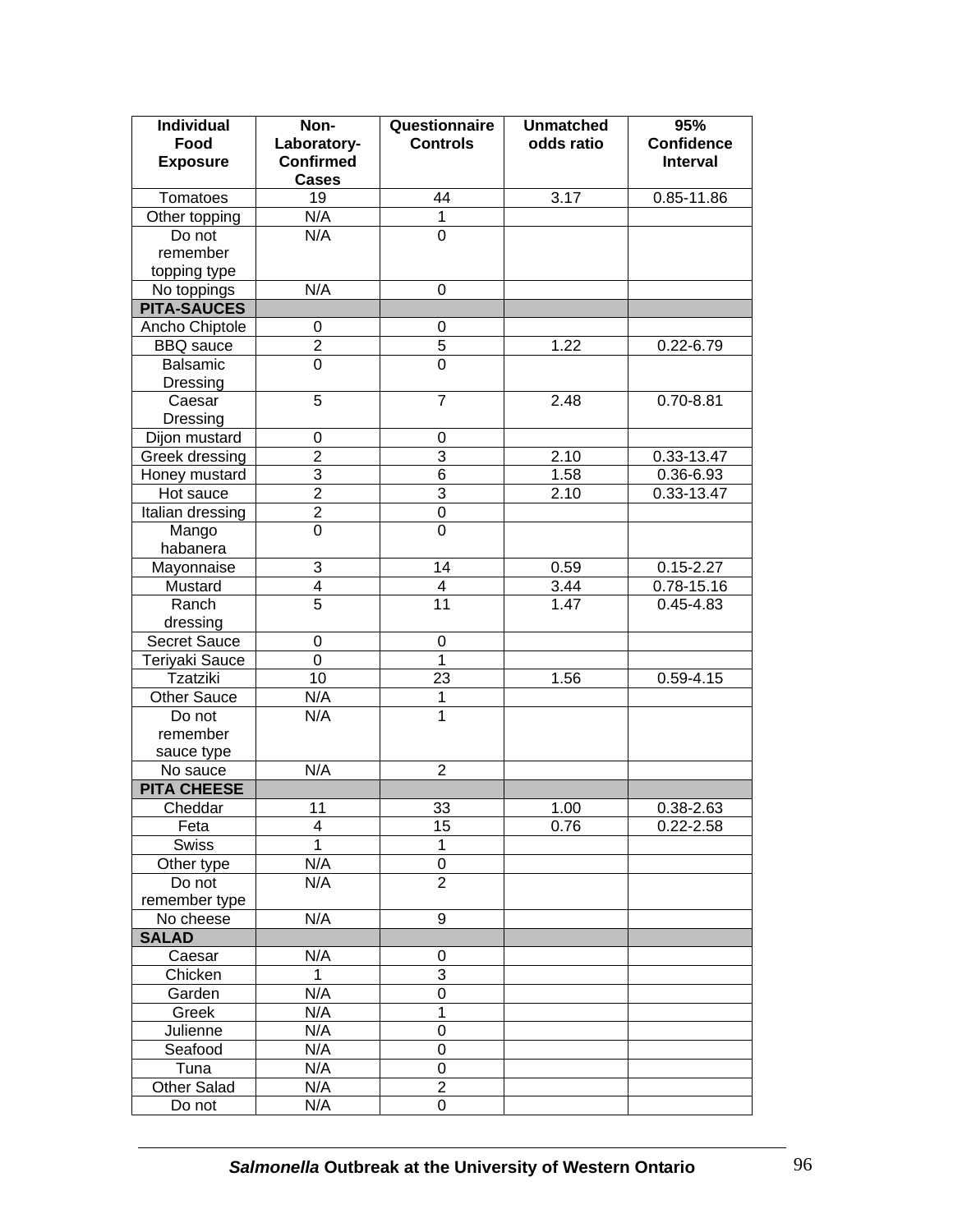| Individual Food Exposure | Non-Laboratory-Confirmed Cases | Questionnaire Controls | Unmatched odds ratio | 95% Confidence Interval |
|---|---|---|---|---|
| Tomatoes | 19 | 44 | 3.17 | 0.85-11.86 |
| Other topping | N/A | 1 | | |
| Do not remember topping type | N/A | 0 | | |
| No toppings | N/A | 0 | | |
| **PITA-SAUCES** | | | | |
| Ancho Chiptole | 0 | 0 | | |
| BBQ sauce | 2 | 5 | 1.22 | 0.22-6.79 |
| Balsamic Dressing | 0 | 0 | | |
| Caesar Dressing | 5 | 7 | 2.48 | 0.70-8.81 |
| Dijon mustard | 0 | 0 | | |
| Greek dressing | 2 | 3 | 2.10 | 0.33-13.47 |
| Honey mustard | 3 | 6 | 1.58 | 0.36-6.93 |
| Hot sauce | 2 | 3 | 2.10 | 0.33-13.47 |
| Italian dressing | 2 | 0 | | |
| Mango habanera | 0 | 0 | | |
| Mayonnaise | 3 | 14 | 0.59 | 0.15-2.27 |
| Mustard | 4 | 4 | 3.44 | 0.78-15.16 |
| Ranch dressing | 5 | 11 | 1.47 | 0.45-4.83 |
| Secret Sauce | 0 | 0 | | |
| Teriyaki Sauce | 0 | 1 | | |
| Tzatziki | 10 | 23 | 1.56 | 0.59-4.15 |
| Other Sauce | N/A | 1 | | |
| Do not remember sauce type | N/A | 1 | | |
| No sauce | N/A | 2 | | |
| **PITA CHEESE** | | | | |
| Cheddar | 11 | 33 | 1.00 | 0.38-2.63 |
| Feta | 4 | 15 | 0.76 | 0.22-2.58 |
| Swiss | 1 | 1 | | |
| Other type | N/A | 0 | | |
| Do not remember type | N/A | 2 | | |
| No cheese | N/A | 9 | | |
| **SALAD** | | | | |
| Caesar | N/A | 0 | | |
| Chicken | 1 | 3 | | |
| Garden | N/A | 0 | | |
| Greek | N/A | 1 | | |
| Julienne | N/A | 0 | | |
| Seafood | N/A | 0 | | |
| Tuna | N/A | 0 | | |
| Other Salad | N/A | 2 | | |
| Do not | N/A | 0 | | |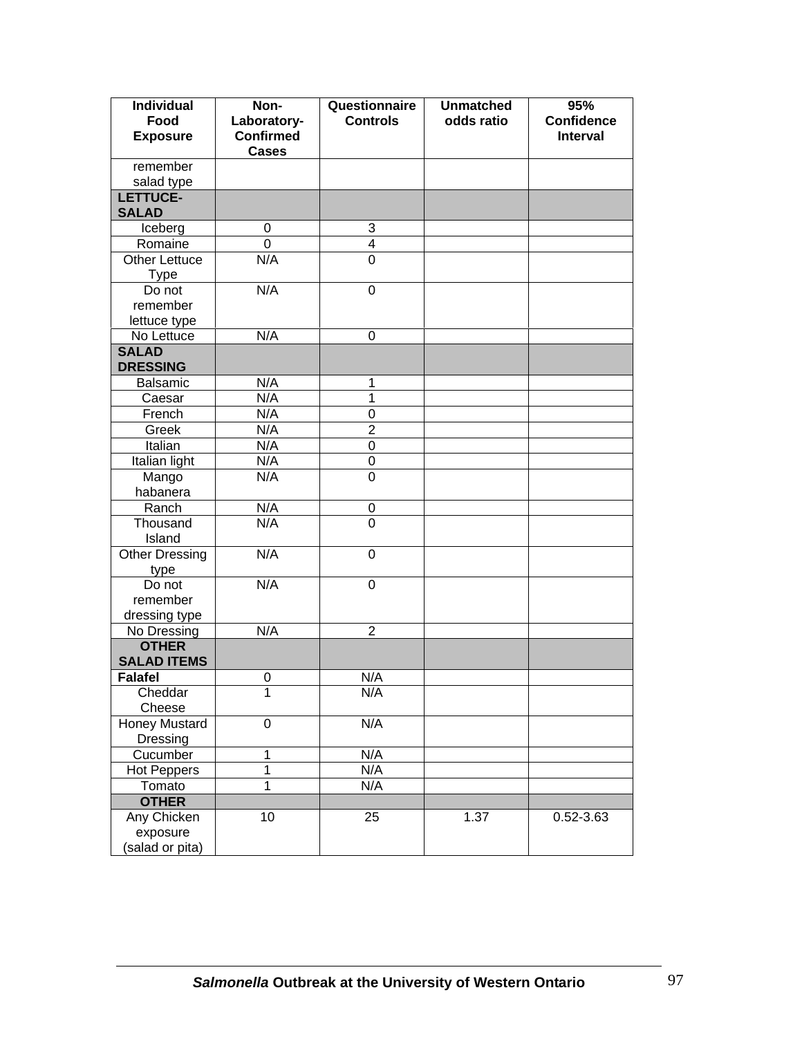| Individual Food Exposure | Non-Laboratory-Confirmed Cases | Questionnaire Controls | Unmatched odds ratio | 95% Confidence Interval |
|---|---|---|---|---|
| remember salad type | | | | |
| **LETTUCE-SALAD** | | | | |
| Iceberg | 0 | 3 | | |
| Romaine | 0 | 4 | | |
| Other Lettuce Type | N/A | 0 | | |
| Do not remember lettuce type | N/A | 0 | | |
| No Lettuce | N/A | 0 | | |
| **SALAD DRESSING** | | | | |
| Balsamic | N/A | 1 | | |
| Caesar | N/A | 1 | | |
| French | N/A | 0 | | |
| Greek | N/A | 2 | | |
| Italian | N/A | 0 | | |
| Italian light | N/A | 0 | | |
| Mango habanera | N/A | 0 | | |
| Ranch | N/A | 0 | | |
| Thousand Island | N/A | 0 | | |
| Other Dressing type | N/A | 0 | | |
| Do not remember dressing type | N/A | 0 | | |
| No Dressing | N/A | 2 | | |
| **OTHER SALAD ITEMS** | | | | |
| **Falafel** | 0 | N/A | | |
| Cheddar Cheese | 1 | N/A | | |
| Honey Mustard Dressing | 0 | N/A | | |
| Cucumber | 1 | N/A | | |
| Hot Peppers | 1 | N/A | | |
| Tomato | 1 | N/A | | |
| **OTHER** | | | | |
| Any Chicken exposure (salad or pita) | 10 | 25 | 1.37 | 0.52-3.63 |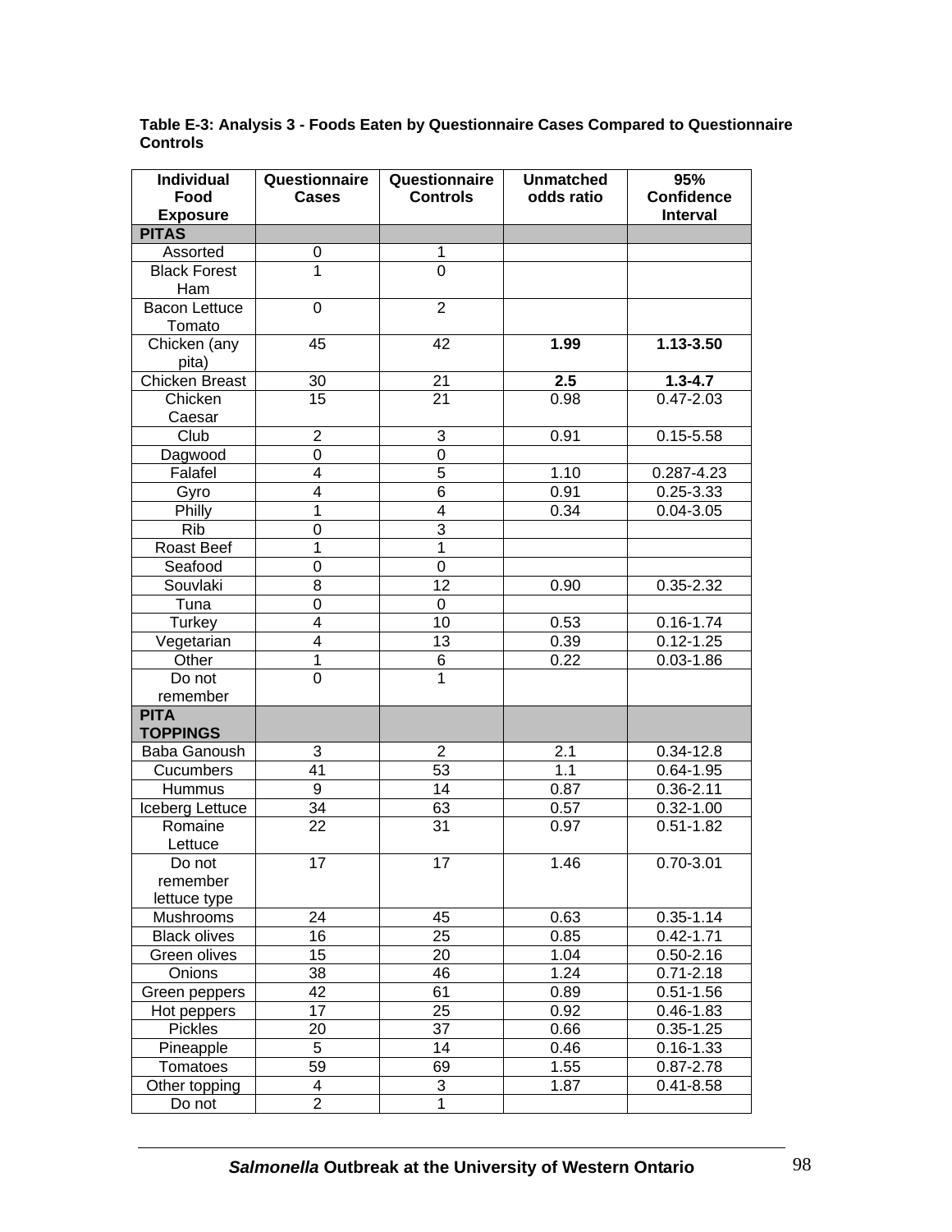**Table E-3: Analysis 3 - Foods Eaten by Questionnaire Cases Compared to Questionnaire Controls**

| Individual Food Exposure | Questionnaire Cases | Questionnaire Controls | Unmatched odds ratio | 95% Confidence Interval |
|---|---|---|---|---|
| **PITAS** | | | | |
| Assorted | 0 | 1 | | |
| Black Forest Ham | 1 | 0 | | |
| Bacon Lettuce Tomato | 0 | 2 | | |
| Chicken (any pita) | 45 | 42 | **1.99** | **1.13-3.50** |
| Chicken Breast | 30 | 21 | **2.5** | **1.3-4.7** |
| Chicken Caesar | 15 | 21 | 0.98 | 0.47-2.03 |
| Club | 2 | 3 | 0.91 | 0.15-5.58 |
| Dagwood | 0 | 0 | | |
| Falafel | 4 | 5 | 1.10 | 0.287-4.23 |
| Gyro | 4 | 6 | 0.91 | 0.25-3.33 |
| Philly | 1 | 4 | 0.34 | 0.04-3.05 |
| Rib | 0 | 3 | | |
| Roast Beef | 1 | 1 | | |
| Seafood | 0 | 0 | | |
| Souvlaki | 8 | 12 | 0.90 | 0.35-2.32 |
| Tuna | 0 | 0 | | |
| Turkey | 4 | 10 | 0.53 | 0.16-1.74 |
| Vegetarian | 4 | 13 | 0.39 | 0.12-1.25 |
| Other | 1 | 6 | 0.22 | 0.03-1.86 |
| Do not remember | 0 | 1 | | |
| **PITA TOPPINGS** | | | | |
| Baba Ganoush | 3 | 2 | 2.1 | 0.34-12.8 |
| Cucumbers | 41 | 53 | 1.1 | 0.64-1.95 |
| Hummus | 9 | 14 | 0.87 | 0.36-2.11 |
| Iceberg Lettuce | 34 | 63 | 0.57 | 0.32-1.00 |
| Romaine Lettuce | 22 | 31 | 0.97 | 0.51-1.82 |
| Do not remember lettuce type | 17 | 17 | 1.46 | 0.70-3.01 |
| Mushrooms | 24 | 45 | 0.63 | 0.35-1.14 |
| Black olives | 16 | 25 | 0.85 | 0.42-1.71 |
| Green olives | 15 | 20 | 1.04 | 0.50-2.16 |
| Onions | 38 | 46 | 1.24 | 0.71-2.18 |
| Green peppers | 42 | 61 | 0.89 | 0.51-1.56 |
| Hot peppers | 17 | 25 | 0.92 | 0.46-1.83 |
| Pickles | 20 | 37 | 0.66 | 0.35-1.25 |
| Pineapple | 5 | 14 | 0.46 | 0.16-1.33 |
| Tomatoes | 59 | 69 | 1.55 | 0.87-2.78 |
| Other topping | 4 | 3 | 1.87 | 0.41-8.58 |
| Do not | 2 | 1 | | |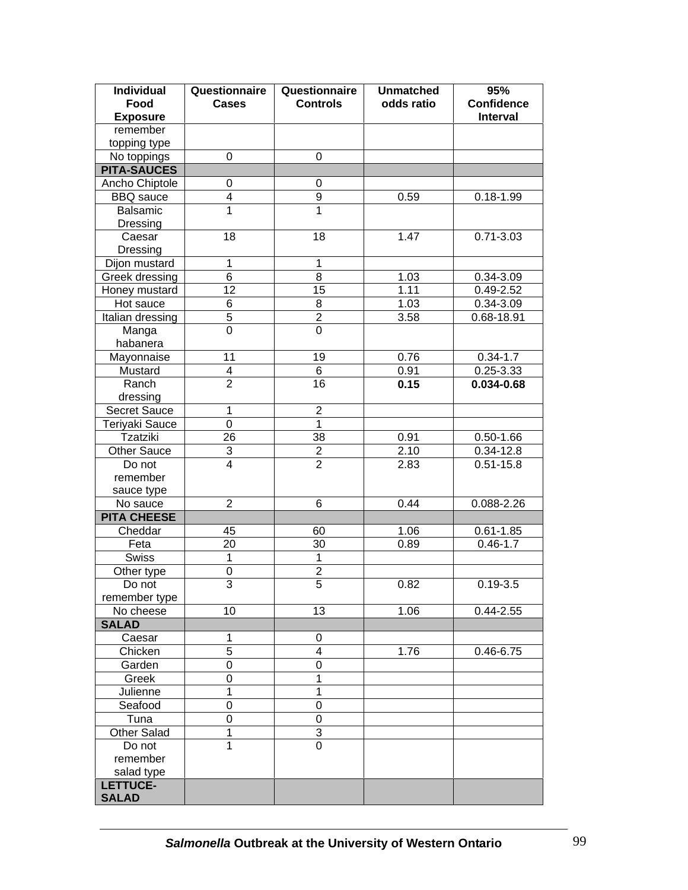| Individual Food Exposure | Questionnaire Cases | Questionnaire Controls | Unmatched odds ratio | 95% Confidence Interval |
|---|---|---|---|---|
| remember topping type | | | | |
| No toppings | 0 | 0 | | |
| **PITA-SAUCES** | | | | |
| Ancho Chiptole | 0 | 0 | | |
| BBQ sauce | 4 | 9 | 0.59 | 0.18-1.99 |
| Balsamic Dressing | 1 | 1 | | |
| Caesar Dressing | 18 | 18 | 1.47 | 0.71-3.03 |
| Dijon mustard | 1 | 1 | | |
| Greek dressing | 6 | 8 | 1.03 | 0.34-3.09 |
| Honey mustard | 12 | 15 | 1.11 | 0.49-2.52 |
| Hot sauce | 6 | 8 | 1.03 | 0.34-3.09 |
| Italian dressing | 5 | 2 | 3.58 | 0.68-18.91 |
| Manga habanera | 0 | 0 | | |
| Mayonnaise | 11 | 19 | 0.76 | 0.34-1.7 |
| Mustard | 4 | 6 | 0.91 | 0.25-3.33 |
| Ranch dressing | 2 | 16 | **0.15** | **0.034-0.68** |
| Secret Sauce | 1 | 2 | | |
| Teriyaki Sauce | 0 | 1 | | |
| Tzatziki | 26 | 38 | 0.91 | 0.50-1.66 |
| Other Sauce | 3 | 2 | 2.10 | 0.34-12.8 |
| Do not remember sauce type | 4 | 2 | 2.83 | 0.51-15.8 |
| No sauce | 2 | 6 | 0.44 | 0.088-2.26 |
| **PITA CHEESE** | | | | |
| Cheddar | 45 | 60 | 1.06 | 0.61-1.85 |
| Feta | 20 | 30 | 0.89 | 0.46-1.7 |
| Swiss | 1 | 1 | | |
| Other type | 0 | 2 | | |
| Do not remember type | 3 | 5 | 0.82 | 0.19-3.5 |
| No cheese | 10 | 13 | 1.06 | 0.44-2.55 |
| **SALAD** | | | | |
| Caesar | 1 | 0 | | |
| Chicken | 5 | 4 | 1.76 | 0.46-6.75 |
| Garden | 0 | 0 | | |
| Greek | 0 | 1 | | |
| Julienne | 1 | 1 | | |
| Seafood | 0 | 0 | | |
| Tuna | 0 | 0 | | |
| Other Salad | 1 | 3 | | |
| Do not remember salad type | 1 | 0 | | |
| **LETTUCE-SALAD** | | | | |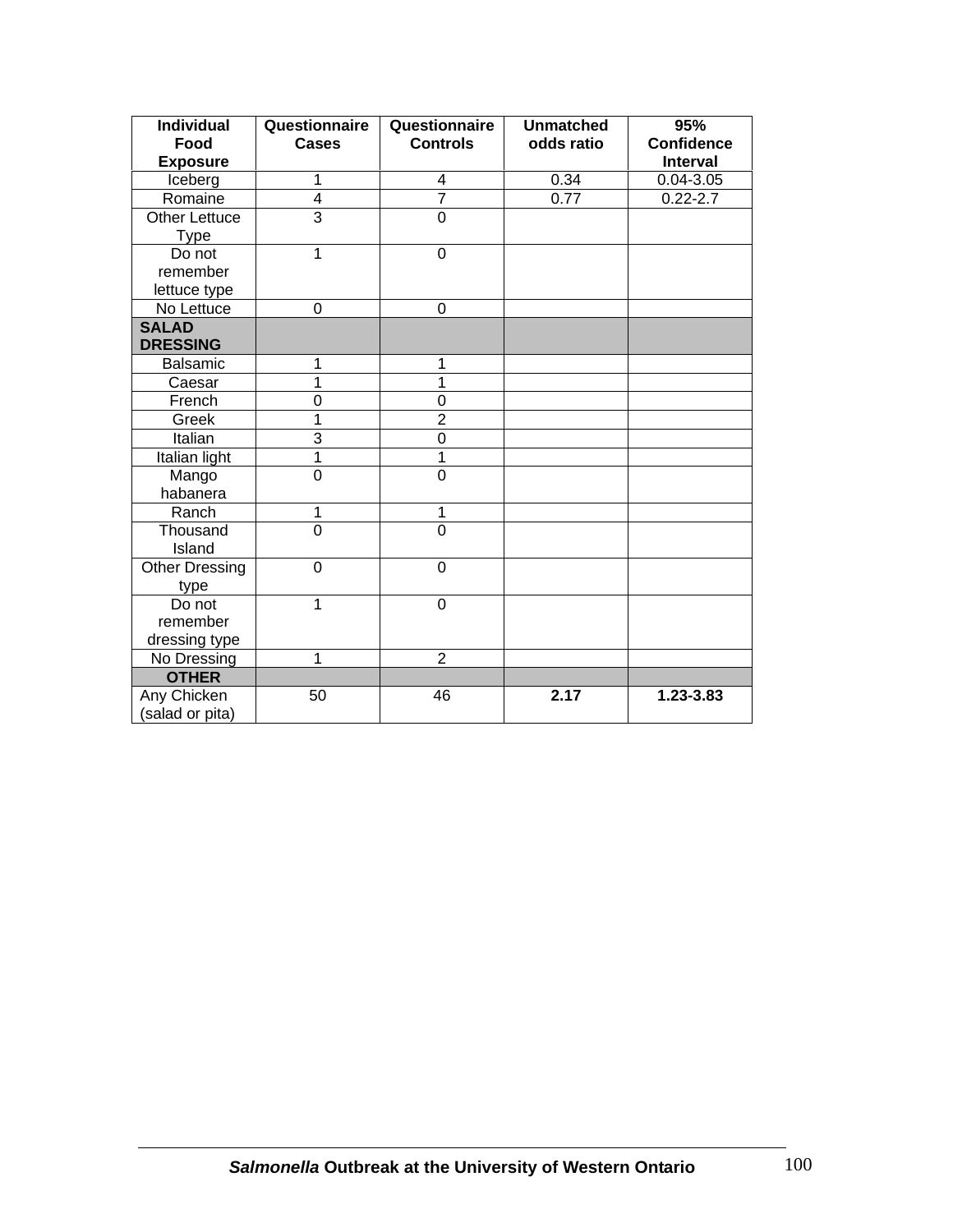| Individual Food Exposure | Questionnaire Cases | Questionnaire Controls | Unmatched odds ratio | 95% Confidence Interval |
| --- | --- | --- | --- | --- |
| Iceberg | 1 | 4 | 0.34 | 0.04-3.05 |
| Romaine | 4 | 7 | 0.77 | 0.22-2.7 |
| Other Lettuce Type | 3 | 0 | | |
| Do not remember lettuce type | 1 | 0 | | |
| No Lettuce | 0 | 0 | | |
| **SALAD DRESSING** | | | | |
| Balsamic | 1 | 1 | | |
| Caesar | 1 | 1 | | |
| French | 0 | 0 | | |
| Greek | 1 | 2 | | |
| Italian | 3 | 0 | | |
| Italian light | 1 | 1 | | |
| Mango habanera | 0 | 0 | | |
| Ranch | 1 | 1 | | |
| Thousand Island | 0 | 0 | | |
| Other Dressing type | 0 | 0 | | |
| Do not remember dressing type | 1 | 0 | | |
| No Dressing | 1 | 2 | | |
| **OTHER** | | | | |
| Any Chicken (salad or pita) | 50 | 46 | **2.17** | **1.23-3.83** |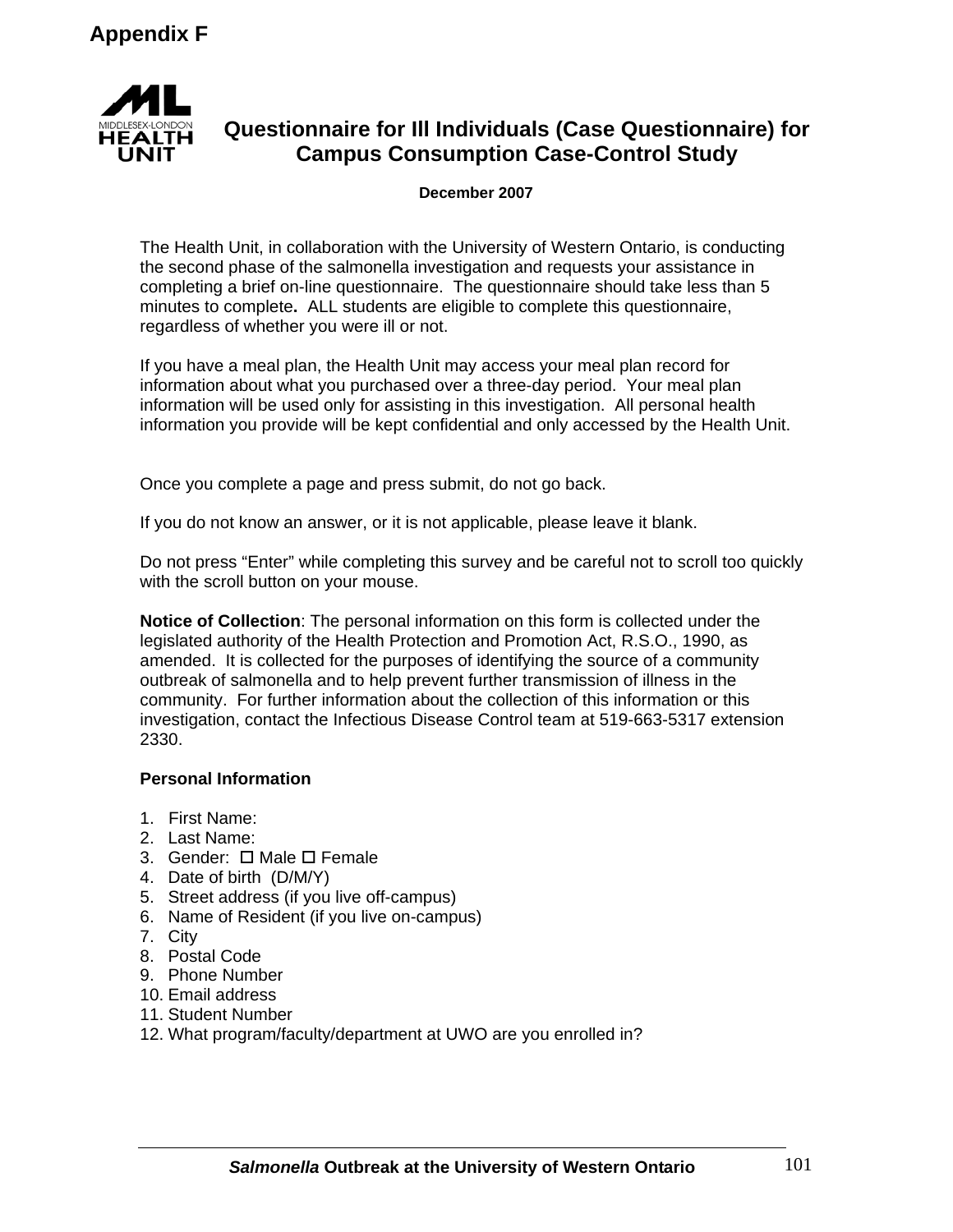# Appendix F

MIDDLESEX-LONDON HEALTH UNIT

## Questionnaire for Ill Individuals (Case Questionnaire) for Campus Consumption Case-Control Study

**December 2007**

The Health Unit, in collaboration with the University of Western Ontario, is conducting the second phase of the salmonella investigation and requests your assistance in completing a brief on-line questionnaire. The questionnaire should take less than 5 minutes to complete**.** ALL students are eligible to complete this questionnaire, regardless of whether you were ill or not.

If you have a meal plan, the Health Unit may access your meal plan record for information about what you purchased over a three-day period. Your meal plan information will be used only for assisting in this investigation. All personal health information you provide will be kept confidential and only accessed by the Health Unit.

Once you complete a page and press submit, do not go back.

If you do not know an answer, or it is not applicable, please leave it blank.

Do not press "Enter" while completing this survey and be careful not to scroll too quickly with the scroll button on your mouse.

**Notice of Collection**: The personal information on this form is collected under the legislated authority of the Health Protection and Promotion Act, R.S.O., 1990, as amended. It is collected for the purposes of identifying the source of a community outbreak of salmonella and to help prevent further transmission of illness in the community. For further information about the collection of this information or this investigation, contact the Infectious Disease Control team at 519-663-5317 extension 2330.

**Personal Information**

1. First Name:
2. Last Name:
3. Gender: ☐ Male ☐ Female
4. Date of birth (D/M/Y)
5. Street address (if you live off-campus)
6. Name of Resident (if you live on-campus)
7. City
8. Postal Code
9. Phone Number
10. Email address
11. Student Number
12. What program/faculty/department at UWO are you enrolled in?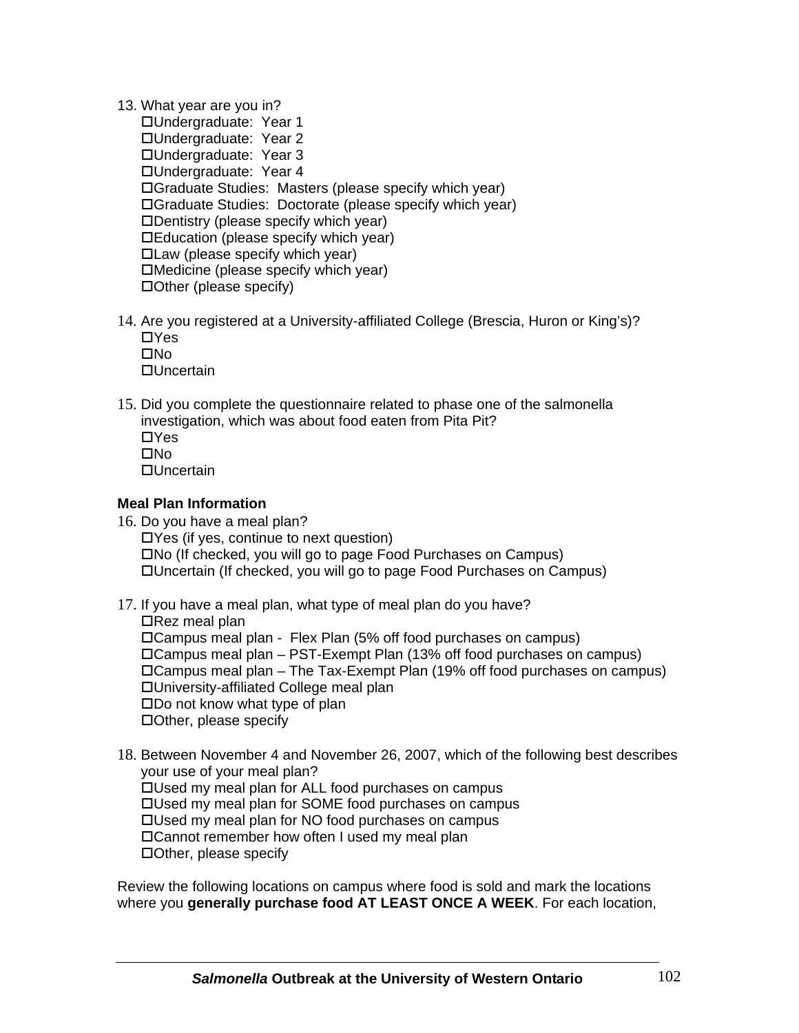13. What year are you in?
   - ☐Undergraduate:  Year 1
   - ☐Undergraduate:  Year 2
   - ☐Undergraduate:  Year 3
   - ☐Undergraduate:  Year 4
   - ☐Graduate Studies:  Masters (please specify which year)
   - ☐Graduate Studies:  Doctorate (please specify which year)
   - ☐Dentistry (please specify which year)
   - ☐Education (please specify which year)
   - ☐Law (please specify which year)
   - ☐Medicine (please specify which year)
   - ☐Other (please specify)

14. Are you registered at a University-affiliated College (Brescia, Huron or King's)?
   - ☐Yes
   - ☐No
   - ☐Uncertain

15. Did you complete the questionnaire related to phase one of the salmonella investigation, which was about food eaten from Pita Pit?
   - ☐Yes
   - ☐No
   - ☐Uncertain

**Meal Plan Information**

16. Do you have a meal plan?
   - ☐Yes (if yes, continue to next question)
   - ☐No (If checked, you will go to page Food Purchases on Campus)
   - ☐Uncertain (If checked, you will go to page Food Purchases on Campus)

17. If you have a meal plan, what type of meal plan do you have?
   - ☐Rez meal plan
   - ☐Campus meal plan -  Flex Plan (5% off food purchases on campus)
   - ☐Campus meal plan – PST-Exempt Plan (13% off food purchases on campus)
   - ☐Campus meal plan – The Tax-Exempt Plan (19% off food purchases on campus)
   - ☐University-affiliated College meal plan
   - ☐Do not know what type of plan
   - ☐Other, please specify

18. Between November 4 and November 26, 2007, which of the following best describes your use of your meal plan?
   - ☐Used my meal plan for ALL food purchases on campus
   - ☐Used my meal plan for SOME food purchases on campus
   - ☐Used my meal plan for NO food purchases on campus
   - ☐Cannot remember how often I used my meal plan
   - ☐Other, please specify

Review the following locations on campus where food is sold and mark the locations where you **generally purchase food AT LEAST ONCE A WEEK**. For each location,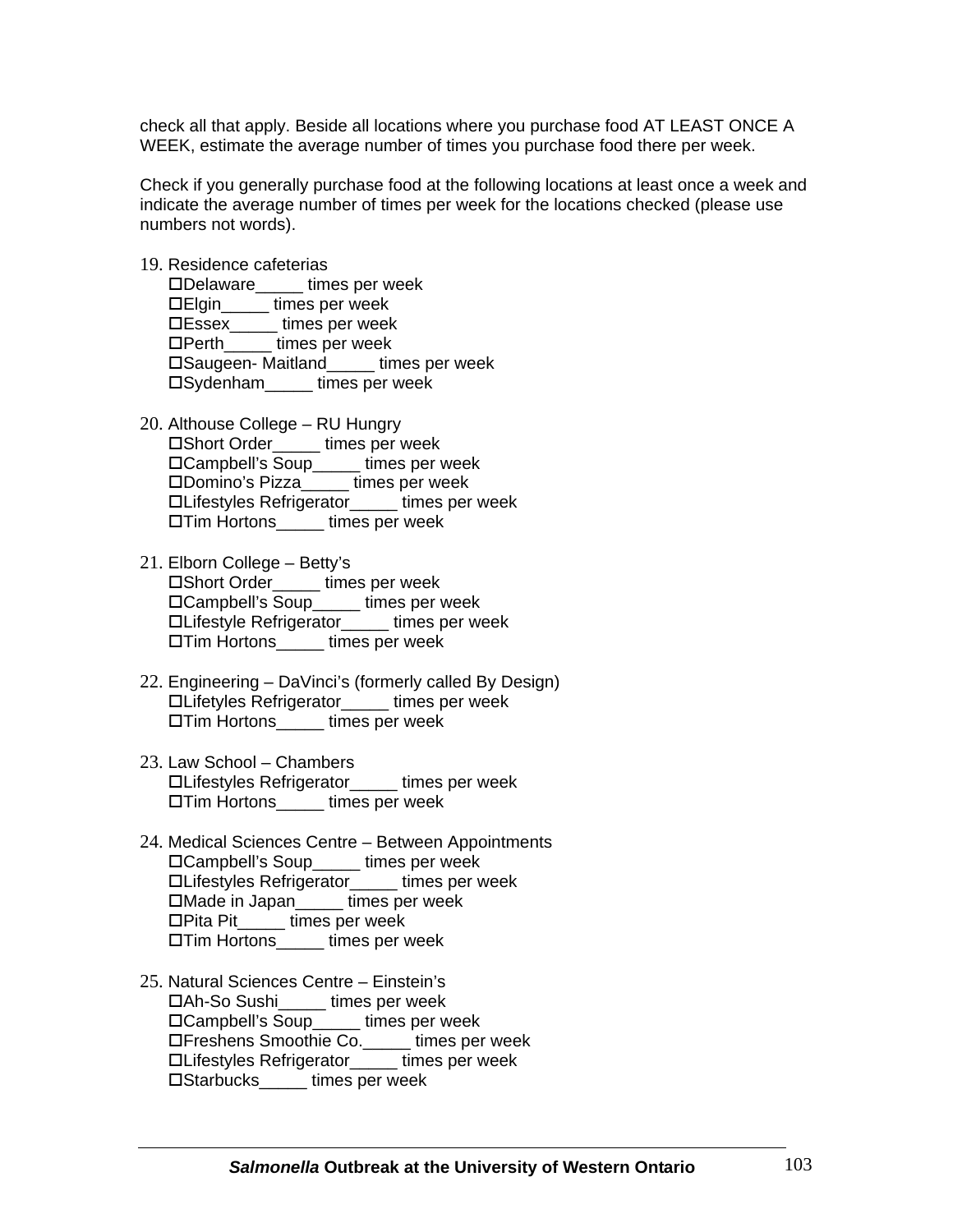check all that apply. Beside all locations where you purchase food AT LEAST ONCE A WEEK, estimate the average number of times you purchase food there per week.

Check if you generally purchase food at the following locations at least once a week and indicate the average number of times per week for the locations checked (please use numbers not words).

19. Residence cafeterias
    - ☐Delaware_____ times per week
    - ☐Elgin_____ times per week
    - ☐Essex_____ times per week
    - ☐Perth_____ times per week
    - ☐Saugeen- Maitland_____ times per week
    - ☐Sydenham_____ times per week

20. Althouse College – RU Hungry
    - ☐Short Order_____ times per week
    - ☐Campbell's Soup_____ times per week
    - ☐Domino's Pizza_____ times per week
    - ☐Lifestyles Refrigerator_____ times per week
    - ☐Tim Hortons_____ times per week

21. Elborn College – Betty's
    - ☐Short Order_____ times per week
    - ☐Campbell's Soup_____ times per week
    - ☐Lifestyle Refrigerator_____ times per week
    - ☐Tim Hortons_____ times per week

22. Engineering – DaVinci's (formerly called By Design)
    - ☐Lifetyles Refrigerator_____ times per week
    - ☐Tim Hortons_____ times per week

23. Law School – Chambers
    - ☐Lifestyles Refrigerator_____ times per week
    - ☐Tim Hortons_____ times per week

24. Medical Sciences Centre – Between Appointments
    - ☐Campbell's Soup_____ times per week
    - ☐Lifestyles Refrigerator_____ times per week
    - ☐Made in Japan_____ times per week
    - ☐Pita Pit_____ times per week
    - ☐Tim Hortons_____ times per week

25. Natural Sciences Centre – Einstein's
    - ☐Ah-So Sushi_____ times per week
    - ☐Campbell's Soup_____ times per week
    - ☐Freshens Smoothie Co._____ times per week
    - ☐Lifestyles Refrigerator_____ times per week
    - ☐Starbucks_____ times per week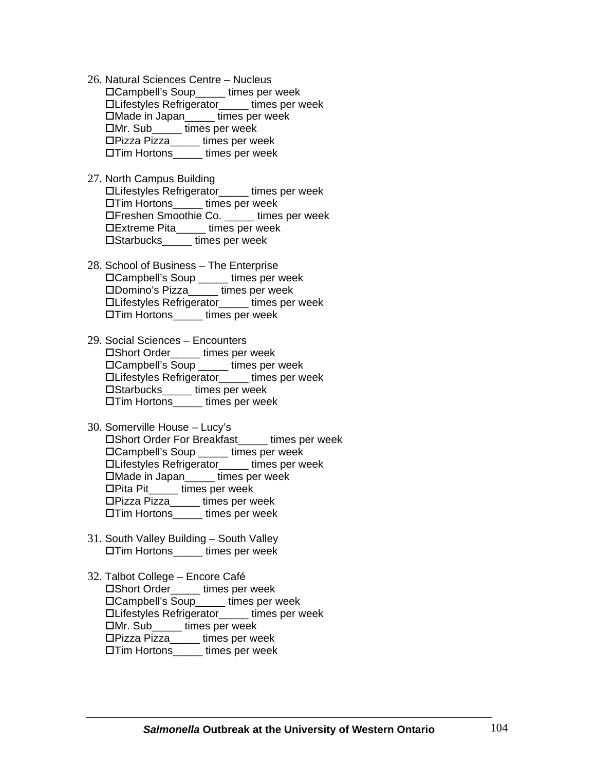26. Natural Sciences Centre – Nucleus
    - ☐Campbell's Soup_____ times per week
    - ☐Lifestyles Refrigerator_____ times per week
    - ☐Made in Japan_____ times per week
    - ☐Mr. Sub_____ times per week
    - ☐Pizza Pizza_____ times per week
    - ☐Tim Hortons_____ times per week

27. North Campus Building
    - ☐Lifestyles Refrigerator_____ times per week
    - ☐Tim Hortons_____ times per week
    - ☐Freshen Smoothie Co. _____ times per week
    - ☐Extreme Pita_____ times per week
    - ☐Starbucks_____ times per week

28. School of Business – The Enterprise
    - ☐Campbell's Soup _____ times per week
    - ☐Domino's Pizza_____ times per week
    - ☐Lifestyles Refrigerator_____ times per week
    - ☐Tim Hortons_____ times per week

29. Social Sciences – Encounters
    - ☐Short Order_____ times per week
    - ☐Campbell's Soup _____ times per week
    - ☐Lifestyles Refrigerator_____ times per week
    - ☐Starbucks_____ times per week
    - ☐Tim Hortons_____ times per week

30. Somerville House – Lucy's
    - ☐Short Order For Breakfast_____ times per week
    - ☐Campbell's Soup _____ times per week
    - ☐Lifestyles Refrigerator_____ times per week
    - ☐Made in Japan_____ times per week
    - ☐Pita Pit_____ times per week
    - ☐Pizza Pizza_____ times per week
    - ☐Tim Hortons_____ times per week

31. South Valley Building – South Valley
    - ☐Tim Hortons_____ times per week

32. Talbot College – Encore Café
    - ☐Short Order_____ times per week
    - ☐Campbell's Soup_____ times per week
    - ☐Lifestyles Refrigerator_____ times per week
    - ☐Mr. Sub_____ times per week
    - ☐Pizza Pizza_____ times per week
    - ☐Tim Hortons_____ times per week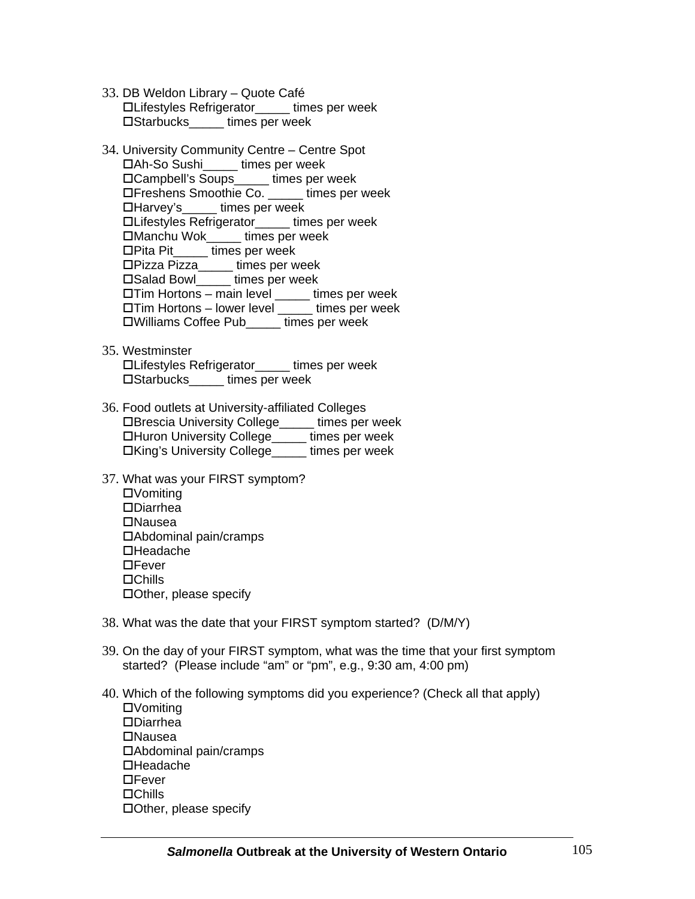33. DB Weldon Library – Quote Café
    - ☐Lifestyles Refrigerator_____ times per week
    - ☐Starbucks_____ times per week

34. University Community Centre – Centre Spot
    - ☐Ah-So Sushi_____ times per week
    - ☐Campbell's Soups_____ times per week
    - ☐Freshens Smoothie Co. _____ times per week
    - ☐Harvey's_____ times per week
    - ☐Lifestyles Refrigerator_____ times per week
    - ☐Manchu Wok_____ times per week
    - ☐Pita Pit_____ times per week
    - ☐Pizza Pizza_____ times per week
    - ☐Salad Bowl_____ times per week
    - ☐Tim Hortons – main level _____ times per week
    - ☐Tim Hortons – lower level _____ times per week
    - ☐Williams Coffee Pub_____ times per week

35. Westminster
    - ☐Lifestyles Refrigerator_____ times per week
    - ☐Starbucks_____ times per week

36. Food outlets at University-affiliated Colleges
    - ☐Brescia University College_____ times per week
    - ☐Huron University College_____ times per week
    - ☐King's University College_____ times per week

37. What was your FIRST symptom?
    - ☐Vomiting
    - ☐Diarrhea
    - ☐Nausea
    - ☐Abdominal pain/cramps
    - ☐Headache
    - ☐Fever
    - ☐Chills
    - ☐Other, please specify

38. What was the date that your FIRST symptom started? (D/M/Y)

39. On the day of your FIRST symptom, what was the time that your first symptom started? (Please include "am" or "pm", e.g., 9:30 am, 4:00 pm)

40. Which of the following symptoms did you experience? (Check all that apply)
    - ☐Vomiting
    - ☐Diarrhea
    - ☐Nausea
    - ☐Abdominal pain/cramps
    - ☐Headache
    - ☐Fever
    - ☐Chills
    - ☐Other, please specify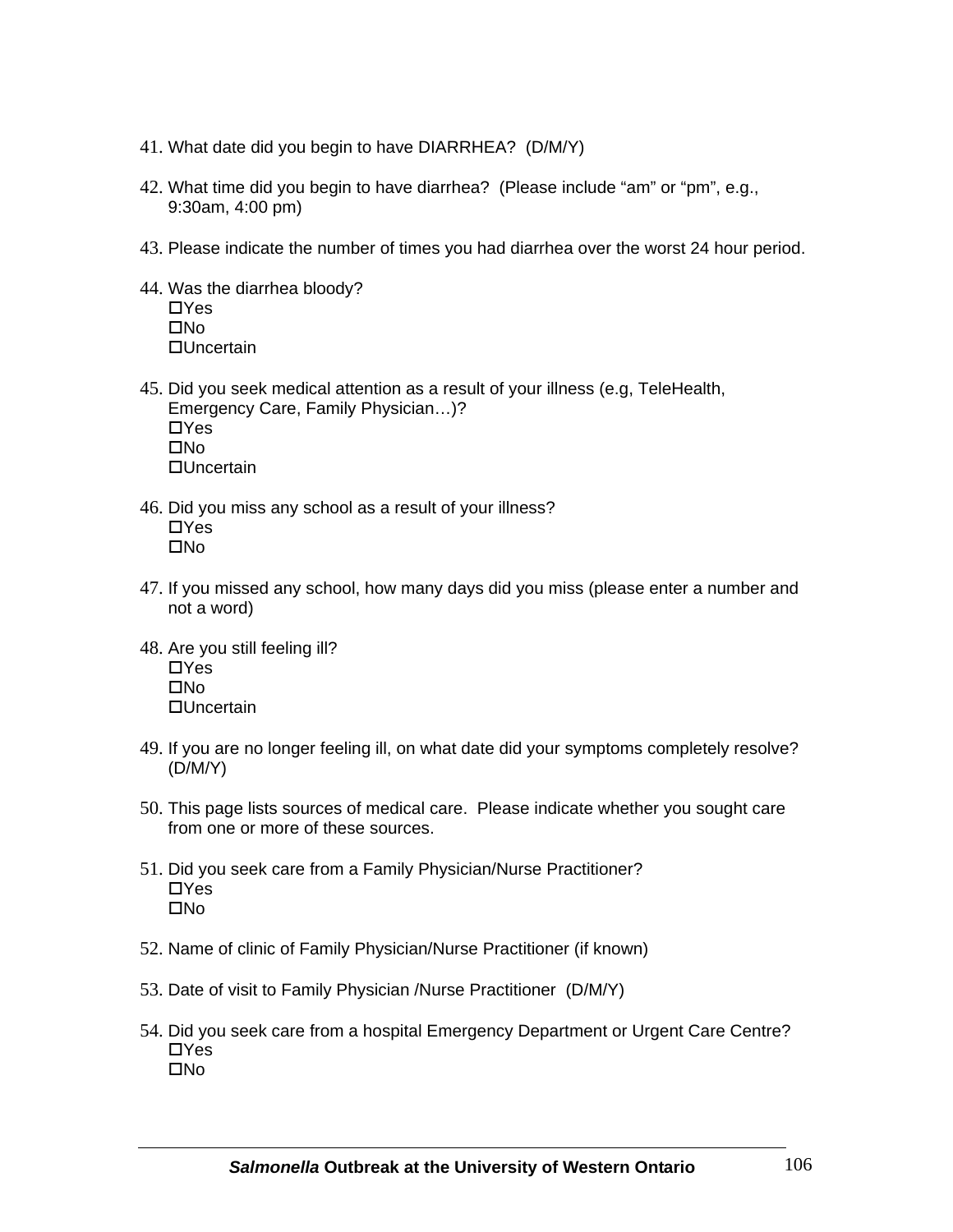41. What date did you begin to have DIARRHEA? (D/M/Y)

42. What time did you begin to have diarrhea? (Please include “am” or “pm”, e.g., 9:30am, 4:00 pm)

43. Please indicate the number of times you had diarrhea over the worst 24 hour period.

44. Was the diarrhea bloody?
    - ☐Yes
    - ☐No
    - ☐Uncertain

45. Did you seek medical attention as a result of your illness (e.g, TeleHealth, Emergency Care, Family Physician…)?
    - ☐Yes
    - ☐No
    - ☐Uncertain

46. Did you miss any school as a result of your illness?
    - ☐Yes
    - ☐No

47. If you missed any school, how many days did you miss (please enter a number and not a word)

48. Are you still feeling ill?
    - ☐Yes
    - ☐No
    - ☐Uncertain

49. If you are no longer feeling ill, on what date did your symptoms completely resolve? (D/M/Y)

50. This page lists sources of medical care. Please indicate whether you sought care from one or more of these sources.

51. Did you seek care from a Family Physician/Nurse Practitioner?
    - ☐Yes
    - ☐No

52. Name of clinic of Family Physician/Nurse Practitioner (if known)

53. Date of visit to Family Physician /Nurse Practitioner (D/M/Y)

54. Did you seek care from a hospital Emergency Department or Urgent Care Centre?
    - ☐Yes
    - ☐No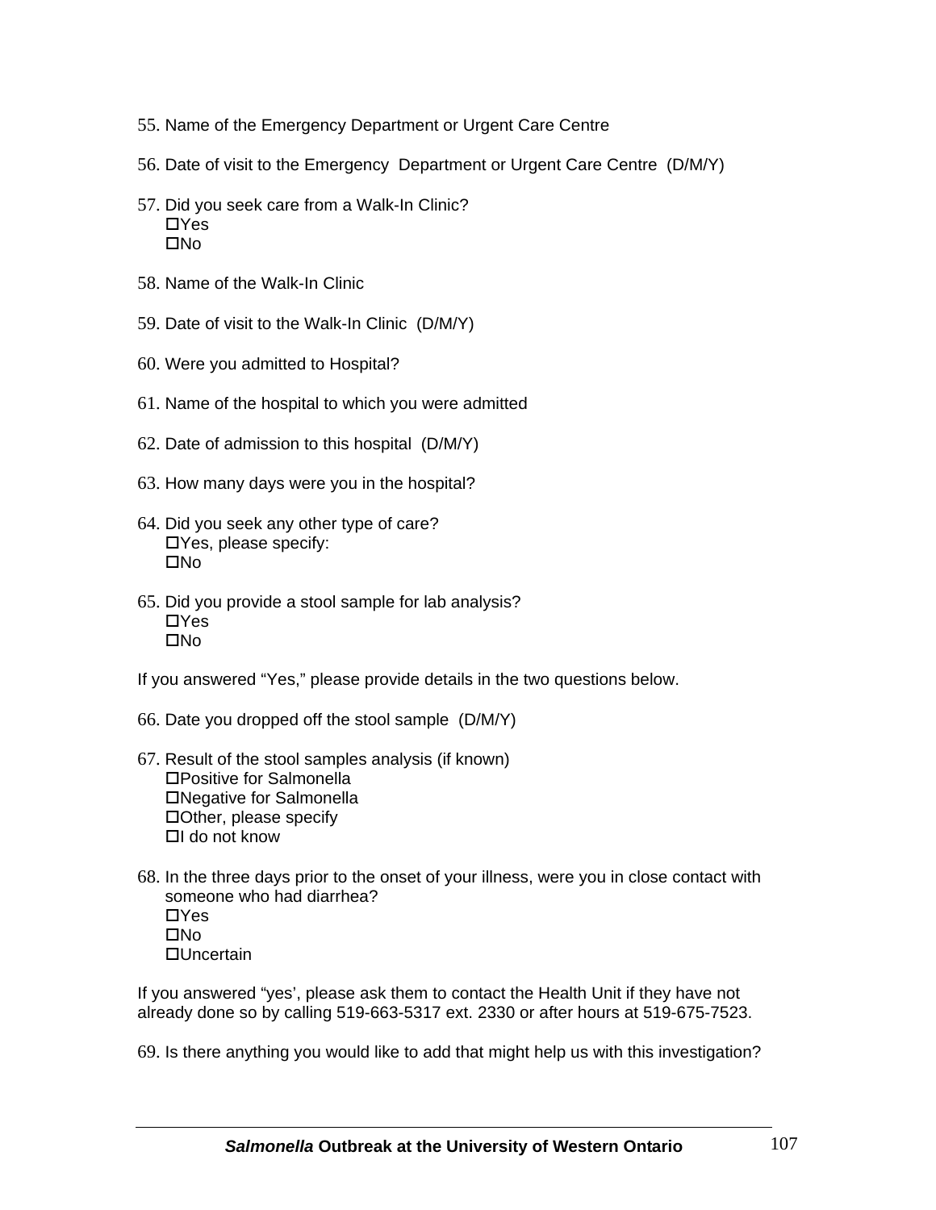55. Name of the Emergency Department or Urgent Care Centre

56. Date of visit to the Emergency Department or Urgent Care Centre (D/M/Y)

57. Did you seek care from a Walk-In Clinic?
    - ☐Yes
    - ☐No

58. Name of the Walk-In Clinic

59. Date of visit to the Walk-In Clinic (D/M/Y)

60. Were you admitted to Hospital?

61. Name of the hospital to which you were admitted

62. Date of admission to this hospital (D/M/Y)

63. How many days were you in the hospital?

64. Did you seek any other type of care?
    - ☐Yes, please specify:
    - ☐No

65. Did you provide a stool sample for lab analysis?
    - ☐Yes
    - ☐No

If you answered "Yes," please provide details in the two questions below.

66. Date you dropped off the stool sample (D/M/Y)

67. Result of the stool samples analysis (if known)
    - ☐Positive for Salmonella
    - ☐Negative for Salmonella
    - ☐Other, please specify
    - ☐I do not know

68. In the three days prior to the onset of your illness, were you in close contact with someone who had diarrhea?
    - ☐Yes
    - ☐No
    - ☐Uncertain

If you answered "yes', please ask them to contact the Health Unit if they have not already done so by calling 519-663-5317 ext. 2330 or after hours at 519-675-7523.

69. Is there anything you would like to add that might help us with this investigation?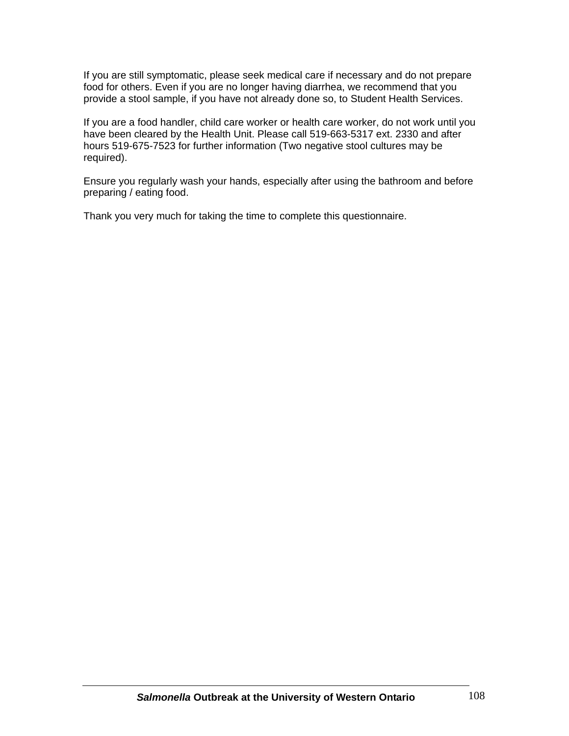If you are still symptomatic, please seek medical care if necessary and do not prepare food for others. Even if you are no longer having diarrhea, we recommend that you provide a stool sample, if you have not already done so, to Student Health Services.

If you are a food handler, child care worker or health care worker, do not work until you have been cleared by the Health Unit. Please call 519-663-5317 ext. 2330 and after hours 519-675-7523 for further information (Two negative stool cultures may be required).

Ensure you regularly wash your hands, especially after using the bathroom and before preparing / eating food.

Thank you very much for taking the time to complete this questionnaire.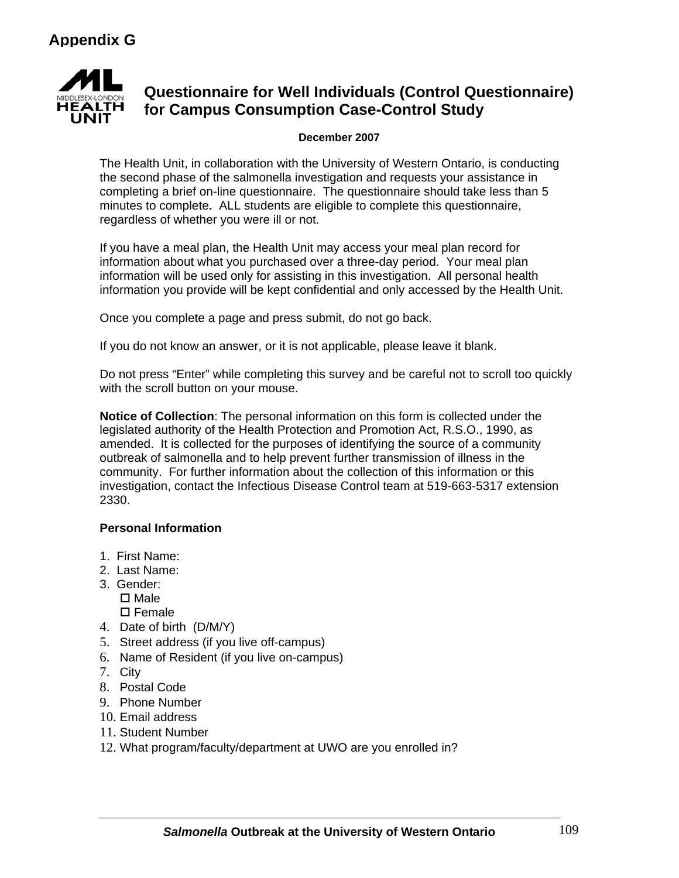# Appendix G

## Questionnaire for Well Individuals (Control Questionnaire) for Campus Consumption Case-Control Study

**December 2007**

The Health Unit, in collaboration with the University of Western Ontario, is conducting the second phase of the salmonella investigation and requests your assistance in completing a brief on-line questionnaire. The questionnaire should take less than 5 minutes to complete**.** ALL students are eligible to complete this questionnaire, regardless of whether you were ill or not.

If you have a meal plan, the Health Unit may access your meal plan record for information about what you purchased over a three-day period. Your meal plan information will be used only for assisting in this investigation. All personal health information you provide will be kept confidential and only accessed by the Health Unit.

Once you complete a page and press submit, do not go back.

If you do not know an answer, or it is not applicable, please leave it blank.

Do not press "Enter" while completing this survey and be careful not to scroll too quickly with the scroll button on your mouse.

**Notice of Collection**: The personal information on this form is collected under the legislated authority of the Health Protection and Promotion Act, R.S.O., 1990, as amended. It is collected for the purposes of identifying the source of a community outbreak of salmonella and to help prevent further transmission of illness in the community. For further information about the collection of this information or this investigation, contact the Infectious Disease Control team at 519-663-5317 extension 2330.

**Personal Information**

1. First Name:
2. Last Name:
3. Gender:
   - ☐ Male
   - ☐ Female
4. Date of birth (D/M/Y)
5. Street address (if you live off-campus)
6. Name of Resident (if you live on-campus)
7. City
8. Postal Code
9. Phone Number
10. Email address
11. Student Number
12. What program/faculty/department at UWO are you enrolled in?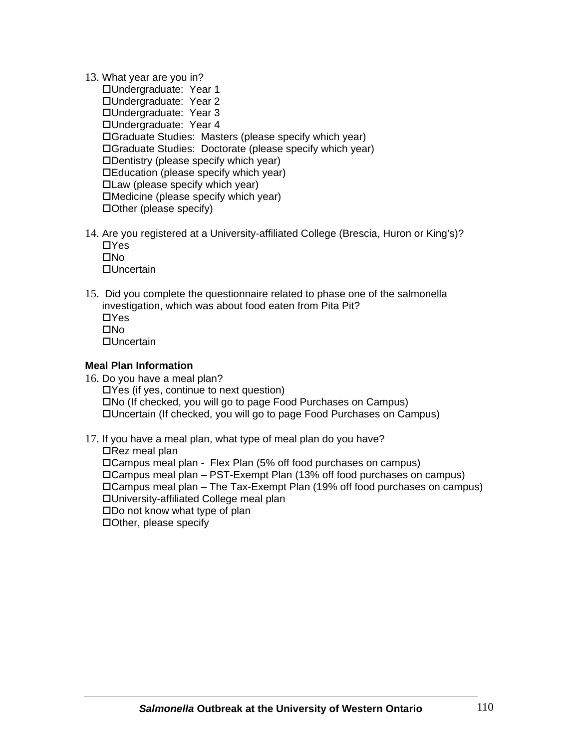13. What year are you in?
    - ☐Undergraduate: Year 1
    - ☐Undergraduate: Year 2
    - ☐Undergraduate: Year 3
    - ☐Undergraduate: Year 4
    - ☐Graduate Studies: Masters (please specify which year)
    - ☐Graduate Studies: Doctorate (please specify which year)
    - ☐Dentistry (please specify which year)
    - ☐Education (please specify which year)
    - ☐Law (please specify which year)
    - ☐Medicine (please specify which year)
    - ☐Other (please specify)

14. Are you registered at a University-affiliated College (Brescia, Huron or King's)?
    - ☐Yes
    - ☐No
    - ☐Uncertain

15. Did you complete the questionnaire related to phase one of the salmonella investigation, which was about food eaten from Pita Pit?
    - ☐Yes
    - ☐No
    - ☐Uncertain

**Meal Plan Information**

16. Do you have a meal plan?
    - ☐Yes (if yes, continue to next question)
    - ☐No (If checked, you will go to page Food Purchases on Campus)
    - ☐Uncertain (If checked, you will go to page Food Purchases on Campus)

17. If you have a meal plan, what type of meal plan do you have?
    - ☐Rez meal plan
    - ☐Campus meal plan - Flex Plan (5% off food purchases on campus)
    - ☐Campus meal plan – PST-Exempt Plan (13% off food purchases on campus)
    - ☐Campus meal plan – The Tax-Exempt Plan (19% off food purchases on campus)
    - ☐University-affiliated College meal plan
    - ☐Do not know what type of plan
    - ☐Other, please specify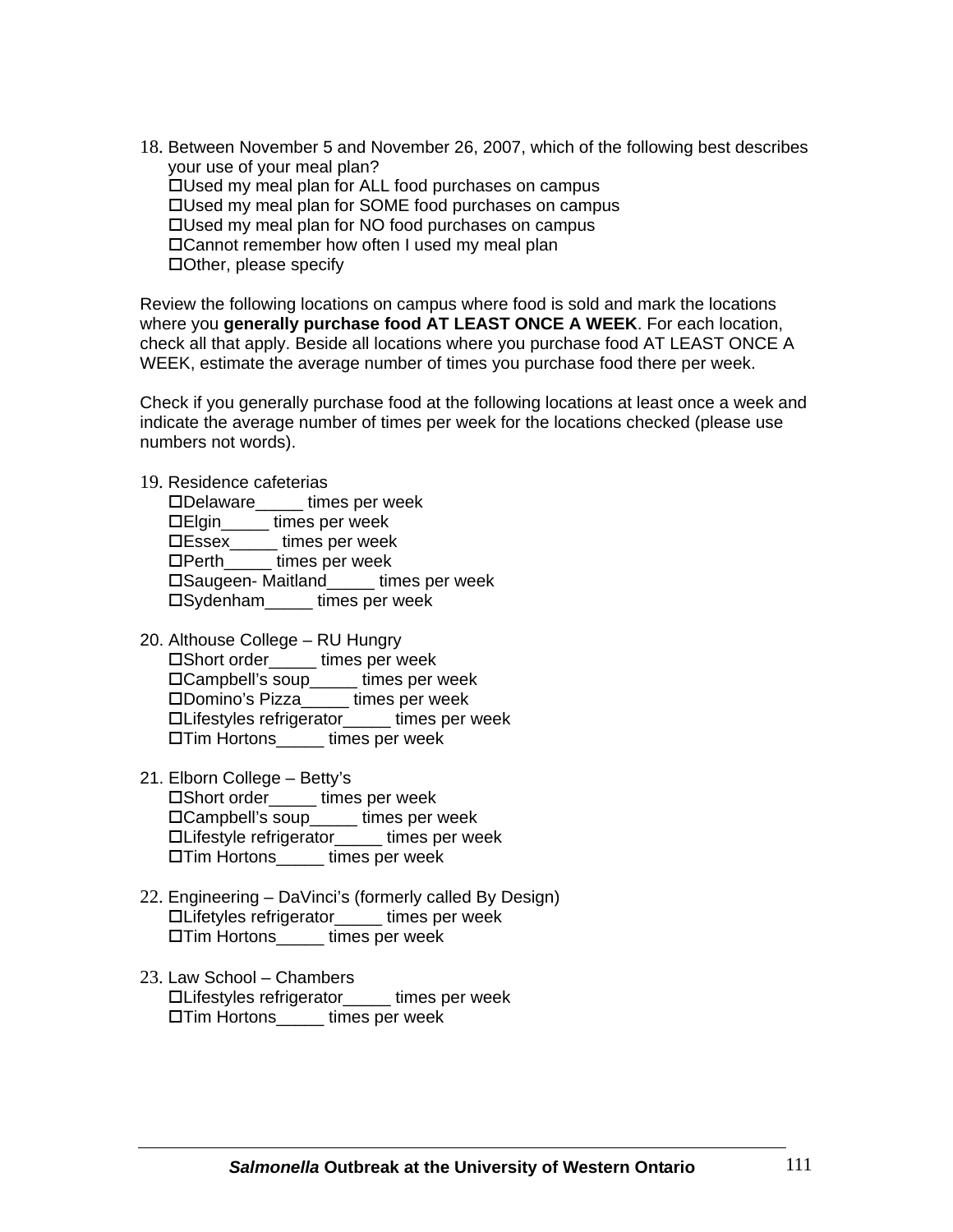18. Between November 5 and November 26, 2007, which of the following best describes your use of your meal plan?
    - ☐Used my meal plan for ALL food purchases on campus
    - ☐Used my meal plan for SOME food purchases on campus
    - ☐Used my meal plan for NO food purchases on campus
    - ☐Cannot remember how often I used my meal plan
    - ☐Other, please specify

Review the following locations on campus where food is sold and mark the locations where you **generally purchase food AT LEAST ONCE A WEEK**. For each location, check all that apply. Beside all locations where you purchase food AT LEAST ONCE A WEEK, estimate the average number of times you purchase food there per week.

Check if you generally purchase food at the following locations at least once a week and indicate the average number of times per week for the locations checked (please use numbers not words).

19. Residence cafeterias
    - ☐Delaware_____ times per week
    - ☐Elgin_____ times per week
    - ☐Essex_____ times per week
    - ☐Perth_____ times per week
    - ☐Saugeen- Maitland_____ times per week
    - ☐Sydenham_____ times per week

20. Althouse College – RU Hungry
    - ☐Short order_____ times per week
    - ☐Campbell's soup_____ times per week
    - ☐Domino's Pizza_____ times per week
    - ☐Lifestyles refrigerator_____ times per week
    - ☐Tim Hortons_____ times per week

21. Elborn College – Betty's
    - ☐Short order_____ times per week
    - ☐Campbell's soup_____ times per week
    - ☐Lifestyle refrigerator_____ times per week
    - ☐Tim Hortons_____ times per week

22. Engineering – DaVinci's (formerly called By Design)
    - ☐Lifetyles refrigerator_____ times per week
    - ☐Tim Hortons_____ times per week

23. Law School – Chambers
    - ☐Lifestyles refrigerator_____ times per week
    - ☐Tim Hortons_____ times per week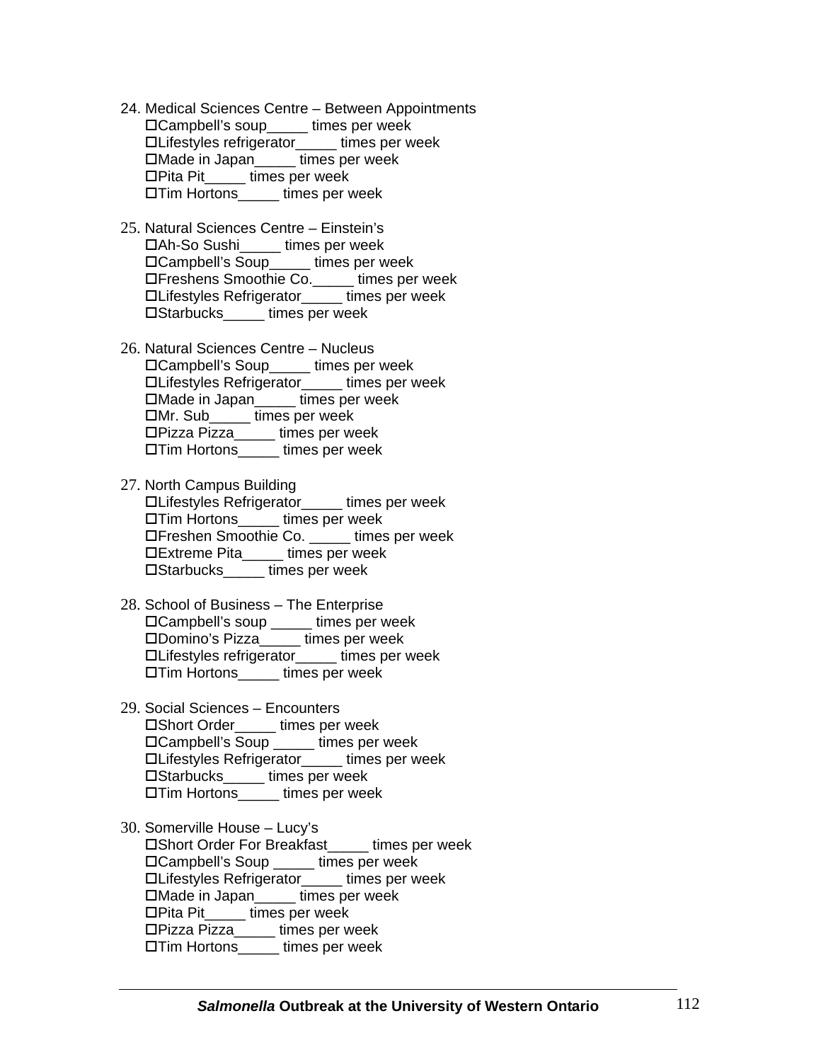24. Medical Sciences Centre – Between Appointments
    - ☐Campbell's soup_____ times per week
    - ☐Lifestyles refrigerator_____ times per week
    - ☐Made in Japan_____ times per week
    - ☐Pita Pit_____ times per week
    - ☐Tim Hortons_____ times per week

25. Natural Sciences Centre – Einstein's
    - ☐Ah-So Sushi_____ times per week
    - ☐Campbell's Soup_____ times per week
    - ☐Freshens Smoothie Co._____ times per week
    - ☐Lifestyles Refrigerator_____ times per week
    - ☐Starbucks_____ times per week

26. Natural Sciences Centre – Nucleus
    - ☐Campbell's Soup_____ times per week
    - ☐Lifestyles Refrigerator_____ times per week
    - ☐Made in Japan_____ times per week
    - ☐Mr. Sub_____ times per week
    - ☐Pizza Pizza_____ times per week
    - ☐Tim Hortons_____ times per week

27. North Campus Building
    - ☐Lifestyles Refrigerator_____ times per week
    - ☐Tim Hortons_____ times per week
    - ☐Freshen Smoothie Co. _____ times per week
    - ☐Extreme Pita_____ times per week
    - ☐Starbucks_____ times per week

28. School of Business – The Enterprise
    - ☐Campbell's soup _____ times per week
    - ☐Domino's Pizza_____ times per week
    - ☐Lifestyles refrigerator_____ times per week
    - ☐Tim Hortons_____ times per week

29. Social Sciences – Encounters
    - ☐Short Order_____ times per week
    - ☐Campbell's Soup _____ times per week
    - ☐Lifestyles Refrigerator_____ times per week
    - ☐Starbucks_____ times per week
    - ☐Tim Hortons_____ times per week

30. Somerville House – Lucy's
    - ☐Short Order For Breakfast_____ times per week
    - ☐Campbell's Soup _____ times per week
    - ☐Lifestyles Refrigerator_____ times per week
    - ☐Made in Japan_____ times per week
    - ☐Pita Pit_____ times per week
    - ☐Pizza Pizza_____ times per week
    - ☐Tim Hortons_____ times per week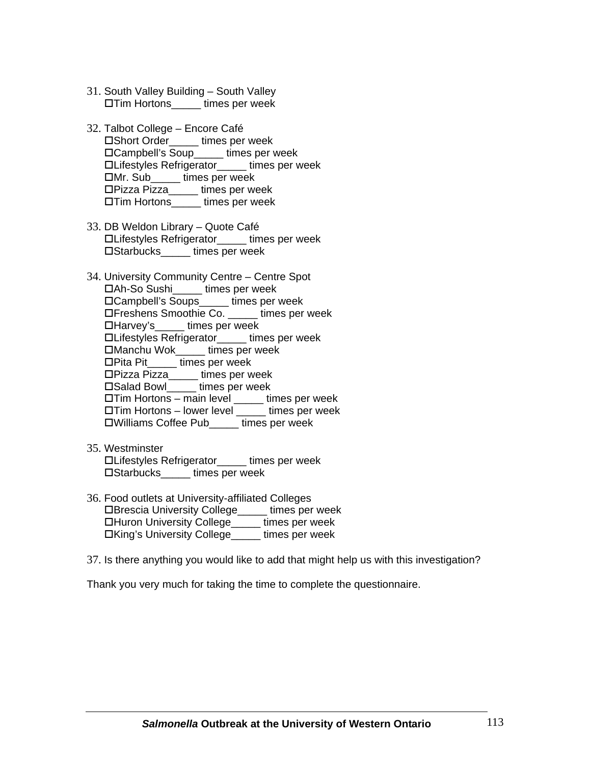31. South Valley Building – South Valley
    ☐Tim Hortons_____ times per week

32. Talbot College – Encore Café
    ☐Short Order_____ times per week
    ☐Campbell's Soup_____ times per week
    ☐Lifestyles Refrigerator_____ times per week
    ☐Mr. Sub_____ times per week
    ☐Pizza Pizza_____ times per week
    ☐Tim Hortons_____ times per week

33. DB Weldon Library – Quote Café
    ☐Lifestyles Refrigerator_____ times per week
    ☐Starbucks_____ times per week

34. University Community Centre – Centre Spot
    ☐Ah-So Sushi_____ times per week
    ☐Campbell's Soups_____ times per week
    ☐Freshens Smoothie Co. _____ times per week
    ☐Harvey's_____ times per week
    ☐Lifestyles Refrigerator_____ times per week
    ☐Manchu Wok_____ times per week
    ☐Pita Pit_____ times per week
    ☐Pizza Pizza_____ times per week
    ☐Salad Bowl_____ times per week
    ☐Tim Hortons – main level _____ times per week
    ☐Tim Hortons – lower level _____ times per week
    ☐Williams Coffee Pub_____ times per week

35. Westminster
    ☐Lifestyles Refrigerator_____ times per week
    ☐Starbucks_____ times per week

36. Food outlets at University-affiliated Colleges
    ☐Brescia University College_____ times per week
    ☐Huron University College_____ times per week
    ☐King's University College_____ times per week

37. Is there anything you would like to add that might help us with this investigation?

Thank you very much for taking the time to complete the questionnaire.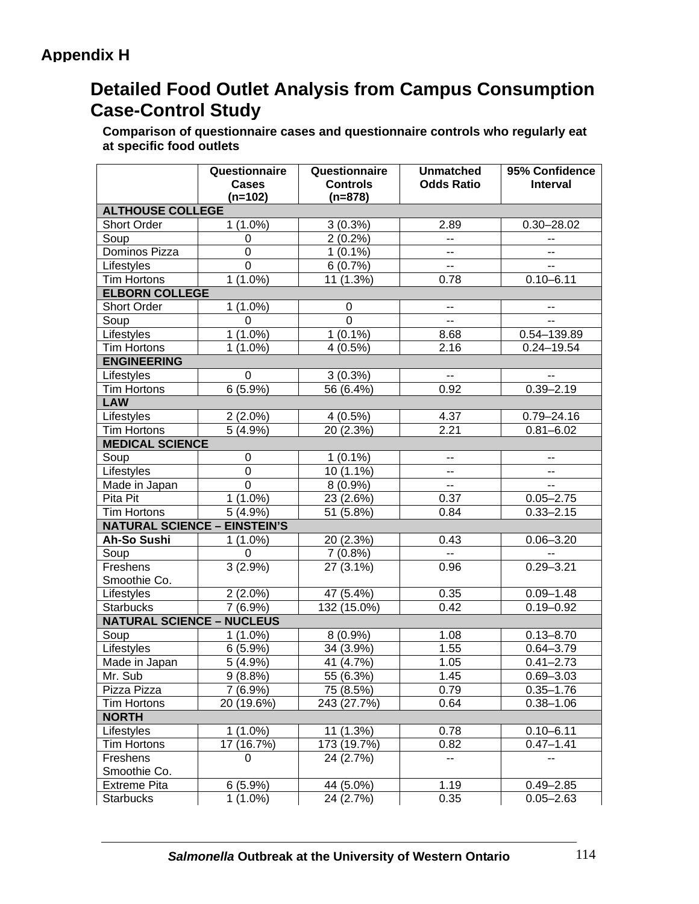## Appendix H

# Detailed Food Outlet Analysis from Campus Consumption Case-Control Study

**Comparison of questionnaire cases and questionnaire controls who regularly eat at specific food outlets**

| | Questionnaire Cases (n=102) | Questionnaire Controls (n=878) | Unmatched Odds Ratio | 95% Confidence Interval |
|---|---|---|---|---|
| **ALTHOUSE COLLEGE** | | | | |
| Short Order | 1 (1.0%) | 3 (0.3%) | 2.89 | 0.30–28.02 |
| Soup | 0 | 2 (0.2%) | -- | -- |
| Dominos Pizza | 0 | 1 (0.1%) | -- | -- |
| Lifestyles | 0 | 6 (0.7%) | -- | -- |
| Tim Hortons | 1 (1.0%) | 11 (1.3%) | 0.78 | 0.10–6.11 |
| **ELBORN COLLEGE** | | | | |
| Short Order | 1 (1.0%) | 0 | -- | -- |
| Soup | 0 | 0 | -- | -- |
| Lifestyles | 1 (1.0%) | 1 (0.1%) | 8.68 | 0.54–139.89 |
| Tim Hortons | 1 (1.0%) | 4 (0.5%) | 2.16 | 0.24–19.54 |
| **ENGINEERING** | | | | |
| Lifestyles | 0 | 3 (0.3%) | -- | -- |
| Tim Hortons | 6 (5.9%) | 56 (6.4%) | 0.92 | 0.39–2.19 |
| **LAW** | | | | |
| Lifestyles | 2 (2.0%) | 4 (0.5%) | 4.37 | 0.79–24.16 |
| Tim Hortons | 5 (4.9%) | 20 (2.3%) | 2.21 | 0.81–6.02 |
| **MEDICAL SCIENCE** | | | | |
| Soup | 0 | 1 (0.1%) | -- | -- |
| Lifestyles | 0 | 10 (1.1%) | -- | -- |
| Made in Japan | 0 | 8 (0.9%) | -- | -- |
| Pita Pit | 1 (1.0%) | 23 (2.6%) | 0.37 | 0.05–2.75 |
| Tim Hortons | 5 (4.9%) | 51 (5.8%) | 0.84 | 0.33–2.15 |
| **NATURAL SCIENCE – EINSTEIN'S** | | | | |
| **Ah-So Sushi** | 1 (1.0%) | 20 (2.3%) | 0.43 | 0.06–3.20 |
| Soup | 0 | 7 (0.8%) | -- | -- |
| Freshens Smoothie Co. | 3 (2.9%) | 27 (3.1%) | 0.96 | 0.29–3.21 |
| Lifestyles | 2 (2.0%) | 47 (5.4%) | 0.35 | 0.09–1.48 |
| Starbucks | 7 (6.9%) | 132 (15.0%) | 0.42 | 0.19–0.92 |
| **NATURAL SCIENCE – NUCLEUS** | | | | |
| Soup | 1 (1.0%) | 8 (0.9%) | 1.08 | 0.13–8.70 |
| Lifestyles | 6 (5.9%) | 34 (3.9%) | 1.55 | 0.64–3.79 |
| Made in Japan | 5 (4.9%) | 41 (4.7%) | 1.05 | 0.41–2.73 |
| Mr. Sub | 9 (8.8%) | 55 (6.3%) | 1.45 | 0.69–3.03 |
| Pizza Pizza | 7 (6.9%) | 75 (8.5%) | 0.79 | 0.35–1.76 |
| Tim Hortons | 20 (19.6%) | 243 (27.7%) | 0.64 | 0.38–1.06 |
| **NORTH** | | | | |
| Lifestyles | 1 (1.0%) | 11 (1.3%) | 0.78 | 0.10–6.11 |
| Tim Hortons | 17 (16.7%) | 173 (19.7%) | 0.82 | 0.47–1.41 |
| Freshens Smoothie Co. | 0 | 24 (2.7%) | -- | -- |
| Extreme Pita | 6 (5.9%) | 44 (5.0%) | 1.19 | 0.49–2.85 |
| Starbucks | 1 (1.0%) | 24 (2.7%) | 0.35 | 0.05–2.63 |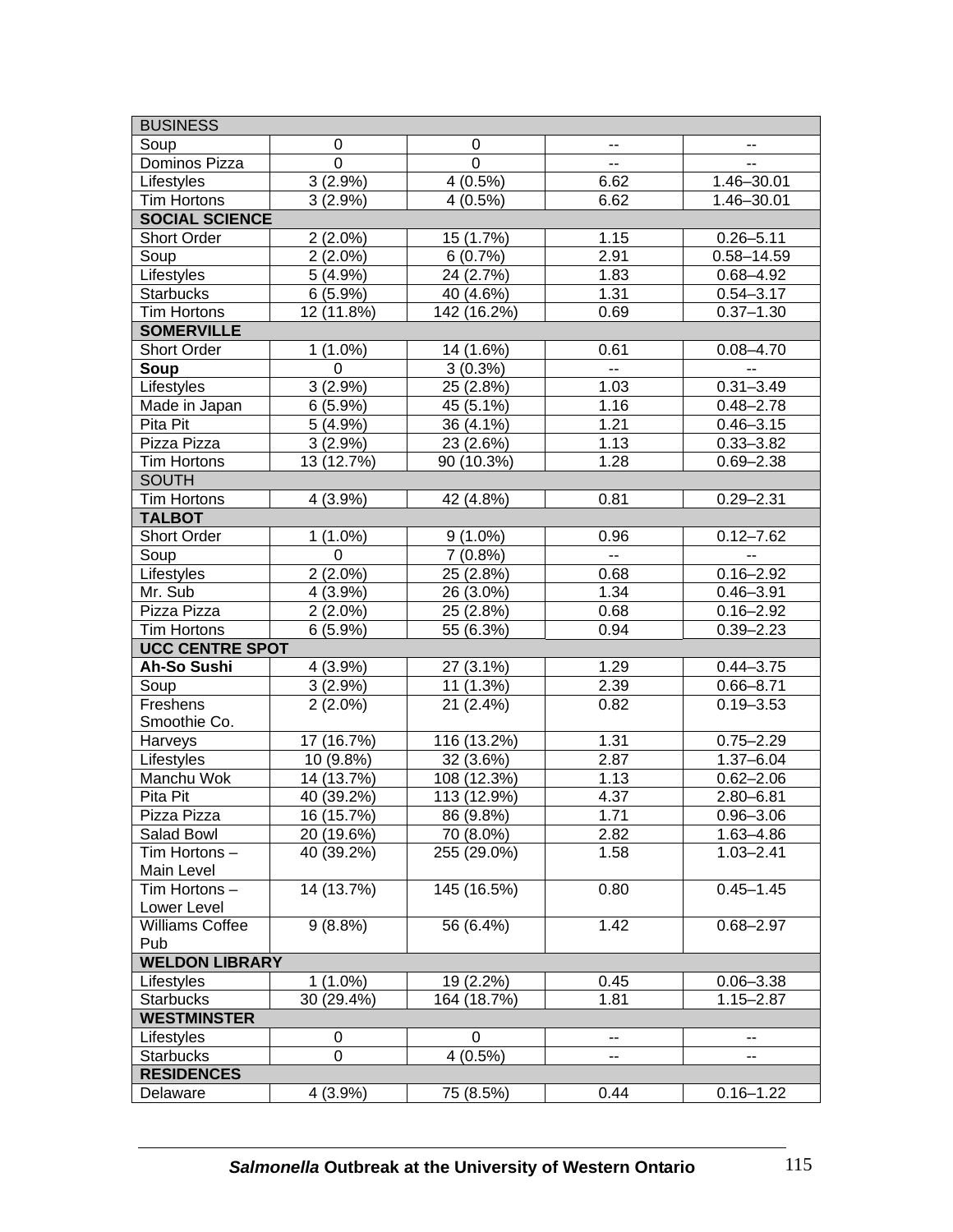| BUSINESS | | | | |
|---|---|---|---|---|
| Soup | 0 | 0 | -- | -- |
| Dominos Pizza | 0 | 0 | -- | -- |
| Lifestyles | 3 (2.9%) | 4 (0.5%) | 6.62 | 1.46–30.01 |
| Tim Hortons | 3 (2.9%) | 4 (0.5%) | 6.62 | 1.46–30.01 |
| **SOCIAL SCIENCE** | | | | |
| Short Order | 2 (2.0%) | 15 (1.7%) | 1.15 | 0.26–5.11 |
| Soup | 2 (2.0%) | 6 (0.7%) | 2.91 | 0.58–14.59 |
| Lifestyles | 5 (4.9%) | 24 (2.7%) | 1.83 | 0.68–4.92 |
| Starbucks | 6 (5.9%) | 40 (4.6%) | 1.31 | 0.54–3.17 |
| Tim Hortons | 12 (11.8%) | 142 (16.2%) | 0.69 | 0.37–1.30 |
| **SOMERVILLE** | | | | |
| Short Order | 1 (1.0%) | 14 (1.6%) | 0.61 | 0.08–4.70 |
| **Soup** | 0 | 3 (0.3%) | -- | -- |
| Lifestyles | 3 (2.9%) | 25 (2.8%) | 1.03 | 0.31–3.49 |
| Made in Japan | 6 (5.9%) | 45 (5.1%) | 1.16 | 0.48–2.78 |
| Pita Pit | 5 (4.9%) | 36 (4.1%) | 1.21 | 0.46–3.15 |
| Pizza Pizza | 3 (2.9%) | 23 (2.6%) | 1.13 | 0.33–3.82 |
| Tim Hortons | 13 (12.7%) | 90 (10.3%) | 1.28 | 0.69–2.38 |
| SOUTH | | | | |
| Tim Hortons | 4 (3.9%) | 42 (4.8%) | 0.81 | 0.29–2.31 |
| **TALBOT** | | | | |
| Short Order | 1 (1.0%) | 9 (1.0%) | 0.96 | 0.12–7.62 |
| Soup | 0 | 7 (0.8%) | -- | -- |
| Lifestyles | 2 (2.0%) | 25 (2.8%) | 0.68 | 0.16–2.92 |
| Mr. Sub | 4 (3.9%) | 26 (3.0%) | 1.34 | 0.46–3.91 |
| Pizza Pizza | 2 (2.0%) | 25 (2.8%) | 0.68 | 0.16–2.92 |
| Tim Hortons | 6 (5.9%) | 55 (6.3%) | 0.94 | 0.39–2.23 |
| **UCC CENTRE SPOT** | | | | |
| **Ah-So Sushi** | 4 (3.9%) | 27 (3.1%) | 1.29 | 0.44–3.75 |
| Soup | 3 (2.9%) | 11 (1.3%) | 2.39 | 0.66–8.71 |
| Freshens Smoothie Co. | 2 (2.0%) | 21 (2.4%) | 0.82 | 0.19–3.53 |
| Harveys | 17 (16.7%) | 116 (13.2%) | 1.31 | 0.75–2.29 |
| Lifestyles | 10 (9.8%) | 32 (3.6%) | 2.87 | 1.37–6.04 |
| Manchu Wok | 14 (13.7%) | 108 (12.3%) | 1.13 | 0.62–2.06 |
| Pita Pit | 40 (39.2%) | 113 (12.9%) | 4.37 | 2.80–6.81 |
| Pizza Pizza | 16 (15.7%) | 86 (9.8%) | 1.71 | 0.96–3.06 |
| Salad Bowl | 20 (19.6%) | 70 (8.0%) | 2.82 | 1.63–4.86 |
| Tim Hortons – Main Level | 40 (39.2%) | 255 (29.0%) | 1.58 | 1.03–2.41 |
| Tim Hortons – Lower Level | 14 (13.7%) | 145 (16.5%) | 0.80 | 0.45–1.45 |
| Williams Coffee Pub | 9 (8.8%) | 56 (6.4%) | 1.42 | 0.68–2.97 |
| **WELDON LIBRARY** | | | | |
| Lifestyles | 1 (1.0%) | 19 (2.2%) | 0.45 | 0.06–3.38 |
| Starbucks | 30 (29.4%) | 164 (18.7%) | 1.81 | 1.15–2.87 |
| **WESTMINSTER** | | | | |
| Lifestyles | 0 | 0 | -- | -- |
| Starbucks | 0 | 4 (0.5%) | -- | -- |
| **RESIDENCES** | | | | |
| Delaware | 4 (3.9%) | 75 (8.5%) | 0.44 | 0.16–1.22 |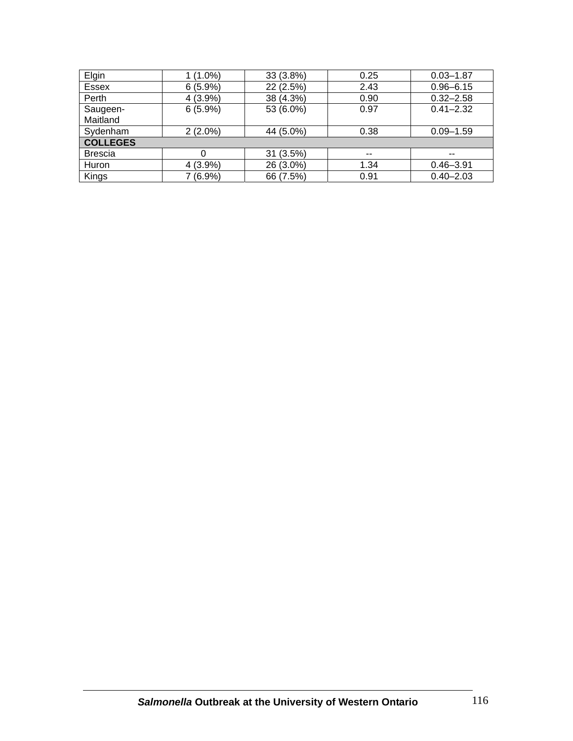| | | | | |
|---|---|---|---|---|
| Elgin | 1 (1.0%) | 33 (3.8%) | 0.25 | 0.03–1.87 |
| Essex | 6 (5.9%) | 22 (2.5%) | 2.43 | 0.96–6.15 |
| Perth | 4 (3.9%) | 38 (4.3%) | 0.90 | 0.32–2.58 |
| Saugeen-Maitland | 6 (5.9%) | 53 (6.0%) | 0.97 | 0.41–2.32 |
| Sydenham | 2 (2.0%) | 44 (5.0%) | 0.38 | 0.09–1.59 |
| **COLLEGES** | | | | |
| Brescia | 0 | 31 (3.5%) | -- | -- |
| Huron | 4 (3.9%) | 26 (3.0%) | 1.34 | 0.46–3.91 |
| Kings | 7 (6.9%) | 66 (7.5%) | 0.91 | 0.40–2.03 |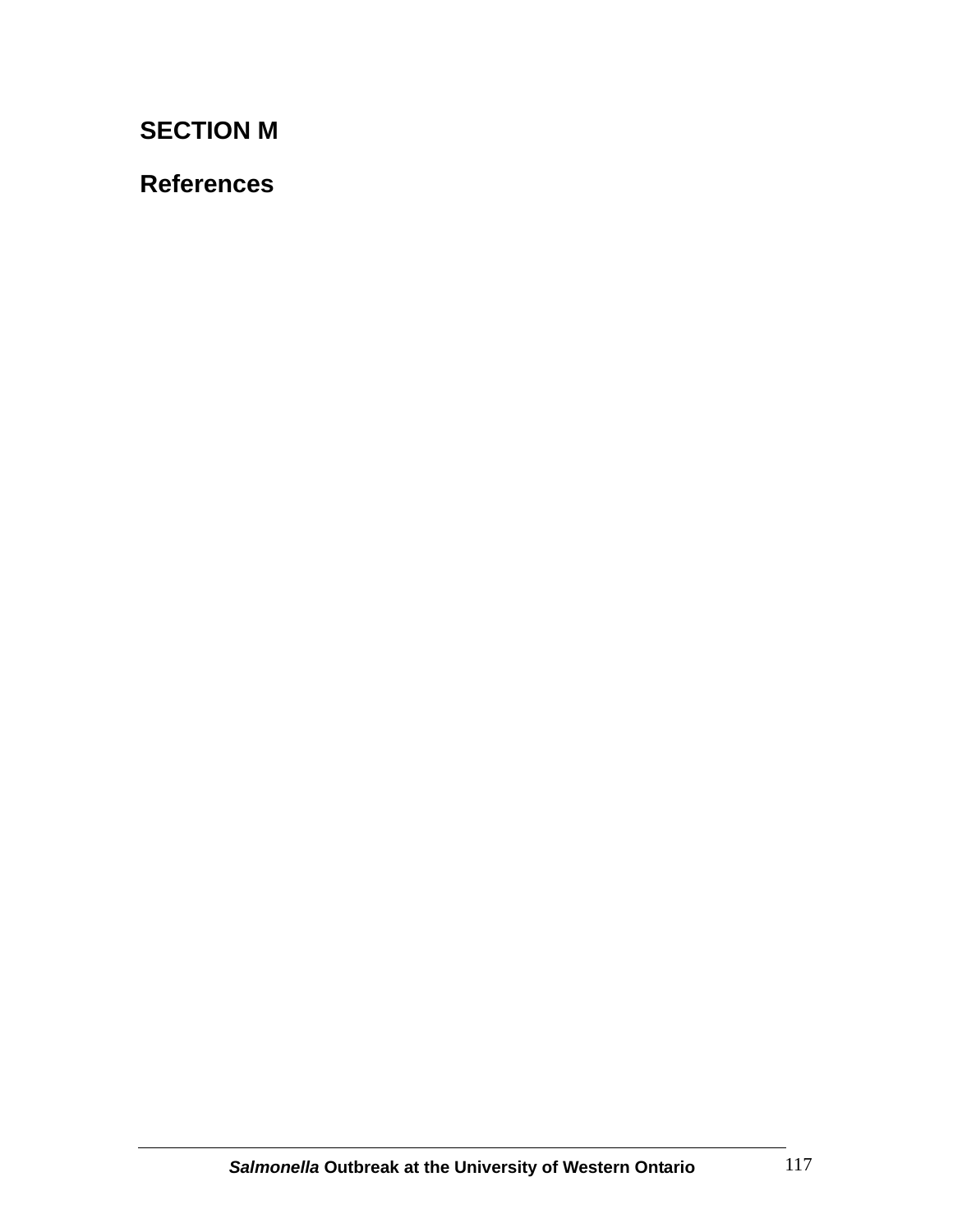# SECTION M

## References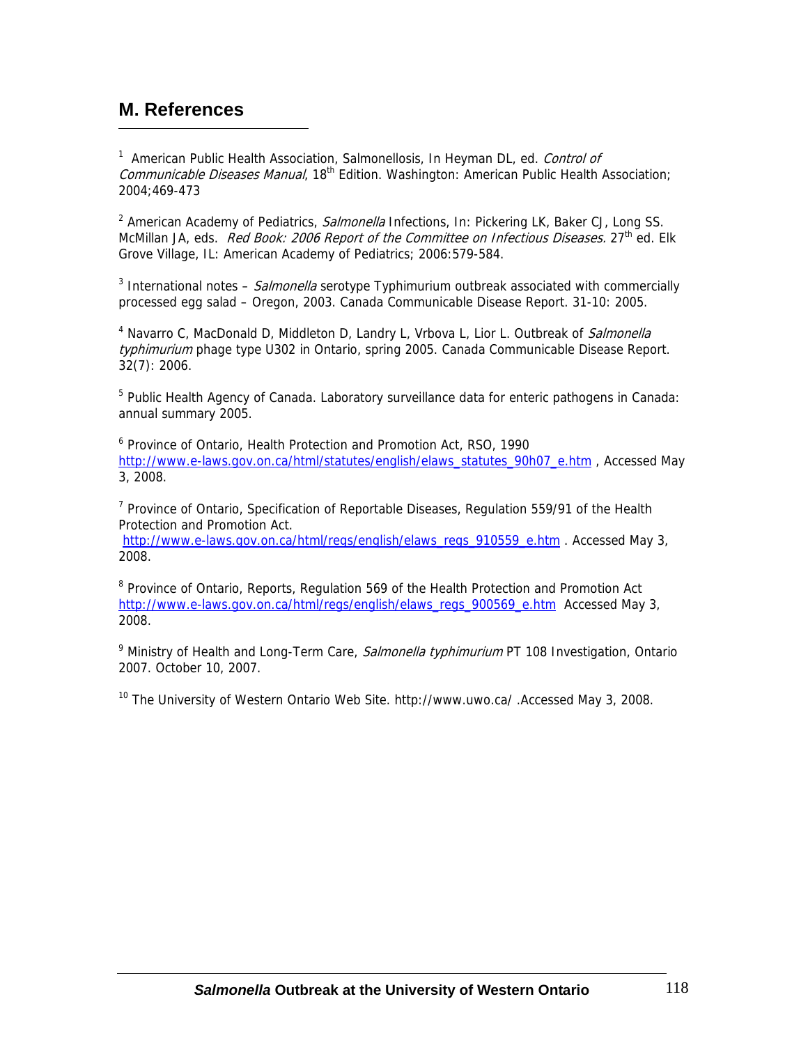## M. References

[1] American Public Health Association, Salmonellosis, In Heyman DL, ed. *Control of Communicable Diseases Manual*, 18th Edition. Washington: American Public Health Association; 2004;469-473

[2] American Academy of Pediatrics, *Salmonella* Infections, In: Pickering LK, Baker CJ, Long SS. McMillan JA, eds. *Red Book: 2006 Report of the Committee on Infectious Diseases.* 27th ed. Elk Grove Village, IL: American Academy of Pediatrics; 2006:579-584.

[3] International notes – *Salmonella* serotype Typhimurium outbreak associated with commercially processed egg salad – Oregon, 2003. Canada Communicable Disease Report. 31-10: 2005.

[4] Navarro C, MacDonald D, Middleton D, Landry L, Vrbova L, Lior L. Outbreak of *Salmonella typhimurium* phage type U302 in Ontario, spring 2005. Canada Communicable Disease Report. 32(7): 2006.

[5] Public Health Agency of Canada. Laboratory surveillance data for enteric pathogens in Canada: annual summary 2005.

[6] Province of Ontario, Health Protection and Promotion Act, RSO, 1990 http://www.e-laws.gov.on.ca/html/statutes/english/elaws_statutes_90h07_e.htm , Accessed May 3, 2008.

[7] Province of Ontario, Specification of Reportable Diseases, Regulation 559/91 of the Health Protection and Promotion Act. http://www.e-laws.gov.on.ca/html/regs/english/elaws_regs_910559_e.htm . Accessed May 3, 2008.

[8] Province of Ontario, Reports, Regulation 569 of the Health Protection and Promotion Act http://www.e-laws.gov.on.ca/html/regs/english/elaws_regs_900569_e.htm Accessed May 3, 2008.

[9] Ministry of Health and Long-Term Care, *Salmonella typhimurium* PT 108 Investigation, Ontario 2007. October 10, 2007.

[10] The University of Western Ontario Web Site. http://www.uwo.ca/ .Accessed May 3, 2008.